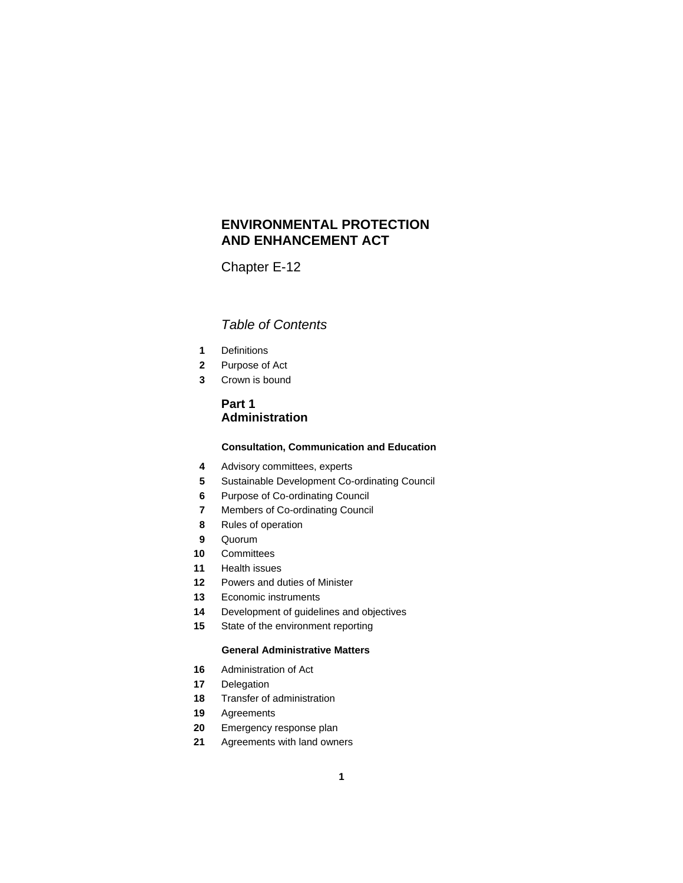# ENVIRONMENTAL PROTECTION AND ENHANCEMENT ACT

Chapter E-12

*Table of Contents*

**1** Definitions
**2** Purpose of Act
**3** Crown is bound

## Part 1 Administration

### Consultation, Communication and Education

**4** Advisory committees, experts
**5** Sustainable Development Co-ordinating Council
**6** Purpose of Co-ordinating Council
**7** Members of Co-ordinating Council
**8** Rules of operation
**9** Quorum
**10** Committees
**11** Health issues
**12** Powers and duties of Minister
**13** Economic instruments
**14** Development of guidelines and objectives
**15** State of the environment reporting

### General Administrative Matters

**16** Administration of Act
**17** Delegation
**18** Transfer of administration
**19** Agreements
**20** Emergency response plan
**21** Agreements with land owners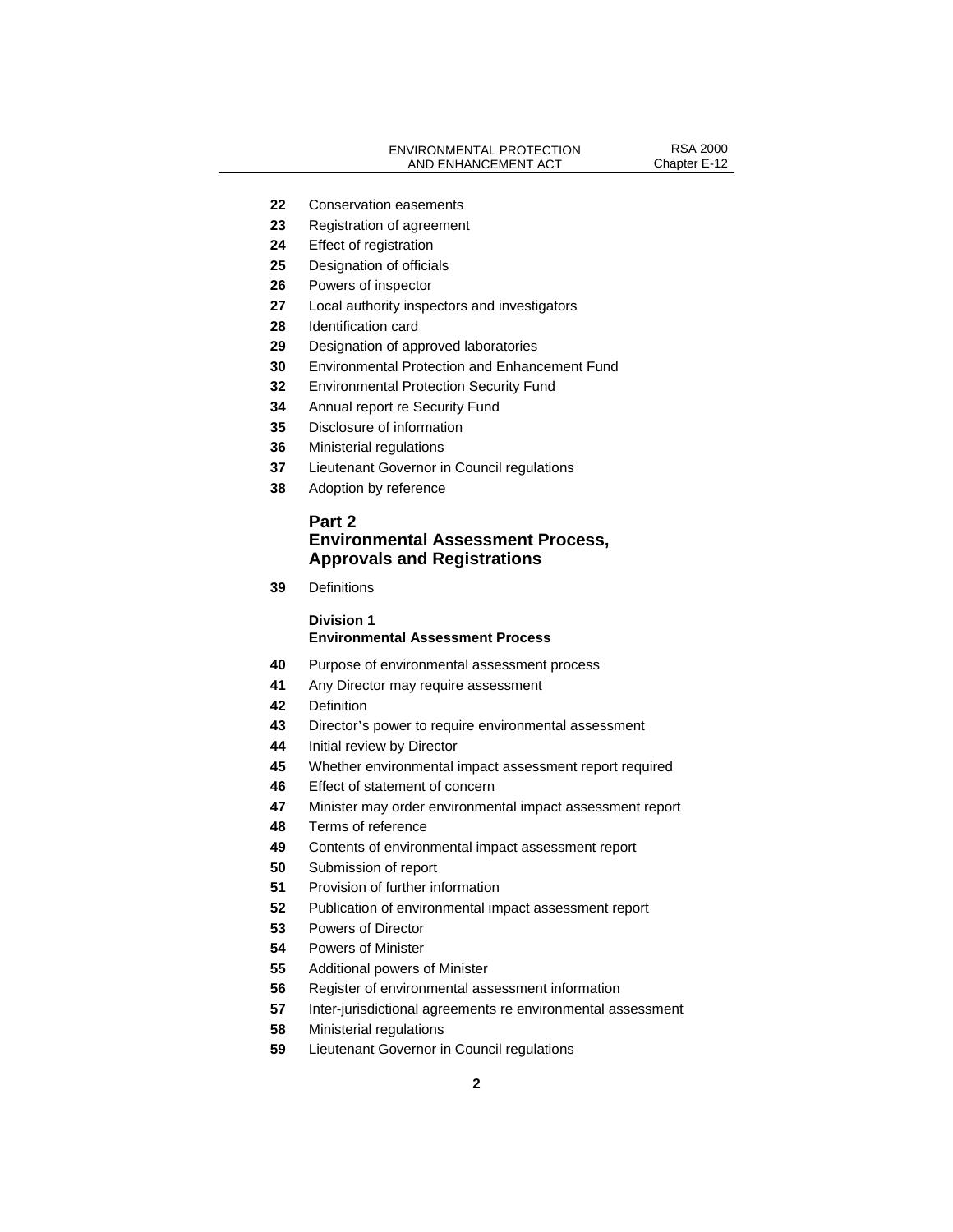**22** Conservation easements
**23** Registration of agreement
**24** Effect of registration
**25** Designation of officials
**26** Powers of inspector
**27** Local authority inspectors and investigators
**28** Identification card
**29** Designation of approved laboratories
**30** Environmental Protection and Enhancement Fund
**32** Environmental Protection Security Fund
**34** Annual report re Security Fund
**35** Disclosure of information
**36** Ministerial regulations
**37** Lieutenant Governor in Council regulations
**38** Adoption by reference

## Part 2
## Environmental Assessment Process, Approvals and Registrations

**39** Definitions

### Division 1
### Environmental Assessment Process

**40** Purpose of environmental assessment process
**41** Any Director may require assessment
**42** Definition
**43** Director's power to require environmental assessment
**44** Initial review by Director
**45** Whether environmental impact assessment report required
**46** Effect of statement of concern
**47** Minister may order environmental impact assessment report
**48** Terms of reference
**49** Contents of environmental impact assessment report
**50** Submission of report
**51** Provision of further information
**52** Publication of environmental impact assessment report
**53** Powers of Director
**54** Powers of Minister
**55** Additional powers of Minister
**56** Register of environmental assessment information
**57** Inter-jurisdictional agreements re environmental assessment
**58** Ministerial regulations
**59** Lieutenant Governor in Council regulations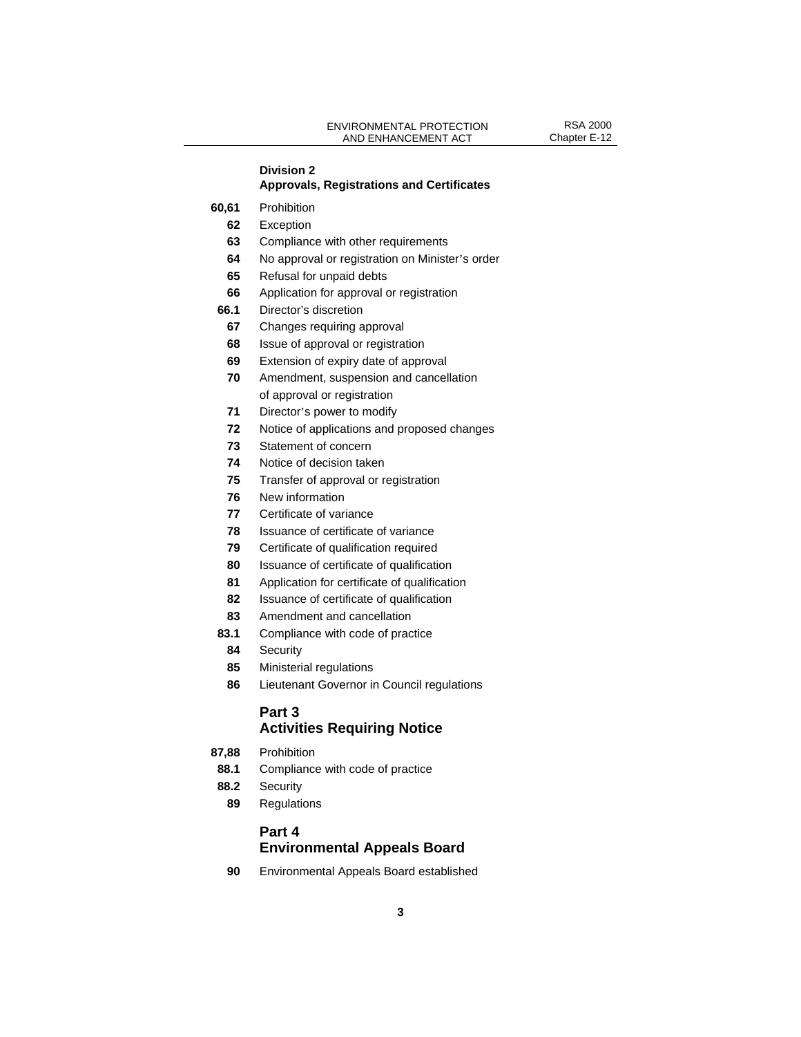### Division 2
### Approvals, Registrations and Certificates

**60,61** Prohibition
**62** Exception
**63** Compliance with other requirements
**64** No approval or registration on Minister's order
**65** Refusal for unpaid debts
**66** Application for approval or registration
**66.1** Director's discretion
**67** Changes requiring approval
**68** Issue of approval or registration
**69** Extension of expiry date of approval
**70** Amendment, suspension and cancellation of approval or registration
**71** Director's power to modify
**72** Notice of applications and proposed changes
**73** Statement of concern
**74** Notice of decision taken
**75** Transfer of approval or registration
**76** New information
**77** Certificate of variance
**78** Issuance of certificate of variance
**79** Certificate of qualification required
**80** Issuance of certificate of qualification
**81** Application for certificate of qualification
**82** Issuance of certificate of qualification
**83** Amendment and cancellation
**83.1** Compliance with code of practice
**84** Security
**85** Ministerial regulations
**86** Lieutenant Governor in Council regulations

## Part 3
## Activities Requiring Notice

**87,88** Prohibition
**88.1** Compliance with code of practice
**88.2** Security
**89** Regulations

## Part 4
## Environmental Appeals Board

**90** Environmental Appeals Board established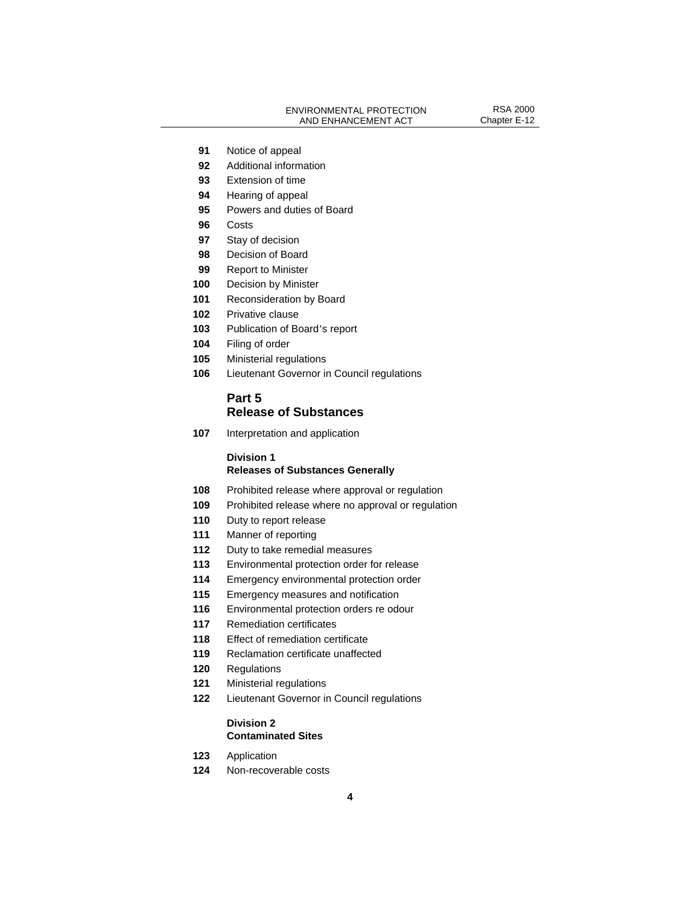**91** Notice of appeal
**92** Additional information
**93** Extension of time
**94** Hearing of appeal
**95** Powers and duties of Board
**96** Costs
**97** Stay of decision
**98** Decision of Board
**99** Report to Minister
**100** Decision by Minister
**101** Reconsideration by Board
**102** Privative clause
**103** Publication of Board's report
**104** Filing of order
**105** Ministerial regulations
**106** Lieutenant Governor in Council regulations

## Part 5
## Release of Substances

**107** Interpretation and application

### Division 1
### Releases of Substances Generally

**108** Prohibited release where approval or regulation
**109** Prohibited release where no approval or regulation
**110** Duty to report release
**111** Manner of reporting
**112** Duty to take remedial measures
**113** Environmental protection order for release
**114** Emergency environmental protection order
**115** Emergency measures and notification
**116** Environmental protection orders re odour
**117** Remediation certificates
**118** Effect of remediation certificate
**119** Reclamation certificate unaffected
**120** Regulations
**121** Ministerial regulations
**122** Lieutenant Governor in Council regulations

### Division 2
### Contaminated Sites

**123** Application
**124** Non-recoverable costs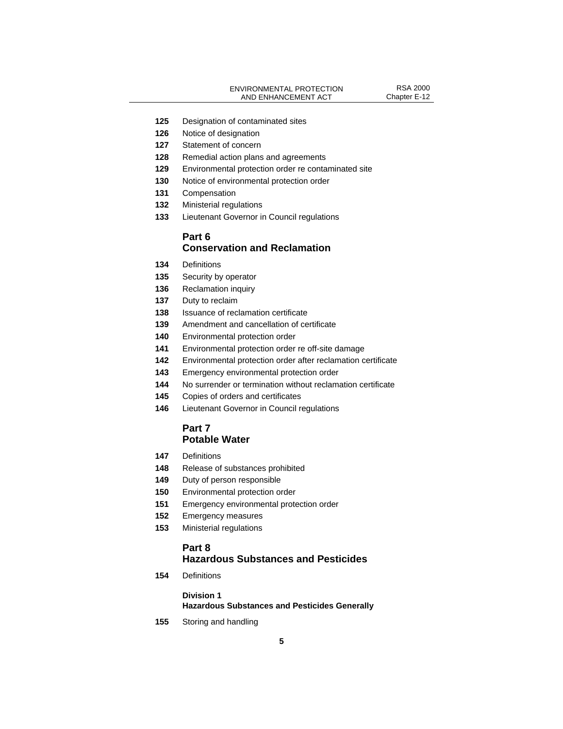**125** Designation of contaminated sites
**126** Notice of designation
**127** Statement of concern
**128** Remedial action plans and agreements
**129** Environmental protection order re contaminated site
**130** Notice of environmental protection order
**131** Compensation
**132** Ministerial regulations
**133** Lieutenant Governor in Council regulations

## Part 6
## Conservation and Reclamation

**134** Definitions
**135** Security by operator
**136** Reclamation inquiry
**137** Duty to reclaim
**138** Issuance of reclamation certificate
**139** Amendment and cancellation of certificate
**140** Environmental protection order
**141** Environmental protection order re off-site damage
**142** Environmental protection order after reclamation certificate
**143** Emergency environmental protection order
**144** No surrender or termination without reclamation certificate
**145** Copies of orders and certificates
**146** Lieutenant Governor in Council regulations

## Part 7
## Potable Water

**147** Definitions
**148** Release of substances prohibited
**149** Duty of person responsible
**150** Environmental protection order
**151** Emergency environmental protection order
**152** Emergency measures
**153** Ministerial regulations

## Part 8
## Hazardous Substances and Pesticides

**154** Definitions

### Division 1
### Hazardous Substances and Pesticides Generally

**155** Storing and handling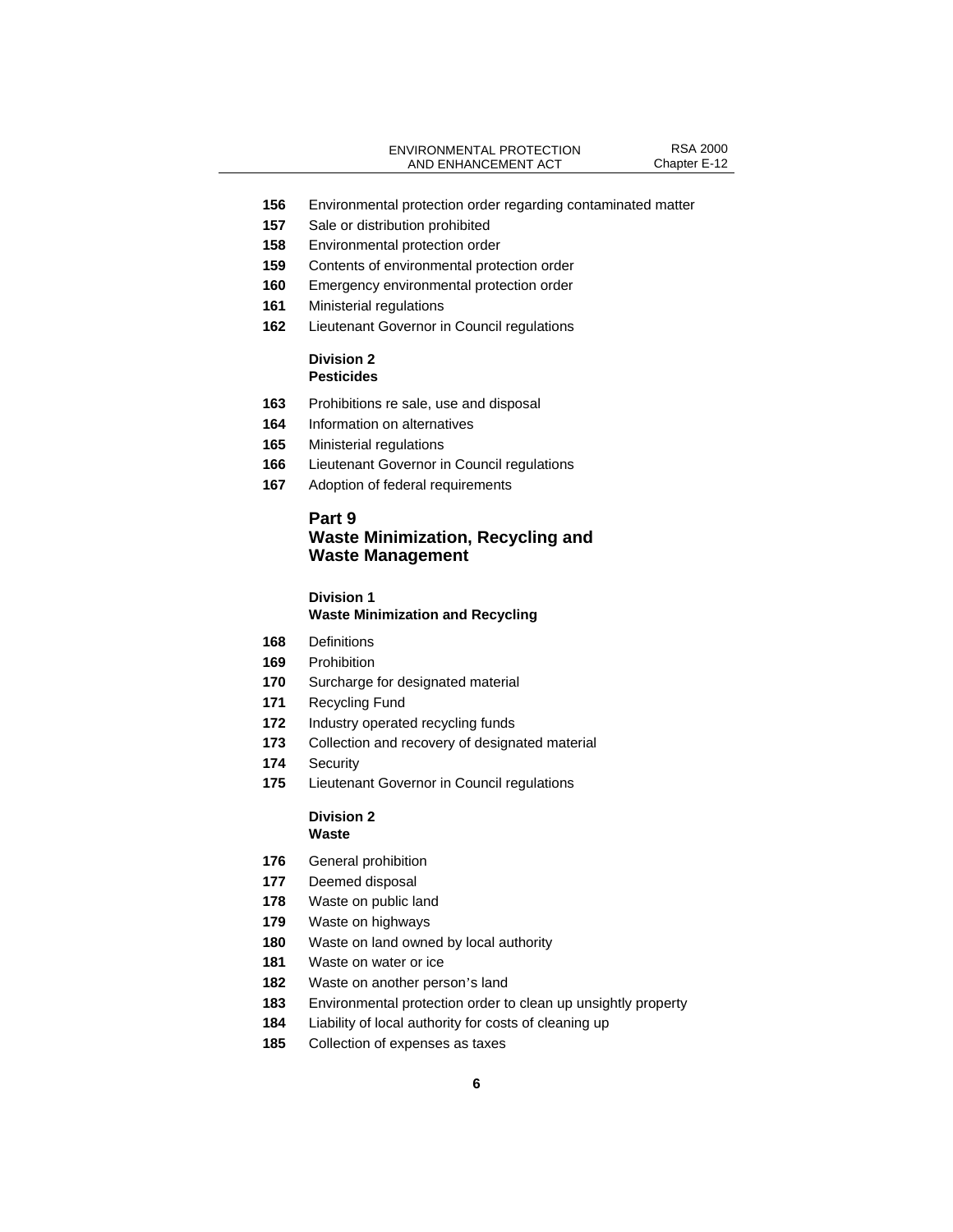**156** Environmental protection order regarding contaminated matter
**157** Sale or distribution prohibited
**158** Environmental protection order
**159** Contents of environmental protection order
**160** Emergency environmental protection order
**161** Ministerial regulations
**162** Lieutenant Governor in Council regulations

### Division 2
### Pesticides

**163** Prohibitions re sale, use and disposal
**164** Information on alternatives
**165** Ministerial regulations
**166** Lieutenant Governor in Council regulations
**167** Adoption of federal requirements

## Part 9
## Waste Minimization, Recycling and Waste Management

### Division 1
### Waste Minimization and Recycling

**168** Definitions
**169** Prohibition
**170** Surcharge for designated material
**171** Recycling Fund
**172** Industry operated recycling funds
**173** Collection and recovery of designated material
**174** Security
**175** Lieutenant Governor in Council regulations

### Division 2
### Waste

**176** General prohibition
**177** Deemed disposal
**178** Waste on public land
**179** Waste on highways
**180** Waste on land owned by local authority
**181** Waste on water or ice
**182** Waste on another person's land
**183** Environmental protection order to clean up unsightly property
**184** Liability of local authority for costs of cleaning up
**185** Collection of expenses as taxes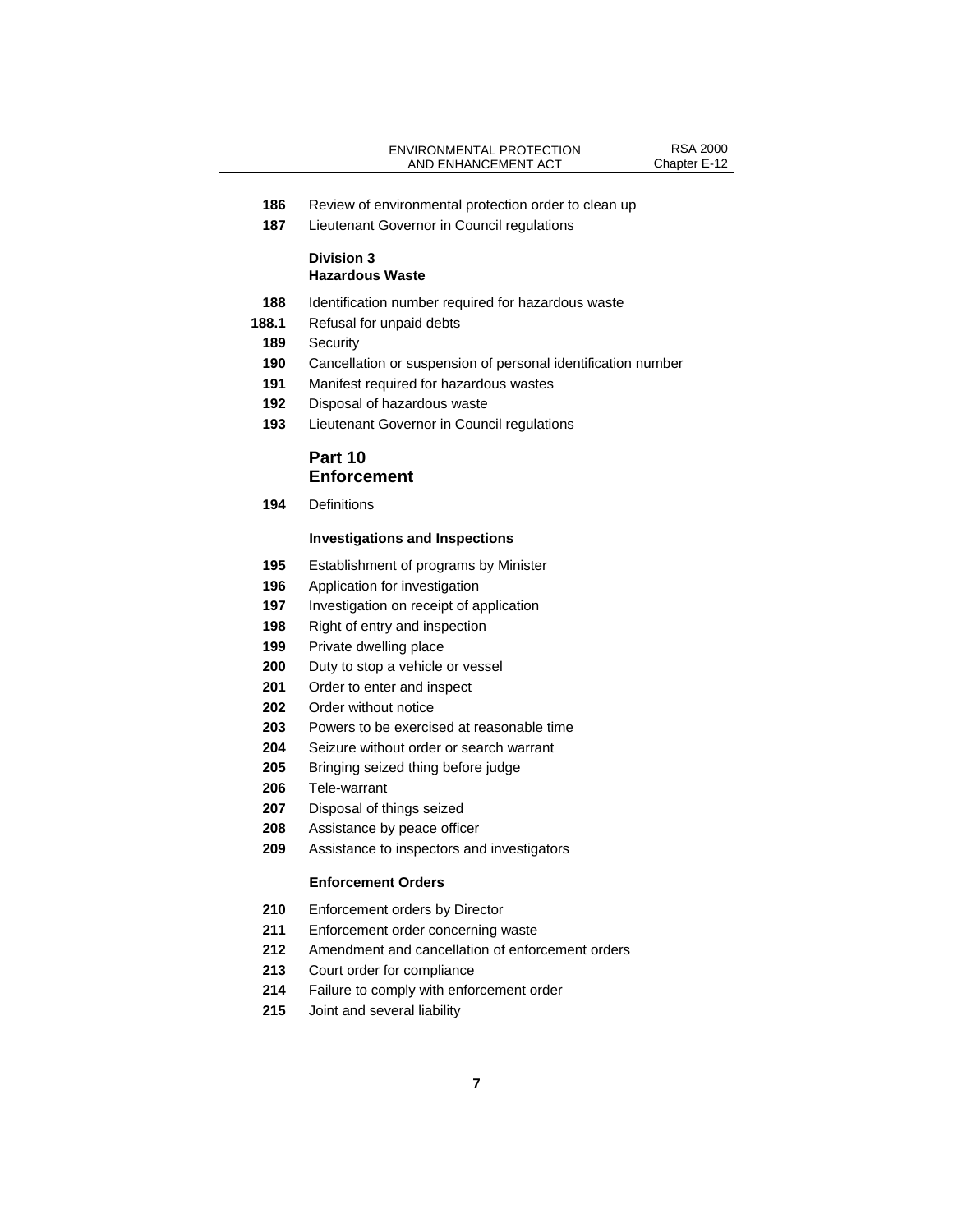186 Review of environmental protection order to clean up

187 Lieutenant Governor in Council regulations

**Division 3**
**Hazardous Waste**

188 Identification number required for hazardous waste

188.1 Refusal for unpaid debts

189 Security

190 Cancellation or suspension of personal identification number

191 Manifest required for hazardous wastes

192 Disposal of hazardous waste

193 Lieutenant Governor in Council regulations

## Part 10
## Enforcement

194 Definitions

**Investigations and Inspections**

195 Establishment of programs by Minister

196 Application for investigation

197 Investigation on receipt of application

198 Right of entry and inspection

199 Private dwelling place

200 Duty to stop a vehicle or vessel

201 Order to enter and inspect

202 Order without notice

203 Powers to be exercised at reasonable time

204 Seizure without order or search warrant

205 Bringing seized thing before judge

206 Tele-warrant

207 Disposal of things seized

208 Assistance by peace officer

209 Assistance to inspectors and investigators

**Enforcement Orders**

210 Enforcement orders by Director

211 Enforcement order concerning waste

212 Amendment and cancellation of enforcement orders

213 Court order for compliance

214 Failure to comply with enforcement order

215 Joint and several liability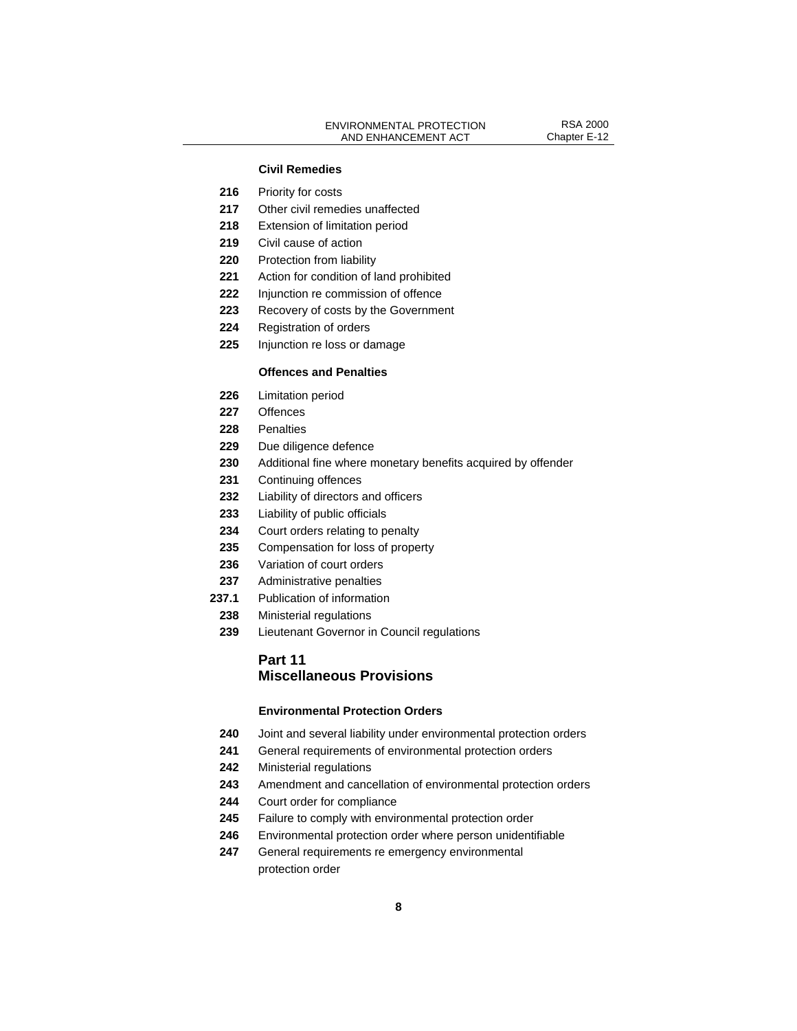**Civil Remedies**

216 Priority for costs
217 Other civil remedies unaffected
218 Extension of limitation period
219 Civil cause of action
220 Protection from liability
221 Action for condition of land prohibited
222 Injunction re commission of offence
223 Recovery of costs by the Government
224 Registration of orders
225 Injunction re loss or damage

**Offences and Penalties**

226 Limitation period
227 Offences
228 Penalties
229 Due diligence defence
230 Additional fine where monetary benefits acquired by offender
231 Continuing offences
232 Liability of directors and officers
233 Liability of public officials
234 Court orders relating to penalty
235 Compensation for loss of property
236 Variation of court orders
237 Administrative penalties
237.1 Publication of information
238 Ministerial regulations
239 Lieutenant Governor in Council regulations

## Part 11
## Miscellaneous Provisions

**Environmental Protection Orders**

240 Joint and several liability under environmental protection orders
241 General requirements of environmental protection orders
242 Ministerial regulations
243 Amendment and cancellation of environmental protection orders
244 Court order for compliance
245 Failure to comply with environmental protection order
246 Environmental protection order where person unidentifiable
247 General requirements re emergency environmental protection order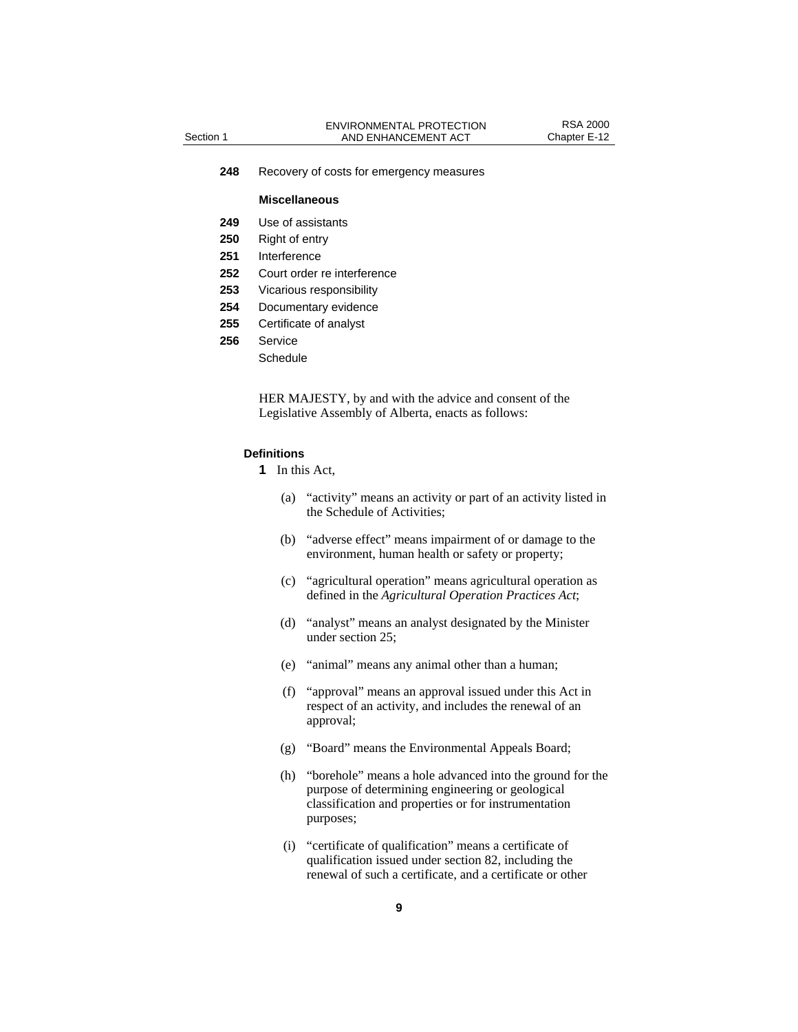**248** Recovery of costs for emergency measures

**Miscellaneous**

**249** Use of assistants
**250** Right of entry
**251** Interference
**252** Court order re interference
**253** Vicarious responsibility
**254** Documentary evidence
**255** Certificate of analyst
**256** Service

Schedule

HER MAJESTY, by and with the advice and consent of the Legislative Assembly of Alberta, enacts as follows:

**Definitions**

**1** In this Act,

(a) "activity" means an activity or part of an activity listed in the Schedule of Activities;

(b) "adverse effect" means impairment of or damage to the environment, human health or safety or property;

(c) "agricultural operation" means agricultural operation as defined in the *Agricultural Operation Practices Act*;

(d) "analyst" means an analyst designated by the Minister under section 25;

(e) "animal" means any animal other than a human;

(f) "approval" means an approval issued under this Act in respect of an activity, and includes the renewal of an approval;

(g) "Board" means the Environmental Appeals Board;

(h) "borehole" means a hole advanced into the ground for the purpose of determining engineering or geological classification and properties or for instrumentation purposes;

(i) "certificate of qualification" means a certificate of qualification issued under section 82, including the renewal of such a certificate, and a certificate or other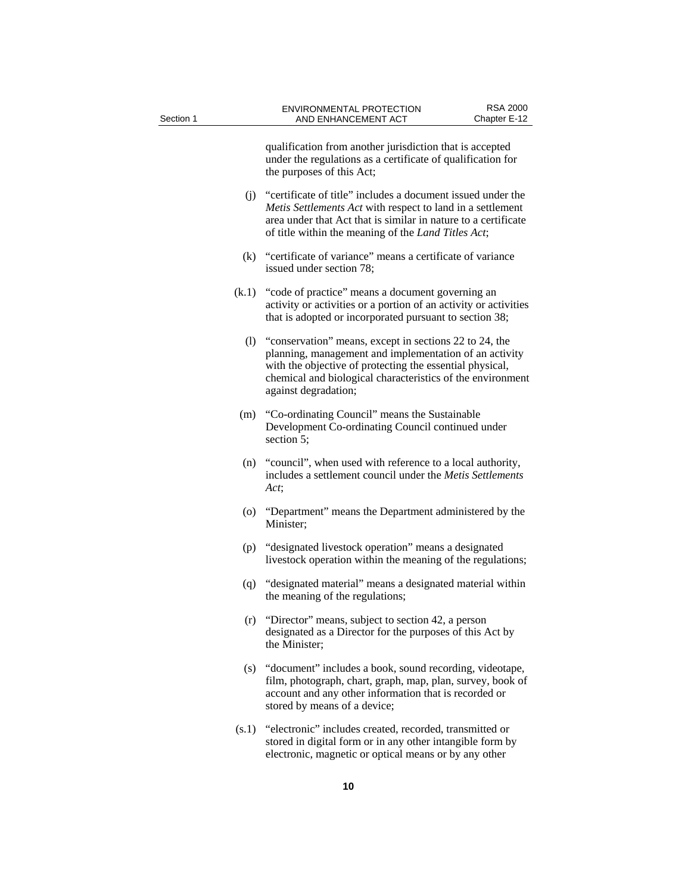qualification from another jurisdiction that is accepted under the regulations as a certificate of qualification for the purposes of this Act;

(j) "certificate of title" includes a document issued under the *Metis Settlements Act* with respect to land in a settlement area under that Act that is similar in nature to a certificate of title within the meaning of the *Land Titles Act*;

(k) "certificate of variance" means a certificate of variance issued under section 78;

(k.1) "code of practice" means a document governing an activity or activities or a portion of an activity or activities that is adopted or incorporated pursuant to section 38;

(l) "conservation" means, except in sections 22 to 24, the planning, management and implementation of an activity with the objective of protecting the essential physical, chemical and biological characteristics of the environment against degradation;

(m) "Co-ordinating Council" means the Sustainable Development Co-ordinating Council continued under section 5;

(n) "council", when used with reference to a local authority, includes a settlement council under the *Metis Settlements Act*;

(o) "Department" means the Department administered by the Minister;

(p) "designated livestock operation" means a designated livestock operation within the meaning of the regulations;

(q) "designated material" means a designated material within the meaning of the regulations;

(r) "Director" means, subject to section 42, a person designated as a Director for the purposes of this Act by the Minister;

(s) "document" includes a book, sound recording, videotape, film, photograph, chart, graph, map, plan, survey, book of account and any other information that is recorded or stored by means of a device;

(s.1) "electronic" includes created, recorded, transmitted or stored in digital form or in any other intangible form by electronic, magnetic or optical means or by any other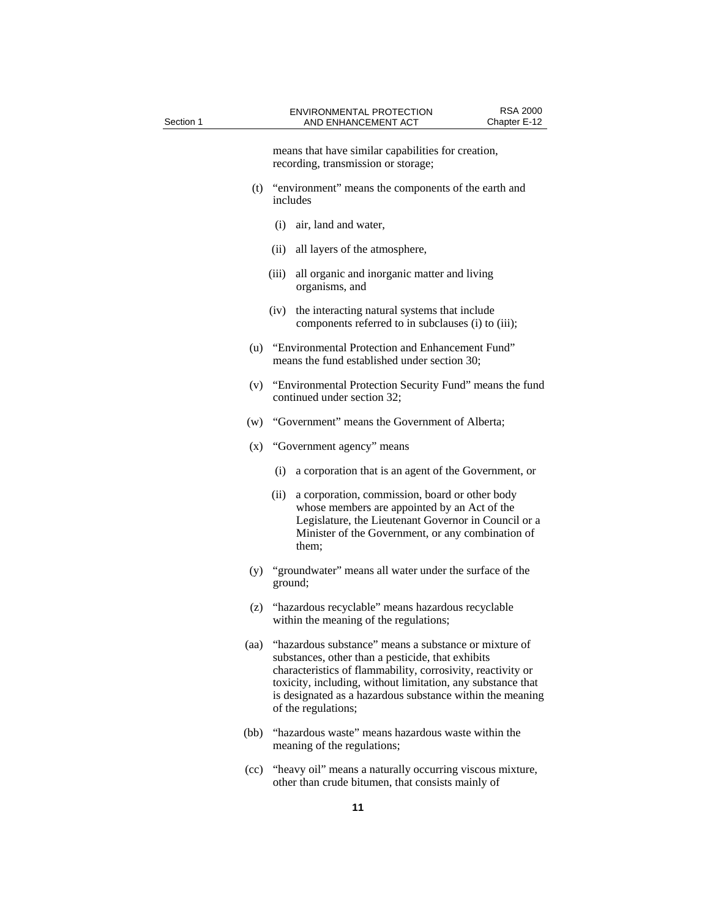means that have similar capabilities for creation, recording, transmission or storage;

(t) "environment" means the components of the earth and includes

(i) air, land and water,

(ii) all layers of the atmosphere,

(iii) all organic and inorganic matter and living organisms, and

(iv) the interacting natural systems that include components referred to in subclauses (i) to (iii);

(u) "Environmental Protection and Enhancement Fund" means the fund established under section 30;

(v) "Environmental Protection Security Fund" means the fund continued under section 32;

(w) "Government" means the Government of Alberta;

(x) "Government agency" means

(i) a corporation that is an agent of the Government, or

(ii) a corporation, commission, board or other body whose members are appointed by an Act of the Legislature, the Lieutenant Governor in Council or a Minister of the Government, or any combination of them;

(y) "groundwater" means all water under the surface of the ground;

(z) "hazardous recyclable" means hazardous recyclable within the meaning of the regulations;

(aa) "hazardous substance" means a substance or mixture of substances, other than a pesticide, that exhibits characteristics of flammability, corrosivity, reactivity or toxicity, including, without limitation, any substance that is designated as a hazardous substance within the meaning of the regulations;

(bb) "hazardous waste" means hazardous waste within the meaning of the regulations;

(cc) "heavy oil" means a naturally occurring viscous mixture, other than crude bitumen, that consists mainly of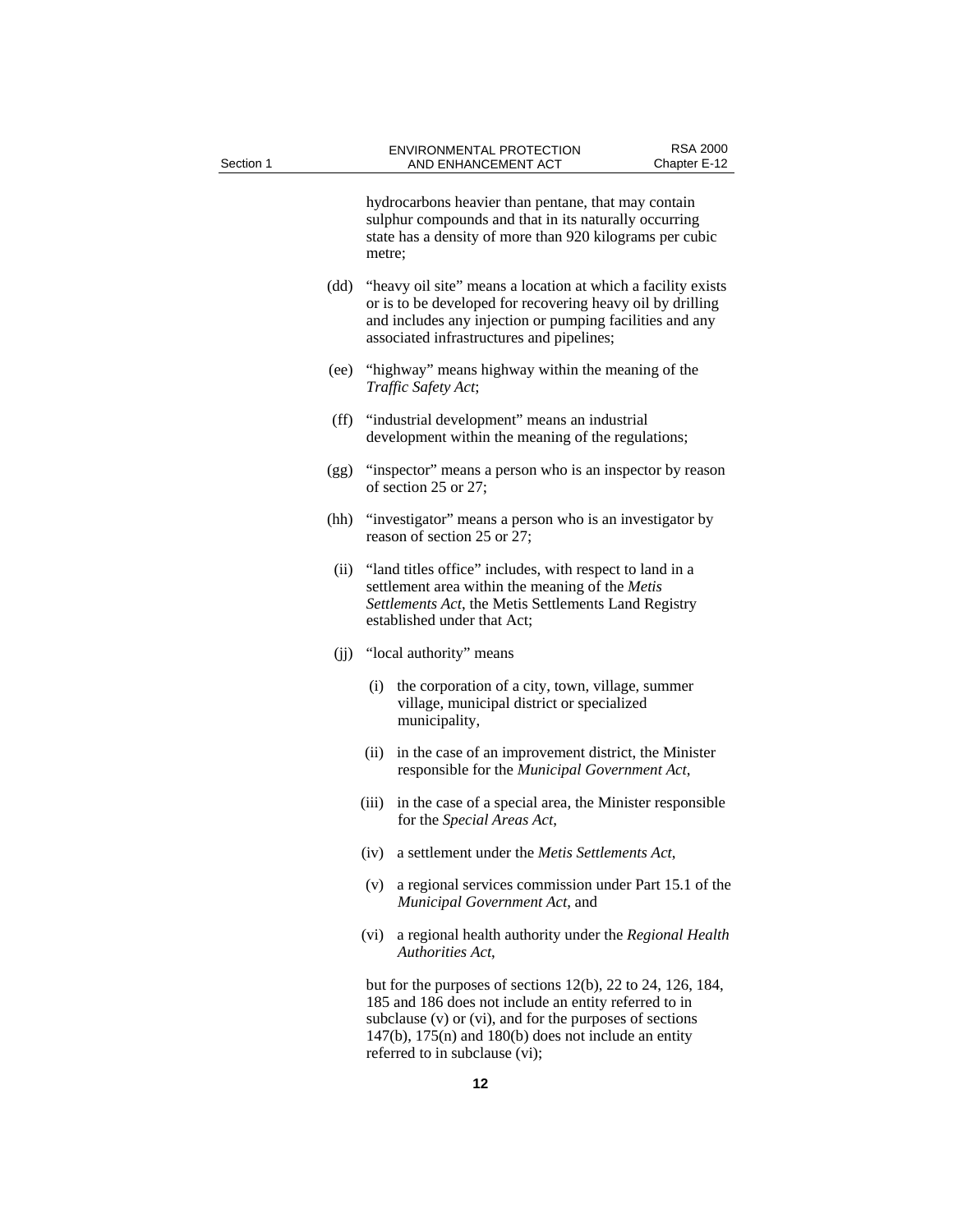hydrocarbons heavier than pentane, that may contain sulphur compounds and that in its naturally occurring state has a density of more than 920 kilograms per cubic metre;

(dd) "heavy oil site" means a location at which a facility exists or is to be developed for recovering heavy oil by drilling and includes any injection or pumping facilities and any associated infrastructures and pipelines;

(ee) "highway" means highway within the meaning of the *Traffic Safety Act*;

(ff) "industrial development" means an industrial development within the meaning of the regulations;

(gg) "inspector" means a person who is an inspector by reason of section 25 or 27;

(hh) "investigator" means a person who is an investigator by reason of section 25 or 27;

(ii) "land titles office" includes, with respect to land in a settlement area within the meaning of the *Metis Settlements Act*, the Metis Settlements Land Registry established under that Act;

(jj) "local authority" means

(i) the corporation of a city, town, village, summer village, municipal district or specialized municipality,

(ii) in the case of an improvement district, the Minister responsible for the *Municipal Government Act*,

(iii) in the case of a special area, the Minister responsible for the *Special Areas Act*,

(iv) a settlement under the *Metis Settlements Act*,

(v) a regional services commission under Part 15.1 of the *Municipal Government Act*, and

(vi) a regional health authority under the *Regional Health Authorities Act*,

but for the purposes of sections 12(b), 22 to 24, 126, 184, 185 and 186 does not include an entity referred to in subclause (v) or (vi), and for the purposes of sections 147(b), 175(n) and 180(b) does not include an entity referred to in subclause (vi);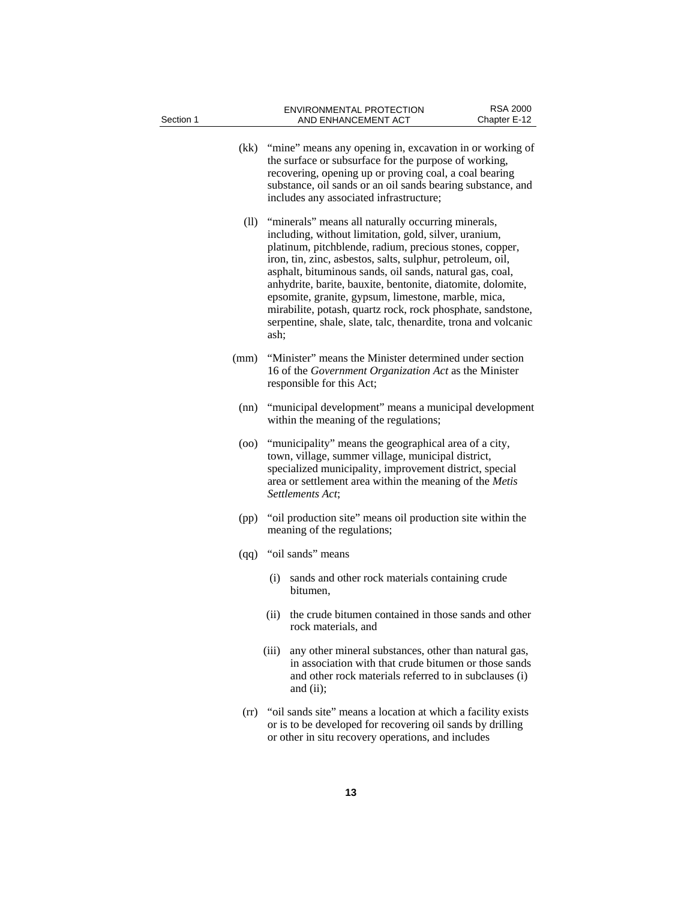(kk) "mine" means any opening in, excavation in or working of the surface or subsurface for the purpose of working, recovering, opening up or proving coal, a coal bearing substance, oil sands or an oil sands bearing substance, and includes any associated infrastructure;

(ll) "minerals" means all naturally occurring minerals, including, without limitation, gold, silver, uranium, platinum, pitchblende, radium, precious stones, copper, iron, tin, zinc, asbestos, salts, sulphur, petroleum, oil, asphalt, bituminous sands, oil sands, natural gas, coal, anhydrite, barite, bauxite, bentonite, diatomite, dolomite, epsomite, granite, gypsum, limestone, marble, mica, mirabilite, potash, quartz rock, rock phosphate, sandstone, serpentine, shale, slate, talc, thenardite, trona and volcanic ash;

(mm) "Minister" means the Minister determined under section 16 of the *Government Organization Act* as the Minister responsible for this Act;

(nn) "municipal development" means a municipal development within the meaning of the regulations;

(oo) "municipality" means the geographical area of a city, town, village, summer village, municipal district, specialized municipality, improvement district, special area or settlement area within the meaning of the *Metis Settlements Act*;

(pp) "oil production site" means oil production site within the meaning of the regulations;

(qq) "oil sands" means

  (i) sands and other rock materials containing crude bitumen,

  (ii) the crude bitumen contained in those sands and other rock materials, and

  (iii) any other mineral substances, other than natural gas, in association with that crude bitumen or those sands and other rock materials referred to in subclauses (i) and (ii);

(rr) "oil sands site" means a location at which a facility exists or is to be developed for recovering oil sands by drilling or other in situ recovery operations, and includes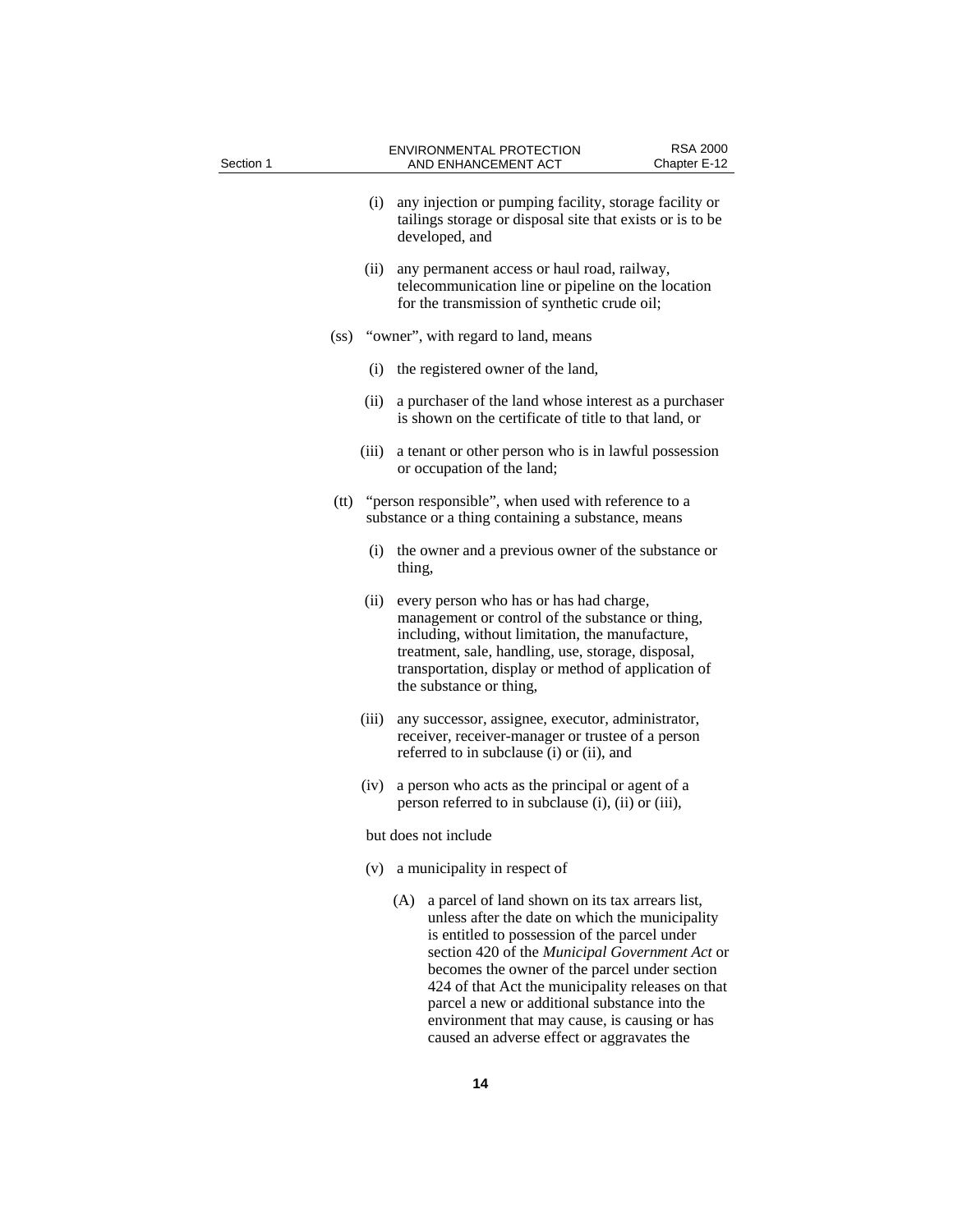(i) any injection or pumping facility, storage facility or tailings storage or disposal site that exists or is to be developed, and

(ii) any permanent access or haul road, railway, telecommunication line or pipeline on the location for the transmission of synthetic crude oil;

(ss) "owner", with regard to land, means

(i) the registered owner of the land,

(ii) a purchaser of the land whose interest as a purchaser is shown on the certificate of title to that land, or

(iii) a tenant or other person who is in lawful possession or occupation of the land;

(tt) "person responsible", when used with reference to a substance or a thing containing a substance, means

(i) the owner and a previous owner of the substance or thing,

(ii) every person who has or has had charge, management or control of the substance or thing, including, without limitation, the manufacture, treatment, sale, handling, use, storage, disposal, transportation, display or method of application of the substance or thing,

(iii) any successor, assignee, executor, administrator, receiver, receiver-manager or trustee of a person referred to in subclause (i) or (ii), and

(iv) a person who acts as the principal or agent of a person referred to in subclause (i), (ii) or (iii),

but does not include

(v) a municipality in respect of

(A) a parcel of land shown on its tax arrears list, unless after the date on which the municipality is entitled to possession of the parcel under section 420 of the *Municipal Government Act* or becomes the owner of the parcel under section 424 of that Act the municipality releases on that parcel a new or additional substance into the environment that may cause, is causing or has caused an adverse effect or aggravates the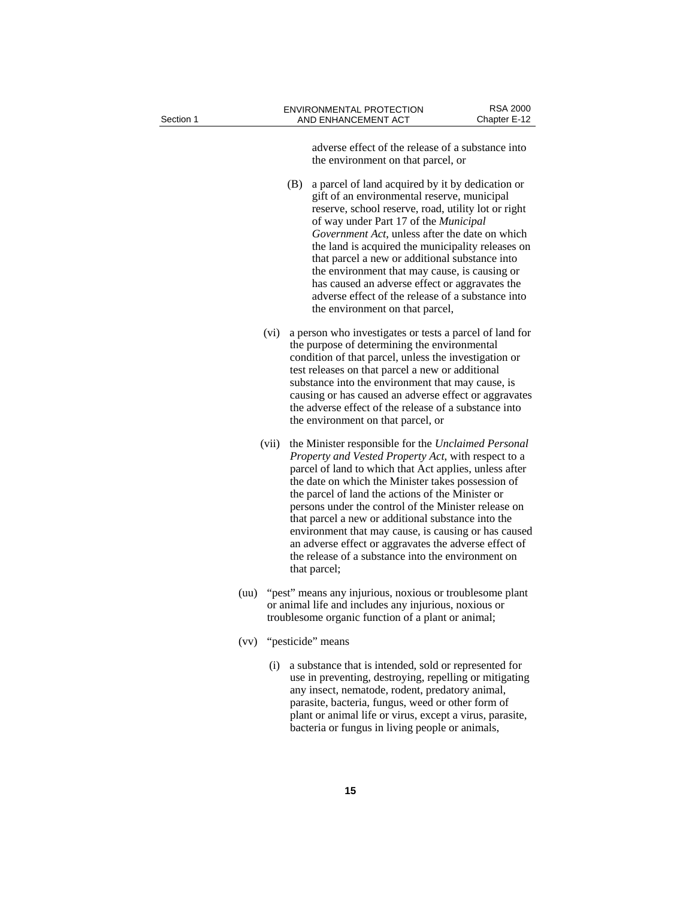adverse effect of the release of a substance into the environment on that parcel, or

(B) a parcel of land acquired by it by dedication or gift of an environmental reserve, municipal reserve, school reserve, road, utility lot or right of way under Part 17 of the *Municipal Government Act*, unless after the date on which the land is acquired the municipality releases on that parcel a new or additional substance into the environment that may cause, is causing or has caused an adverse effect or aggravates the adverse effect of the release of a substance into the environment on that parcel,

(vi) a person who investigates or tests a parcel of land for the purpose of determining the environmental condition of that parcel, unless the investigation or test releases on that parcel a new or additional substance into the environment that may cause, is causing or has caused an adverse effect or aggravates the adverse effect of the release of a substance into the environment on that parcel, or

(vii) the Minister responsible for the *Unclaimed Personal Property and Vested Property Act*, with respect to a parcel of land to which that Act applies, unless after the date on which the Minister takes possession of the parcel of land the actions of the Minister or persons under the control of the Minister release on that parcel a new or additional substance into the environment that may cause, is causing or has caused an adverse effect or aggravates the adverse effect of the release of a substance into the environment on that parcel;

(uu) "pest" means any injurious, noxious or troublesome plant or animal life and includes any injurious, noxious or troublesome organic function of a plant or animal;

(vv) "pesticide" means

(i) a substance that is intended, sold or represented for use in preventing, destroying, repelling or mitigating any insect, nematode, rodent, predatory animal, parasite, bacteria, fungus, weed or other form of plant or animal life or virus, except a virus, parasite, bacteria or fungus in living people or animals,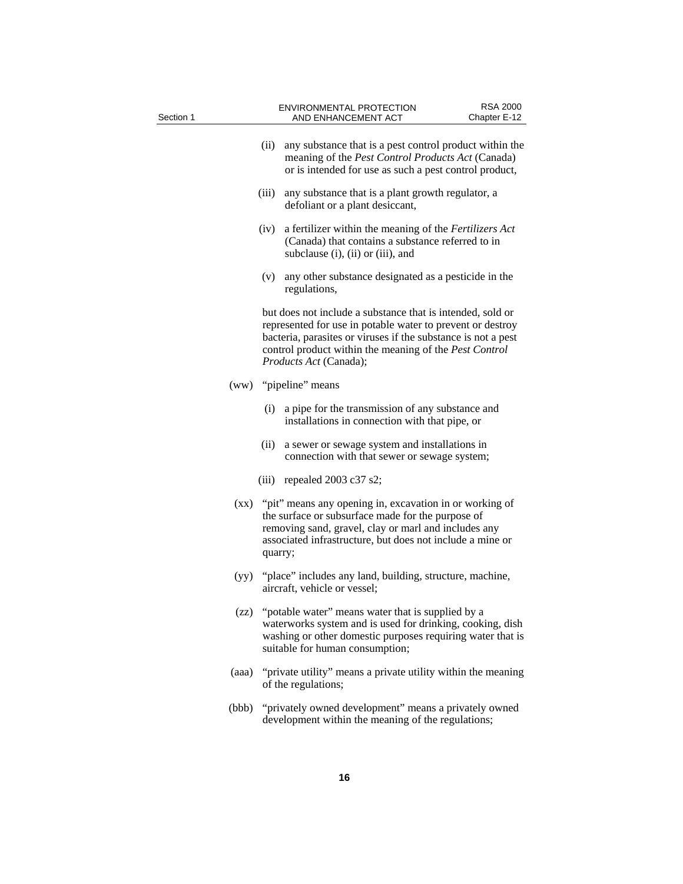(ii) any substance that is a pest control product within the meaning of the *Pest Control Products Act* (Canada) or is intended for use as such a pest control product,

(iii) any substance that is a plant growth regulator, a defoliant or a plant desiccant,

(iv) a fertilizer within the meaning of the *Fertilizers Act* (Canada) that contains a substance referred to in subclause (i), (ii) or (iii), and

(v) any other substance designated as a pesticide in the regulations,

but does not include a substance that is intended, sold or represented for use in potable water to prevent or destroy bacteria, parasites or viruses if the substance is not a pest control product within the meaning of the *Pest Control Products Act* (Canada);

(ww) "pipeline" means

(i) a pipe for the transmission of any substance and installations in connection with that pipe, or

(ii) a sewer or sewage system and installations in connection with that sewer or sewage system;

(iii) repealed 2003 c37 s2;

(xx) "pit" means any opening in, excavation in or working of the surface or subsurface made for the purpose of removing sand, gravel, clay or marl and includes any associated infrastructure, but does not include a mine or quarry;

(yy) "place" includes any land, building, structure, machine, aircraft, vehicle or vessel;

(zz) "potable water" means water that is supplied by a waterworks system and is used for drinking, cooking, dish washing or other domestic purposes requiring water that is suitable for human consumption;

(aaa) "private utility" means a private utility within the meaning of the regulations;

(bbb) "privately owned development" means a privately owned development within the meaning of the regulations;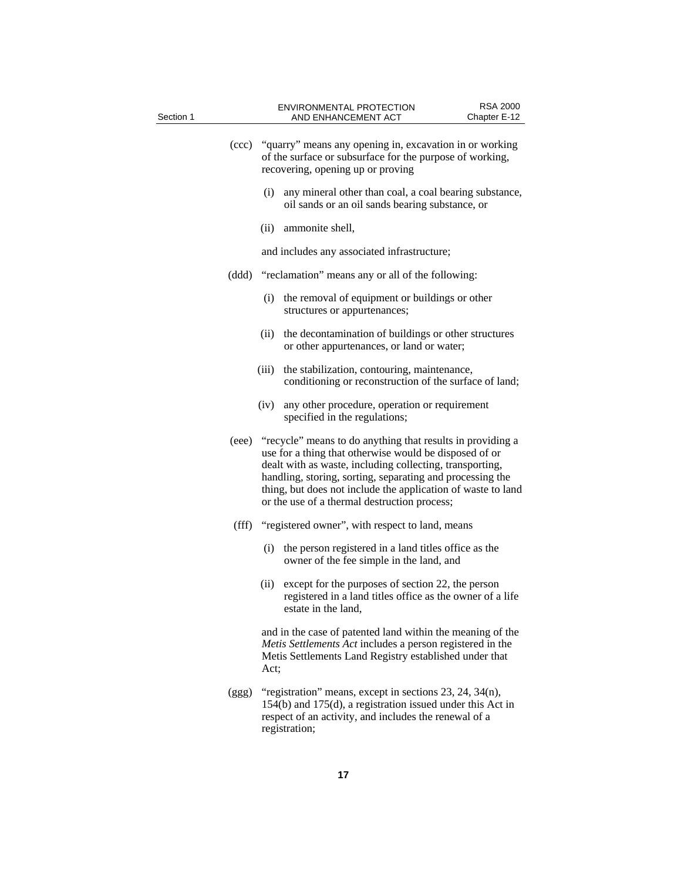(ccc) "quarry" means any opening in, excavation in or working of the surface or subsurface for the purpose of working, recovering, opening up or proving

(i) any mineral other than coal, a coal bearing substance, oil sands or an oil sands bearing substance, or

(ii) ammonite shell,

and includes any associated infrastructure;

(ddd) "reclamation" means any or all of the following:

(i) the removal of equipment or buildings or other structures or appurtenances;

(ii) the decontamination of buildings or other structures or other appurtenances, or land or water;

(iii) the stabilization, contouring, maintenance, conditioning or reconstruction of the surface of land;

(iv) any other procedure, operation or requirement specified in the regulations;

(eee) "recycle" means to do anything that results in providing a use for a thing that otherwise would be disposed of or dealt with as waste, including collecting, transporting, handling, storing, sorting, separating and processing the thing, but does not include the application of waste to land or the use of a thermal destruction process;

(fff) "registered owner", with respect to land, means

(i) the person registered in a land titles office as the owner of the fee simple in the land, and

(ii) except for the purposes of section 22, the person registered in a land titles office as the owner of a life estate in the land,

and in the case of patented land within the meaning of the *Metis Settlements Act* includes a person registered in the Metis Settlements Land Registry established under that Act;

(ggg) "registration" means, except in sections 23, 24, 34(n), 154(b) and 175(d), a registration issued under this Act in respect of an activity, and includes the renewal of a registration;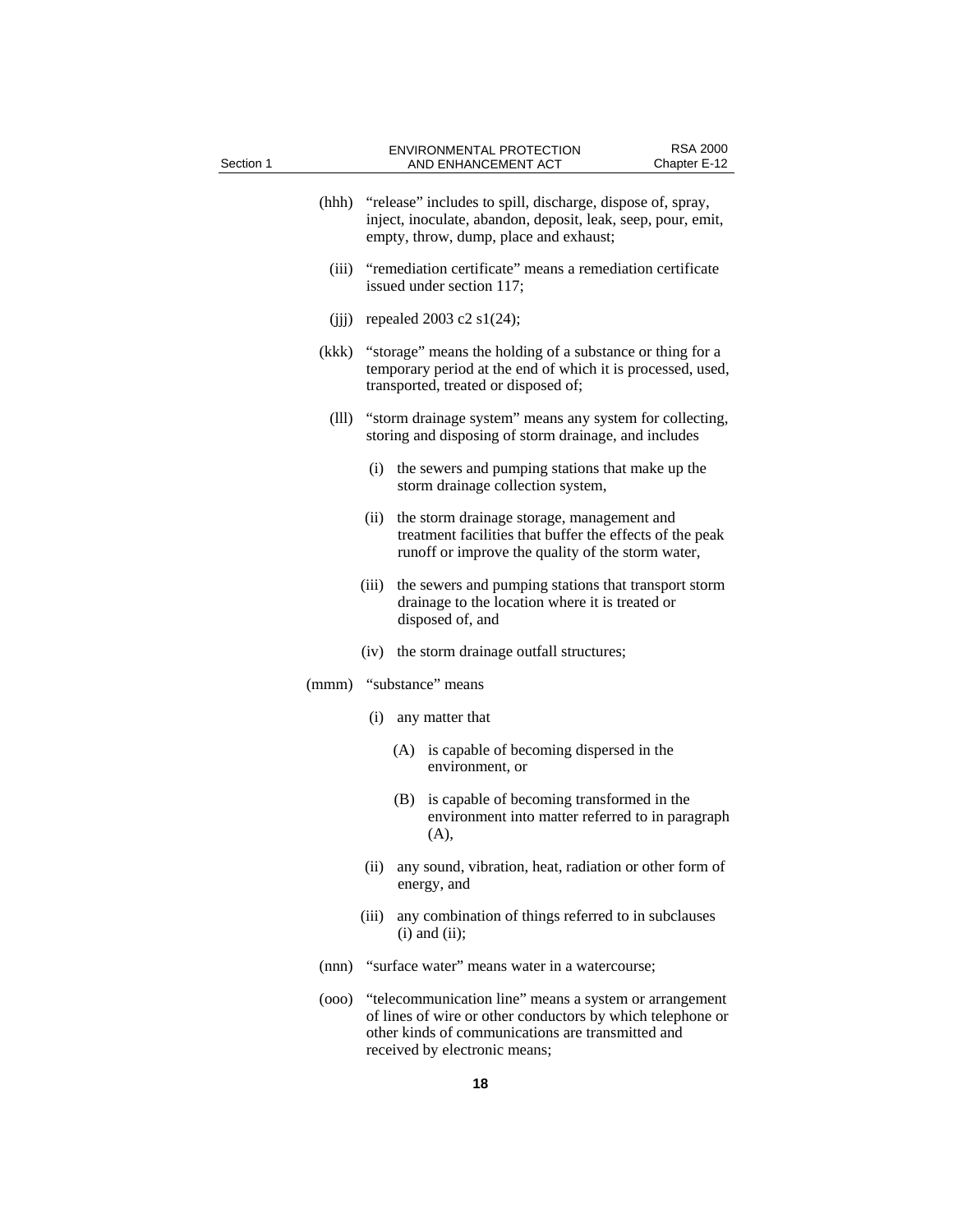(hhh) "release" includes to spill, discharge, dispose of, spray, inject, inoculate, abandon, deposit, leak, seep, pour, emit, empty, throw, dump, place and exhaust;

(iii) "remediation certificate" means a remediation certificate issued under section 117;

(jjj) repealed 2003 c2 s1(24);

(kkk) "storage" means the holding of a substance or thing for a temporary period at the end of which it is processed, used, transported, treated or disposed of;

(lll) "storm drainage system" means any system for collecting, storing and disposing of storm drainage, and includes

- (i) the sewers and pumping stations that make up the storm drainage collection system,
- (ii) the storm drainage storage, management and treatment facilities that buffer the effects of the peak runoff or improve the quality of the storm water,
- (iii) the sewers and pumping stations that transport storm drainage to the location where it is treated or disposed of, and
- (iv) the storm drainage outfall structures;

(mmm) "substance" means

- (i) any matter that
  - (A) is capable of becoming dispersed in the environment, or
  - (B) is capable of becoming transformed in the environment into matter referred to in paragraph (A),
- (ii) any sound, vibration, heat, radiation or other form of energy, and
- (iii) any combination of things referred to in subclauses (i) and (ii);

(nnn) "surface water" means water in a watercourse;

(ooo) "telecommunication line" means a system or arrangement of lines of wire or other conductors by which telephone or other kinds of communications are transmitted and received by electronic means;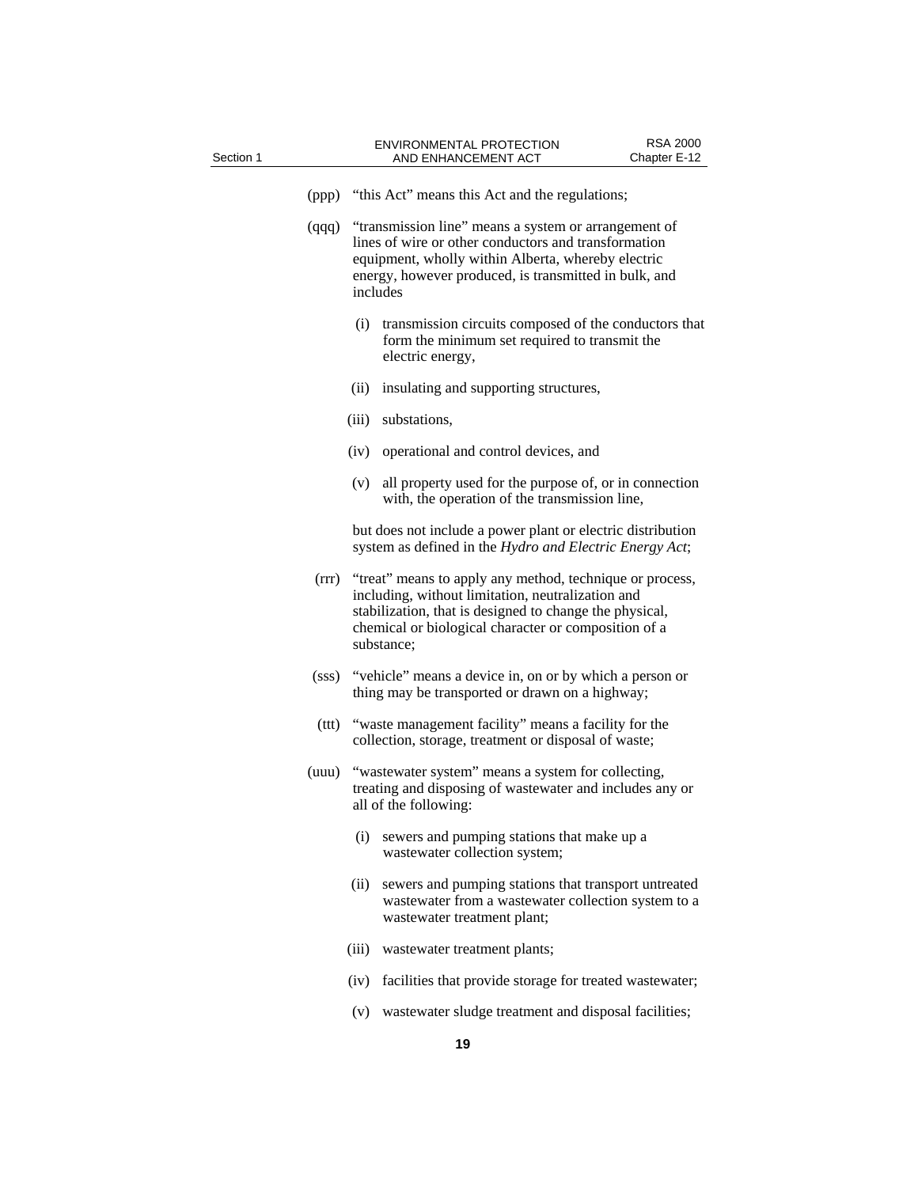(ppp) "this Act" means this Act and the regulations;

(qqq) "transmission line" means a system or arrangement of lines of wire or other conductors and transformation equipment, wholly within Alberta, whereby electric energy, however produced, is transmitted in bulk, and includes

(i) transmission circuits composed of the conductors that form the minimum set required to transmit the electric energy,

(ii) insulating and supporting structures,

(iii) substations,

(iv) operational and control devices, and

(v) all property used for the purpose of, or in connection with, the operation of the transmission line,

but does not include a power plant or electric distribution system as defined in the *Hydro and Electric Energy Act*;

(rrr) "treat" means to apply any method, technique or process, including, without limitation, neutralization and stabilization, that is designed to change the physical, chemical or biological character or composition of a substance;

(sss) "vehicle" means a device in, on or by which a person or thing may be transported or drawn on a highway;

(ttt) "waste management facility" means a facility for the collection, storage, treatment or disposal of waste;

(uuu) "wastewater system" means a system for collecting, treating and disposing of wastewater and includes any or all of the following:

(i) sewers and pumping stations that make up a wastewater collection system;

(ii) sewers and pumping stations that transport untreated wastewater from a wastewater collection system to a wastewater treatment plant;

(iii) wastewater treatment plants;

(iv) facilities that provide storage for treated wastewater;

(v) wastewater sludge treatment and disposal facilities;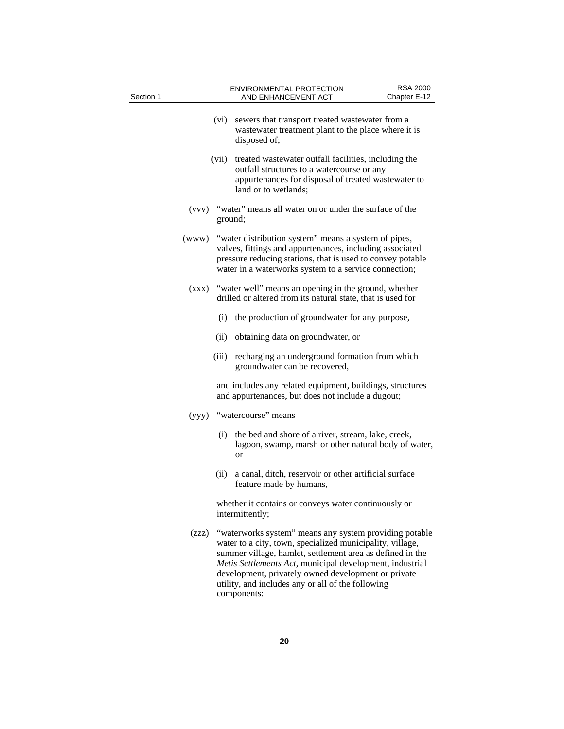(vi) sewers that transport treated wastewater from a wastewater treatment plant to the place where it is disposed of;

(vii) treated wastewater outfall facilities, including the outfall structures to a watercourse or any appurtenances for disposal of treated wastewater to land or to wetlands;

(vvv) "water" means all water on or under the surface of the ground;

(www) "water distribution system" means a system of pipes, valves, fittings and appurtenances, including associated pressure reducing stations, that is used to convey potable water in a waterworks system to a service connection;

(xxx) "water well" means an opening in the ground, whether drilled or altered from its natural state, that is used for

(i) the production of groundwater for any purpose,

(ii) obtaining data on groundwater, or

(iii) recharging an underground formation from which groundwater can be recovered,

and includes any related equipment, buildings, structures and appurtenances, but does not include a dugout;

(yyy) "watercourse" means

(i) the bed and shore of a river, stream, lake, creek, lagoon, swamp, marsh or other natural body of water, or

(ii) a canal, ditch, reservoir or other artificial surface feature made by humans,

whether it contains or conveys water continuously or intermittently;

(zzz) "waterworks system" means any system providing potable water to a city, town, specialized municipality, village, summer village, hamlet, settlement area as defined in the *Metis Settlements Act*, municipal development, industrial development, privately owned development or private utility, and includes any or all of the following components: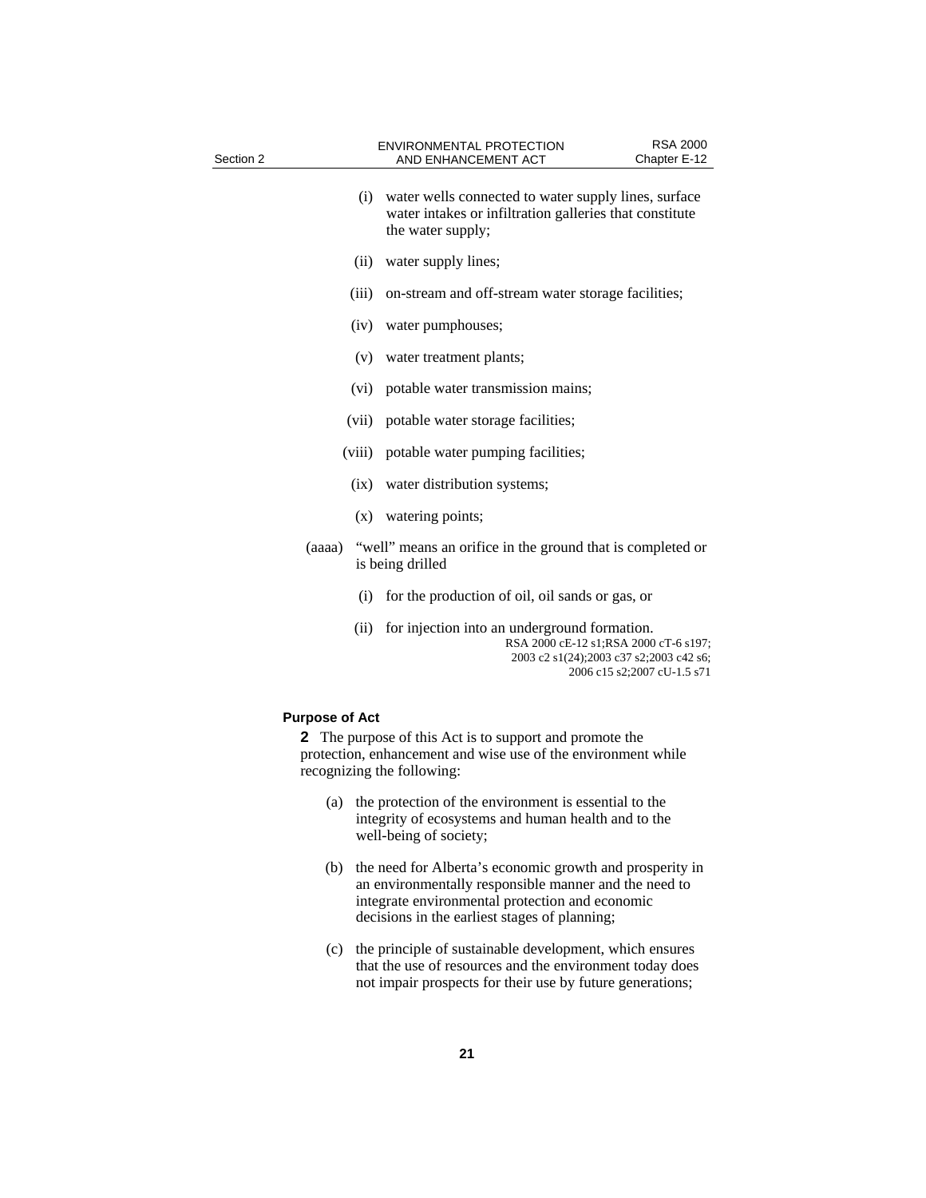(i) water wells connected to water supply lines, surface water intakes or infiltration galleries that constitute the water supply;

(ii) water supply lines;

(iii) on-stream and off-stream water storage facilities;

(iv) water pumphouses;

(v) water treatment plants;

(vi) potable water transmission mains;

(vii) potable water storage facilities;

(viii) potable water pumping facilities;

(ix) water distribution systems;

(x) watering points;

(aaaa) "well" means an orifice in the ground that is completed or is being drilled

(i) for the production of oil, oil sands or gas, or

(ii) for injection into an underground formation.

RSA 2000 cE-12 s1;RSA 2000 cT-6 s197; 2003 c2 s1(24);2003 c37 s2;2003 c42 s6; 2006 c15 s2;2007 cU-1.5 s71

**Purpose of Act**

**2** The purpose of this Act is to support and promote the protection, enhancement and wise use of the environment while recognizing the following:

(a) the protection of the environment is essential to the integrity of ecosystems and human health and to the well-being of society;

(b) the need for Alberta's economic growth and prosperity in an environmentally responsible manner and the need to integrate environmental protection and economic decisions in the earliest stages of planning;

(c) the principle of sustainable development, which ensures that the use of resources and the environment today does not impair prospects for their use by future generations;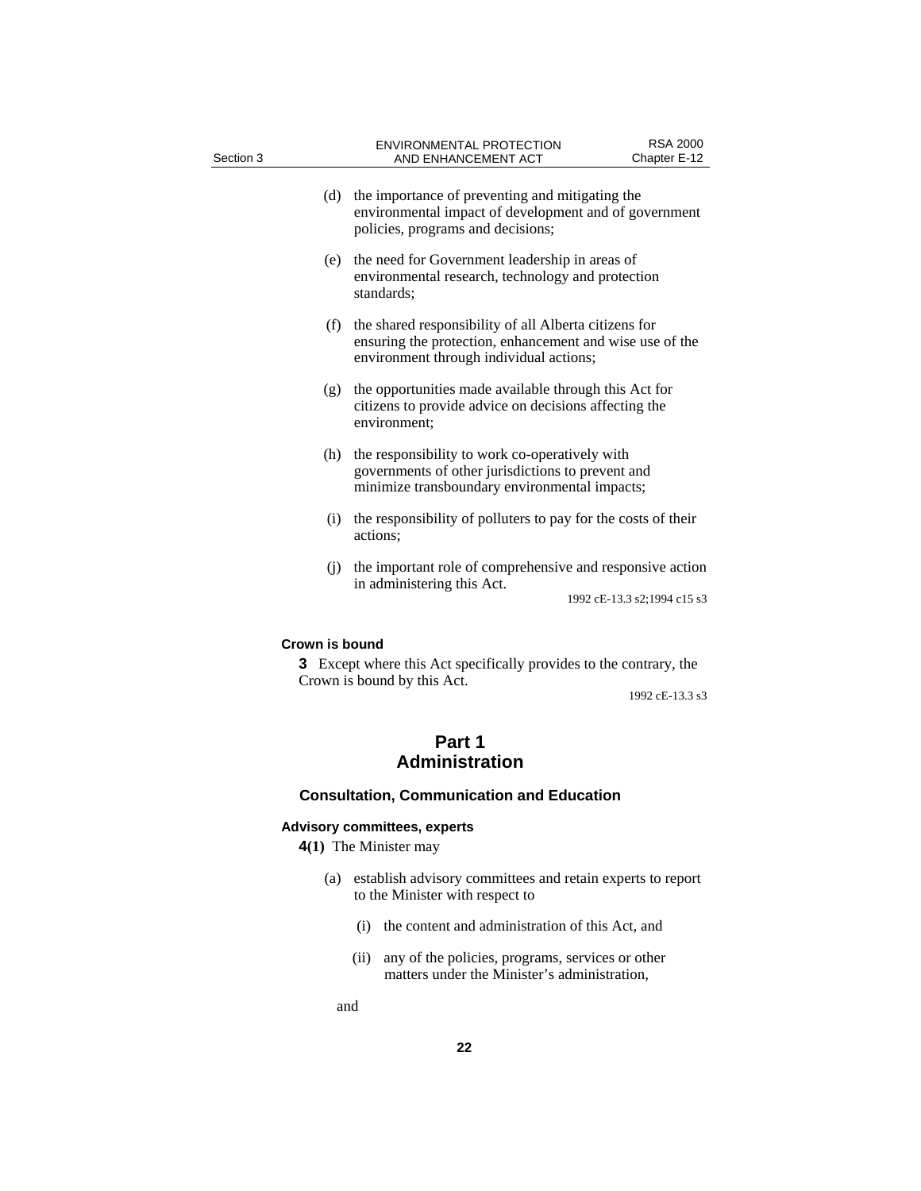(d) the importance of preventing and mitigating the environmental impact of development and of government policies, programs and decisions;

(e) the need for Government leadership in areas of environmental research, technology and protection standards;

(f) the shared responsibility of all Alberta citizens for ensuring the protection, enhancement and wise use of the environment through individual actions;

(g) the opportunities made available through this Act for citizens to provide advice on decisions affecting the environment;

(h) the responsibility to work co-operatively with governments of other jurisdictions to prevent and minimize transboundary environmental impacts;

(i) the responsibility of polluters to pay for the costs of their actions;

(j) the important role of comprehensive and responsive action in administering this Act.

1992 cE-13.3 s2;1994 c15 s3

**Crown is bound**

**3** Except where this Act specifically provides to the contrary, the Crown is bound by this Act.

1992 cE-13.3 s3

# Part 1
# Administration

## Consultation, Communication and Education

**Advisory committees, experts**

**4(1)** The Minister may

(a) establish advisory committees and retain experts to report to the Minister with respect to

(i) the content and administration of this Act, and

(ii) any of the policies, programs, services or other matters under the Minister's administration,

and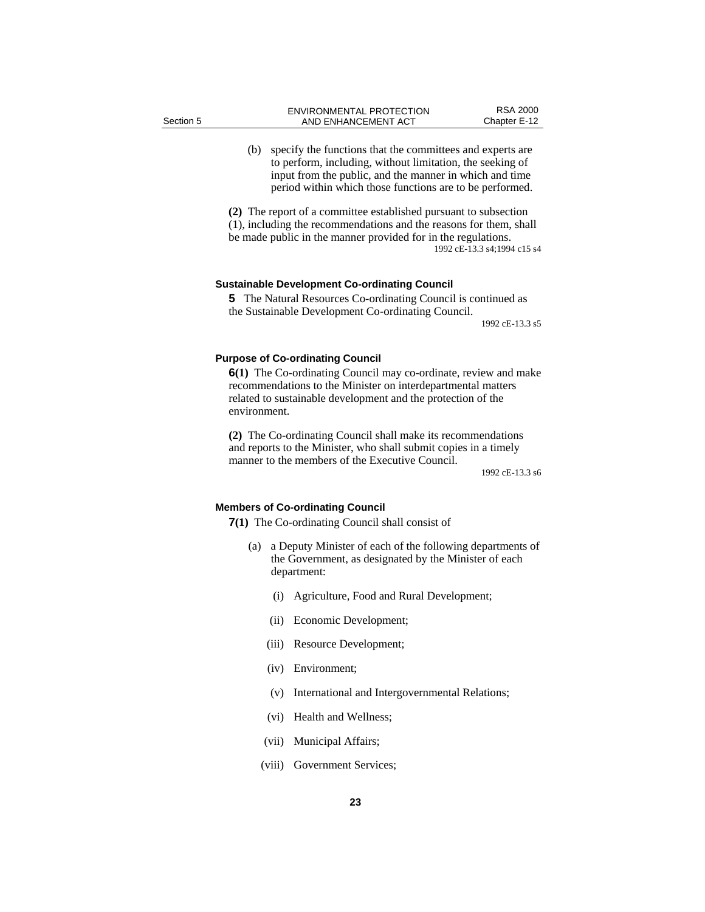(b) specify the functions that the committees and experts are to perform, including, without limitation, the seeking of input from the public, and the manner in which and time period within which those functions are to be performed.

**(2)** The report of a committee established pursuant to subsection (1), including the recommendations and the reasons for them, shall be made public in the manner provided for in the regulations.

1992 cE-13.3 s4;1994 c15 s4

#### Sustainable Development Co-ordinating Council

**5** The Natural Resources Co-ordinating Council is continued as the Sustainable Development Co-ordinating Council.

1992 cE-13.3 s5

#### Purpose of Co-ordinating Council

**6(1)** The Co-ordinating Council may co-ordinate, review and make recommendations to the Minister on interdepartmental matters related to sustainable development and the protection of the environment.

**(2)** The Co-ordinating Council shall make its recommendations and reports to the Minister, who shall submit copies in a timely manner to the members of the Executive Council.

1992 cE-13.3 s6

#### Members of Co-ordinating Council

**7(1)** The Co-ordinating Council shall consist of

(a) a Deputy Minister of each of the following departments of the Government, as designated by the Minister of each department:

(i) Agriculture, Food and Rural Development;

(ii) Economic Development;

(iii) Resource Development;

(iv) Environment;

(v) International and Intergovernmental Relations;

(vi) Health and Wellness;

(vii) Municipal Affairs;

(viii) Government Services;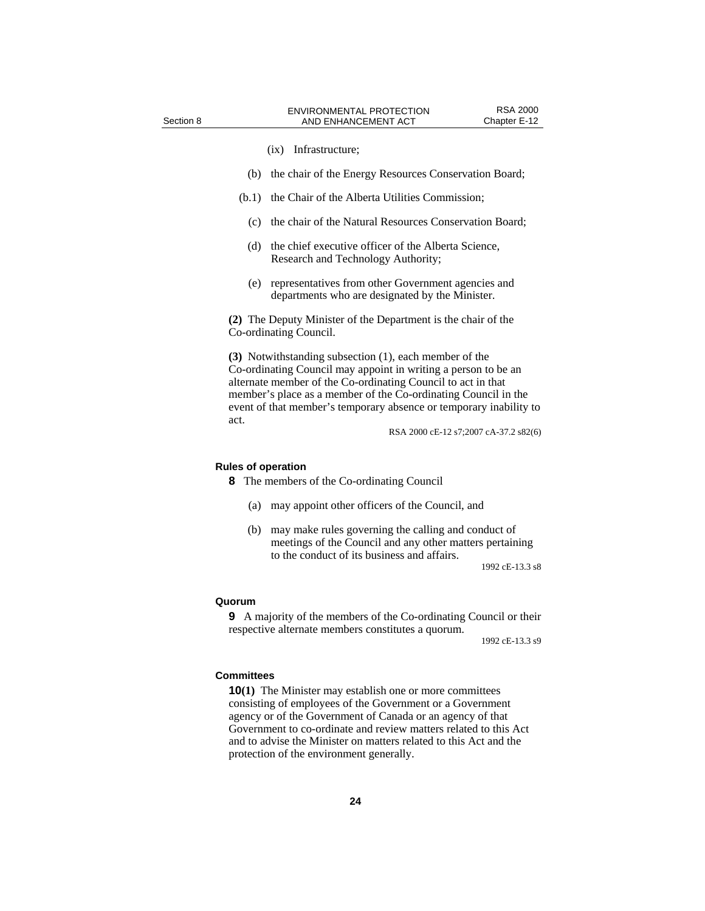(ix) Infrastructure;

(b) the chair of the Energy Resources Conservation Board;

(b.1) the Chair of the Alberta Utilities Commission;

(c) the chair of the Natural Resources Conservation Board;

(d) the chief executive officer of the Alberta Science, Research and Technology Authority;

(e) representatives from other Government agencies and departments who are designated by the Minister.

**(2)** The Deputy Minister of the Department is the chair of the Co-ordinating Council.

**(3)** Notwithstanding subsection (1), each member of the Co-ordinating Council may appoint in writing a person to be an alternate member of the Co-ordinating Council to act in that member's place as a member of the Co-ordinating Council in the event of that member's temporary absence or temporary inability to act.

RSA 2000 cE-12 s7;2007 cA-37.2 s82(6)

#### Rules of operation

**8** The members of the Co-ordinating Council

(a) may appoint other officers of the Council, and

(b) may make rules governing the calling and conduct of meetings of the Council and any other matters pertaining to the conduct of its business and affairs.

1992 cE-13.3 s8

#### Quorum

**9** A majority of the members of the Co-ordinating Council or their respective alternate members constitutes a quorum.

1992 cE-13.3 s9

#### Committees

**10(1)** The Minister may establish one or more committees consisting of employees of the Government or a Government agency or of the Government of Canada or an agency of that Government to co-ordinate and review matters related to this Act and to advise the Minister on matters related to this Act and the protection of the environment generally.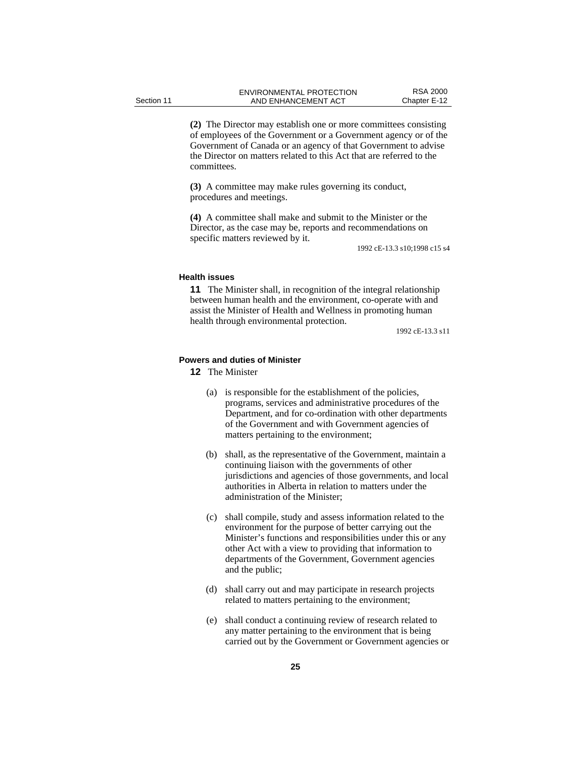**(2)** The Director may establish one or more committees consisting of employees of the Government or a Government agency or of the Government of Canada or an agency of that Government to advise the Director on matters related to this Act that are referred to the committees.

**(3)** A committee may make rules governing its conduct, procedures and meetings.

**(4)** A committee shall make and submit to the Minister or the Director, as the case may be, reports and recommendations on specific matters reviewed by it.

1992 cE-13.3 s10;1998 c15 s4

#### Health issues

**11** The Minister shall, in recognition of the integral relationship between human health and the environment, co-operate with and assist the Minister of Health and Wellness in promoting human health through environmental protection.

1992 cE-13.3 s11

#### Powers and duties of Minister

**12** The Minister

(a) is responsible for the establishment of the policies, programs, services and administrative procedures of the Department, and for co-ordination with other departments of the Government and with Government agencies of matters pertaining to the environment;

(b) shall, as the representative of the Government, maintain a continuing liaison with the governments of other jurisdictions and agencies of those governments, and local authorities in Alberta in relation to matters under the administration of the Minister;

(c) shall compile, study and assess information related to the environment for the purpose of better carrying out the Minister's functions and responsibilities under this or any other Act with a view to providing that information to departments of the Government, Government agencies and the public;

(d) shall carry out and may participate in research projects related to matters pertaining to the environment;

(e) shall conduct a continuing review of research related to any matter pertaining to the environment that is being carried out by the Government or Government agencies or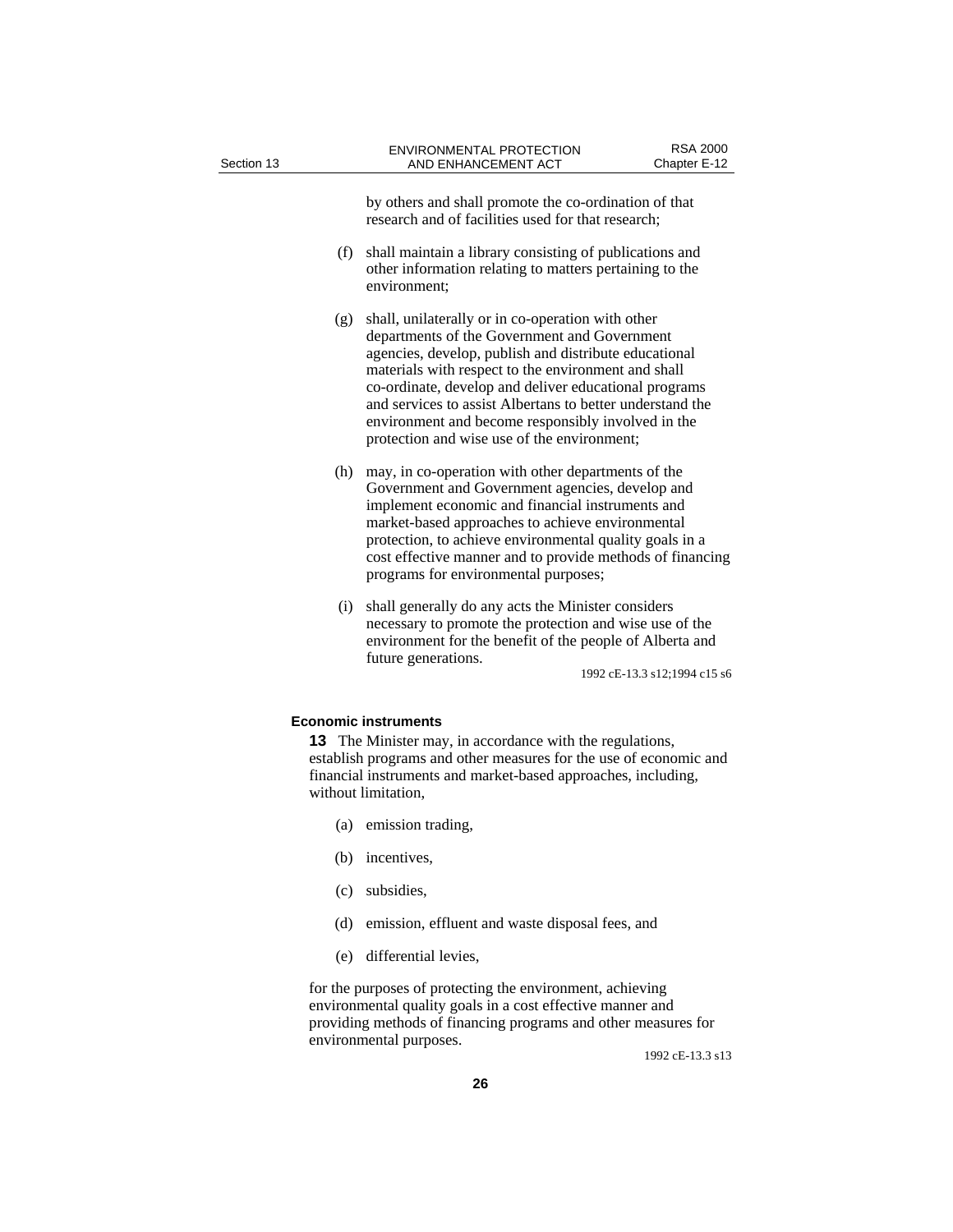by others and shall promote the co-ordination of that research and of facilities used for that research;

(f) shall maintain a library consisting of publications and other information relating to matters pertaining to the environment;

(g) shall, unilaterally or in co-operation with other departments of the Government and Government agencies, develop, publish and distribute educational materials with respect to the environment and shall co-ordinate, develop and deliver educational programs and services to assist Albertans to better understand the environment and become responsibly involved in the protection and wise use of the environment;

(h) may, in co-operation with other departments of the Government and Government agencies, develop and implement economic and financial instruments and market-based approaches to achieve environmental protection, to achieve environmental quality goals in a cost effective manner and to provide methods of financing programs for environmental purposes;

(i) shall generally do any acts the Minister considers necessary to promote the protection and wise use of the environment for the benefit of the people of Alberta and future generations.

1992 cE-13.3 s12;1994 c15 s6

**Economic instruments**

**13** The Minister may, in accordance with the regulations, establish programs and other measures for the use of economic and financial instruments and market-based approaches, including, without limitation,

(a) emission trading,

(b) incentives,

(c) subsidies,

(d) emission, effluent and waste disposal fees, and

(e) differential levies,

for the purposes of protecting the environment, achieving environmental quality goals in a cost effective manner and providing methods of financing programs and other measures for environmental purposes.

1992 cE-13.3 s13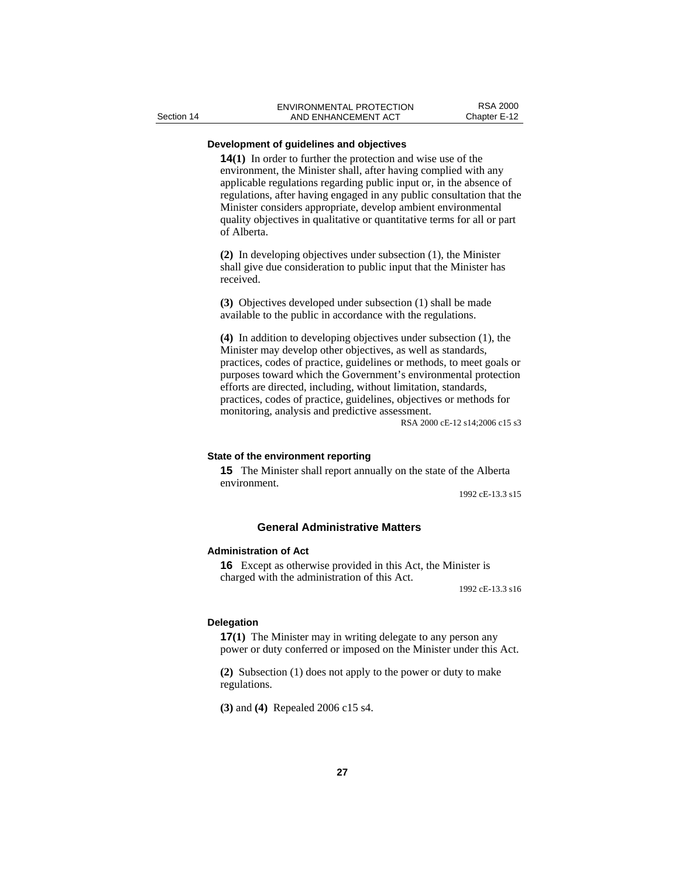### Development of guidelines and objectives

**14(1)** In order to further the protection and wise use of the environment, the Minister shall, after having complied with any applicable regulations regarding public input or, in the absence of regulations, after having engaged in any public consultation that the Minister considers appropriate, develop ambient environmental quality objectives in qualitative or quantitative terms for all or part of Alberta.

**(2)** In developing objectives under subsection (1), the Minister shall give due consideration to public input that the Minister has received.

**(3)** Objectives developed under subsection (1) shall be made available to the public in accordance with the regulations.

**(4)** In addition to developing objectives under subsection (1), the Minister may develop other objectives, as well as standards, practices, codes of practice, guidelines or methods, to meet goals or purposes toward which the Government's environmental protection efforts are directed, including, without limitation, standards, practices, codes of practice, guidelines, objectives or methods for monitoring, analysis and predictive assessment.

RSA 2000 cE-12 s14;2006 c15 s3

### State of the environment reporting

**15** The Minister shall report annually on the state of the Alberta environment.

1992 cE-13.3 s15

## General Administrative Matters

### Administration of Act

**16** Except as otherwise provided in this Act, the Minister is charged with the administration of this Act.

1992 cE-13.3 s16

### Delegation

**17(1)** The Minister may in writing delegate to any person any power or duty conferred or imposed on the Minister under this Act.

**(2)** Subsection (1) does not apply to the power or duty to make regulations.

**(3)** and **(4)** Repealed 2006 c15 s4.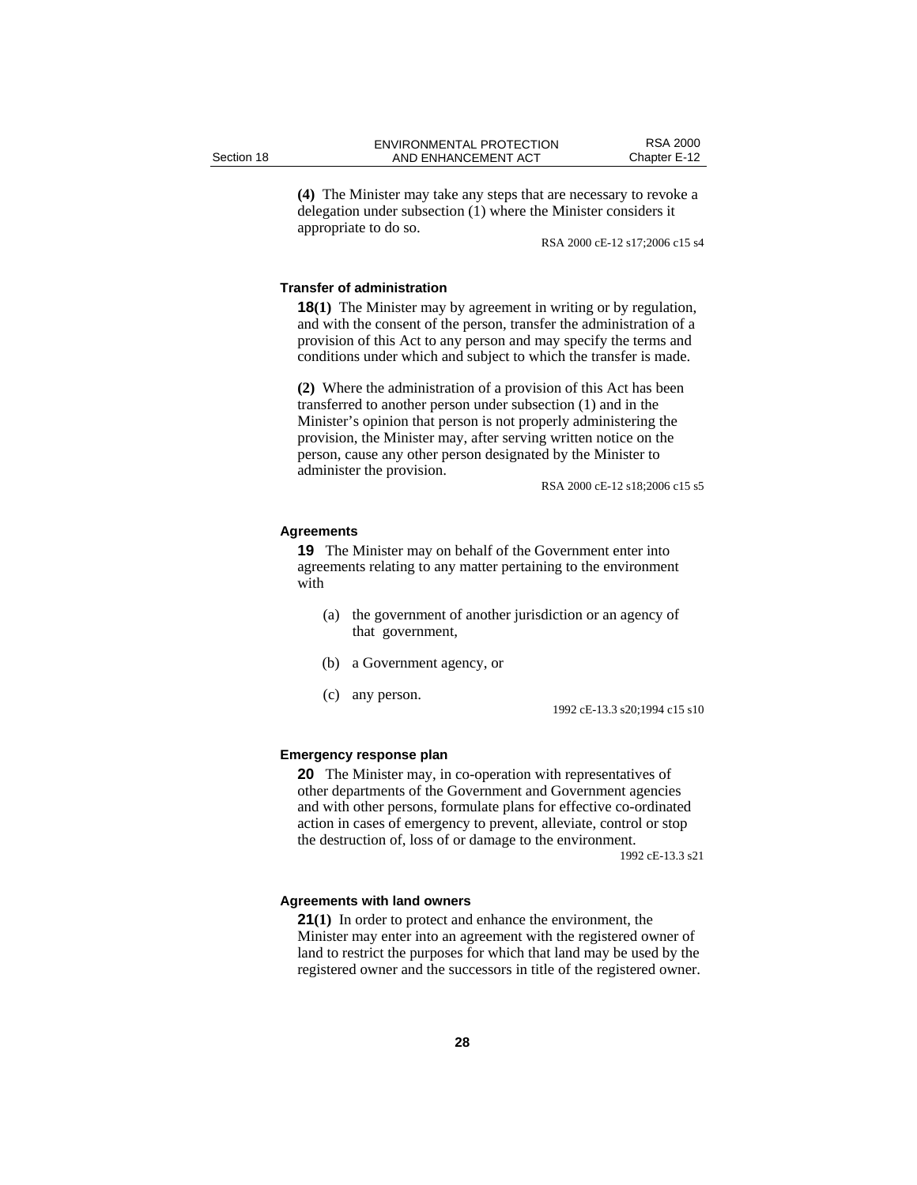**(4)** The Minister may take any steps that are necessary to revoke a delegation under subsection (1) where the Minister considers it appropriate to do so.

RSA 2000 cE-12 s17;2006 c15 s4

#### Transfer of administration

**18(1)** The Minister may by agreement in writing or by regulation, and with the consent of the person, transfer the administration of a provision of this Act to any person and may specify the terms and conditions under which and subject to which the transfer is made.

**(2)** Where the administration of a provision of this Act has been transferred to another person under subsection (1) and in the Minister's opinion that person is not properly administering the provision, the Minister may, after serving written notice on the person, cause any other person designated by the Minister to administer the provision.

RSA 2000 cE-12 s18;2006 c15 s5

#### Agreements

**19** The Minister may on behalf of the Government enter into agreements relating to any matter pertaining to the environment with

(a) the government of another jurisdiction or an agency of that government,

(b) a Government agency, or

(c) any person.

1992 cE-13.3 s20;1994 c15 s10

#### Emergency response plan

**20** The Minister may, in co-operation with representatives of other departments of the Government and Government agencies and with other persons, formulate plans for effective co-ordinated action in cases of emergency to prevent, alleviate, control or stop the destruction of, loss of or damage to the environment.

1992 cE-13.3 s21

#### Agreements with land owners

**21(1)** In order to protect and enhance the environment, the Minister may enter into an agreement with the registered owner of land to restrict the purposes for which that land may be used by the registered owner and the successors in title of the registered owner.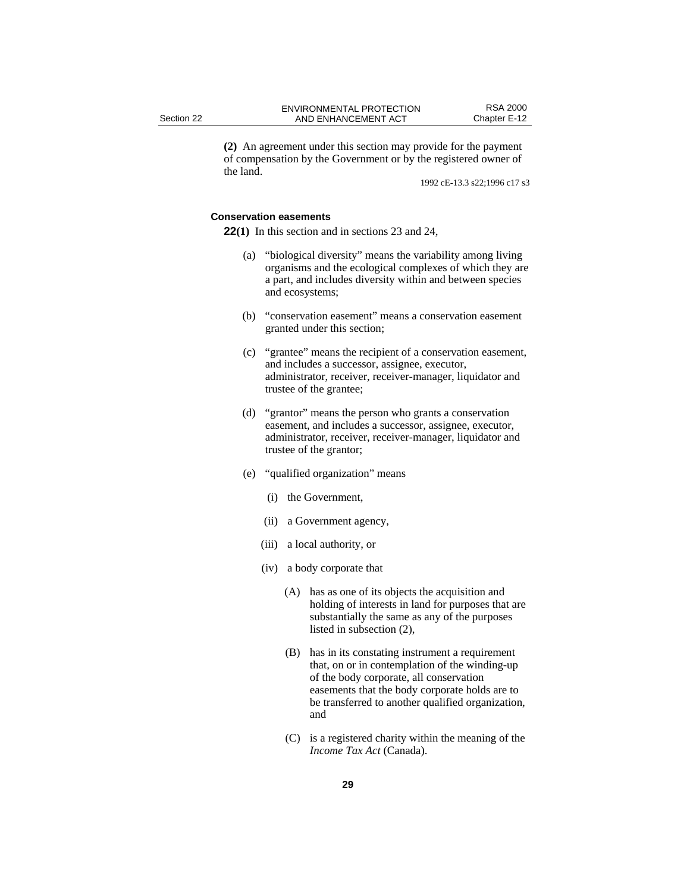**(2)** An agreement under this section may provide for the payment of compensation by the Government or by the registered owner of the land.

1992 cE-13.3 s22;1996 c17 s3

### Conservation easements

**22(1)** In this section and in sections 23 and 24,

(a) “biological diversity” means the variability among living organisms and the ecological complexes of which they are a part, and includes diversity within and between species and ecosystems;

(b) “conservation easement” means a conservation easement granted under this section;

(c) “grantee” means the recipient of a conservation easement, and includes a successor, assignee, executor, administrator, receiver, receiver-manager, liquidator and trustee of the grantee;

(d) “grantor” means the person who grants a conservation easement, and includes a successor, assignee, executor, administrator, receiver, receiver-manager, liquidator and trustee of the grantor;

(e) “qualified organization” means

(i) the Government,

(ii) a Government agency,

(iii) a local authority, or

(iv) a body corporate that

(A) has as one of its objects the acquisition and holding of interests in land for purposes that are substantially the same as any of the purposes listed in subsection (2),

(B) has in its constating instrument a requirement that, on or in contemplation of the winding-up of the body corporate, all conservation easements that the body corporate holds are to be transferred to another qualified organization, and

(C) is a registered charity within the meaning of the *Income Tax Act* (Canada).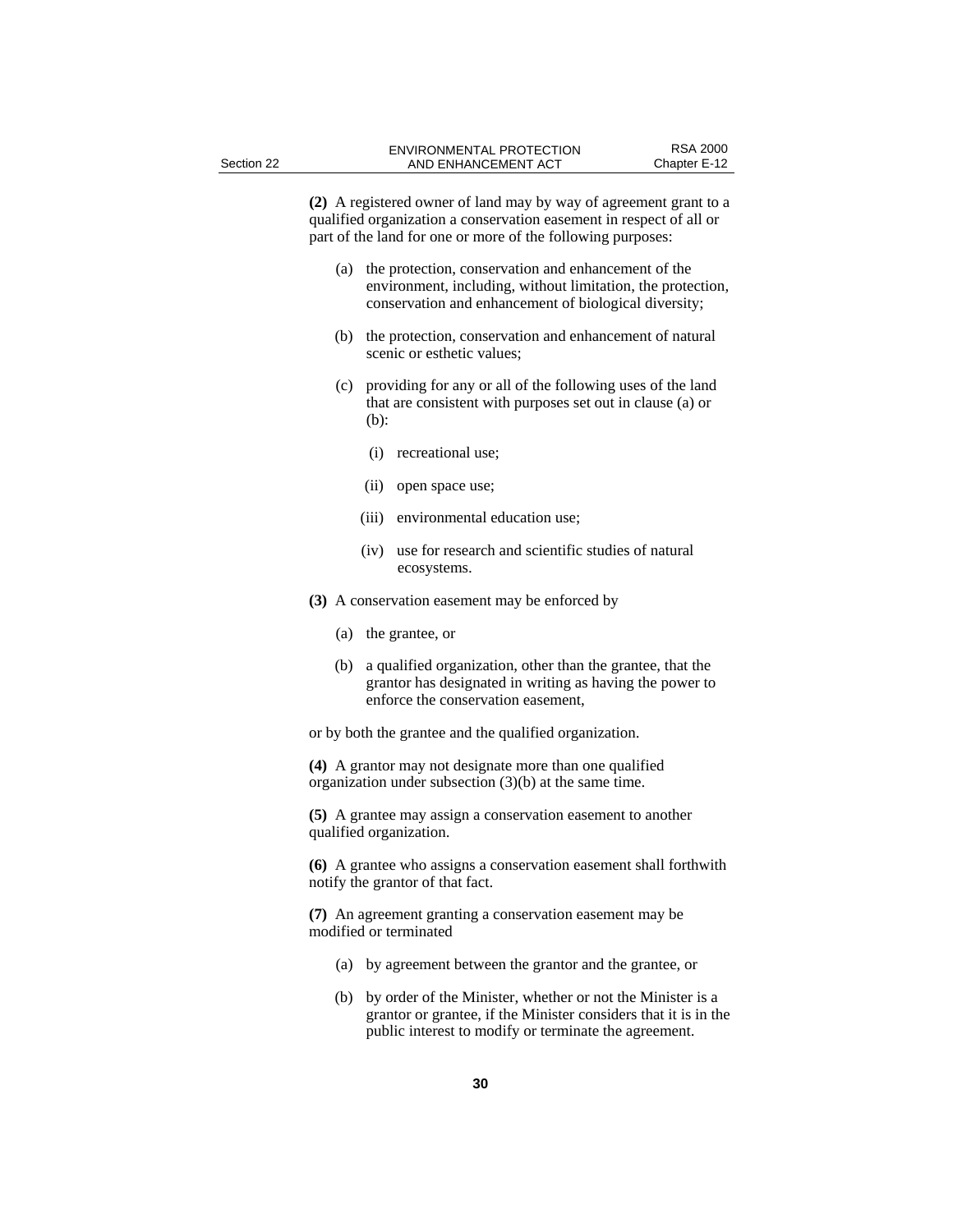**(2)** A registered owner of land may by way of agreement grant to a qualified organization a conservation easement in respect of all or part of the land for one or more of the following purposes:

(a) the protection, conservation and enhancement of the environment, including, without limitation, the protection, conservation and enhancement of biological diversity;

(b) the protection, conservation and enhancement of natural scenic or esthetic values;

(c) providing for any or all of the following uses of the land that are consistent with purposes set out in clause (a) or (b):

(i) recreational use;

(ii) open space use;

(iii) environmental education use;

(iv) use for research and scientific studies of natural ecosystems.

**(3)** A conservation easement may be enforced by

(a) the grantee, or

(b) a qualified organization, other than the grantee, that the grantor has designated in writing as having the power to enforce the conservation easement,

or by both the grantee and the qualified organization.

**(4)** A grantor may not designate more than one qualified organization under subsection (3)(b) at the same time.

**(5)** A grantee may assign a conservation easement to another qualified organization.

**(6)** A grantee who assigns a conservation easement shall forthwith notify the grantor of that fact.

**(7)** An agreement granting a conservation easement may be modified or terminated

(a) by agreement between the grantor and the grantee, or

(b) by order of the Minister, whether or not the Minister is a grantor or grantee, if the Minister considers that it is in the public interest to modify or terminate the agreement.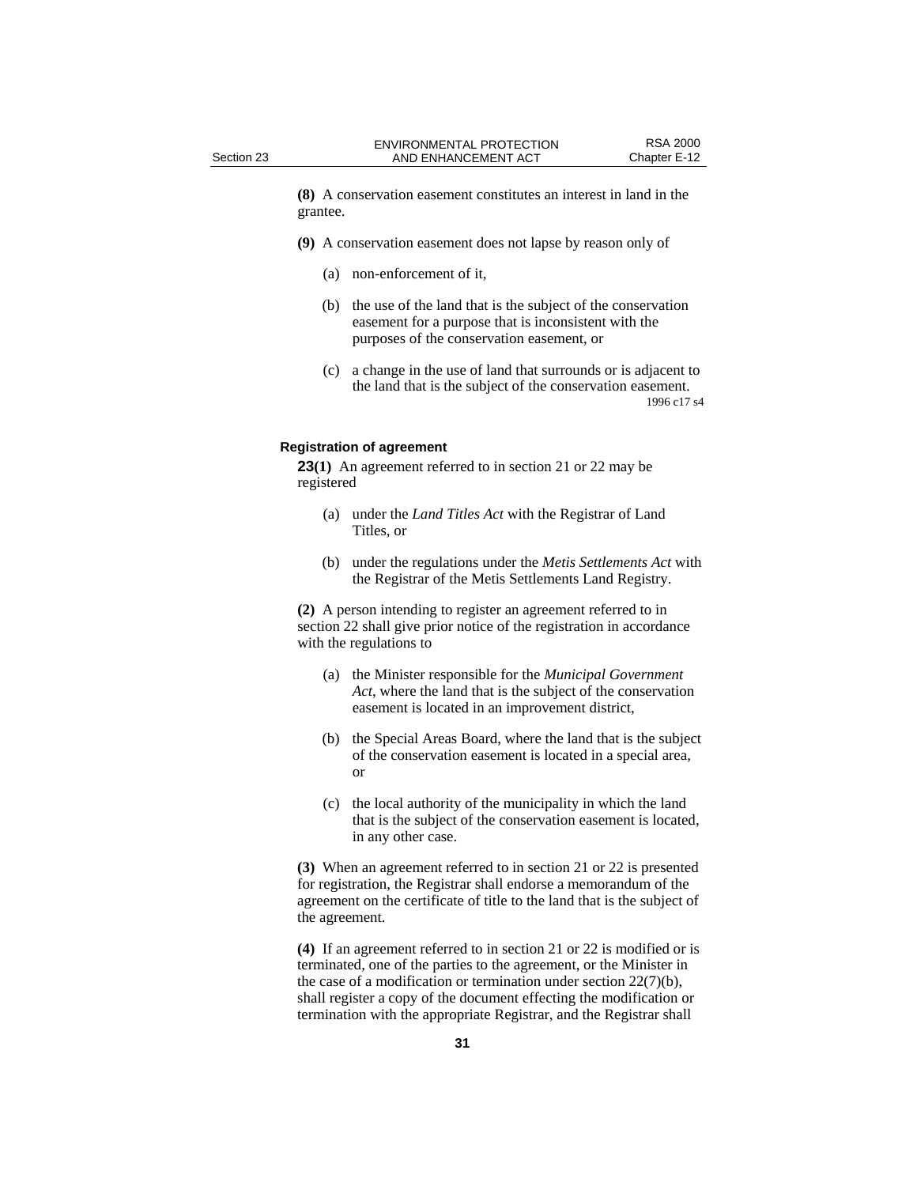**(8)** A conservation easement constitutes an interest in land in the grantee.

**(9)** A conservation easement does not lapse by reason only of

(a) non-enforcement of it,

(b) the use of the land that is the subject of the conservation easement for a purpose that is inconsistent with the purposes of the conservation easement, or

(c) a change in the use of land that surrounds or is adjacent to the land that is the subject of the conservation easement.

1996 c17 s4

**Registration of agreement**

**23(1)** An agreement referred to in section 21 or 22 may be registered

(a) under the *Land Titles Act* with the Registrar of Land Titles, or

(b) under the regulations under the *Metis Settlements Act* with the Registrar of the Metis Settlements Land Registry.

**(2)** A person intending to register an agreement referred to in section 22 shall give prior notice of the registration in accordance with the regulations to

(a) the Minister responsible for the *Municipal Government Act*, where the land that is the subject of the conservation easement is located in an improvement district,

(b) the Special Areas Board, where the land that is the subject of the conservation easement is located in a special area, or

(c) the local authority of the municipality in which the land that is the subject of the conservation easement is located, in any other case.

**(3)** When an agreement referred to in section 21 or 22 is presented for registration, the Registrar shall endorse a memorandum of the agreement on the certificate of title to the land that is the subject of the agreement.

**(4)** If an agreement referred to in section 21 or 22 is modified or is terminated, one of the parties to the agreement, or the Minister in the case of a modification or termination under section 22(7)(b), shall register a copy of the document effecting the modification or termination with the appropriate Registrar, and the Registrar shall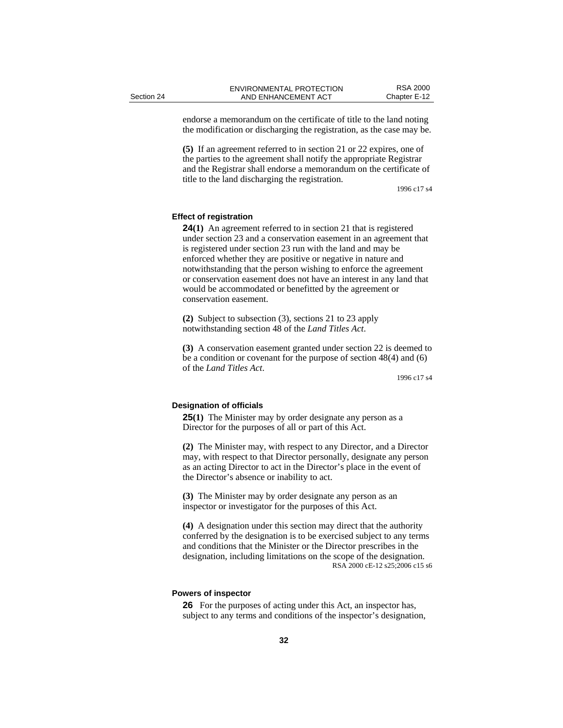endorse a memorandum on the certificate of title to the land noting the modification or discharging the registration, as the case may be.

**(5)** If an agreement referred to in section 21 or 22 expires, one of the parties to the agreement shall notify the appropriate Registrar and the Registrar shall endorse a memorandum on the certificate of title to the land discharging the registration.

1996 c17 s4

#### Effect of registration

**24(1)** An agreement referred to in section 21 that is registered under section 23 and a conservation easement in an agreement that is registered under section 23 run with the land and may be enforced whether they are positive or negative in nature and notwithstanding that the person wishing to enforce the agreement or conservation easement does not have an interest in any land that would be accommodated or benefitted by the agreement or conservation easement.

**(2)** Subject to subsection (3), sections 21 to 23 apply notwithstanding section 48 of the *Land Titles Act*.

**(3)** A conservation easement granted under section 22 is deemed to be a condition or covenant for the purpose of section 48(4) and (6) of the *Land Titles Act*.

1996 c17 s4

#### Designation of officials

**25(1)** The Minister may by order designate any person as a Director for the purposes of all or part of this Act.

**(2)** The Minister may, with respect to any Director, and a Director may, with respect to that Director personally, designate any person as an acting Director to act in the Director's place in the event of the Director's absence or inability to act.

**(3)** The Minister may by order designate any person as an inspector or investigator for the purposes of this Act.

**(4)** A designation under this section may direct that the authority conferred by the designation is to be exercised subject to any terms and conditions that the Minister or the Director prescribes in the designation, including limitations on the scope of the designation.

RSA 2000 cE-12 s25;2006 c15 s6

#### Powers of inspector

**26** For the purposes of acting under this Act, an inspector has, subject to any terms and conditions of the inspector's designation,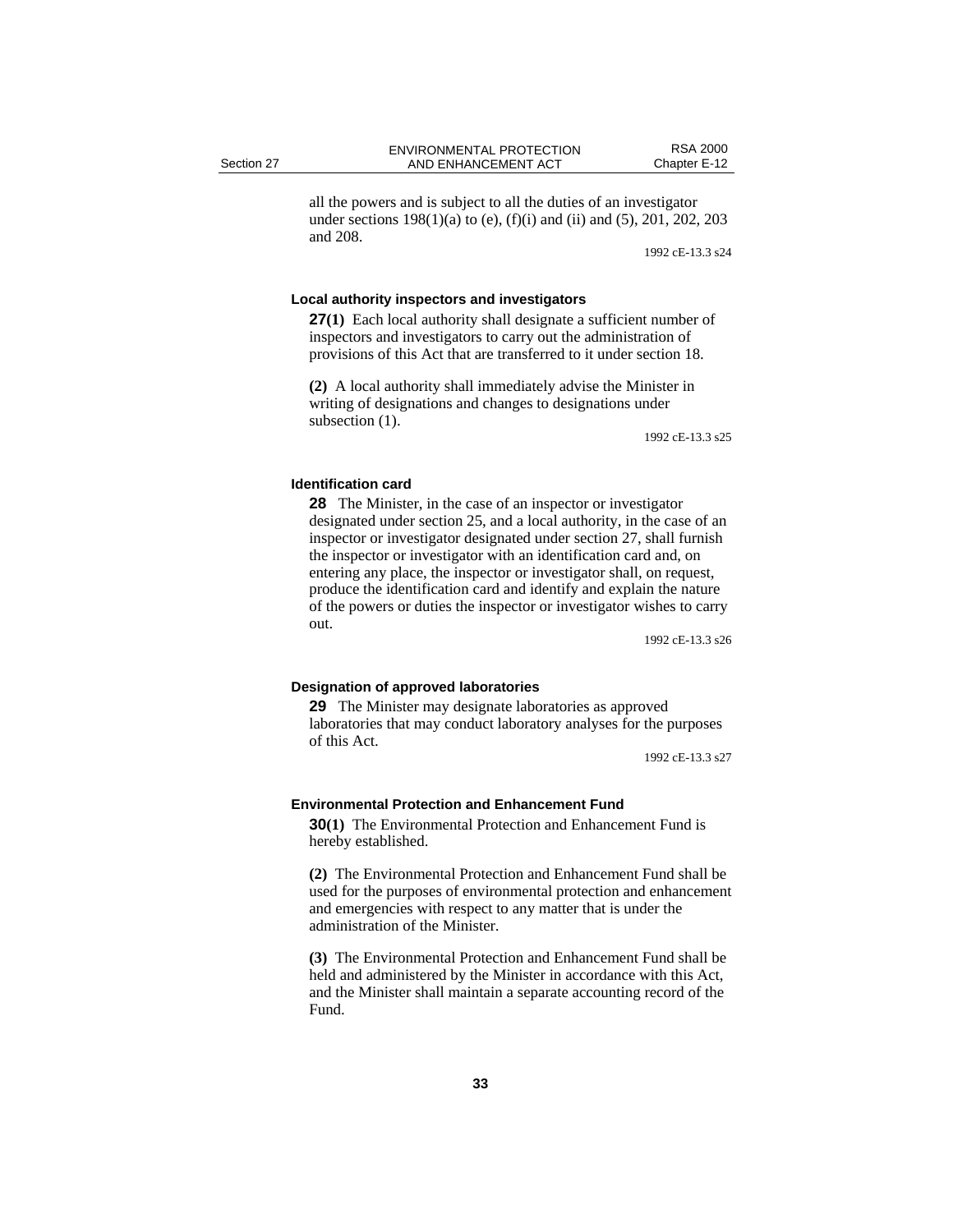all the powers and is subject to all the duties of an investigator under sections 198(1)(a) to (e), (f)(i) and (ii) and (5), 201, 202, 203 and 208.

1992 cE-13.3 s24

### Local authority inspectors and investigators

**27(1)** Each local authority shall designate a sufficient number of inspectors and investigators to carry out the administration of provisions of this Act that are transferred to it under section 18.

**(2)** A local authority shall immediately advise the Minister in writing of designations and changes to designations under subsection (1).

1992 cE-13.3 s25

### Identification card

**28** The Minister, in the case of an inspector or investigator designated under section 25, and a local authority, in the case of an inspector or investigator designated under section 27, shall furnish the inspector or investigator with an identification card and, on entering any place, the inspector or investigator shall, on request, produce the identification card and identify and explain the nature of the powers or duties the inspector or investigator wishes to carry out.

1992 cE-13.3 s26

### Designation of approved laboratories

**29** The Minister may designate laboratories as approved laboratories that may conduct laboratory analyses for the purposes of this Act.

1992 cE-13.3 s27

### Environmental Protection and Enhancement Fund

**30(1)** The Environmental Protection and Enhancement Fund is hereby established.

**(2)** The Environmental Protection and Enhancement Fund shall be used for the purposes of environmental protection and enhancement and emergencies with respect to any matter that is under the administration of the Minister.

**(3)** The Environmental Protection and Enhancement Fund shall be held and administered by the Minister in accordance with this Act, and the Minister shall maintain a separate accounting record of the Fund.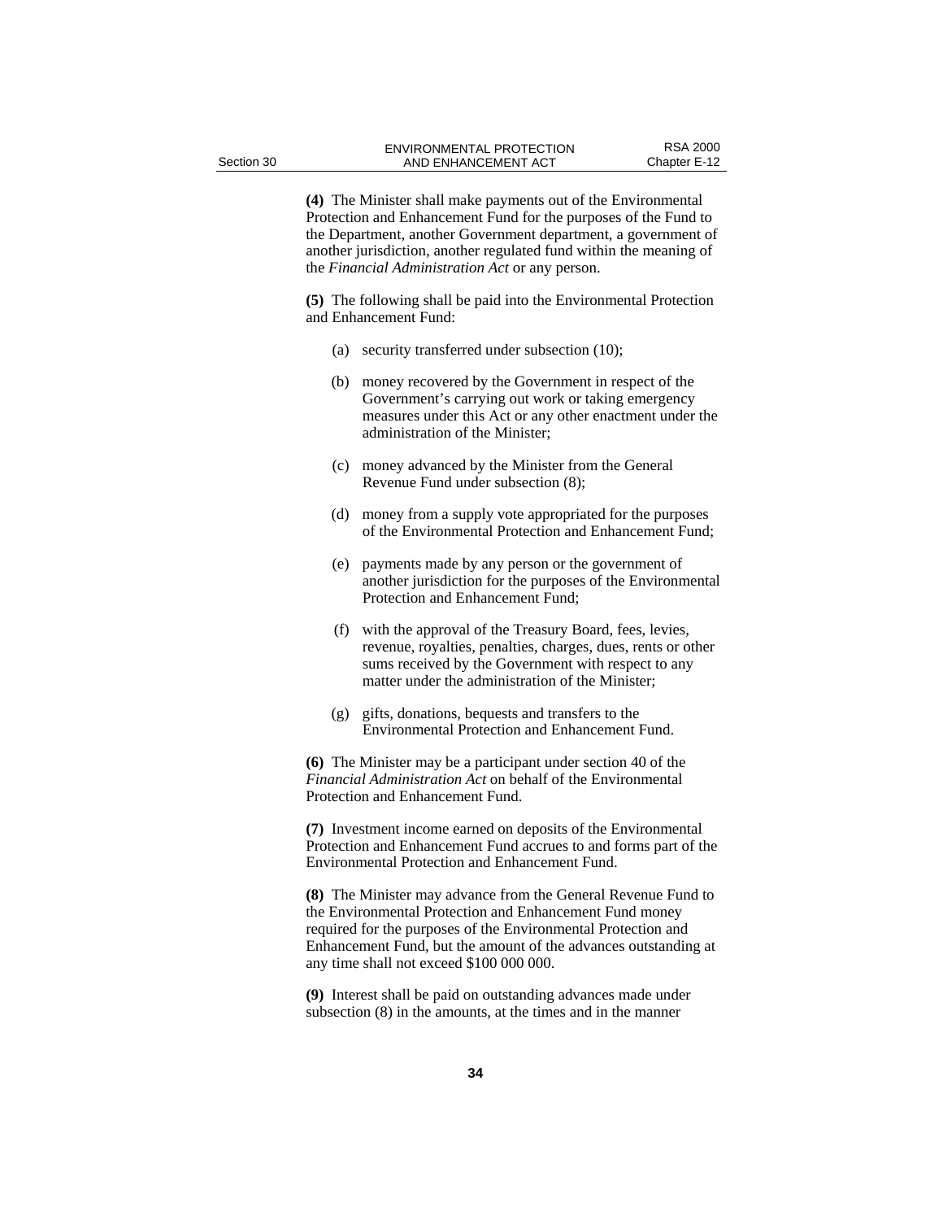**(4)** The Minister shall make payments out of the Environmental Protection and Enhancement Fund for the purposes of the Fund to the Department, another Government department, a government of another jurisdiction, another regulated fund within the meaning of the *Financial Administration Act* or any person.

**(5)** The following shall be paid into the Environmental Protection and Enhancement Fund:

(a) security transferred under subsection (10);

(b) money recovered by the Government in respect of the Government's carrying out work or taking emergency measures under this Act or any other enactment under the administration of the Minister;

(c) money advanced by the Minister from the General Revenue Fund under subsection (8);

(d) money from a supply vote appropriated for the purposes of the Environmental Protection and Enhancement Fund;

(e) payments made by any person or the government of another jurisdiction for the purposes of the Environmental Protection and Enhancement Fund;

(f) with the approval of the Treasury Board, fees, levies, revenue, royalties, penalties, charges, dues, rents or other sums received by the Government with respect to any matter under the administration of the Minister;

(g) gifts, donations, bequests and transfers to the Environmental Protection and Enhancement Fund.

**(6)** The Minister may be a participant under section 40 of the *Financial Administration Act* on behalf of the Environmental Protection and Enhancement Fund.

**(7)** Investment income earned on deposits of the Environmental Protection and Enhancement Fund accrues to and forms part of the Environmental Protection and Enhancement Fund.

**(8)** The Minister may advance from the General Revenue Fund to the Environmental Protection and Enhancement Fund money required for the purposes of the Environmental Protection and Enhancement Fund, but the amount of the advances outstanding at any time shall not exceed $100 000 000.

**(9)** Interest shall be paid on outstanding advances made under subsection (8) in the amounts, at the times and in the manner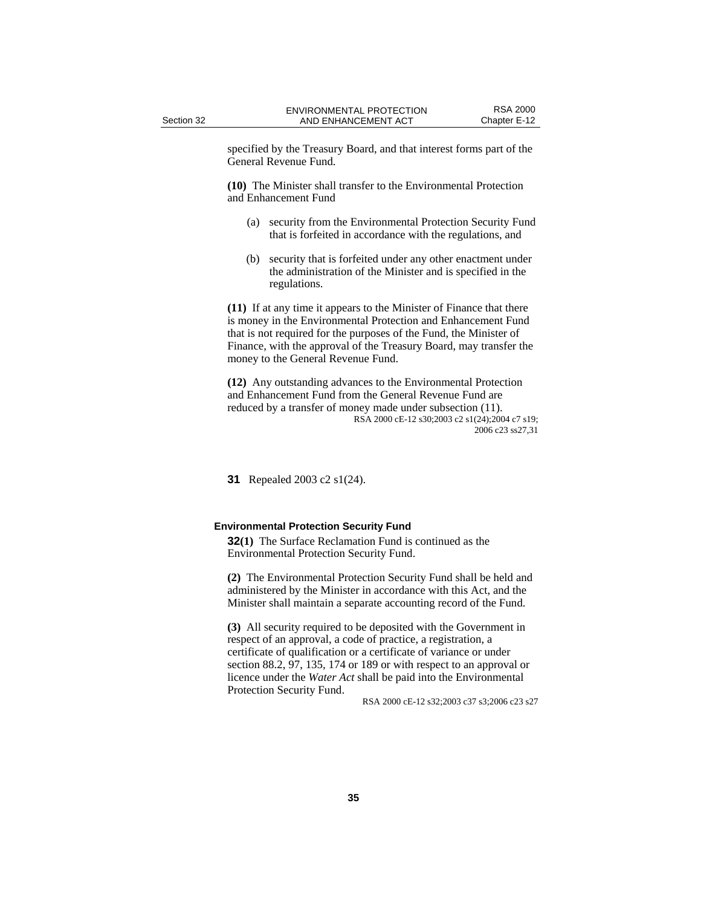specified by the Treasury Board, and that interest forms part of the General Revenue Fund.

**(10)** The Minister shall transfer to the Environmental Protection and Enhancement Fund

(a) security from the Environmental Protection Security Fund that is forfeited in accordance with the regulations, and

(b) security that is forfeited under any other enactment under the administration of the Minister and is specified in the regulations.

**(11)** If at any time it appears to the Minister of Finance that there is money in the Environmental Protection and Enhancement Fund that is not required for the purposes of the Fund, the Minister of Finance, with the approval of the Treasury Board, may transfer the money to the General Revenue Fund.

**(12)** Any outstanding advances to the Environmental Protection and Enhancement Fund from the General Revenue Fund are reduced by a transfer of money made under subsection (11).

RSA 2000 cE-12 s30;2003 c2 s1(24);2004 c7 s19; 2006 c23 ss27,31

**31** Repealed 2003 c2 s1(24).

**Environmental Protection Security Fund**

**32(1)** The Surface Reclamation Fund is continued as the Environmental Protection Security Fund.

**(2)** The Environmental Protection Security Fund shall be held and administered by the Minister in accordance with this Act, and the Minister shall maintain a separate accounting record of the Fund.

**(3)** All security required to be deposited with the Government in respect of an approval, a code of practice, a registration, a certificate of qualification or a certificate of variance or under section 88.2, 97, 135, 174 or 189 or with respect to an approval or licence under the *Water Act* shall be paid into the Environmental Protection Security Fund.

RSA 2000 cE-12 s32;2003 c37 s3;2006 c23 s27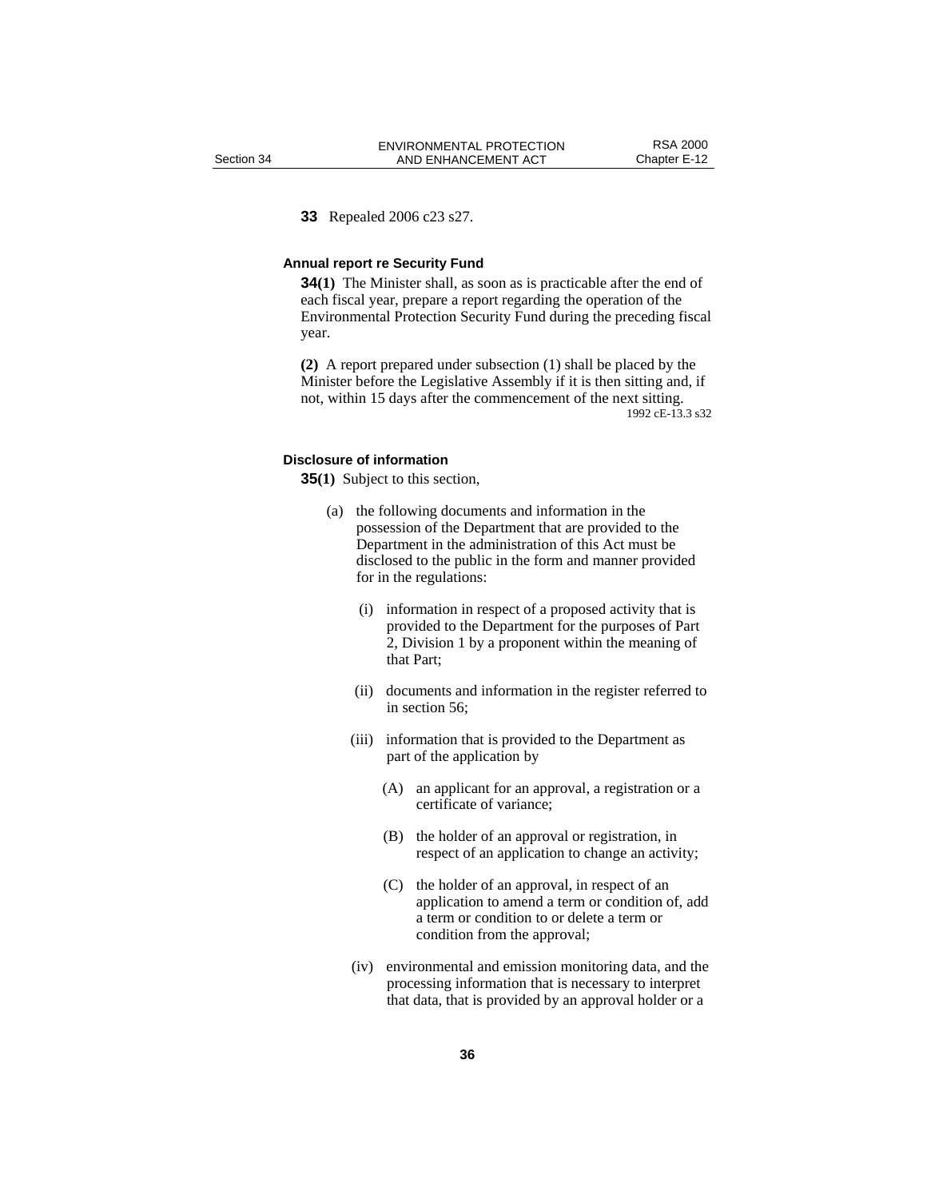**33** Repealed 2006 c23 s27.

### Annual report re Security Fund

**34(1)** The Minister shall, as soon as is practicable after the end of each fiscal year, prepare a report regarding the operation of the Environmental Protection Security Fund during the preceding fiscal year.

**(2)** A report prepared under subsection (1) shall be placed by the Minister before the Legislative Assembly if it is then sitting and, if not, within 15 days after the commencement of the next sitting.

1992 cE-13.3 s32

### Disclosure of information

**35(1)** Subject to this section,

(a) the following documents and information in the possession of the Department that are provided to the Department in the administration of this Act must be disclosed to the public in the form and manner provided for in the regulations:

(i) information in respect of a proposed activity that is provided to the Department for the purposes of Part 2, Division 1 by a proponent within the meaning of that Part;

(ii) documents and information in the register referred to in section 56;

(iii) information that is provided to the Department as part of the application by

(A) an applicant for an approval, a registration or a certificate of variance;

(B) the holder of an approval or registration, in respect of an application to change an activity;

(C) the holder of an approval, in respect of an application to amend a term or condition of, add a term or condition to or delete a term or condition from the approval;

(iv) environmental and emission monitoring data, and the processing information that is necessary to interpret that data, that is provided by an approval holder or a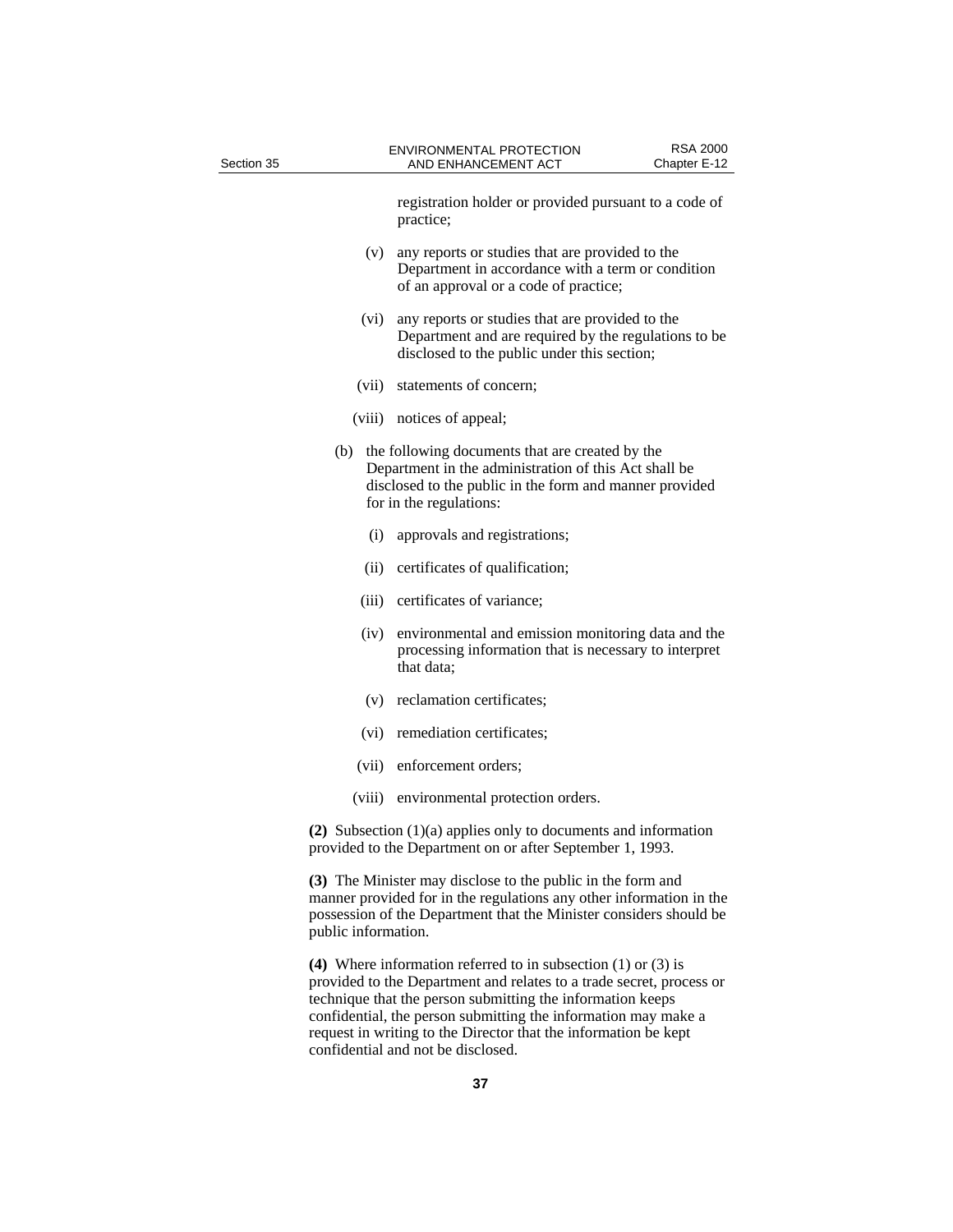registration holder or provided pursuant to a code of practice;

(v) any reports or studies that are provided to the Department in accordance with a term or condition of an approval or a code of practice;

(vi) any reports or studies that are provided to the Department and are required by the regulations to be disclosed to the public under this section;

(vii) statements of concern;

(viii) notices of appeal;

(b) the following documents that are created by the Department in the administration of this Act shall be disclosed to the public in the form and manner provided for in the regulations:

(i) approvals and registrations;

(ii) certificates of qualification;

(iii) certificates of variance;

(iv) environmental and emission monitoring data and the processing information that is necessary to interpret that data;

(v) reclamation certificates;

(vi) remediation certificates;

(vii) enforcement orders;

(viii) environmental protection orders.

**(2)** Subsection (1)(a) applies only to documents and information provided to the Department on or after September 1, 1993.

**(3)** The Minister may disclose to the public in the form and manner provided for in the regulations any other information in the possession of the Department that the Minister considers should be public information.

**(4)** Where information referred to in subsection (1) or (3) is provided to the Department and relates to a trade secret, process or technique that the person submitting the information keeps confidential, the person submitting the information may make a request in writing to the Director that the information be kept confidential and not be disclosed.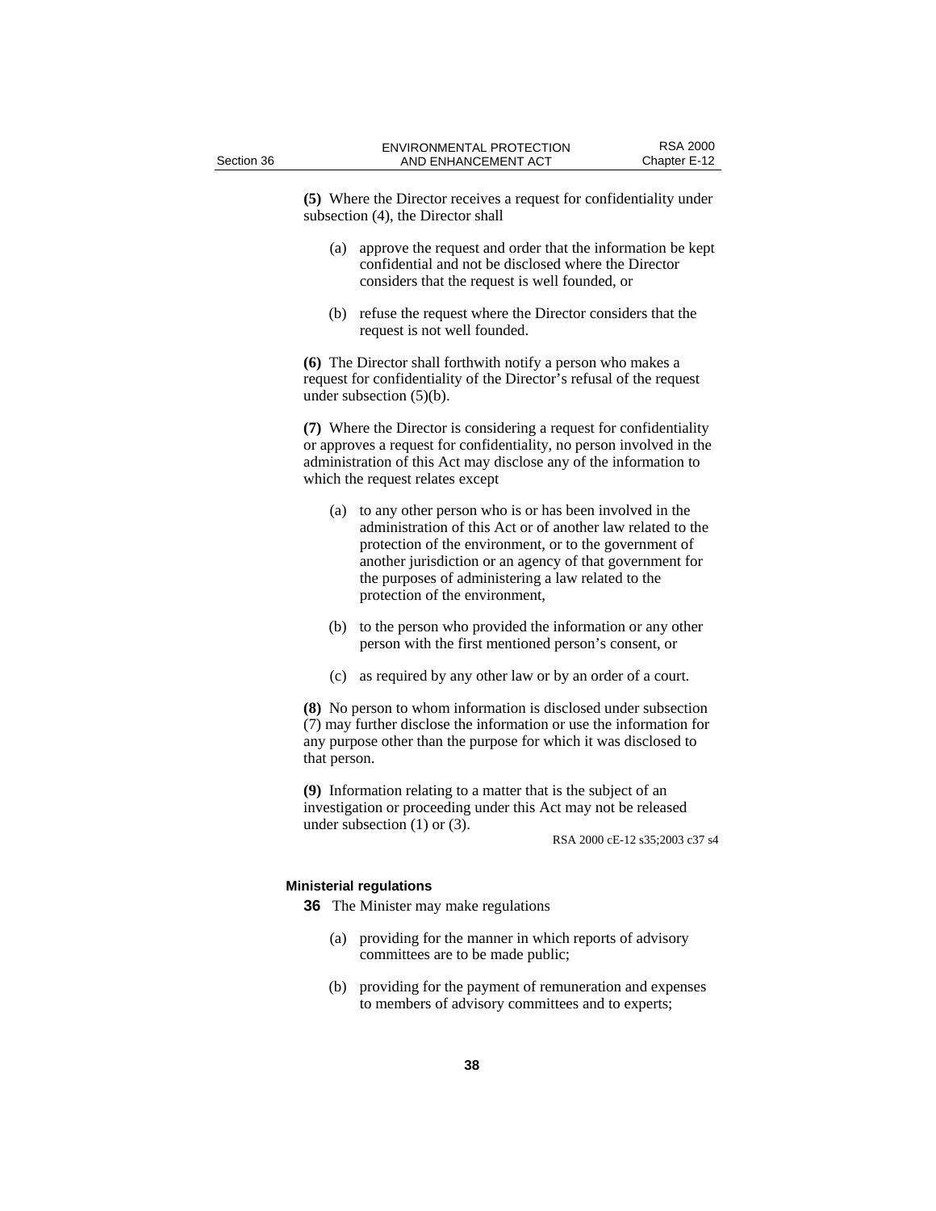**(5)** Where the Director receives a request for confidentiality under subsection (4), the Director shall

(a) approve the request and order that the information be kept confidential and not be disclosed where the Director considers that the request is well founded, or

(b) refuse the request where the Director considers that the request is not well founded.

**(6)** The Director shall forthwith notify a person who makes a request for confidentiality of the Director's refusal of the request under subsection (5)(b).

**(7)** Where the Director is considering a request for confidentiality or approves a request for confidentiality, no person involved in the administration of this Act may disclose any of the information to which the request relates except

(a) to any other person who is or has been involved in the administration of this Act or of another law related to the protection of the environment, or to the government of another jurisdiction or an agency of that government for the purposes of administering a law related to the protection of the environment,

(b) to the person who provided the information or any other person with the first mentioned person's consent, or

(c) as required by any other law or by an order of a court.

**(8)** No person to whom information is disclosed under subsection (7) may further disclose the information or use the information for any purpose other than the purpose for which it was disclosed to that person.

**(9)** Information relating to a matter that is the subject of an investigation or proceeding under this Act may not be released under subsection (1) or (3).

RSA 2000 cE-12 s35;2003 c37 s4

#### Ministerial regulations

**36** The Minister may make regulations

(a) providing for the manner in which reports of advisory committees are to be made public;

(b) providing for the payment of remuneration and expenses to members of advisory committees and to experts;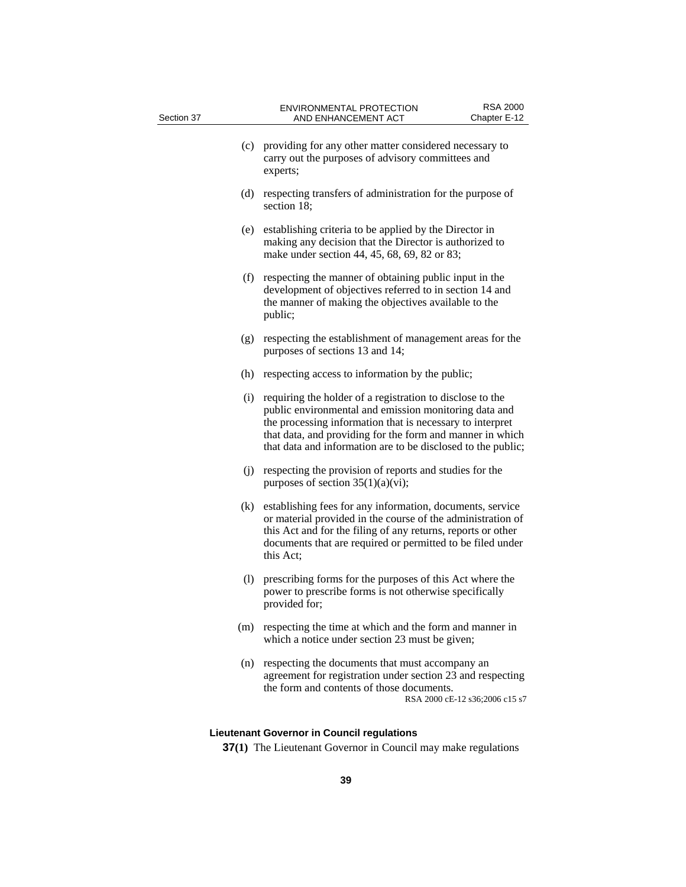(c) providing for any other matter considered necessary to carry out the purposes of advisory committees and experts;

(d) respecting transfers of administration for the purpose of section 18;

(e) establishing criteria to be applied by the Director in making any decision that the Director is authorized to make under section 44, 45, 68, 69, 82 or 83;

(f) respecting the manner of obtaining public input in the development of objectives referred to in section 14 and the manner of making the objectives available to the public;

(g) respecting the establishment of management areas for the purposes of sections 13 and 14;

(h) respecting access to information by the public;

(i) requiring the holder of a registration to disclose to the public environmental and emission monitoring data and the processing information that is necessary to interpret that data, and providing for the form and manner in which that data and information are to be disclosed to the public;

(j) respecting the provision of reports and studies for the purposes of section 35(1)(a)(vi);

(k) establishing fees for any information, documents, service or material provided in the course of the administration of this Act and for the filing of any returns, reports or other documents that are required or permitted to be filed under this Act;

(l) prescribing forms for the purposes of this Act where the power to prescribe forms is not otherwise specifically provided for;

(m) respecting the time at which and the form and manner in which a notice under section 23 must be given;

(n) respecting the documents that must accompany an agreement for registration under section 23 and respecting the form and contents of those documents.

RSA 2000 cE-12 s36;2006 c15 s7

**Lieutenant Governor in Council regulations**

**37(1)** The Lieutenant Governor in Council may make regulations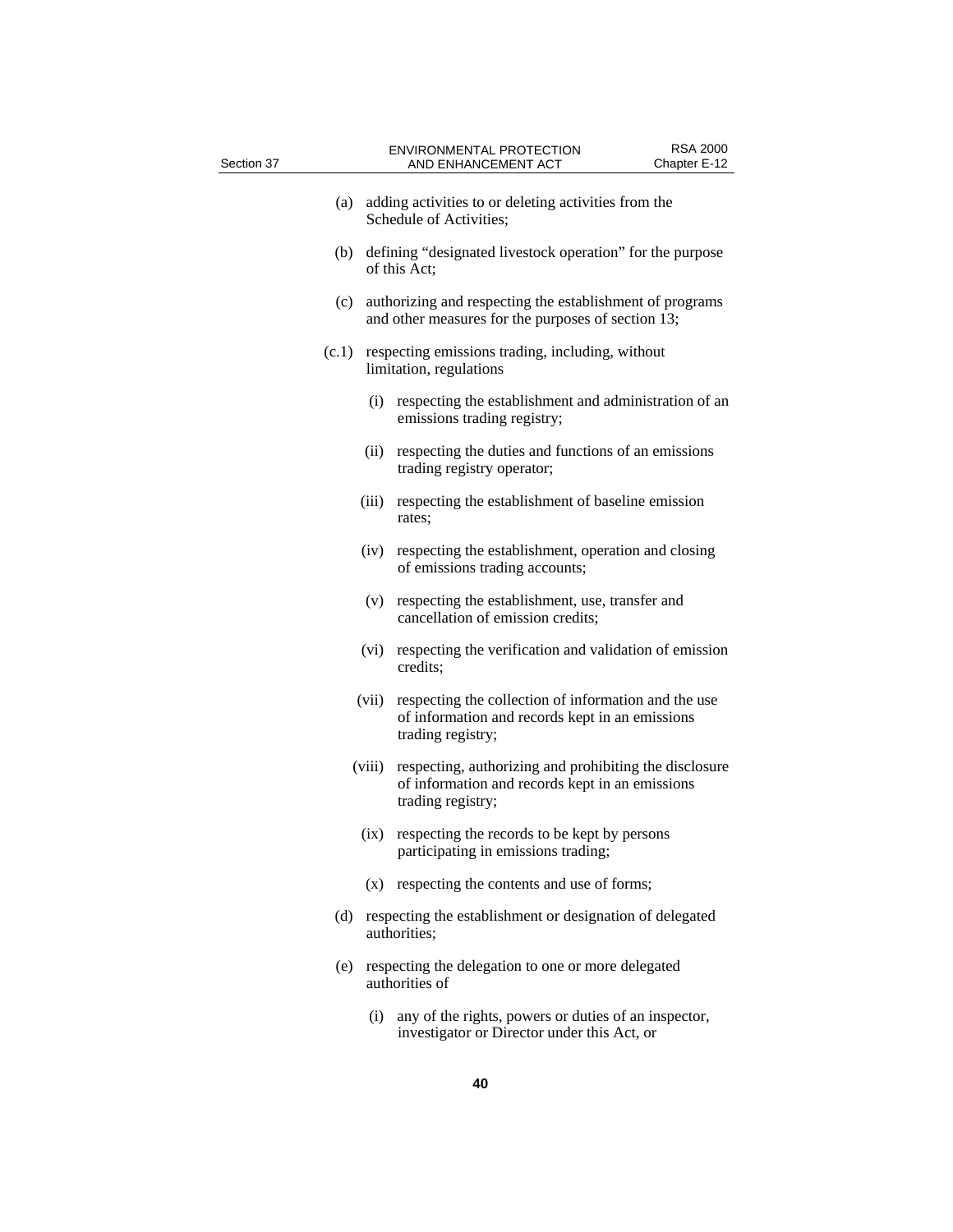(a) adding activities to or deleting activities from the Schedule of Activities;

(b) defining "designated livestock operation" for the purpose of this Act;

(c) authorizing and respecting the establishment of programs and other measures for the purposes of section 13;

(c.1) respecting emissions trading, including, without limitation, regulations

   (i) respecting the establishment and administration of an emissions trading registry;

   (ii) respecting the duties and functions of an emissions trading registry operator;

   (iii) respecting the establishment of baseline emission rates;

   (iv) respecting the establishment, operation and closing of emissions trading accounts;

   (v) respecting the establishment, use, transfer and cancellation of emission credits;

   (vi) respecting the verification and validation of emission credits;

   (vii) respecting the collection of information and the use of information and records kept in an emissions trading registry;

   (viii) respecting, authorizing and prohibiting the disclosure of information and records kept in an emissions trading registry;

   (ix) respecting the records to be kept by persons participating in emissions trading;

   (x) respecting the contents and use of forms;

(d) respecting the establishment or designation of delegated authorities;

(e) respecting the delegation to one or more delegated authorities of

   (i) any of the rights, powers or duties of an inspector, investigator or Director under this Act, or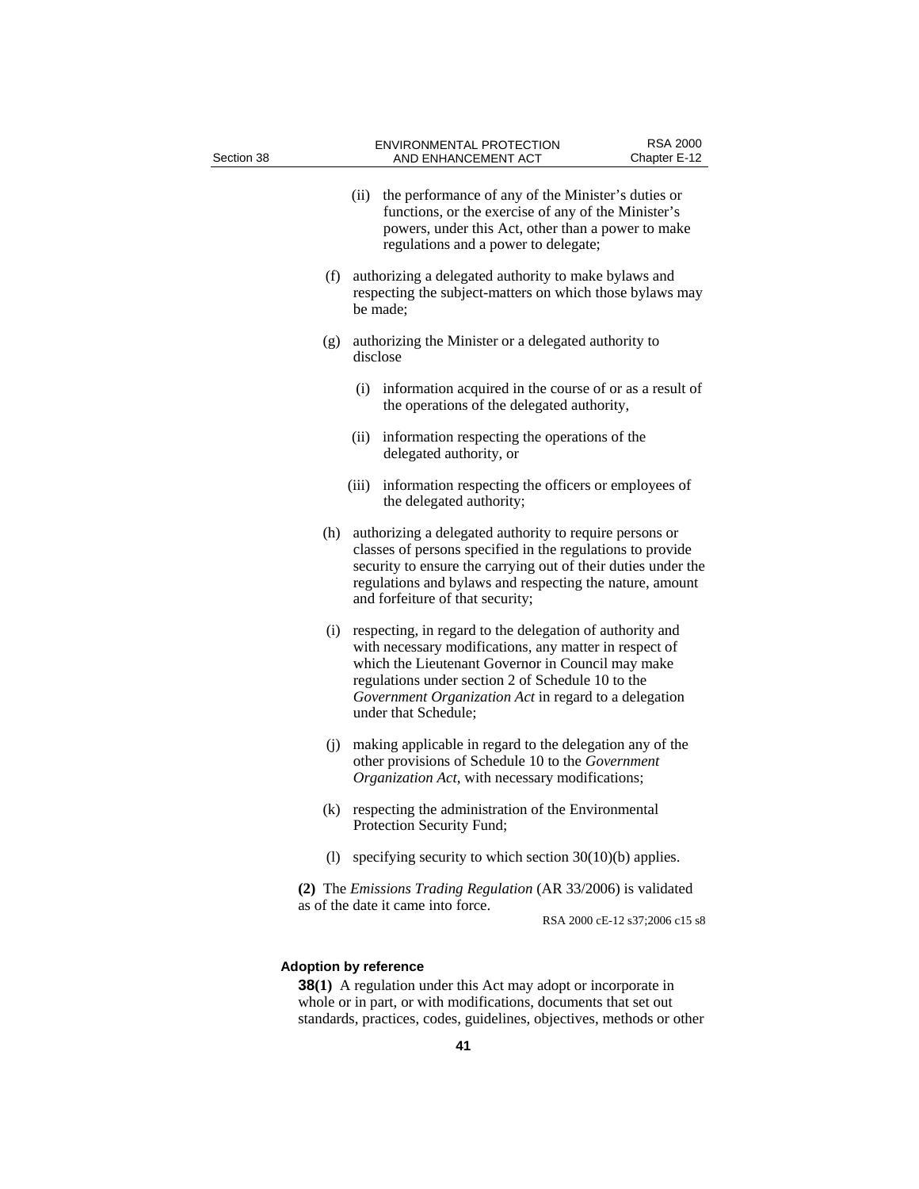(ii) the performance of any of the Minister's duties or functions, or the exercise of any of the Minister's powers, under this Act, other than a power to make regulations and a power to delegate;

(f) authorizing a delegated authority to make bylaws and respecting the subject-matters on which those bylaws may be made;

(g) authorizing the Minister or a delegated authority to disclose

(i) information acquired in the course of or as a result of the operations of the delegated authority,

(ii) information respecting the operations of the delegated authority, or

(iii) information respecting the officers or employees of the delegated authority;

(h) authorizing a delegated authority to require persons or classes of persons specified in the regulations to provide security to ensure the carrying out of their duties under the regulations and bylaws and respecting the nature, amount and forfeiture of that security;

(i) respecting, in regard to the delegation of authority and with necessary modifications, any matter in respect of which the Lieutenant Governor in Council may make regulations under section 2 of Schedule 10 to the *Government Organization Act* in regard to a delegation under that Schedule;

(j) making applicable in regard to the delegation any of the other provisions of Schedule 10 to the *Government Organization Act*, with necessary modifications;

(k) respecting the administration of the Environmental Protection Security Fund;

(l) specifying security to which section 30(10)(b) applies.

**(2)** The *Emissions Trading Regulation* (AR 33/2006) is validated as of the date it came into force.

RSA 2000 cE-12 s37;2006 c15 s8

**Adoption by reference**

**38(1)** A regulation under this Act may adopt or incorporate in whole or in part, or with modifications, documents that set out standards, practices, codes, guidelines, objectives, methods or other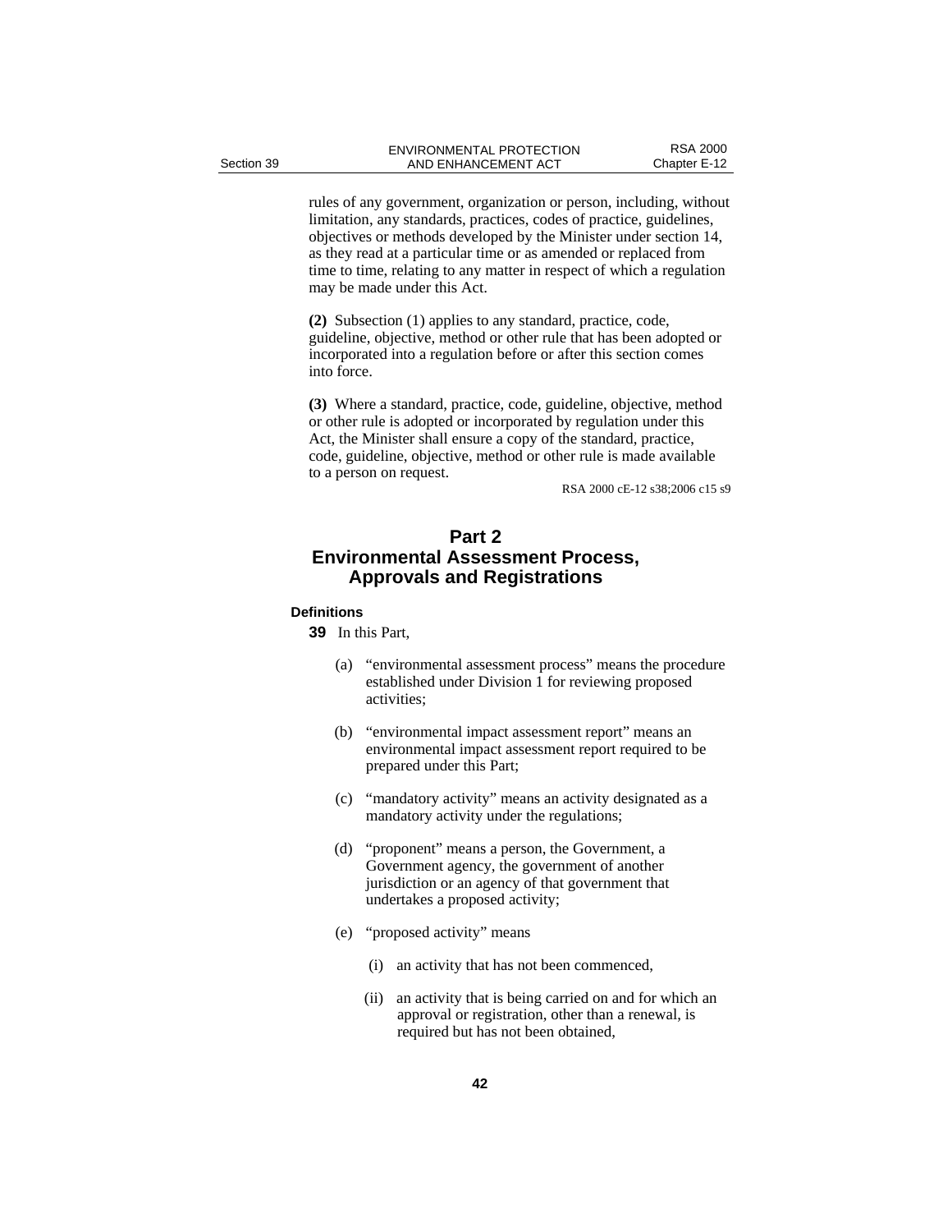rules of any government, organization or person, including, without limitation, any standards, practices, codes of practice, guidelines, objectives or methods developed by the Minister under section 14, as they read at a particular time or as amended or replaced from time to time, relating to any matter in respect of which a regulation may be made under this Act.

**(2)** Subsection (1) applies to any standard, practice, code, guideline, objective, method or other rule that has been adopted or incorporated into a regulation before or after this section comes into force.

**(3)** Where a standard, practice, code, guideline, objective, method or other rule is adopted or incorporated by regulation under this Act, the Minister shall ensure a copy of the standard, practice, code, guideline, objective, method or other rule is made available to a person on request.

RSA 2000 cE-12 s38;2006 c15 s9

# Part 2
# Environmental Assessment Process, Approvals and Registrations

#### Definitions

**39** In this Part,

(a) "environmental assessment process" means the procedure established under Division 1 for reviewing proposed activities;

(b) "environmental impact assessment report" means an environmental impact assessment report required to be prepared under this Part;

(c) "mandatory activity" means an activity designated as a mandatory activity under the regulations;

(d) "proponent" means a person, the Government, a Government agency, the government of another jurisdiction or an agency of that government that undertakes a proposed activity;

(e) "proposed activity" means

(i) an activity that has not been commenced,

(ii) an activity that is being carried on and for which an approval or registration, other than a renewal, is required but has not been obtained,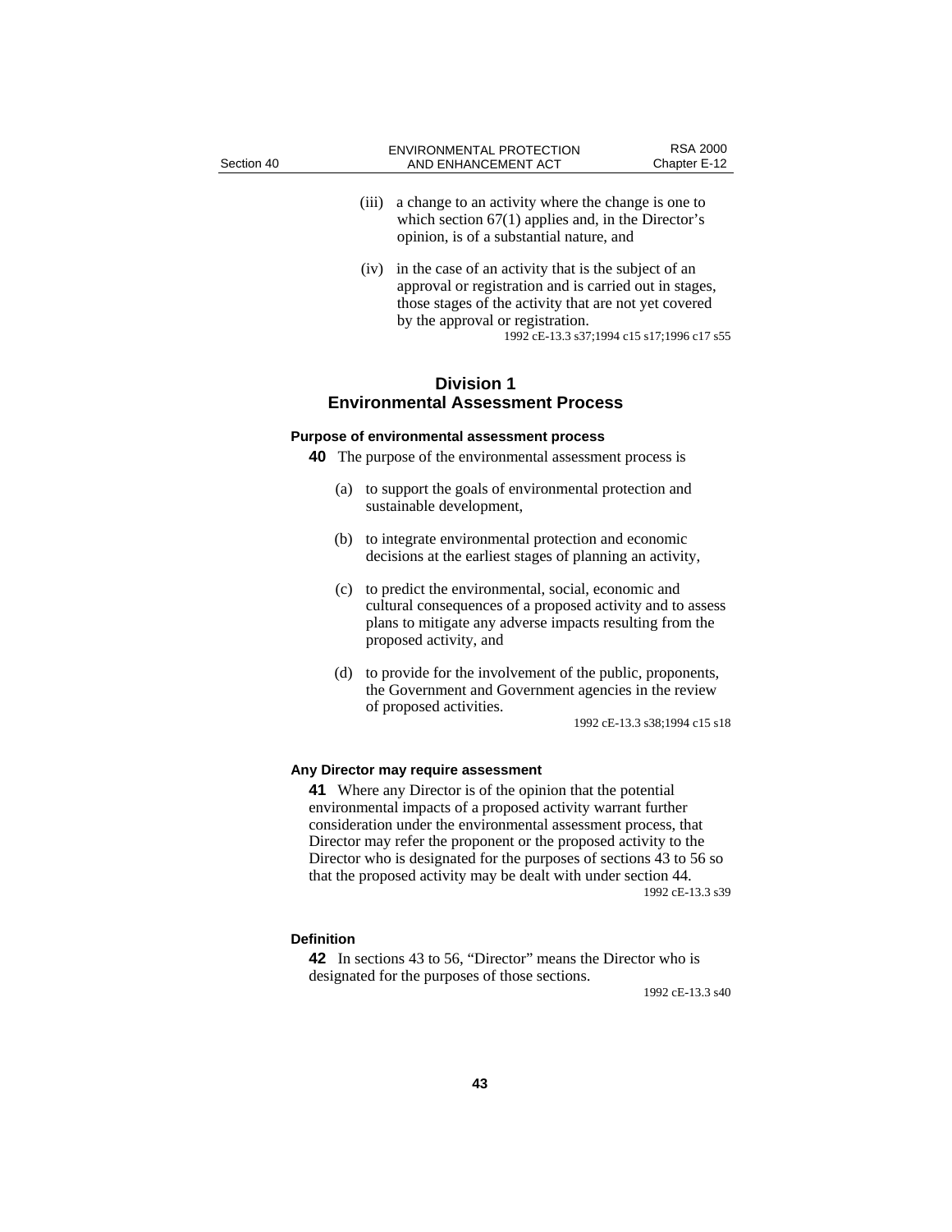(iii) a change to an activity where the change is one to which section 67(1) applies and, in the Director's opinion, is of a substantial nature, and

(iv) in the case of an activity that is the subject of an approval or registration and is carried out in stages, those stages of the activity that are not yet covered by the approval or registration.

1992 cE-13.3 s37;1994 c15 s17;1996 c17 s55

## Division 1
## Environmental Assessment Process

### Purpose of environmental assessment process

**40** The purpose of the environmental assessment process is

(a) to support the goals of environmental protection and sustainable development,

(b) to integrate environmental protection and economic decisions at the earliest stages of planning an activity,

(c) to predict the environmental, social, economic and cultural consequences of a proposed activity and to assess plans to mitigate any adverse impacts resulting from the proposed activity, and

(d) to provide for the involvement of the public, proponents, the Government and Government agencies in the review of proposed activities.

1992 cE-13.3 s38;1994 c15 s18

### Any Director may require assessment

**41** Where any Director is of the opinion that the potential environmental impacts of a proposed activity warrant further consideration under the environmental assessment process, that Director may refer the proponent or the proposed activity to the Director who is designated for the purposes of sections 43 to 56 so that the proposed activity may be dealt with under section 44.

1992 cE-13.3 s39

### Definition

**42** In sections 43 to 56, "Director" means the Director who is designated for the purposes of those sections.

1992 cE-13.3 s40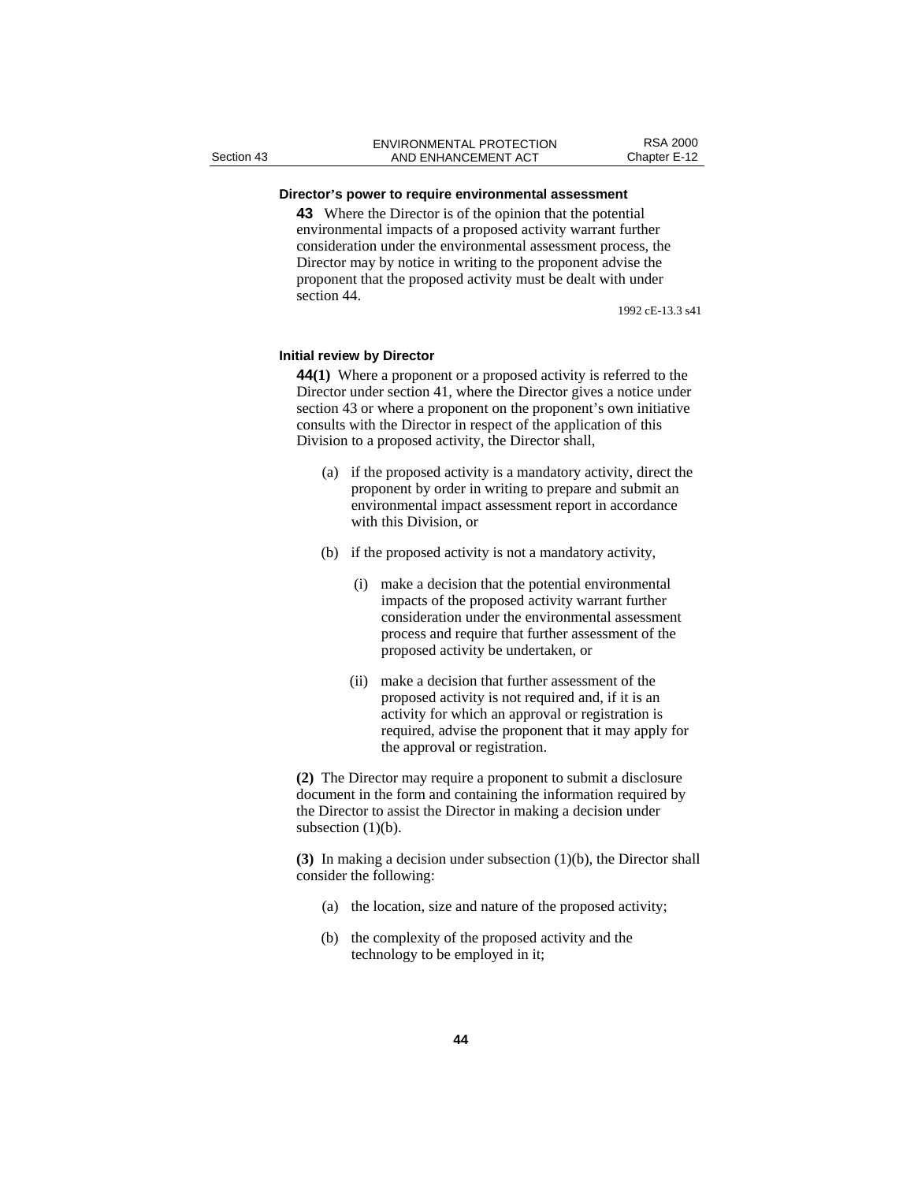**Director's power to require environmental assessment**

**43** Where the Director is of the opinion that the potential environmental impacts of a proposed activity warrant further consideration under the environmental assessment process, the Director may by notice in writing to the proponent advise the proponent that the proposed activity must be dealt with under section 44.

1992 cE-13.3 s41

**Initial review by Director**

**44(1)** Where a proponent or a proposed activity is referred to the Director under section 41, where the Director gives a notice under section 43 or where a proponent on the proponent's own initiative consults with the Director in respect of the application of this Division to a proposed activity, the Director shall,

(a) if the proposed activity is a mandatory activity, direct the proponent by order in writing to prepare and submit an environmental impact assessment report in accordance with this Division, or

(b) if the proposed activity is not a mandatory activity,

(i) make a decision that the potential environmental impacts of the proposed activity warrant further consideration under the environmental assessment process and require that further assessment of the proposed activity be undertaken, or

(ii) make a decision that further assessment of the proposed activity is not required and, if it is an activity for which an approval or registration is required, advise the proponent that it may apply for the approval or registration.

**(2)** The Director may require a proponent to submit a disclosure document in the form and containing the information required by the Director to assist the Director in making a decision under subsection (1)(b).

**(3)** In making a decision under subsection (1)(b), the Director shall consider the following:

(a) the location, size and nature of the proposed activity;

(b) the complexity of the proposed activity and the technology to be employed in it;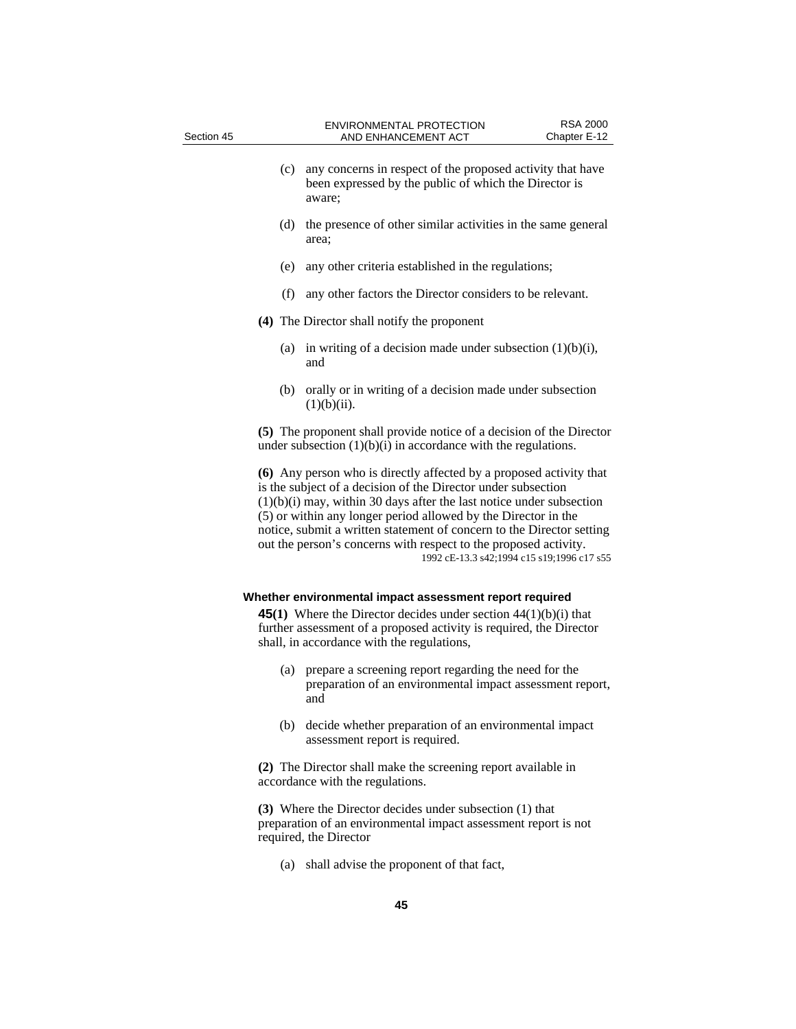(c) any concerns in respect of the proposed activity that have been expressed by the public of which the Director is aware;

(d) the presence of other similar activities in the same general area;

(e) any other criteria established in the regulations;

(f) any other factors the Director considers to be relevant.

**(4)** The Director shall notify the proponent

(a) in writing of a decision made under subsection (1)(b)(i), and

(b) orally or in writing of a decision made under subsection (1)(b)(ii).

**(5)** The proponent shall provide notice of a decision of the Director under subsection (1)(b)(i) in accordance with the regulations.

**(6)** Any person who is directly affected by a proposed activity that is the subject of a decision of the Director under subsection (1)(b)(i) may, within 30 days after the last notice under subsection (5) or within any longer period allowed by the Director in the notice, submit a written statement of concern to the Director setting out the person's concerns with respect to the proposed activity.

1992 cE-13.3 s42;1994 c15 s19;1996 c17 s55

**Whether environmental impact assessment report required**

**45(1)** Where the Director decides under section 44(1)(b)(i) that further assessment of a proposed activity is required, the Director shall, in accordance with the regulations,

(a) prepare a screening report regarding the need for the preparation of an environmental impact assessment report, and

(b) decide whether preparation of an environmental impact assessment report is required.

**(2)** The Director shall make the screening report available in accordance with the regulations.

**(3)** Where the Director decides under subsection (1) that preparation of an environmental impact assessment report is not required, the Director

(a) shall advise the proponent of that fact,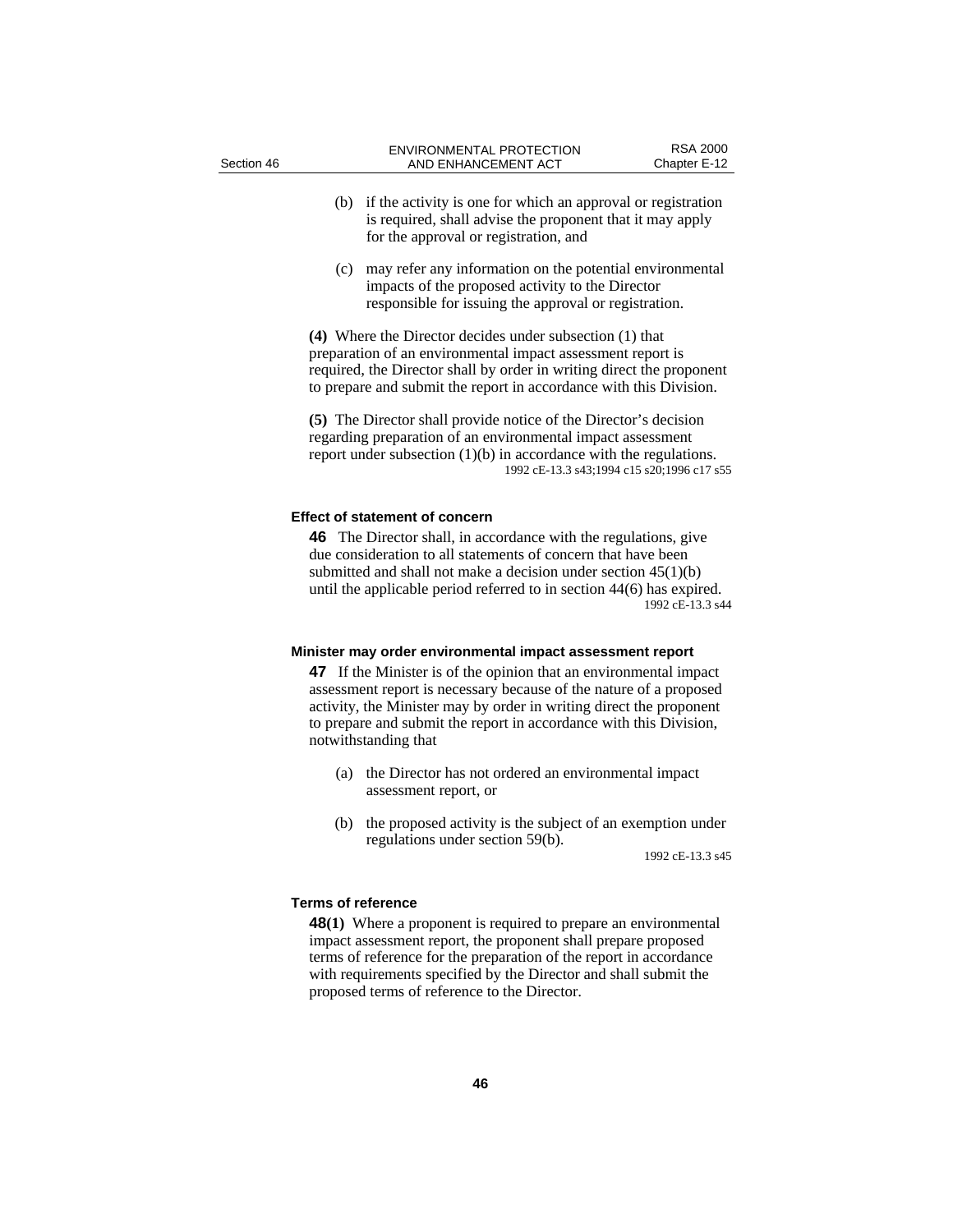(b) if the activity is one for which an approval or registration is required, shall advise the proponent that it may apply for the approval or registration, and

(c) may refer any information on the potential environmental impacts of the proposed activity to the Director responsible for issuing the approval or registration.

**(4)** Where the Director decides under subsection (1) that preparation of an environmental impact assessment report is required, the Director shall by order in writing direct the proponent to prepare and submit the report in accordance with this Division.

**(5)** The Director shall provide notice of the Director's decision regarding preparation of an environmental impact assessment report under subsection (1)(b) in accordance with the regulations.

1992 cE-13.3 s43;1994 c15 s20;1996 c17 s55

### Effect of statement of concern

**46** The Director shall, in accordance with the regulations, give due consideration to all statements of concern that have been submitted and shall not make a decision under section 45(1)(b) until the applicable period referred to in section 44(6) has expired.

1992 cE-13.3 s44

### Minister may order environmental impact assessment report

**47** If the Minister is of the opinion that an environmental impact assessment report is necessary because of the nature of a proposed activity, the Minister may by order in writing direct the proponent to prepare and submit the report in accordance with this Division, notwithstanding that

(a) the Director has not ordered an environmental impact assessment report, or

(b) the proposed activity is the subject of an exemption under regulations under section 59(b).

1992 cE-13.3 s45

### Terms of reference

**48(1)** Where a proponent is required to prepare an environmental impact assessment report, the proponent shall prepare proposed terms of reference for the preparation of the report in accordance with requirements specified by the Director and shall submit the proposed terms of reference to the Director.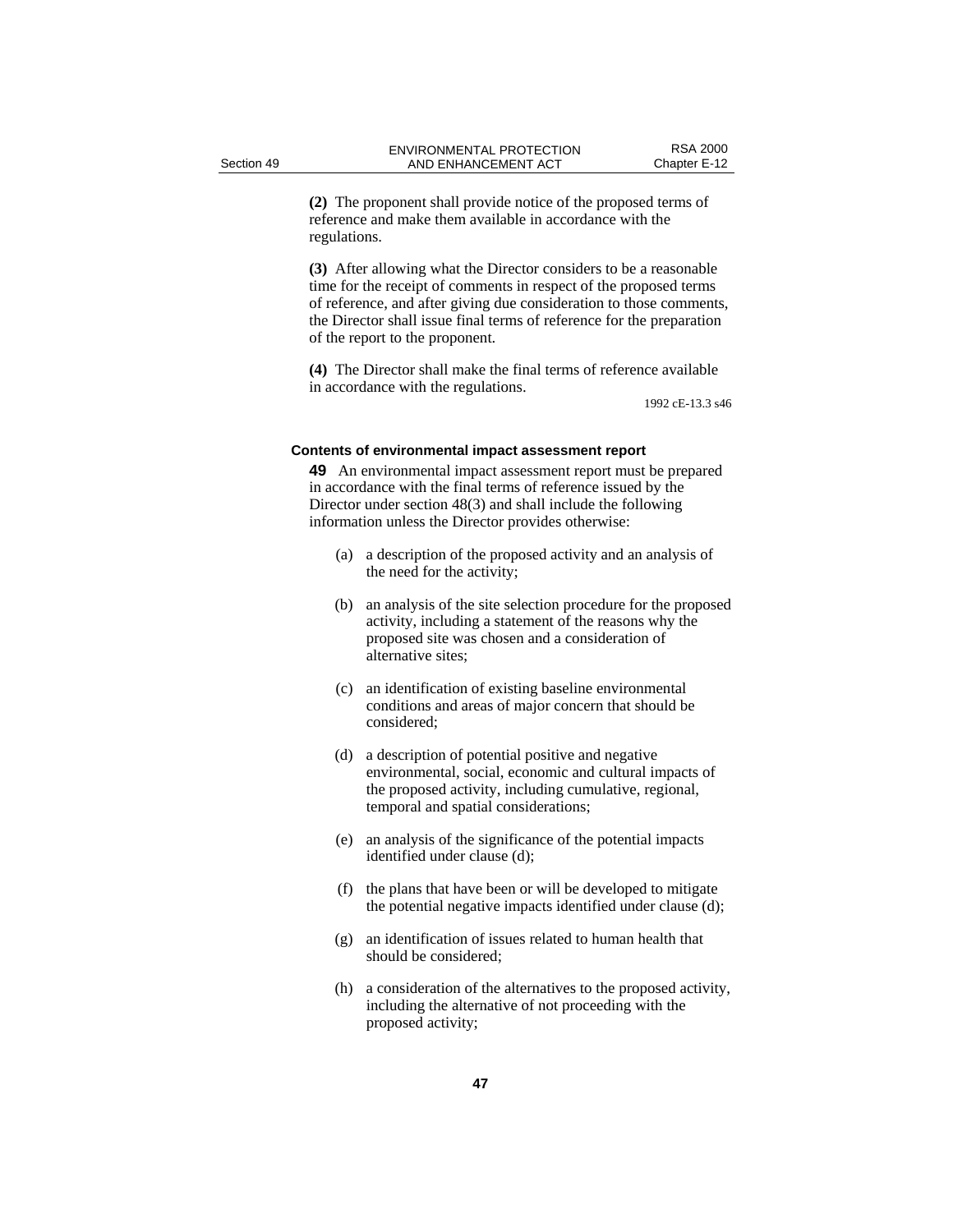**(2)** The proponent shall provide notice of the proposed terms of reference and make them available in accordance with the regulations.

**(3)** After allowing what the Director considers to be a reasonable time for the receipt of comments in respect of the proposed terms of reference, and after giving due consideration to those comments, the Director shall issue final terms of reference for the preparation of the report to the proponent.

**(4)** The Director shall make the final terms of reference available in accordance with the regulations.

1992 cE-13.3 s46

#### Contents of environmental impact assessment report

**49** An environmental impact assessment report must be prepared in accordance with the final terms of reference issued by the Director under section 48(3) and shall include the following information unless the Director provides otherwise:

(a) a description of the proposed activity and an analysis of the need for the activity;

(b) an analysis of the site selection procedure for the proposed activity, including a statement of the reasons why the proposed site was chosen and a consideration of alternative sites;

(c) an identification of existing baseline environmental conditions and areas of major concern that should be considered;

(d) a description of potential positive and negative environmental, social, economic and cultural impacts of the proposed activity, including cumulative, regional, temporal and spatial considerations;

(e) an analysis of the significance of the potential impacts identified under clause (d);

(f) the plans that have been or will be developed to mitigate the potential negative impacts identified under clause (d);

(g) an identification of issues related to human health that should be considered;

(h) a consideration of the alternatives to the proposed activity, including the alternative of not proceeding with the proposed activity;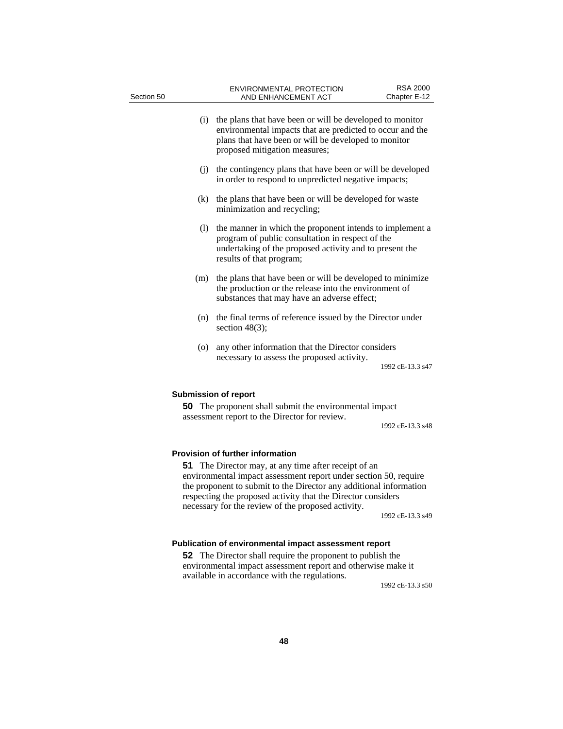(i) the plans that have been or will be developed to monitor environmental impacts that are predicted to occur and the plans that have been or will be developed to monitor proposed mitigation measures;

(j) the contingency plans that have been or will be developed in order to respond to unpredicted negative impacts;

(k) the plans that have been or will be developed for waste minimization and recycling;

(l) the manner in which the proponent intends to implement a program of public consultation in respect of the undertaking of the proposed activity and to present the results of that program;

(m) the plans that have been or will be developed to minimize the production or the release into the environment of substances that may have an adverse effect;

(n) the final terms of reference issued by the Director under section 48(3);

(o) any other information that the Director considers necessary to assess the proposed activity.

1992 cE-13.3 s47

#### Submission of report

**50** The proponent shall submit the environmental impact assessment report to the Director for review.

1992 cE-13.3 s48

#### Provision of further information

**51** The Director may, at any time after receipt of an environmental impact assessment report under section 50, require the proponent to submit to the Director any additional information respecting the proposed activity that the Director considers necessary for the review of the proposed activity.

1992 cE-13.3 s49

#### Publication of environmental impact assessment report

**52** The Director shall require the proponent to publish the environmental impact assessment report and otherwise make it available in accordance with the regulations.

1992 cE-13.3 s50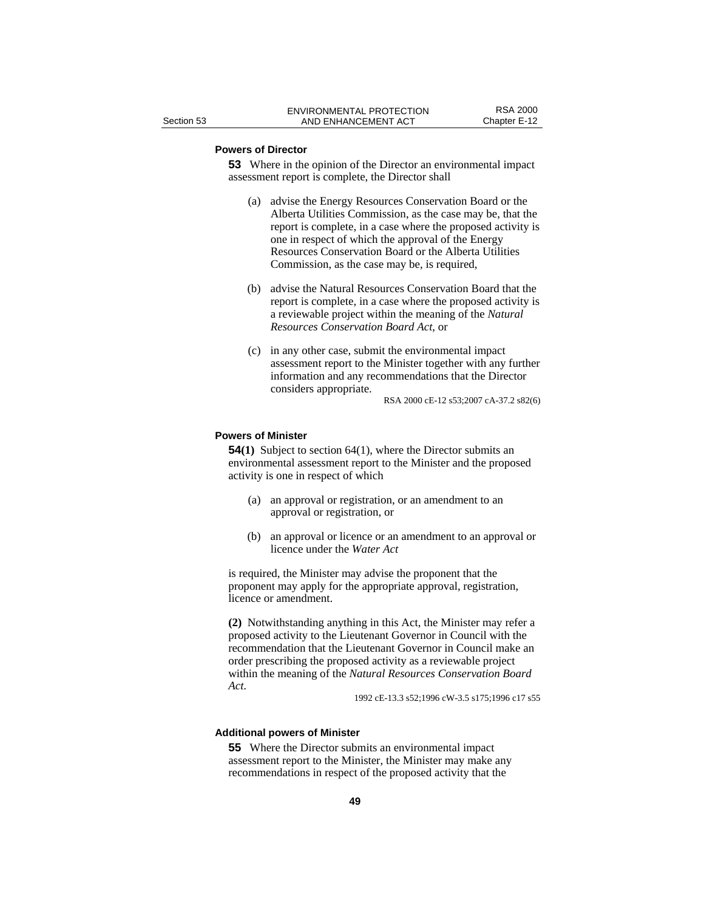**Powers of Director**

**53** Where in the opinion of the Director an environmental impact assessment report is complete, the Director shall

(a) advise the Energy Resources Conservation Board or the Alberta Utilities Commission, as the case may be, that the report is complete, in a case where the proposed activity is one in respect of which the approval of the Energy Resources Conservation Board or the Alberta Utilities Commission, as the case may be, is required,

(b) advise the Natural Resources Conservation Board that the report is complete, in a case where the proposed activity is a reviewable project within the meaning of the *Natural Resources Conservation Board Act*, or

(c) in any other case, submit the environmental impact assessment report to the Minister together with any further information and any recommendations that the Director considers appropriate.

RSA 2000 cE-12 s53;2007 cA-37.2 s82(6)

**Powers of Minister**

**54(1)** Subject to section 64(1), where the Director submits an environmental assessment report to the Minister and the proposed activity is one in respect of which

(a) an approval or registration, or an amendment to an approval or registration, or

(b) an approval or licence or an amendment to an approval or licence under the *Water Act*

is required, the Minister may advise the proponent that the proponent may apply for the appropriate approval, registration, licence or amendment.

**(2)** Notwithstanding anything in this Act, the Minister may refer a proposed activity to the Lieutenant Governor in Council with the recommendation that the Lieutenant Governor in Council make an order prescribing the proposed activity as a reviewable project within the meaning of the *Natural Resources Conservation Board Act*.

1992 cE-13.3 s52;1996 cW-3.5 s175;1996 c17 s55

**Additional powers of Minister**

**55** Where the Director submits an environmental impact assessment report to the Minister, the Minister may make any recommendations in respect of the proposed activity that the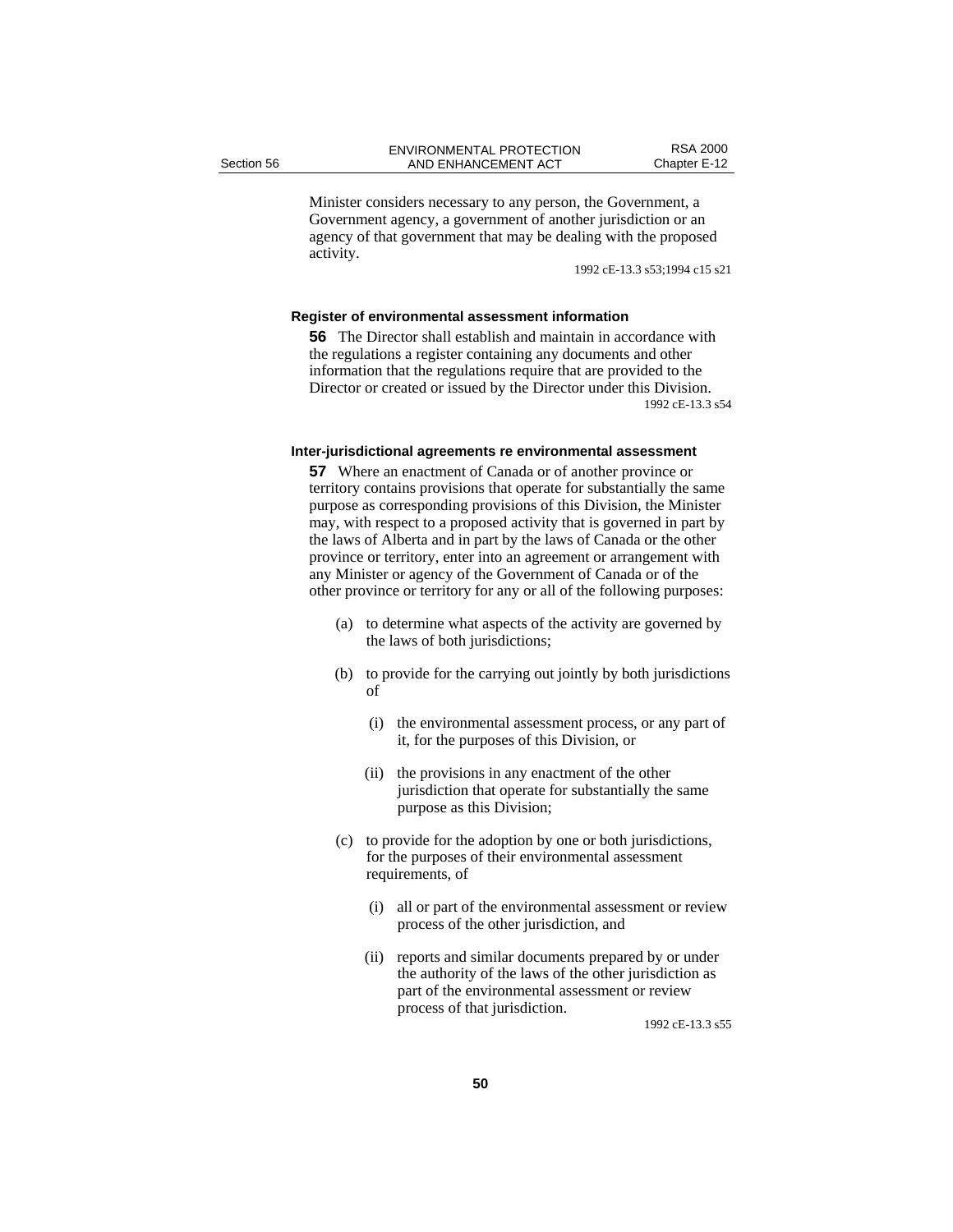Minister considers necessary to any person, the Government, a Government agency, a government of another jurisdiction or an agency of that government that may be dealing with the proposed activity.

1992 cE-13.3 s53;1994 c15 s21

**Register of environmental assessment information**

**56** The Director shall establish and maintain in accordance with the regulations a register containing any documents and other information that the regulations require that are provided to the Director or created or issued by the Director under this Division.

1992 cE-13.3 s54

**Inter-jurisdictional agreements re environmental assessment**

**57** Where an enactment of Canada or of another province or territory contains provisions that operate for substantially the same purpose as corresponding provisions of this Division, the Minister may, with respect to a proposed activity that is governed in part by the laws of Alberta and in part by the laws of Canada or the other province or territory, enter into an agreement or arrangement with any Minister or agency of the Government of Canada or of the other province or territory for any or all of the following purposes:

(a) to determine what aspects of the activity are governed by the laws of both jurisdictions;

(b) to provide for the carrying out jointly by both jurisdictions of

(i) the environmental assessment process, or any part of it, for the purposes of this Division, or

(ii) the provisions in any enactment of the other jurisdiction that operate for substantially the same purpose as this Division;

(c) to provide for the adoption by one or both jurisdictions, for the purposes of their environmental assessment requirements, of

(i) all or part of the environmental assessment or review process of the other jurisdiction, and

(ii) reports and similar documents prepared by or under the authority of the laws of the other jurisdiction as part of the environmental assessment or review process of that jurisdiction.

1992 cE-13.3 s55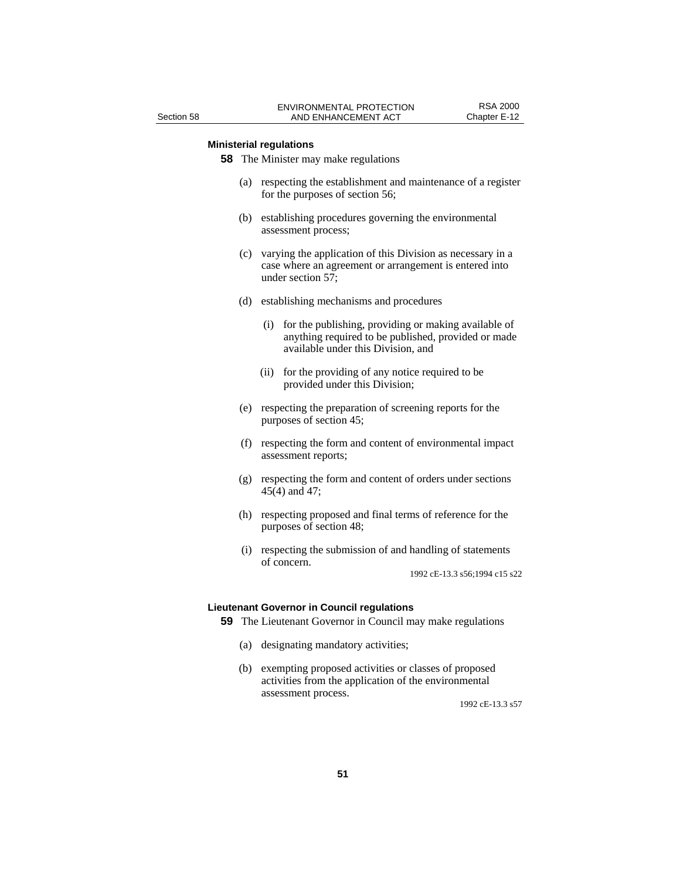**Ministerial regulations**

**58** The Minister may make regulations

(a) respecting the establishment and maintenance of a register for the purposes of section 56;

(b) establishing procedures governing the environmental assessment process;

(c) varying the application of this Division as necessary in a case where an agreement or arrangement is entered into under section 57;

(d) establishing mechanisms and procedures

(i) for the publishing, providing or making available of anything required to be published, provided or made available under this Division, and

(ii) for the providing of any notice required to be provided under this Division;

(e) respecting the preparation of screening reports for the purposes of section 45;

(f) respecting the form and content of environmental impact assessment reports;

(g) respecting the form and content of orders under sections 45(4) and 47;

(h) respecting proposed and final terms of reference for the purposes of section 48;

(i) respecting the submission of and handling of statements of concern.

1992 cE-13.3 s56;1994 c15 s22

**Lieutenant Governor in Council regulations**

**59** The Lieutenant Governor in Council may make regulations

(a) designating mandatory activities;

(b) exempting proposed activities or classes of proposed activities from the application of the environmental assessment process.

1992 cE-13.3 s57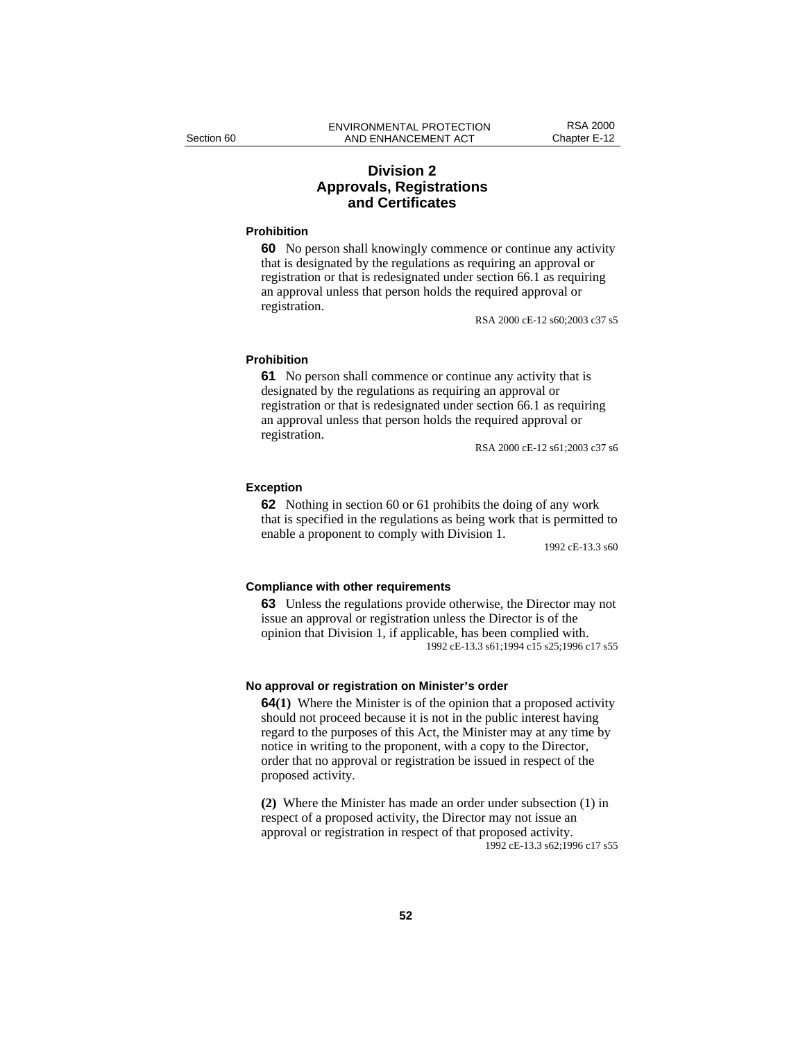## Division 2
## Approvals, Registrations and Certificates

**Prohibition**

**60** No person shall knowingly commence or continue any activity that is designated by the regulations as requiring an approval or registration or that is redesignated under section 66.1 as requiring an approval unless that person holds the required approval or registration.

RSA 2000 cE-12 s60;2003 c37 s5

**Prohibition**

**61** No person shall commence or continue any activity that is designated by the regulations as requiring an approval or registration or that is redesignated under section 66.1 as requiring an approval unless that person holds the required approval or registration.

RSA 2000 cE-12 s61;2003 c37 s6

**Exception**

**62** Nothing in section 60 or 61 prohibits the doing of any work that is specified in the regulations as being work that is permitted to enable a proponent to comply with Division 1.

1992 cE-13.3 s60

**Compliance with other requirements**

**63** Unless the regulations provide otherwise, the Director may not issue an approval or registration unless the Director is of the opinion that Division 1, if applicable, has been complied with.

1992 cE-13.3 s61;1994 c15 s25;1996 c17 s55

**No approval or registration on Minister's order**

**64(1)** Where the Minister is of the opinion that a proposed activity should not proceed because it is not in the public interest having regard to the purposes of this Act, the Minister may at any time by notice in writing to the proponent, with a copy to the Director, order that no approval or registration be issued in respect of the proposed activity.

**(2)** Where the Minister has made an order under subsection (1) in respect of a proposed activity, the Director may not issue an approval or registration in respect of that proposed activity.

1992 cE-13.3 s62;1996 c17 s55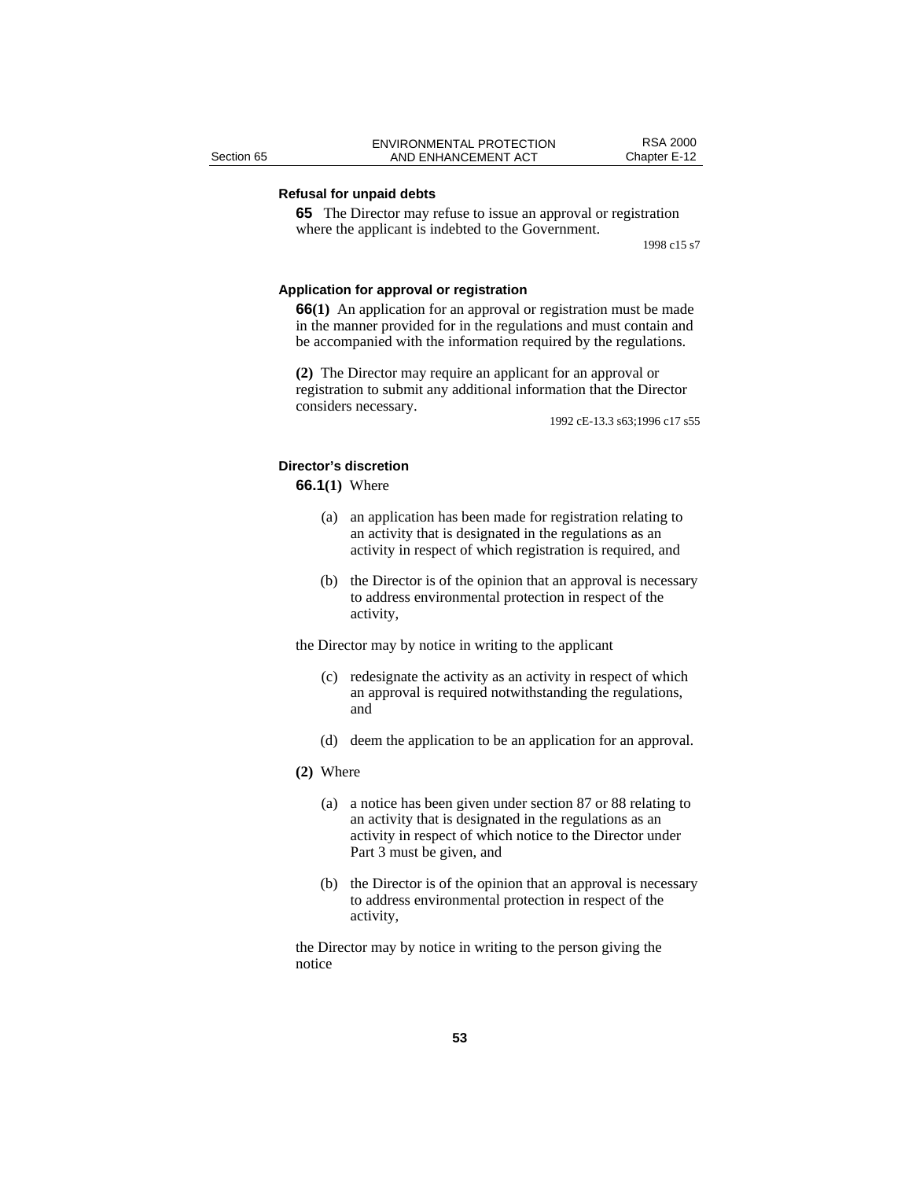**Refusal for unpaid debts**

**65** The Director may refuse to issue an approval or registration where the applicant is indebted to the Government.

1998 c15 s7

**Application for approval or registration**

**66(1)** An application for an approval or registration must be made in the manner provided for in the regulations and must contain and be accompanied with the information required by the regulations.

**(2)** The Director may require an applicant for an approval or registration to submit any additional information that the Director considers necessary.

1992 cE-13.3 s63;1996 c17 s55

**Director's discretion**

**66.1(1)** Where

(a) an application has been made for registration relating to an activity that is designated in the regulations as an activity in respect of which registration is required, and

(b) the Director is of the opinion that an approval is necessary to address environmental protection in respect of the activity,

the Director may by notice in writing to the applicant

(c) redesignate the activity as an activity in respect of which an approval is required notwithstanding the regulations, and

(d) deem the application to be an application for an approval.

**(2)** Where

(a) a notice has been given under section 87 or 88 relating to an activity that is designated in the regulations as an activity in respect of which notice to the Director under Part 3 must be given, and

(b) the Director is of the opinion that an approval is necessary to address environmental protection in respect of the activity,

the Director may by notice in writing to the person giving the notice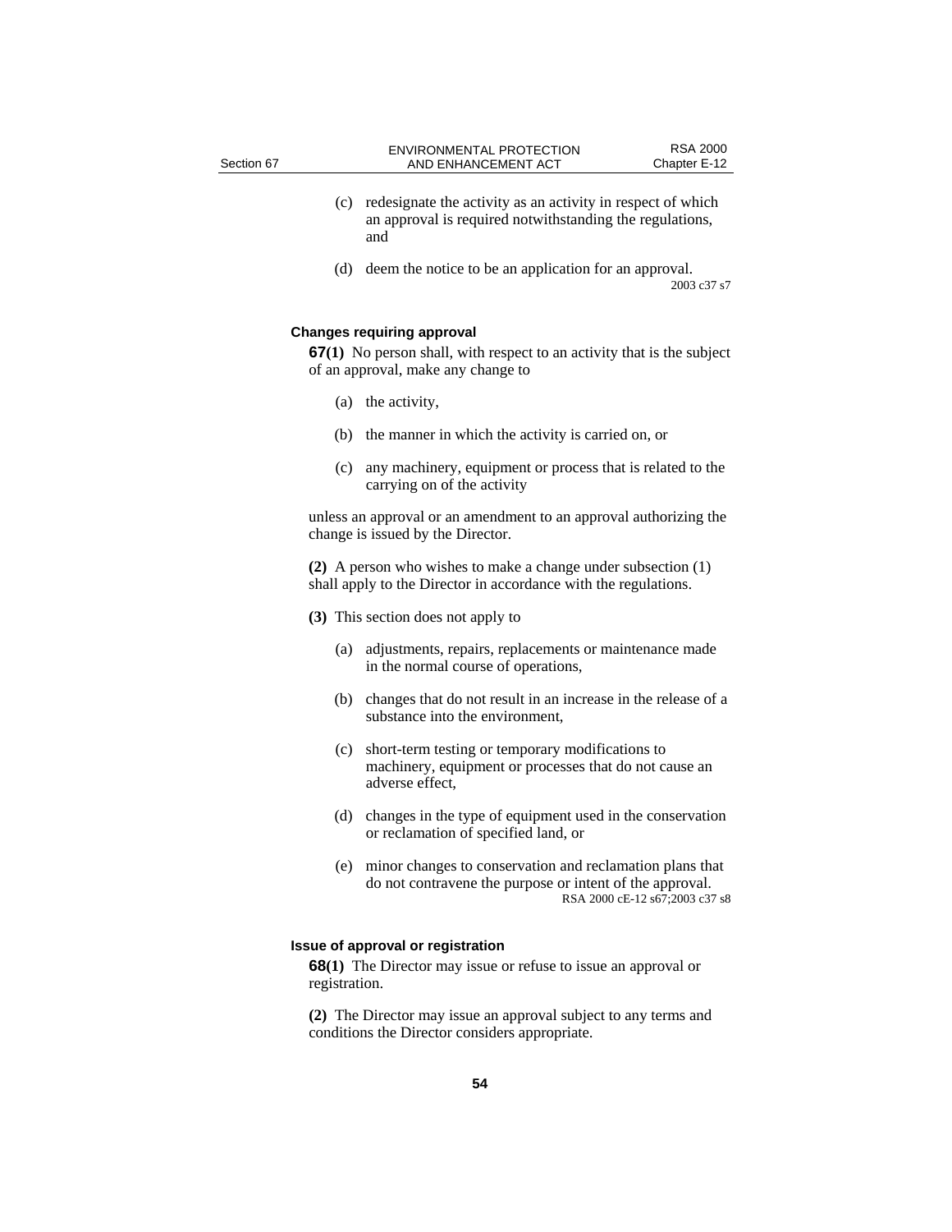(c) redesignate the activity as an activity in respect of which an approval is required notwithstanding the regulations, and

(d) deem the notice to be an application for an approval.

2003 c37 s7

**Changes requiring approval**

**67(1)** No person shall, with respect to an activity that is the subject of an approval, make any change to

(a) the activity,

(b) the manner in which the activity is carried on, or

(c) any machinery, equipment or process that is related to the carrying on of the activity

unless an approval or an amendment to an approval authorizing the change is issued by the Director.

**(2)** A person who wishes to make a change under subsection (1) shall apply to the Director in accordance with the regulations.

**(3)** This section does not apply to

(a) adjustments, repairs, replacements or maintenance made in the normal course of operations,

(b) changes that do not result in an increase in the release of a substance into the environment,

(c) short-term testing or temporary modifications to machinery, equipment or processes that do not cause an adverse effect,

(d) changes in the type of equipment used in the conservation or reclamation of specified land, or

(e) minor changes to conservation and reclamation plans that do not contravene the purpose or intent of the approval.

RSA 2000 cE-12 s67;2003 c37 s8

**Issue of approval or registration**

**68(1)** The Director may issue or refuse to issue an approval or registration.

**(2)** The Director may issue an approval subject to any terms and conditions the Director considers appropriate.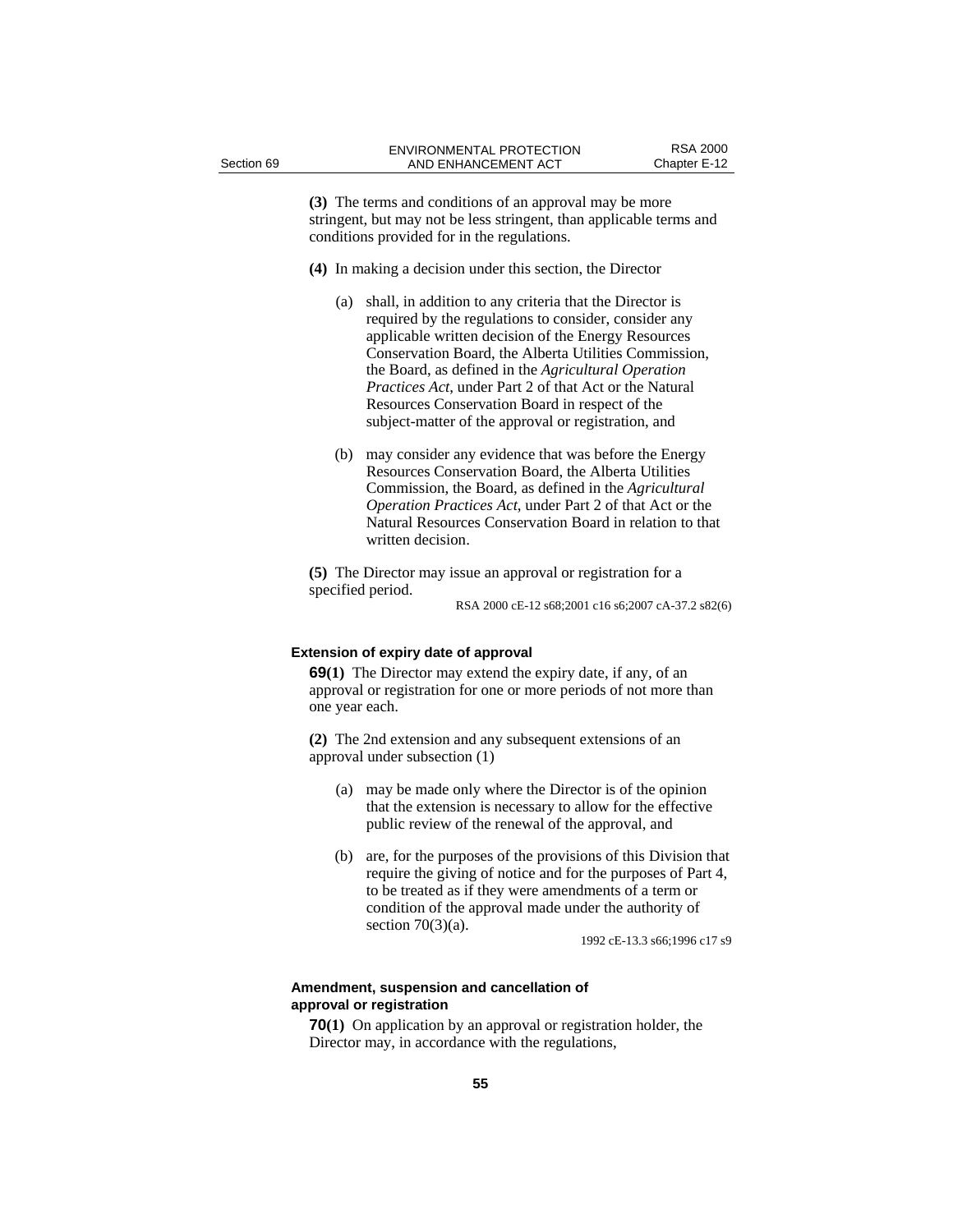**(3)** The terms and conditions of an approval may be more stringent, but may not be less stringent, than applicable terms and conditions provided for in the regulations.

**(4)** In making a decision under this section, the Director

(a) shall, in addition to any criteria that the Director is required by the regulations to consider, consider any applicable written decision of the Energy Resources Conservation Board, the Alberta Utilities Commission, the Board, as defined in the *Agricultural Operation Practices Act*, under Part 2 of that Act or the Natural Resources Conservation Board in respect of the subject-matter of the approval or registration, and

(b) may consider any evidence that was before the Energy Resources Conservation Board, the Alberta Utilities Commission, the Board, as defined in the *Agricultural Operation Practices Act*, under Part 2 of that Act or the Natural Resources Conservation Board in relation to that written decision.

**(5)** The Director may issue an approval or registration for a specified period.

RSA 2000 cE-12 s68;2001 c16 s6;2007 cA-37.2 s82(6)

#### Extension of expiry date of approval

**69(1)** The Director may extend the expiry date, if any, of an approval or registration for one or more periods of not more than one year each.

**(2)** The 2nd extension and any subsequent extensions of an approval under subsection (1)

(a) may be made only where the Director is of the opinion that the extension is necessary to allow for the effective public review of the renewal of the approval, and

(b) are, for the purposes of the provisions of this Division that require the giving of notice and for the purposes of Part 4, to be treated as if they were amendments of a term or condition of the approval made under the authority of section 70(3)(a).

1992 cE-13.3 s66;1996 c17 s9

#### Amendment, suspension and cancellation of approval or registration

**70(1)** On application by an approval or registration holder, the Director may, in accordance with the regulations,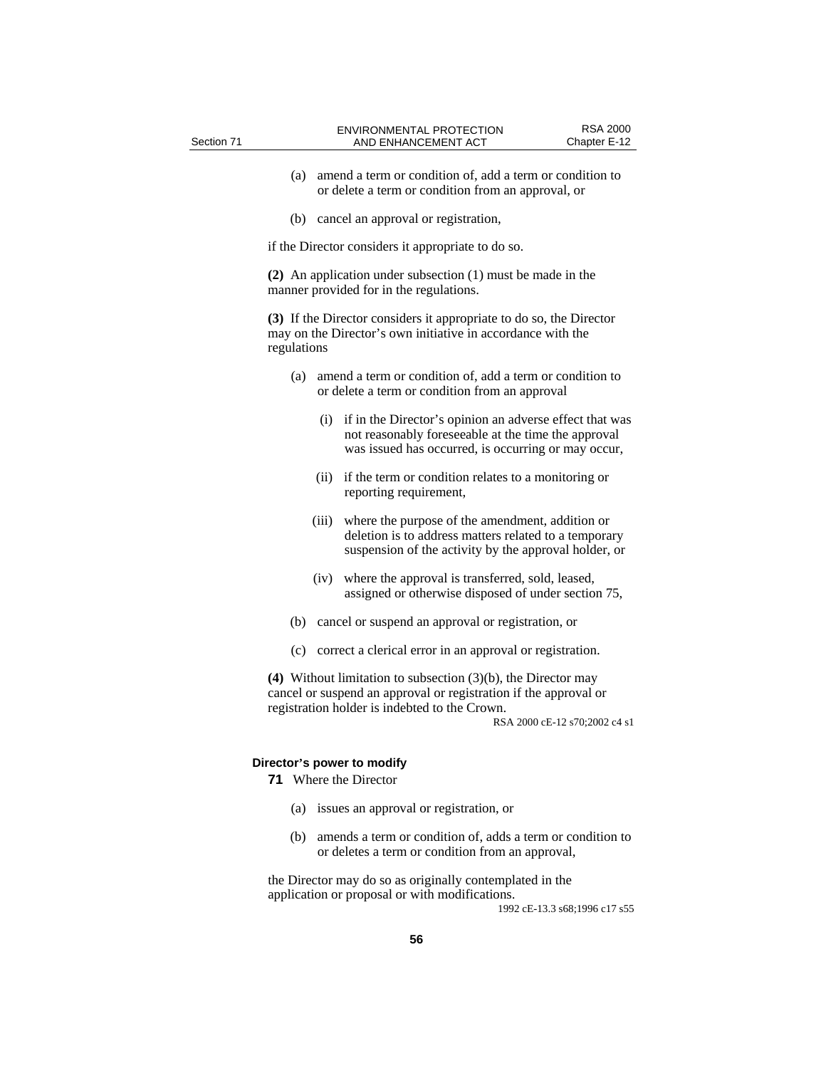(a) amend a term or condition of, add a term or condition to or delete a term or condition from an approval, or

(b) cancel an approval or registration,

if the Director considers it appropriate to do so.

**(2)** An application under subsection (1) must be made in the manner provided for in the regulations.

**(3)** If the Director considers it appropriate to do so, the Director may on the Director's own initiative in accordance with the regulations

(a) amend a term or condition of, add a term or condition to or delete a term or condition from an approval

(i) if in the Director's opinion an adverse effect that was not reasonably foreseeable at the time the approval was issued has occurred, is occurring or may occur,

(ii) if the term or condition relates to a monitoring or reporting requirement,

(iii) where the purpose of the amendment, addition or deletion is to address matters related to a temporary suspension of the activity by the approval holder, or

(iv) where the approval is transferred, sold, leased, assigned or otherwise disposed of under section 75,

(b) cancel or suspend an approval or registration, or

(c) correct a clerical error in an approval or registration.

**(4)** Without limitation to subsection (3)(b), the Director may cancel or suspend an approval or registration if the approval or registration holder is indebted to the Crown.

RSA 2000 cE-12 s70;2002 c4 s1

**Director's power to modify**

**71** Where the Director

(a) issues an approval or registration, or

(b) amends a term or condition of, adds a term or condition to or deletes a term or condition from an approval,

the Director may do so as originally contemplated in the application or proposal or with modifications.

1992 cE-13.3 s68;1996 c17 s55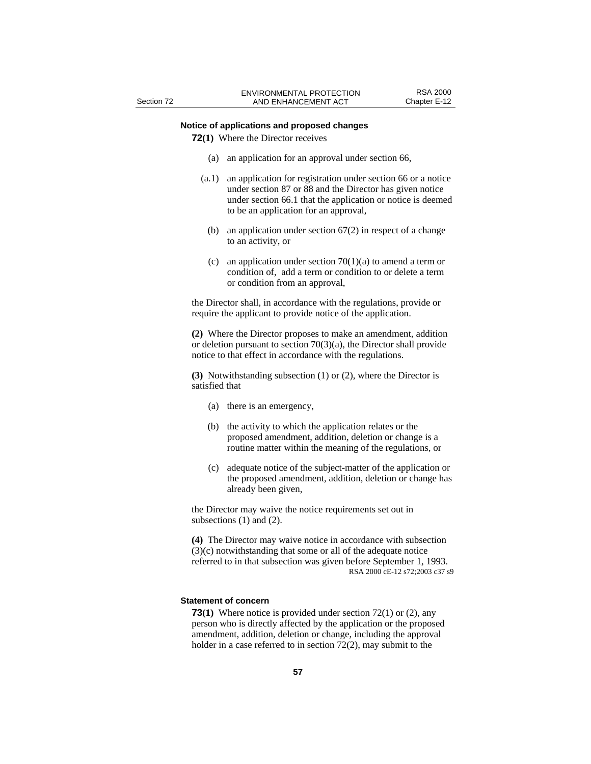### Notice of applications and proposed changes

**72(1)** Where the Director receives

(a) an application for an approval under section 66,

(a.1) an application for registration under section 66 or a notice under section 87 or 88 and the Director has given notice under section 66.1 that the application or notice is deemed to be an application for an approval,

(b) an application under section 67(2) in respect of a change to an activity, or

(c) an application under section 70(1)(a) to amend a term or condition of, add a term or condition to or delete a term or condition from an approval,

the Director shall, in accordance with the regulations, provide or require the applicant to provide notice of the application.

**(2)** Where the Director proposes to make an amendment, addition or deletion pursuant to section 70(3)(a), the Director shall provide notice to that effect in accordance with the regulations.

**(3)** Notwithstanding subsection (1) or (2), where the Director is satisfied that

(a) there is an emergency,

(b) the activity to which the application relates or the proposed amendment, addition, deletion or change is a routine matter within the meaning of the regulations, or

(c) adequate notice of the subject-matter of the application or the proposed amendment, addition, deletion or change has already been given,

the Director may waive the notice requirements set out in subsections (1) and (2).

**(4)** The Director may waive notice in accordance with subsection (3)(c) notwithstanding that some or all of the adequate notice referred to in that subsection was given before September 1, 1993.

RSA 2000 cE-12 s72;2003 c37 s9

### Statement of concern

**73(1)** Where notice is provided under section 72(1) or (2), any person who is directly affected by the application or the proposed amendment, addition, deletion or change, including the approval holder in a case referred to in section 72(2), may submit to the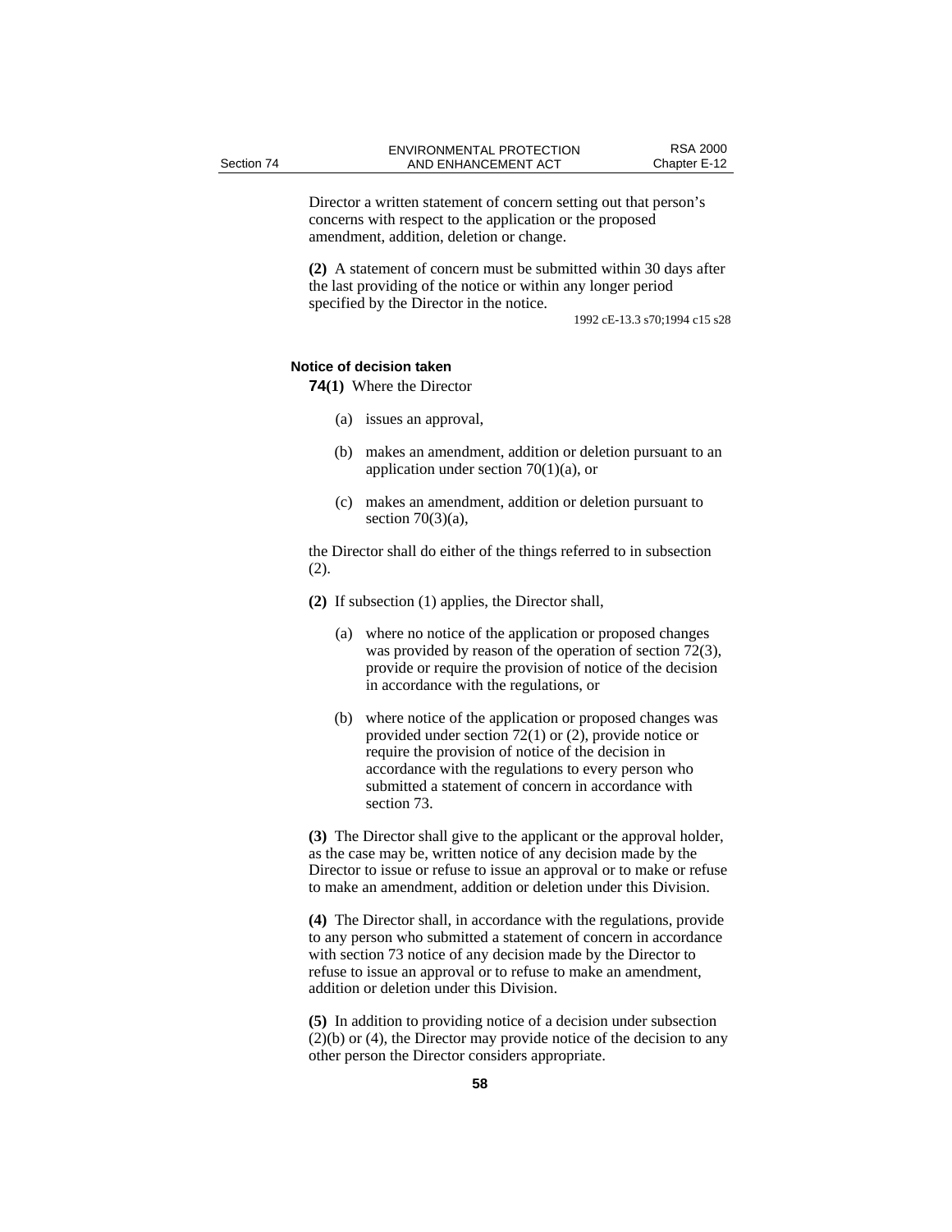Director a written statement of concern setting out that person's concerns with respect to the application or the proposed amendment, addition, deletion or change.

**(2)** A statement of concern must be submitted within 30 days after the last providing of the notice or within any longer period specified by the Director in the notice.

1992 cE-13.3 s70;1994 c15 s28

**Notice of decision taken**

**74(1)** Where the Director

(a) issues an approval,

(b) makes an amendment, addition or deletion pursuant to an application under section 70(1)(a), or

(c) makes an amendment, addition or deletion pursuant to section 70(3)(a),

the Director shall do either of the things referred to in subsection (2).

**(2)** If subsection (1) applies, the Director shall,

(a) where no notice of the application or proposed changes was provided by reason of the operation of section 72(3), provide or require the provision of notice of the decision in accordance with the regulations, or

(b) where notice of the application or proposed changes was provided under section 72(1) or (2), provide notice or require the provision of notice of the decision in accordance with the regulations to every person who submitted a statement of concern in accordance with section 73.

**(3)** The Director shall give to the applicant or the approval holder, as the case may be, written notice of any decision made by the Director to issue or refuse to issue an approval or to make or refuse to make an amendment, addition or deletion under this Division.

**(4)** The Director shall, in accordance with the regulations, provide to any person who submitted a statement of concern in accordance with section 73 notice of any decision made by the Director to refuse to issue an approval or to refuse to make an amendment, addition or deletion under this Division.

**(5)** In addition to providing notice of a decision under subsection (2)(b) or (4), the Director may provide notice of the decision to any other person the Director considers appropriate.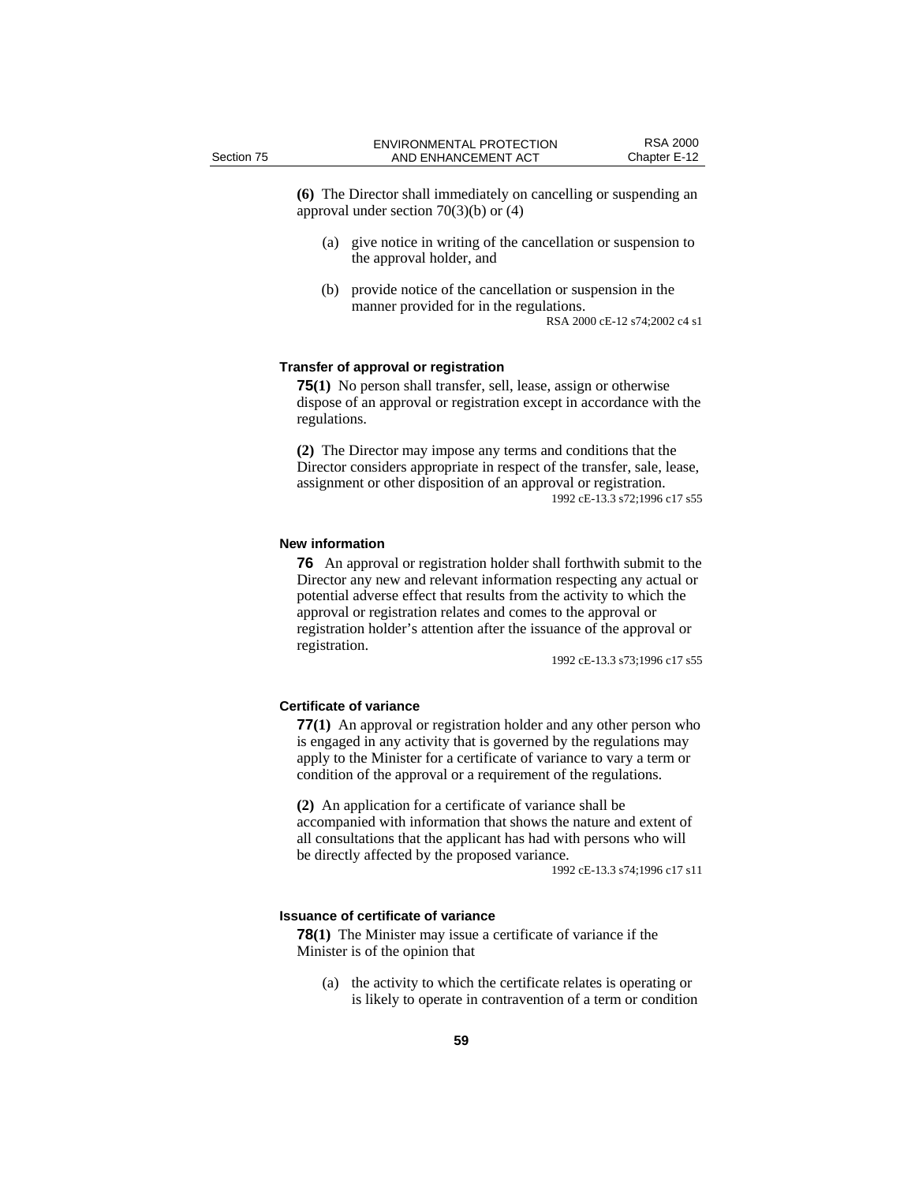**(6)** The Director shall immediately on cancelling or suspending an approval under section 70(3)(b) or (4)

(a) give notice in writing of the cancellation or suspension to the approval holder, and

(b) provide notice of the cancellation or suspension in the manner provided for in the regulations.

RSA 2000 cE-12 s74;2002 c4 s1

#### Transfer of approval or registration

**75(1)** No person shall transfer, sell, lease, assign or otherwise dispose of an approval or registration except in accordance with the regulations.

**(2)** The Director may impose any terms and conditions that the Director considers appropriate in respect of the transfer, sale, lease, assignment or other disposition of an approval or registration.

1992 cE-13.3 s72;1996 c17 s55

#### New information

**76** An approval or registration holder shall forthwith submit to the Director any new and relevant information respecting any actual or potential adverse effect that results from the activity to which the approval or registration relates and comes to the approval or registration holder's attention after the issuance of the approval or registration.

1992 cE-13.3 s73;1996 c17 s55

#### Certificate of variance

**77(1)** An approval or registration holder and any other person who is engaged in any activity that is governed by the regulations may apply to the Minister for a certificate of variance to vary a term or condition of the approval or a requirement of the regulations.

**(2)** An application for a certificate of variance shall be accompanied with information that shows the nature and extent of all consultations that the applicant has had with persons who will be directly affected by the proposed variance.

1992 cE-13.3 s74;1996 c17 s11

#### Issuance of certificate of variance

**78(1)** The Minister may issue a certificate of variance if the Minister is of the opinion that

(a) the activity to which the certificate relates is operating or is likely to operate in contravention of a term or condition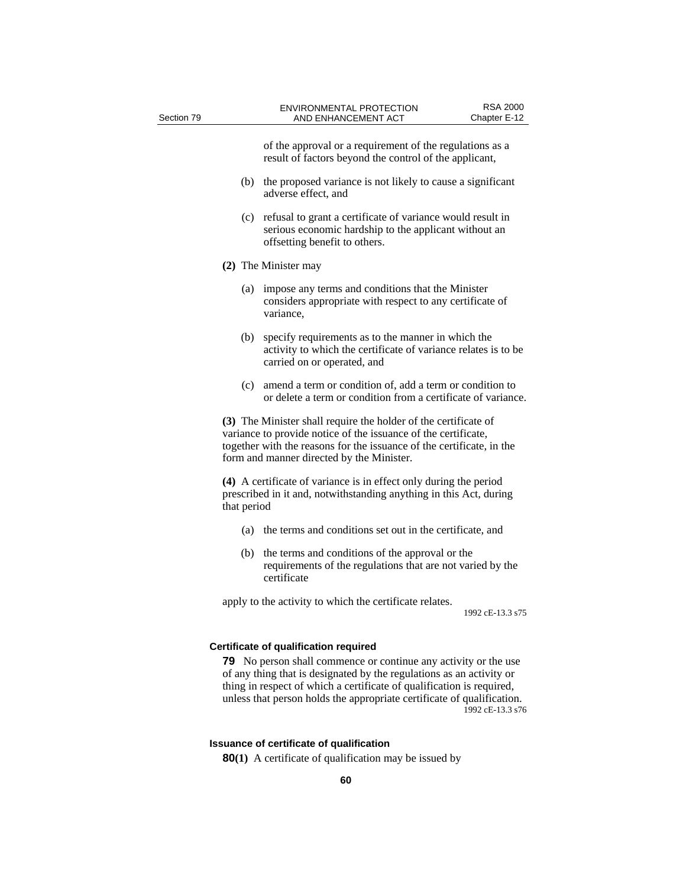of the approval or a requirement of the regulations as a result of factors beyond the control of the applicant,

(b) the proposed variance is not likely to cause a significant adverse effect, and

(c) refusal to grant a certificate of variance would result in serious economic hardship to the applicant without an offsetting benefit to others.

**(2)** The Minister may

(a) impose any terms and conditions that the Minister considers appropriate with respect to any certificate of variance,

(b) specify requirements as to the manner in which the activity to which the certificate of variance relates is to be carried on or operated, and

(c) amend a term or condition of, add a term or condition to or delete a term or condition from a certificate of variance.

**(3)** The Minister shall require the holder of the certificate of variance to provide notice of the issuance of the certificate, together with the reasons for the issuance of the certificate, in the form and manner directed by the Minister.

**(4)** A certificate of variance is in effect only during the period prescribed in it and, notwithstanding anything in this Act, during that period

(a) the terms and conditions set out in the certificate, and

(b) the terms and conditions of the approval or the requirements of the regulations that are not varied by the certificate

apply to the activity to which the certificate relates.

1992 cE-13.3 s75

**Certificate of qualification required**

**79** No person shall commence or continue any activity or the use of any thing that is designated by the regulations as an activity or thing in respect of which a certificate of qualification is required, unless that person holds the appropriate certificate of qualification.

1992 cE-13.3 s76

**Issuance of certificate of qualification**

**80(1)** A certificate of qualification may be issued by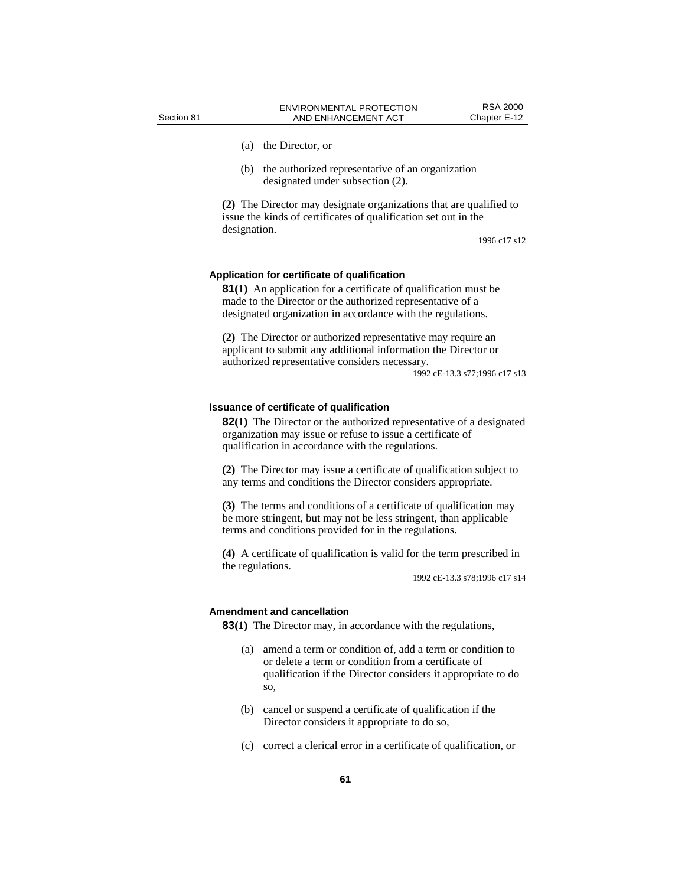(a) the Director, or

(b) the authorized representative of an organization designated under subsection (2).

**(2)** The Director may designate organizations that are qualified to issue the kinds of certificates of qualification set out in the designation.

1996 c17 s12

#### Application for certificate of qualification

**81(1)** An application for a certificate of qualification must be made to the Director or the authorized representative of a designated organization in accordance with the regulations.

**(2)** The Director or authorized representative may require an applicant to submit any additional information the Director or authorized representative considers necessary.

1992 cE-13.3 s77;1996 c17 s13

#### Issuance of certificate of qualification

**82(1)** The Director or the authorized representative of a designated organization may issue or refuse to issue a certificate of qualification in accordance with the regulations.

**(2)** The Director may issue a certificate of qualification subject to any terms and conditions the Director considers appropriate.

**(3)** The terms and conditions of a certificate of qualification may be more stringent, but may not be less stringent, than applicable terms and conditions provided for in the regulations.

**(4)** A certificate of qualification is valid for the term prescribed in the regulations.

1992 cE-13.3 s78;1996 c17 s14

#### Amendment and cancellation

**83(1)** The Director may, in accordance with the regulations,

(a) amend a term or condition of, add a term or condition to or delete a term or condition from a certificate of qualification if the Director considers it appropriate to do so,

(b) cancel or suspend a certificate of qualification if the Director considers it appropriate to do so,

(c) correct a clerical error in a certificate of qualification, or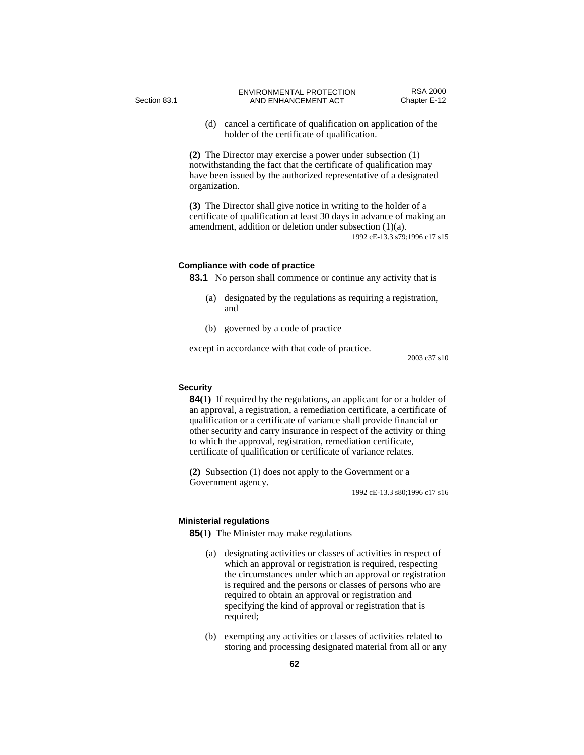(d) cancel a certificate of qualification on application of the holder of the certificate of qualification.

**(2)** The Director may exercise a power under subsection (1) notwithstanding the fact that the certificate of qualification may have been issued by the authorized representative of a designated organization.

**(3)** The Director shall give notice in writing to the holder of a certificate of qualification at least 30 days in advance of making an amendment, addition or deletion under subsection (1)(a).

1992 cE-13.3 s79;1996 c17 s15

#### Compliance with code of practice

**83.1** No person shall commence or continue any activity that is

(a) designated by the regulations as requiring a registration, and

(b) governed by a code of practice

except in accordance with that code of practice.

2003 c37 s10

#### Security

**84(1)** If required by the regulations, an applicant for or a holder of an approval, a registration, a remediation certificate, a certificate of qualification or a certificate of variance shall provide financial or other security and carry insurance in respect of the activity or thing to which the approval, registration, remediation certificate, certificate of qualification or certificate of variance relates.

**(2)** Subsection (1) does not apply to the Government or a Government agency.

1992 cE-13.3 s80;1996 c17 s16

#### Ministerial regulations

**85(1)** The Minister may make regulations

(a) designating activities or classes of activities in respect of which an approval or registration is required, respecting the circumstances under which an approval or registration is required and the persons or classes of persons who are required to obtain an approval or registration and specifying the kind of approval or registration that is required;

(b) exempting any activities or classes of activities related to storing and processing designated material from all or any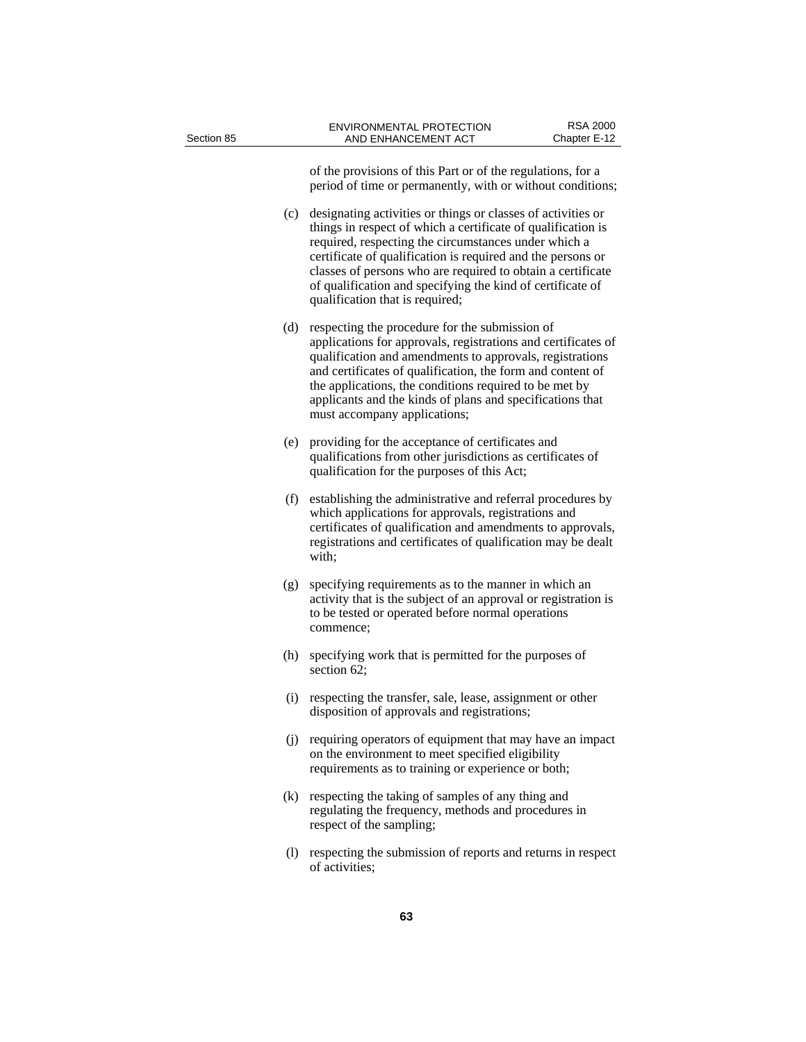of the provisions of this Part or of the regulations, for a period of time or permanently, with or without conditions;

(c) designating activities or things or classes of activities or things in respect of which a certificate of qualification is required, respecting the circumstances under which a certificate of qualification is required and the persons or classes of persons who are required to obtain a certificate of qualification and specifying the kind of certificate of qualification that is required;

(d) respecting the procedure for the submission of applications for approvals, registrations and certificates of qualification and amendments to approvals, registrations and certificates of qualification, the form and content of the applications, the conditions required to be met by applicants and the kinds of plans and specifications that must accompany applications;

(e) providing for the acceptance of certificates and qualifications from other jurisdictions as certificates of qualification for the purposes of this Act;

(f) establishing the administrative and referral procedures by which applications for approvals, registrations and certificates of qualification and amendments to approvals, registrations and certificates of qualification may be dealt with;

(g) specifying requirements as to the manner in which an activity that is the subject of an approval or registration is to be tested or operated before normal operations commence;

(h) specifying work that is permitted for the purposes of section 62;

(i) respecting the transfer, sale, lease, assignment or other disposition of approvals and registrations;

(j) requiring operators of equipment that may have an impact on the environment to meet specified eligibility requirements as to training or experience or both;

(k) respecting the taking of samples of any thing and regulating the frequency, methods and procedures in respect of the sampling;

(l) respecting the submission of reports and returns in respect of activities;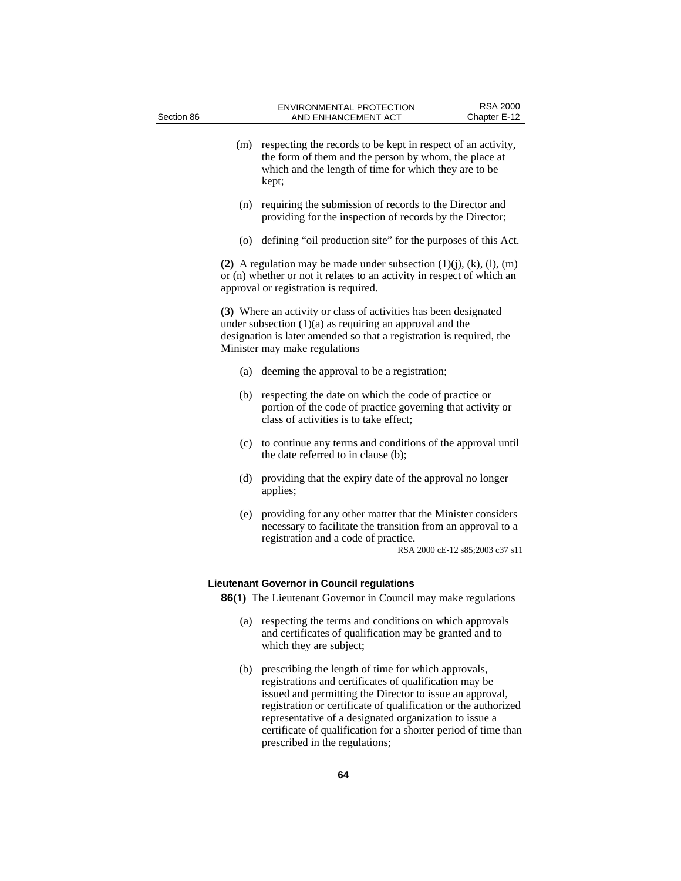(m) respecting the records to be kept in respect of an activity, the form of them and the person by whom, the place at which and the length of time for which they are to be kept;

(n) requiring the submission of records to the Director and providing for the inspection of records by the Director;

(o) defining "oil production site" for the purposes of this Act.

**(2)** A regulation may be made under subsection (1)(j), (k), (l), (m) or (n) whether or not it relates to an activity in respect of which an approval or registration is required.

**(3)** Where an activity or class of activities has been designated under subsection (1)(a) as requiring an approval and the designation is later amended so that a registration is required, the Minister may make regulations

(a) deeming the approval to be a registration;

(b) respecting the date on which the code of practice or portion of the code of practice governing that activity or class of activities is to take effect;

(c) to continue any terms and conditions of the approval until the date referred to in clause (b);

(d) providing that the expiry date of the approval no longer applies;

(e) providing for any other matter that the Minister considers necessary to facilitate the transition from an approval to a registration and a code of practice.

RSA 2000 cE-12 s85;2003 c37 s11

### Lieutenant Governor in Council regulations

**86(1)** The Lieutenant Governor in Council may make regulations

(a) respecting the terms and conditions on which approvals and certificates of qualification may be granted and to which they are subject;

(b) prescribing the length of time for which approvals, registrations and certificates of qualification may be issued and permitting the Director to issue an approval, registration or certificate of qualification or the authorized representative of a designated organization to issue a certificate of qualification for a shorter period of time than prescribed in the regulations;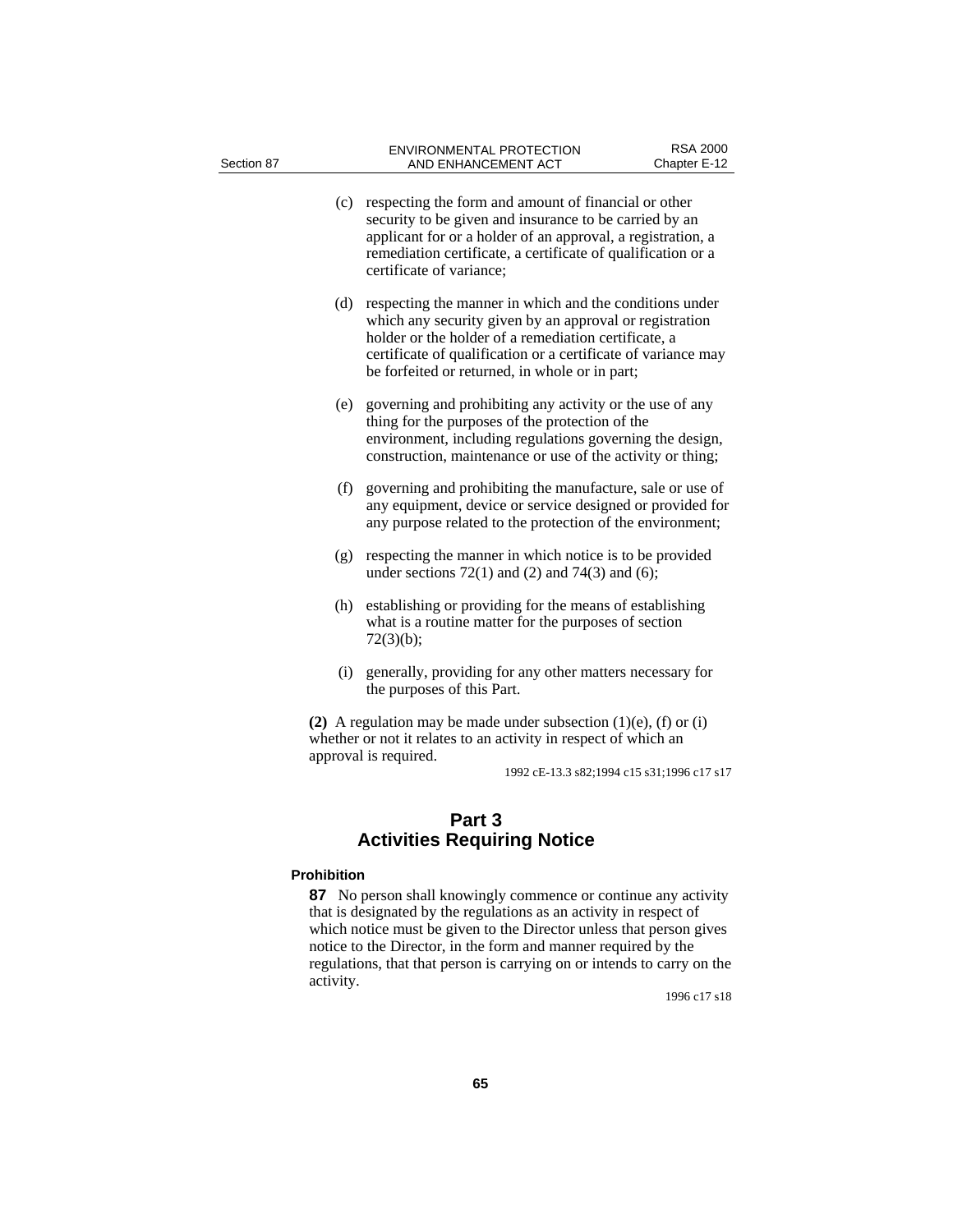(c) respecting the form and amount of financial or other security to be given and insurance to be carried by an applicant for or a holder of an approval, a registration, a remediation certificate, a certificate of qualification or a certificate of variance;

(d) respecting the manner in which and the conditions under which any security given by an approval or registration holder or the holder of a remediation certificate, a certificate of qualification or a certificate of variance may be forfeited or returned, in whole or in part;

(e) governing and prohibiting any activity or the use of any thing for the purposes of the protection of the environment, including regulations governing the design, construction, maintenance or use of the activity or thing;

(f) governing and prohibiting the manufacture, sale or use of any equipment, device or service designed or provided for any purpose related to the protection of the environment;

(g) respecting the manner in which notice is to be provided under sections 72(1) and (2) and 74(3) and (6);

(h) establishing or providing for the means of establishing what is a routine matter for the purposes of section 72(3)(b);

(i) generally, providing for any other matters necessary for the purposes of this Part.

**(2)** A regulation may be made under subsection (1)(e), (f) or (i) whether or not it relates to an activity in respect of which an approval is required.

1992 cE-13.3 s82;1994 c15 s31;1996 c17 s17

## Part 3
## Activities Requiring Notice

**Prohibition**

**87** No person shall knowingly commence or continue any activity that is designated by the regulations as an activity in respect of which notice must be given to the Director unless that person gives notice to the Director, in the form and manner required by the regulations, that that person is carrying on or intends to carry on the activity.

1996 c17 s18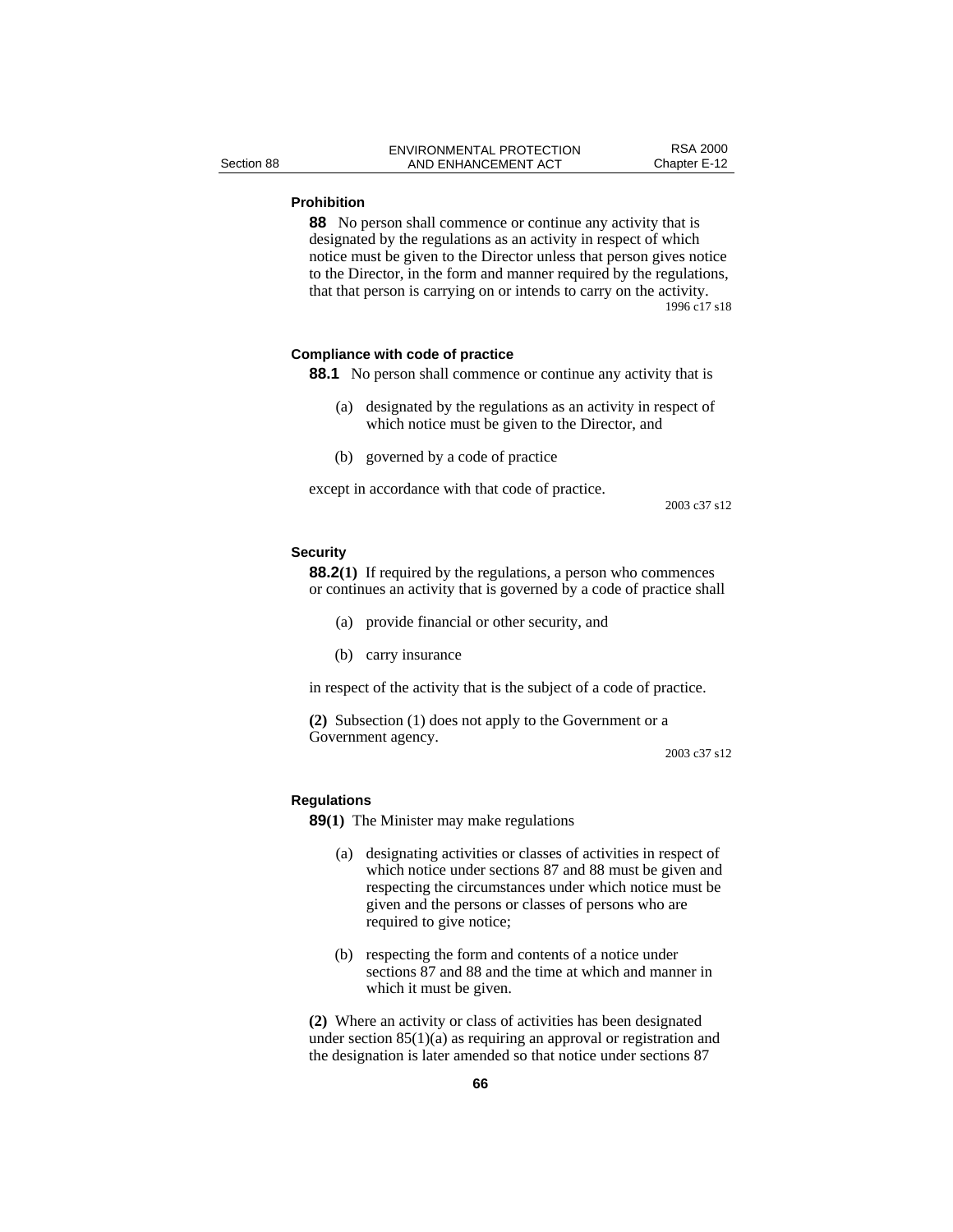**Prohibition**

**88** No person shall commence or continue any activity that is designated by the regulations as an activity in respect of which notice must be given to the Director unless that person gives notice to the Director, in the form and manner required by the regulations, that that person is carrying on or intends to carry on the activity.

1996 c17 s18

**Compliance with code of practice**

**88.1** No person shall commence or continue any activity that is

(a) designated by the regulations as an activity in respect of which notice must be given to the Director, and

(b) governed by a code of practice

except in accordance with that code of practice.

2003 c37 s12

**Security**

**88.2(1)** If required by the regulations, a person who commences or continues an activity that is governed by a code of practice shall

(a) provide financial or other security, and

(b) carry insurance

in respect of the activity that is the subject of a code of practice.

**(2)** Subsection (1) does not apply to the Government or a Government agency.

2003 c37 s12

**Regulations**

**89(1)** The Minister may make regulations

(a) designating activities or classes of activities in respect of which notice under sections 87 and 88 must be given and respecting the circumstances under which notice must be given and the persons or classes of persons who are required to give notice;

(b) respecting the form and contents of a notice under sections 87 and 88 and the time at which and manner in which it must be given.

**(2)** Where an activity or class of activities has been designated under section 85(1)(a) as requiring an approval or registration and the designation is later amended so that notice under sections 87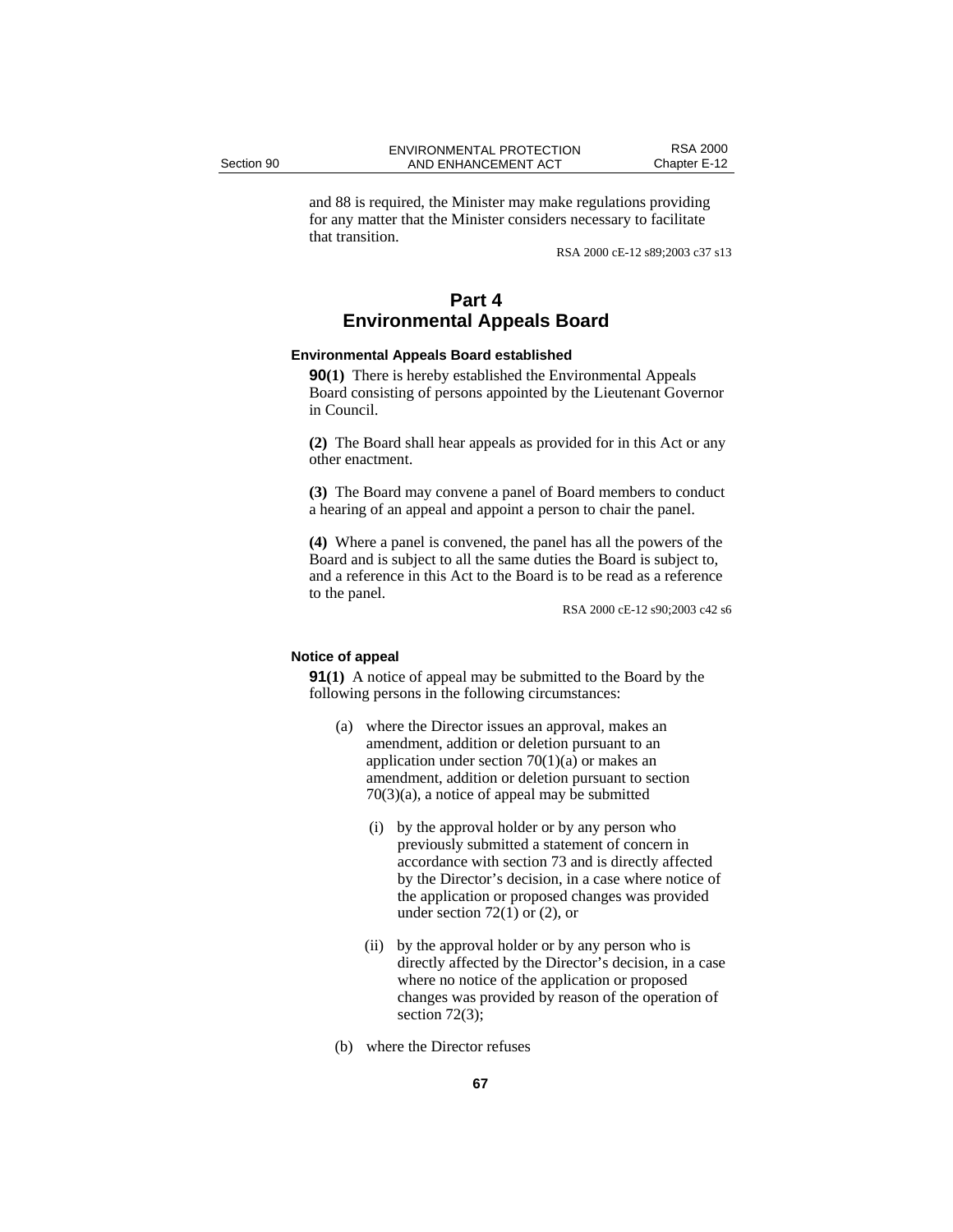and 88 is required, the Minister may make regulations providing for any matter that the Minister considers necessary to facilitate that transition.

RSA 2000 cE-12 s89;2003 c37 s13

# Part 4
# Environmental Appeals Board

### Environmental Appeals Board established

**90(1)** There is hereby established the Environmental Appeals Board consisting of persons appointed by the Lieutenant Governor in Council.

**(2)** The Board shall hear appeals as provided for in this Act or any other enactment.

**(3)** The Board may convene a panel of Board members to conduct a hearing of an appeal and appoint a person to chair the panel.

**(4)** Where a panel is convened, the panel has all the powers of the Board and is subject to all the same duties the Board is subject to, and a reference in this Act to the Board is to be read as a reference to the panel.

RSA 2000 cE-12 s90;2003 c42 s6

### Notice of appeal

**91(1)** A notice of appeal may be submitted to the Board by the following persons in the following circumstances:

(a) where the Director issues an approval, makes an amendment, addition or deletion pursuant to an application under section 70(1)(a) or makes an amendment, addition or deletion pursuant to section 70(3)(a), a notice of appeal may be submitted

(i) by the approval holder or by any person who previously submitted a statement of concern in accordance with section 73 and is directly affected by the Director's decision, in a case where notice of the application or proposed changes was provided under section 72(1) or (2), or

(ii) by the approval holder or by any person who is directly affected by the Director's decision, in a case where no notice of the application or proposed changes was provided by reason of the operation of section 72(3);

(b) where the Director refuses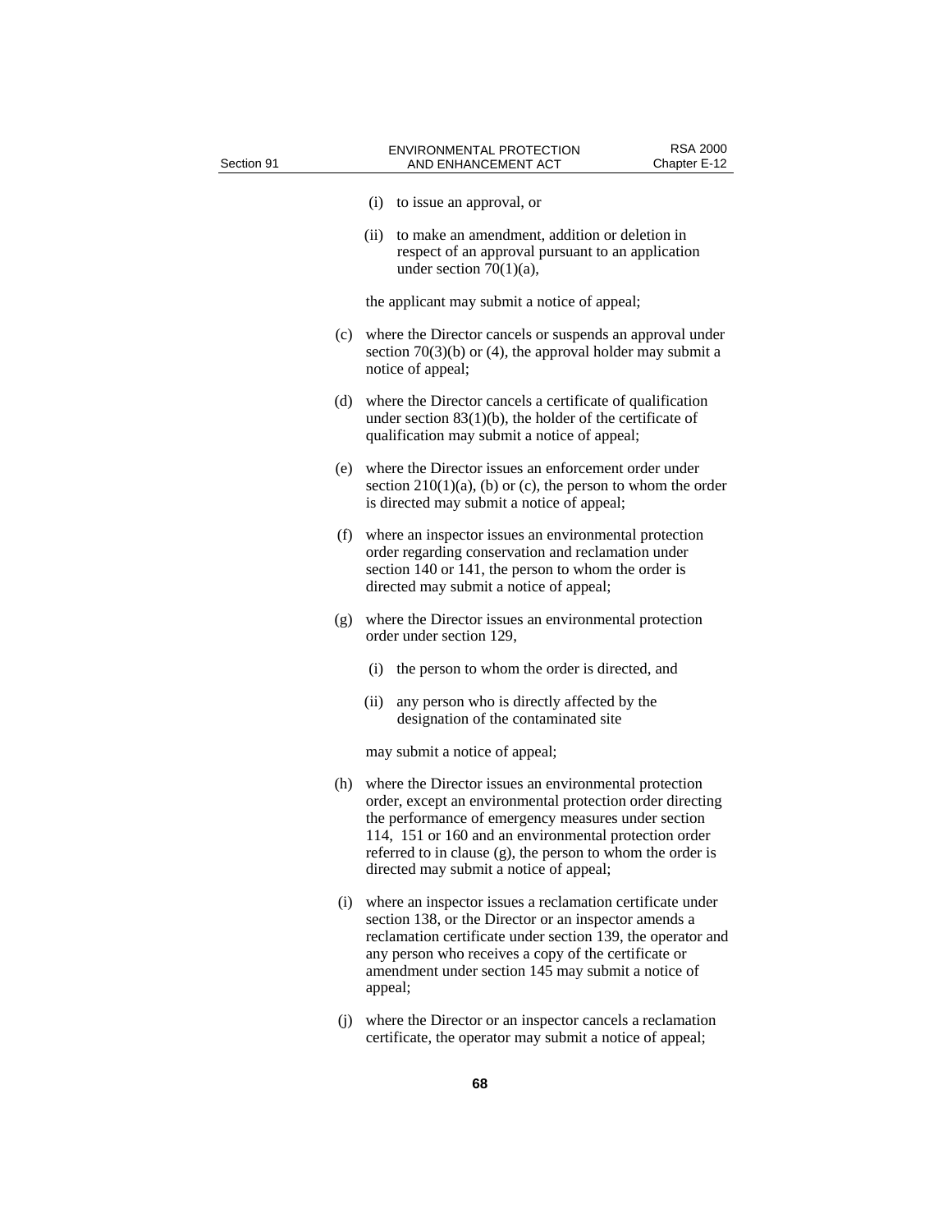(i) to issue an approval, or

(ii) to make an amendment, addition or deletion in respect of an approval pursuant to an application under section 70(1)(a),

the applicant may submit a notice of appeal;

(c) where the Director cancels or suspends an approval under section 70(3)(b) or (4), the approval holder may submit a notice of appeal;

(d) where the Director cancels a certificate of qualification under section 83(1)(b), the holder of the certificate of qualification may submit a notice of appeal;

(e) where the Director issues an enforcement order under section 210(1)(a), (b) or (c), the person to whom the order is directed may submit a notice of appeal;

(f) where an inspector issues an environmental protection order regarding conservation and reclamation under section 140 or 141, the person to whom the order is directed may submit a notice of appeal;

(g) where the Director issues an environmental protection order under section 129,

(i) the person to whom the order is directed, and

(ii) any person who is directly affected by the designation of the contaminated site

may submit a notice of appeal;

(h) where the Director issues an environmental protection order, except an environmental protection order directing the performance of emergency measures under section 114, 151 or 160 and an environmental protection order referred to in clause (g), the person to whom the order is directed may submit a notice of appeal;

(i) where an inspector issues a reclamation certificate under section 138, or the Director or an inspector amends a reclamation certificate under section 139, the operator and any person who receives a copy of the certificate or amendment under section 145 may submit a notice of appeal;

(j) where the Director or an inspector cancels a reclamation certificate, the operator may submit a notice of appeal;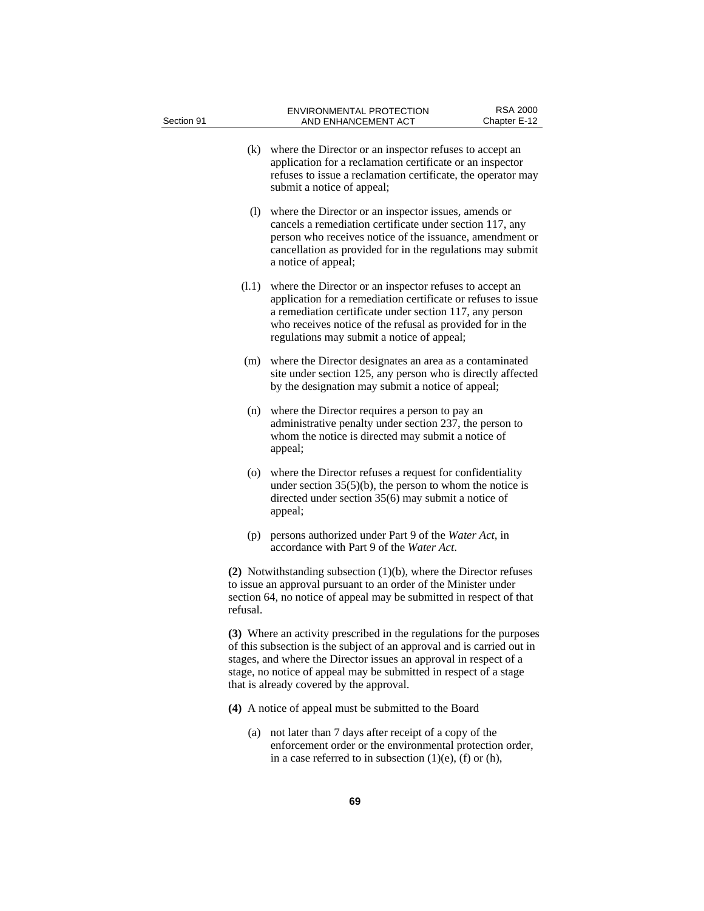(k) where the Director or an inspector refuses to accept an application for a reclamation certificate or an inspector refuses to issue a reclamation certificate, the operator may submit a notice of appeal;

(l) where the Director or an inspector issues, amends or cancels a remediation certificate under section 117, any person who receives notice of the issuance, amendment or cancellation as provided for in the regulations may submit a notice of appeal;

(l.1) where the Director or an inspector refuses to accept an application for a remediation certificate or refuses to issue a remediation certificate under section 117, any person who receives notice of the refusal as provided for in the regulations may submit a notice of appeal;

(m) where the Director designates an area as a contaminated site under section 125, any person who is directly affected by the designation may submit a notice of appeal;

(n) where the Director requires a person to pay an administrative penalty under section 237, the person to whom the notice is directed may submit a notice of appeal;

(o) where the Director refuses a request for confidentiality under section 35(5)(b), the person to whom the notice is directed under section 35(6) may submit a notice of appeal;

(p) persons authorized under Part 9 of the *Water Act*, in accordance with Part 9 of the *Water Act*.

**(2)** Notwithstanding subsection (1)(b), where the Director refuses to issue an approval pursuant to an order of the Minister under section 64, no notice of appeal may be submitted in respect of that refusal.

**(3)** Where an activity prescribed in the regulations for the purposes of this subsection is the subject of an approval and is carried out in stages, and where the Director issues an approval in respect of a stage, no notice of appeal may be submitted in respect of a stage that is already covered by the approval.

**(4)** A notice of appeal must be submitted to the Board

(a) not later than 7 days after receipt of a copy of the enforcement order or the environmental protection order, in a case referred to in subsection (1)(e), (f) or (h),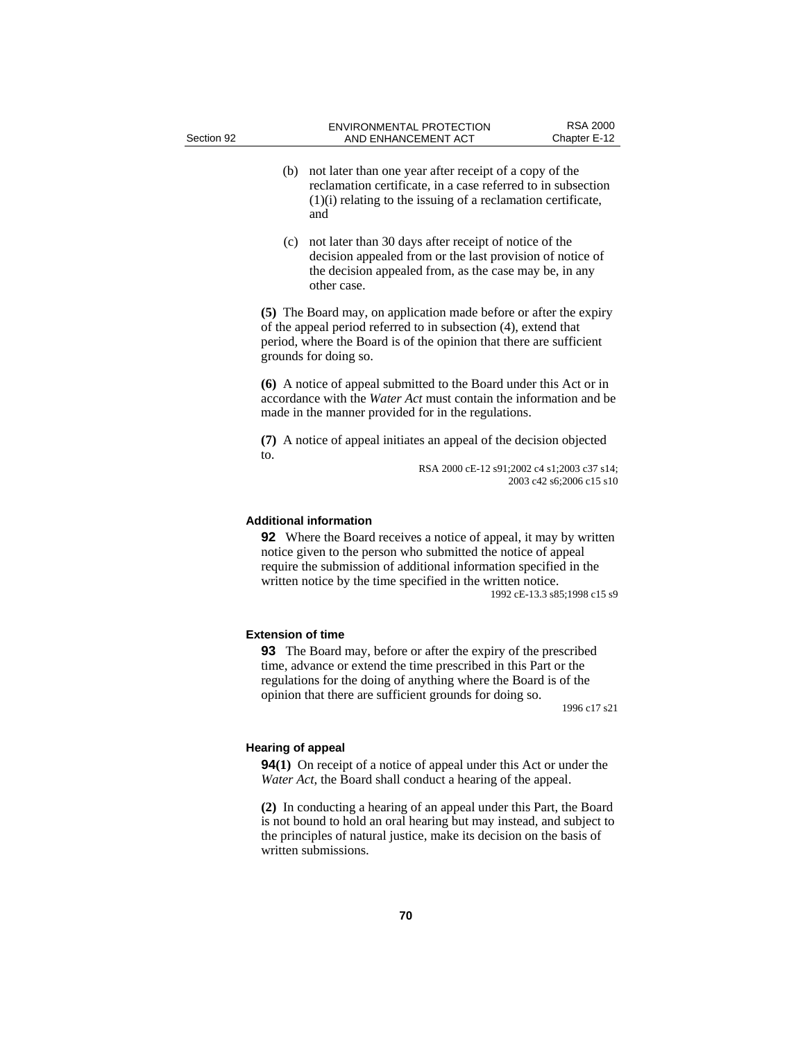(b) not later than one year after receipt of a copy of the reclamation certificate, in a case referred to in subsection (1)(i) relating to the issuing of a reclamation certificate, and

(c) not later than 30 days after receipt of notice of the decision appealed from or the last provision of notice of the decision appealed from, as the case may be, in any other case.

**(5)** The Board may, on application made before or after the expiry of the appeal period referred to in subsection (4), extend that period, where the Board is of the opinion that there are sufficient grounds for doing so.

**(6)** A notice of appeal submitted to the Board under this Act or in accordance with the *Water Act* must contain the information and be made in the manner provided for in the regulations.

**(7)** A notice of appeal initiates an appeal of the decision objected to.

RSA 2000 cE-12 s91;2002 c4 s1;2003 c37 s14;
2003 c42 s6;2006 c15 s10

### Additional information

**92** Where the Board receives a notice of appeal, it may by written notice given to the person who submitted the notice of appeal require the submission of additional information specified in the written notice by the time specified in the written notice.

1992 cE-13.3 s85;1998 c15 s9

### Extension of time

**93** The Board may, before or after the expiry of the prescribed time, advance or extend the time prescribed in this Part or the regulations for the doing of anything where the Board is of the opinion that there are sufficient grounds for doing so.

1996 c17 s21

### Hearing of appeal

**94(1)** On receipt of a notice of appeal under this Act or under the *Water Act*, the Board shall conduct a hearing of the appeal.

**(2)** In conducting a hearing of an appeal under this Part, the Board is not bound to hold an oral hearing but may instead, and subject to the principles of natural justice, make its decision on the basis of written submissions.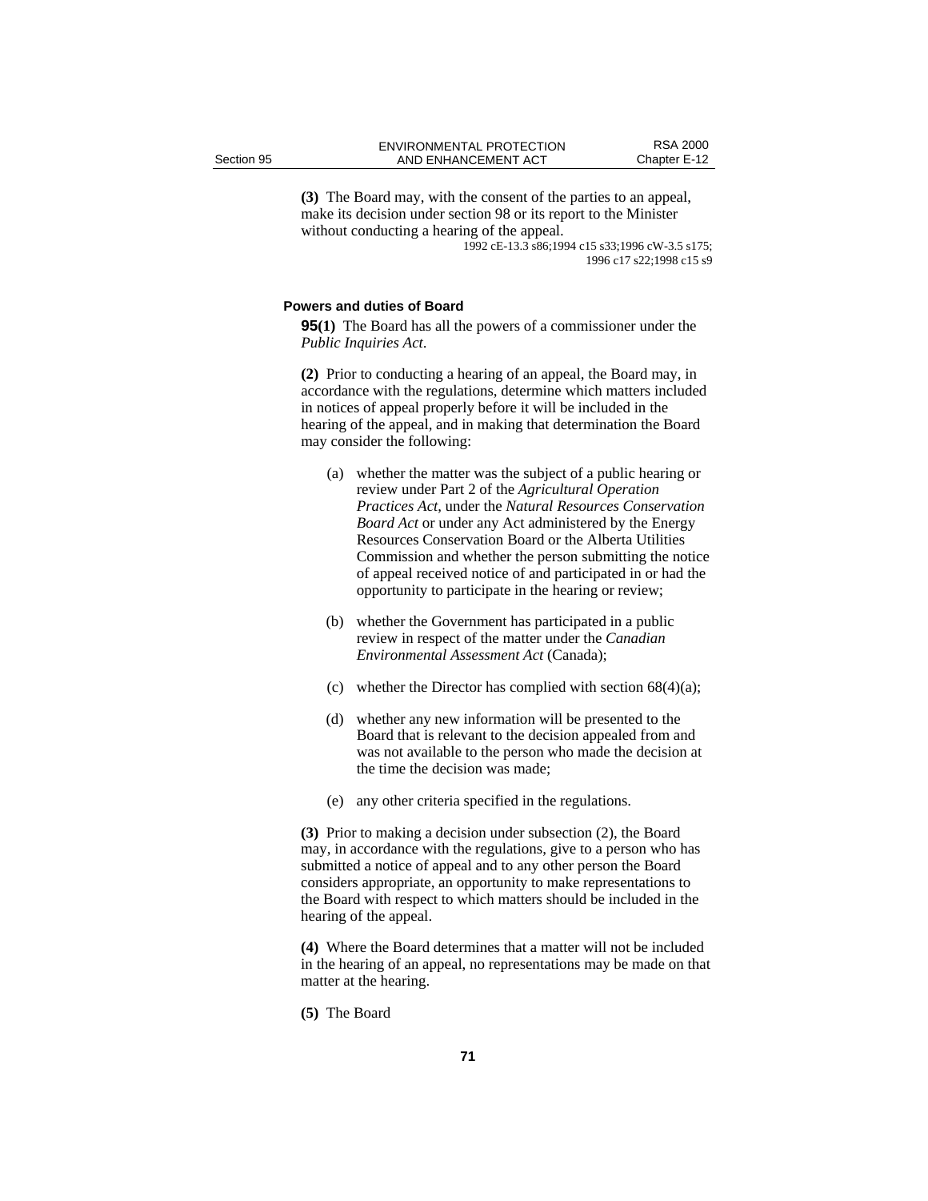**(3)** The Board may, with the consent of the parties to an appeal, make its decision under section 98 or its report to the Minister without conducting a hearing of the appeal.

1992 cE-13.3 s86;1994 c15 s33;1996 cW-3.5 s175; 1996 c17 s22;1998 c15 s9

### Powers and duties of Board

**95(1)** The Board has all the powers of a commissioner under the *Public Inquiries Act*.

**(2)** Prior to conducting a hearing of an appeal, the Board may, in accordance with the regulations, determine which matters included in notices of appeal properly before it will be included in the hearing of the appeal, and in making that determination the Board may consider the following:

(a) whether the matter was the subject of a public hearing or review under Part 2 of the *Agricultural Operation Practices Act*, under the *Natural Resources Conservation Board Act* or under any Act administered by the Energy Resources Conservation Board or the Alberta Utilities Commission and whether the person submitting the notice of appeal received notice of and participated in or had the opportunity to participate in the hearing or review;

(b) whether the Government has participated in a public review in respect of the matter under the *Canadian Environmental Assessment Act* (Canada);

(c) whether the Director has complied with section 68(4)(a);

(d) whether any new information will be presented to the Board that is relevant to the decision appealed from and was not available to the person who made the decision at the time the decision was made;

(e) any other criteria specified in the regulations.

**(3)** Prior to making a decision under subsection (2), the Board may, in accordance with the regulations, give to a person who has submitted a notice of appeal and to any other person the Board considers appropriate, an opportunity to make representations to the Board with respect to which matters should be included in the hearing of the appeal.

**(4)** Where the Board determines that a matter will not be included in the hearing of an appeal, no representations may be made on that matter at the hearing.

**(5)** The Board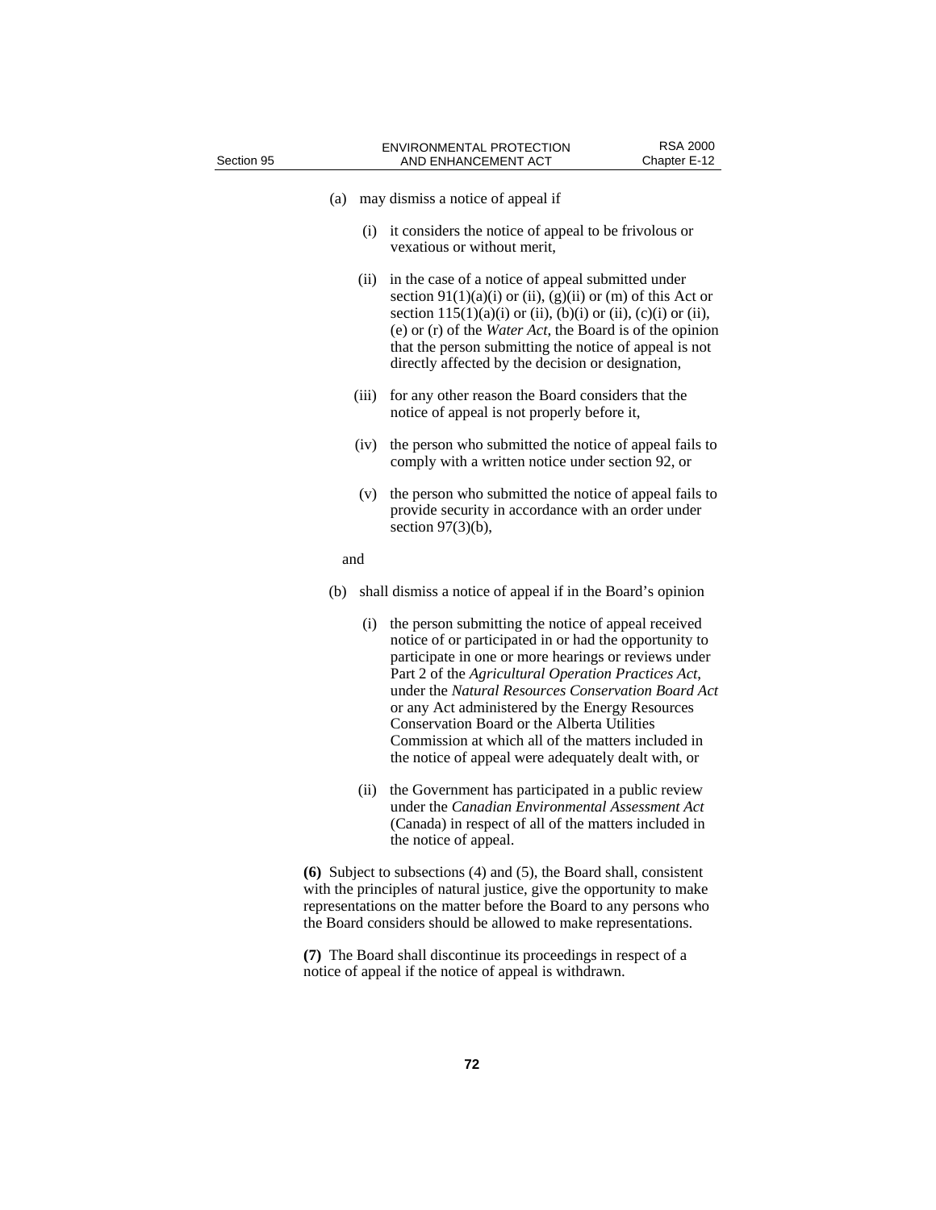(a) may dismiss a notice of appeal if

  (i) it considers the notice of appeal to be frivolous or vexatious or without merit,

  (ii) in the case of a notice of appeal submitted under section 91(1)(a)(i) or (ii), (g)(ii) or (m) of this Act or section 115(1)(a)(i) or (ii), (b)(i) or (ii), (c)(i) or (ii), (e) or (r) of the *Water Act*, the Board is of the opinion that the person submitting the notice of appeal is not directly affected by the decision or designation,

  (iii) for any other reason the Board considers that the notice of appeal is not properly before it,

  (iv) the person who submitted the notice of appeal fails to comply with a written notice under section 92, or

  (v) the person who submitted the notice of appeal fails to provide security in accordance with an order under section 97(3)(b),

and

(b) shall dismiss a notice of appeal if in the Board's opinion

  (i) the person submitting the notice of appeal received notice of or participated in or had the opportunity to participate in one or more hearings or reviews under Part 2 of the *Agricultural Operation Practices Act*, under the *Natural Resources Conservation Board Act* or any Act administered by the Energy Resources Conservation Board or the Alberta Utilities Commission at which all of the matters included in the notice of appeal were adequately dealt with, or

  (ii) the Government has participated in a public review under the *Canadian Environmental Assessment Act* (Canada) in respect of all of the matters included in the notice of appeal.

**(6)** Subject to subsections (4) and (5), the Board shall, consistent with the principles of natural justice, give the opportunity to make representations on the matter before the Board to any persons who the Board considers should be allowed to make representations.

**(7)** The Board shall discontinue its proceedings in respect of a notice of appeal if the notice of appeal is withdrawn.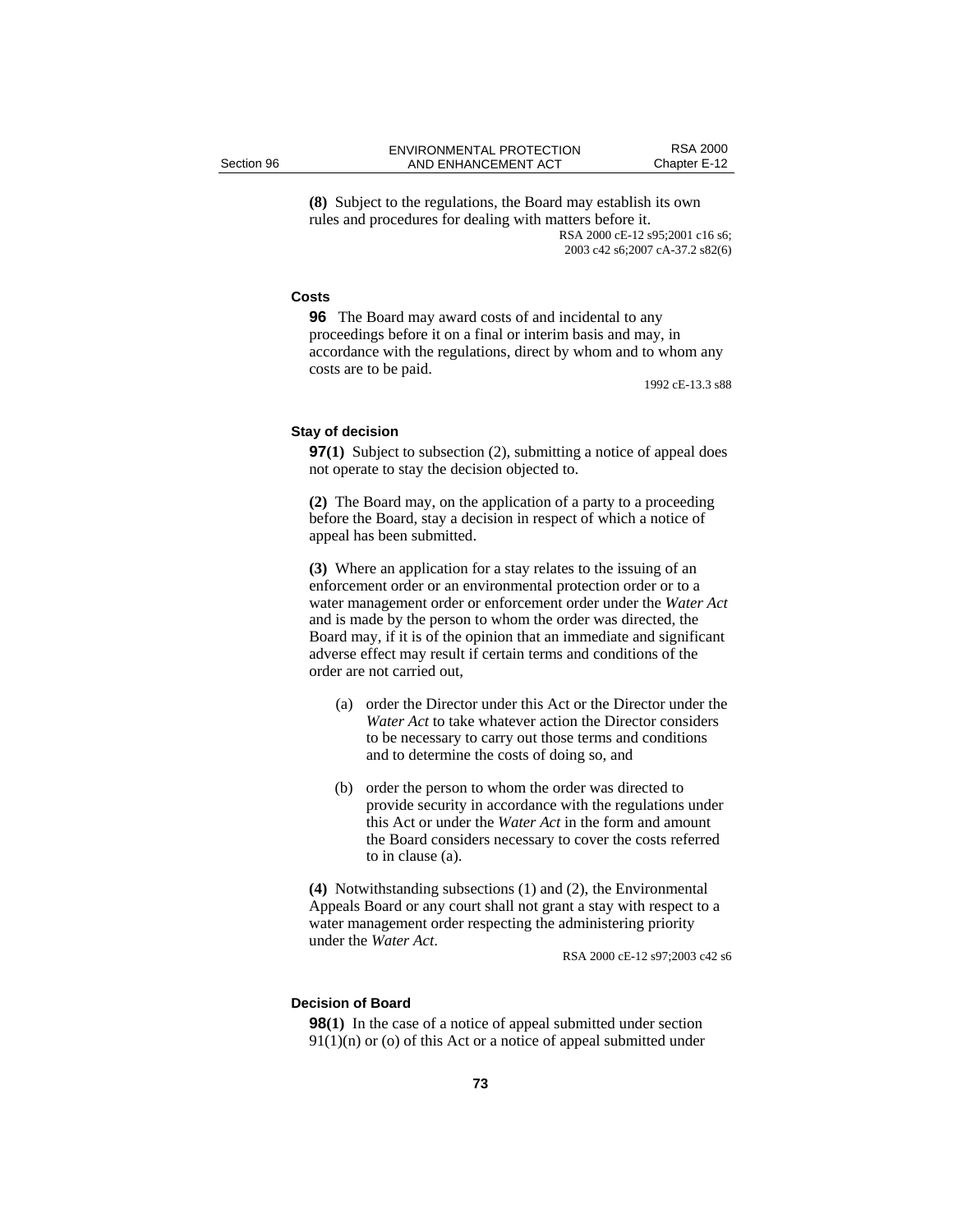**(8)** Subject to the regulations, the Board may establish its own rules and procedures for dealing with matters before it.

RSA 2000 cE-12 s95;2001 c16 s6; 2003 c42 s6;2007 cA-37.2 s82(6)

### Costs

**96** The Board may award costs of and incidental to any proceedings before it on a final or interim basis and may, in accordance with the regulations, direct by whom and to whom any costs are to be paid.

1992 cE-13.3 s88

### Stay of decision

**97(1)** Subject to subsection (2), submitting a notice of appeal does not operate to stay the decision objected to.

**(2)** The Board may, on the application of a party to a proceeding before the Board, stay a decision in respect of which a notice of appeal has been submitted.

**(3)** Where an application for a stay relates to the issuing of an enforcement order or an environmental protection order or to a water management order or enforcement order under the *Water Act* and is made by the person to whom the order was directed, the Board may, if it is of the opinion that an immediate and significant adverse effect may result if certain terms and conditions of the order are not carried out,

(a) order the Director under this Act or the Director under the *Water Act* to take whatever action the Director considers to be necessary to carry out those terms and conditions and to determine the costs of doing so, and

(b) order the person to whom the order was directed to provide security in accordance with the regulations under this Act or under the *Water Act* in the form and amount the Board considers necessary to cover the costs referred to in clause (a).

**(4)** Notwithstanding subsections (1) and (2), the Environmental Appeals Board or any court shall not grant a stay with respect to a water management order respecting the administering priority under the *Water Act*.

RSA 2000 cE-12 s97;2003 c42 s6

### Decision of Board

**98(1)** In the case of a notice of appeal submitted under section 91(1)(n) or (o) of this Act or a notice of appeal submitted under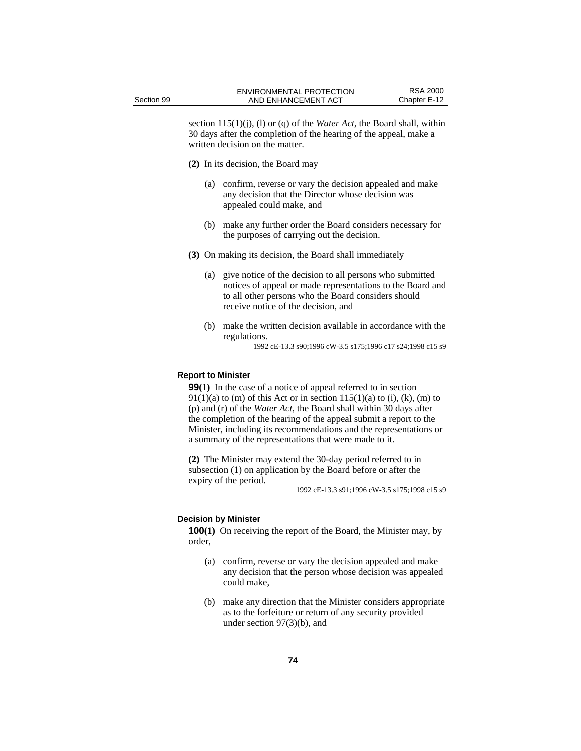section 115(1)(j), (l) or (q) of the *Water Act*, the Board shall, within 30 days after the completion of the hearing of the appeal, make a written decision on the matter.

**(2)** In its decision, the Board may

(a) confirm, reverse or vary the decision appealed and make any decision that the Director whose decision was appealed could make, and

(b) make any further order the Board considers necessary for the purposes of carrying out the decision.

**(3)** On making its decision, the Board shall immediately

(a) give notice of the decision to all persons who submitted notices of appeal or made representations to the Board and to all other persons who the Board considers should receive notice of the decision, and

(b) make the written decision available in accordance with the regulations.

1992 cE-13.3 s90;1996 cW-3.5 s175;1996 c17 s24;1998 c15 s9

#### Report to Minister

**99(1)** In the case of a notice of appeal referred to in section 91(1)(a) to (m) of this Act or in section 115(1)(a) to (i), (k), (m) to (p) and (r) of the *Water Act*, the Board shall within 30 days after the completion of the hearing of the appeal submit a report to the Minister, including its recommendations and the representations or a summary of the representations that were made to it.

**(2)** The Minister may extend the 30-day period referred to in subsection (1) on application by the Board before or after the expiry of the period.

1992 cE-13.3 s91;1996 cW-3.5 s175;1998 c15 s9

#### Decision by Minister

**100(1)** On receiving the report of the Board, the Minister may, by order,

(a) confirm, reverse or vary the decision appealed and make any decision that the person whose decision was appealed could make,

(b) make any direction that the Minister considers appropriate as to the forfeiture or return of any security provided under section 97(3)(b), and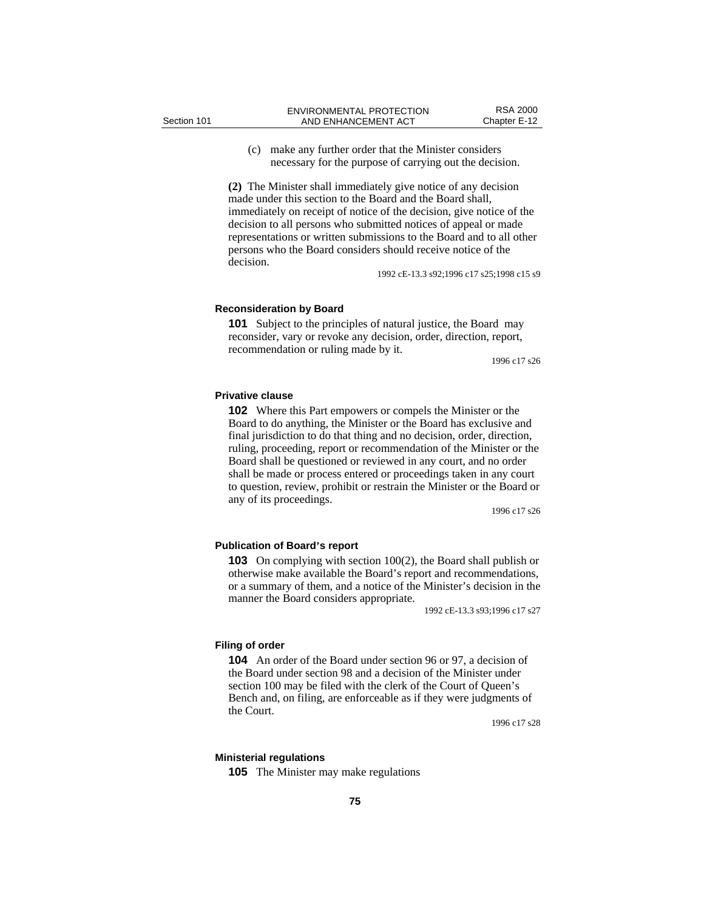(c) make any further order that the Minister considers necessary for the purpose of carrying out the decision.

**(2)** The Minister shall immediately give notice of any decision made under this section to the Board and the Board shall, immediately on receipt of notice of the decision, give notice of the decision to all persons who submitted notices of appeal or made representations or written submissions to the Board and to all other persons who the Board considers should receive notice of the decision.

1992 cE-13.3 s92;1996 c17 s25;1998 c15 s9

#### Reconsideration by Board

**101** Subject to the principles of natural justice, the Board may reconsider, vary or revoke any decision, order, direction, report, recommendation or ruling made by it.

1996 c17 s26

#### Privative clause

**102** Where this Part empowers or compels the Minister or the Board to do anything, the Minister or the Board has exclusive and final jurisdiction to do that thing and no decision, order, direction, ruling, proceeding, report or recommendation of the Minister or the Board shall be questioned or reviewed in any court, and no order shall be made or process entered or proceedings taken in any court to question, review, prohibit or restrain the Minister or the Board or any of its proceedings.

1996 c17 s26

#### Publication of Board's report

**103** On complying with section 100(2), the Board shall publish or otherwise make available the Board's report and recommendations, or a summary of them, and a notice of the Minister's decision in the manner the Board considers appropriate.

1992 cE-13.3 s93;1996 c17 s27

#### Filing of order

**104** An order of the Board under section 96 or 97, a decision of the Board under section 98 and a decision of the Minister under section 100 may be filed with the clerk of the Court of Queen's Bench and, on filing, are enforceable as if they were judgments of the Court.

1996 c17 s28

#### Ministerial regulations

**105** The Minister may make regulations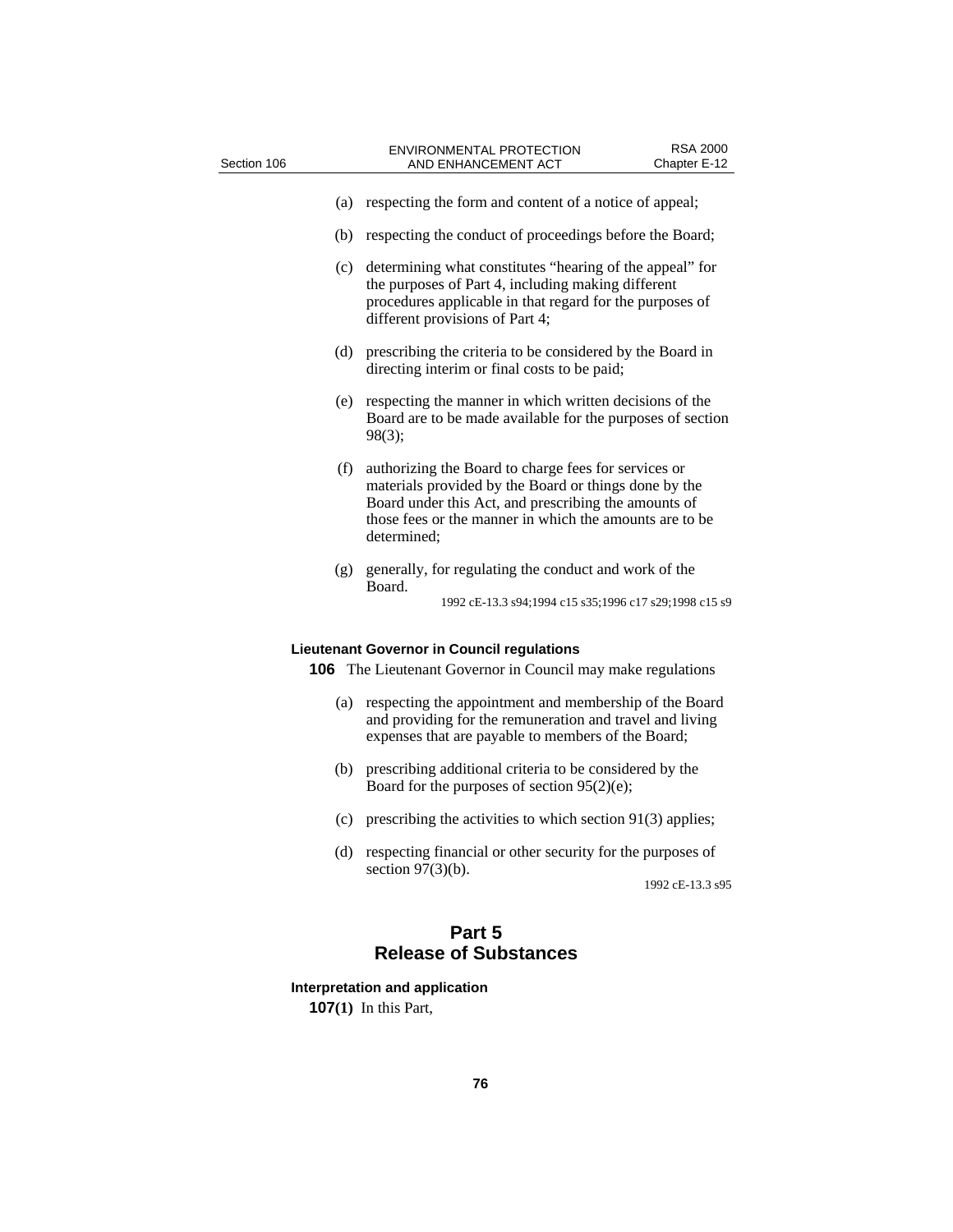(a) respecting the form and content of a notice of appeal;

(b) respecting the conduct of proceedings before the Board;

(c) determining what constitutes "hearing of the appeal" for the purposes of Part 4, including making different procedures applicable in that regard for the purposes of different provisions of Part 4;

(d) prescribing the criteria to be considered by the Board in directing interim or final costs to be paid;

(e) respecting the manner in which written decisions of the Board are to be made available for the purposes of section 98(3);

(f) authorizing the Board to charge fees for services or materials provided by the Board or things done by the Board under this Act, and prescribing the amounts of those fees or the manner in which the amounts are to be determined;

(g) generally, for regulating the conduct and work of the Board.

1992 cE-13.3 s94;1994 c15 s35;1996 c17 s29;1998 c15 s9

**Lieutenant Governor in Council regulations**

**106** The Lieutenant Governor in Council may make regulations

(a) respecting the appointment and membership of the Board and providing for the remuneration and travel and living expenses that are payable to members of the Board;

(b) prescribing additional criteria to be considered by the Board for the purposes of section 95(2)(e);

(c) prescribing the activities to which section 91(3) applies;

(d) respecting financial or other security for the purposes of section 97(3)(b).

1992 cE-13.3 s95

## Part 5
## Release of Substances

**Interpretation and application**

**107(1)** In this Part,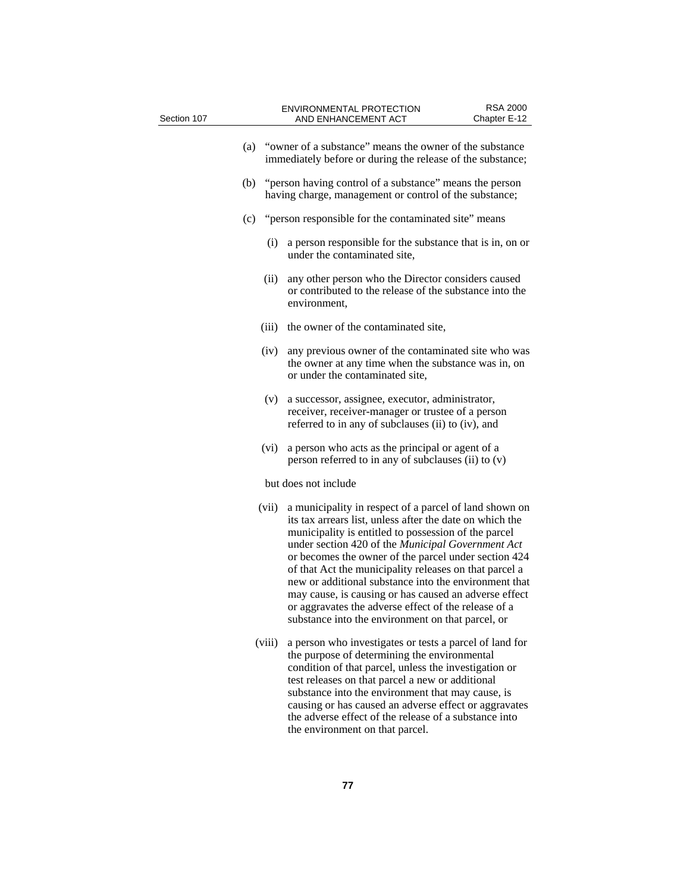(a) "owner of a substance" means the owner of the substance immediately before or during the release of the substance;

(b) "person having control of a substance" means the person having charge, management or control of the substance;

(c) "person responsible for the contaminated site" means

(i) a person responsible for the substance that is in, on or under the contaminated site,

(ii) any other person who the Director considers caused or contributed to the release of the substance into the environment,

(iii) the owner of the contaminated site,

(iv) any previous owner of the contaminated site who was the owner at any time when the substance was in, on or under the contaminated site,

(v) a successor, assignee, executor, administrator, receiver, receiver-manager or trustee of a person referred to in any of subclauses (ii) to (iv), and

(vi) a person who acts as the principal or agent of a person referred to in any of subclauses (ii) to (v)

but does not include

(vii) a municipality in respect of a parcel of land shown on its tax arrears list, unless after the date on which the municipality is entitled to possession of the parcel under section 420 of the *Municipal Government Act* or becomes the owner of the parcel under section 424 of that Act the municipality releases on that parcel a new or additional substance into the environment that may cause, is causing or has caused an adverse effect or aggravates the adverse effect of the release of a substance into the environment on that parcel, or

(viii) a person who investigates or tests a parcel of land for the purpose of determining the environmental condition of that parcel, unless the investigation or test releases on that parcel a new or additional substance into the environment that may cause, is causing or has caused an adverse effect or aggravates the adverse effect of the release of a substance into the environment on that parcel.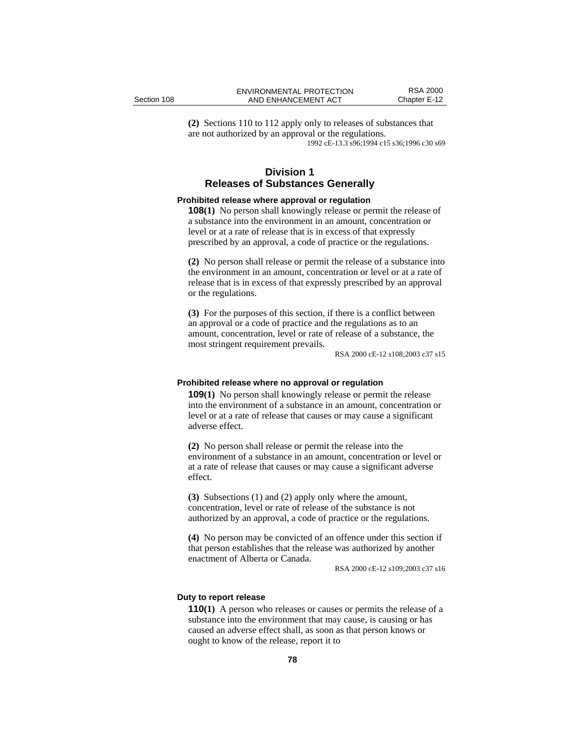**(2)** Sections 110 to 112 apply only to releases of substances that are not authorized by an approval or the regulations.

1992 cE-13.3 s96;1994 c15 s36;1996 c30 s69

## Division 1
## Releases of Substances Generally

**Prohibited release where approval or regulation**

**108(1)** No person shall knowingly release or permit the release of a substance into the environment in an amount, concentration or level or at a rate of release that is in excess of that expressly prescribed by an approval, a code of practice or the regulations.

**(2)** No person shall release or permit the release of a substance into the environment in an amount, concentration or level or at a rate of release that is in excess of that expressly prescribed by an approval or the regulations.

**(3)** For the purposes of this section, if there is a conflict between an approval or a code of practice and the regulations as to an amount, concentration, level or rate of release of a substance, the most stringent requirement prevails.

RSA 2000 cE-12 s108;2003 c37 s15

**Prohibited release where no approval or regulation**

**109(1)** No person shall knowingly release or permit the release into the environment of a substance in an amount, concentration or level or at a rate of release that causes or may cause a significant adverse effect.

**(2)** No person shall release or permit the release into the environment of a substance in an amount, concentration or level or at a rate of release that causes or may cause a significant adverse effect.

**(3)** Subsections (1) and (2) apply only where the amount, concentration, level or rate of release of the substance is not authorized by an approval, a code of practice or the regulations.

**(4)** No person may be convicted of an offence under this section if that person establishes that the release was authorized by another enactment of Alberta or Canada.

RSA 2000 cE-12 s109;2003 c37 s16

**Duty to report release**

**110(1)** A person who releases or causes or permits the release of a substance into the environment that may cause, is causing or has caused an adverse effect shall, as soon as that person knows or ought to know of the release, report it to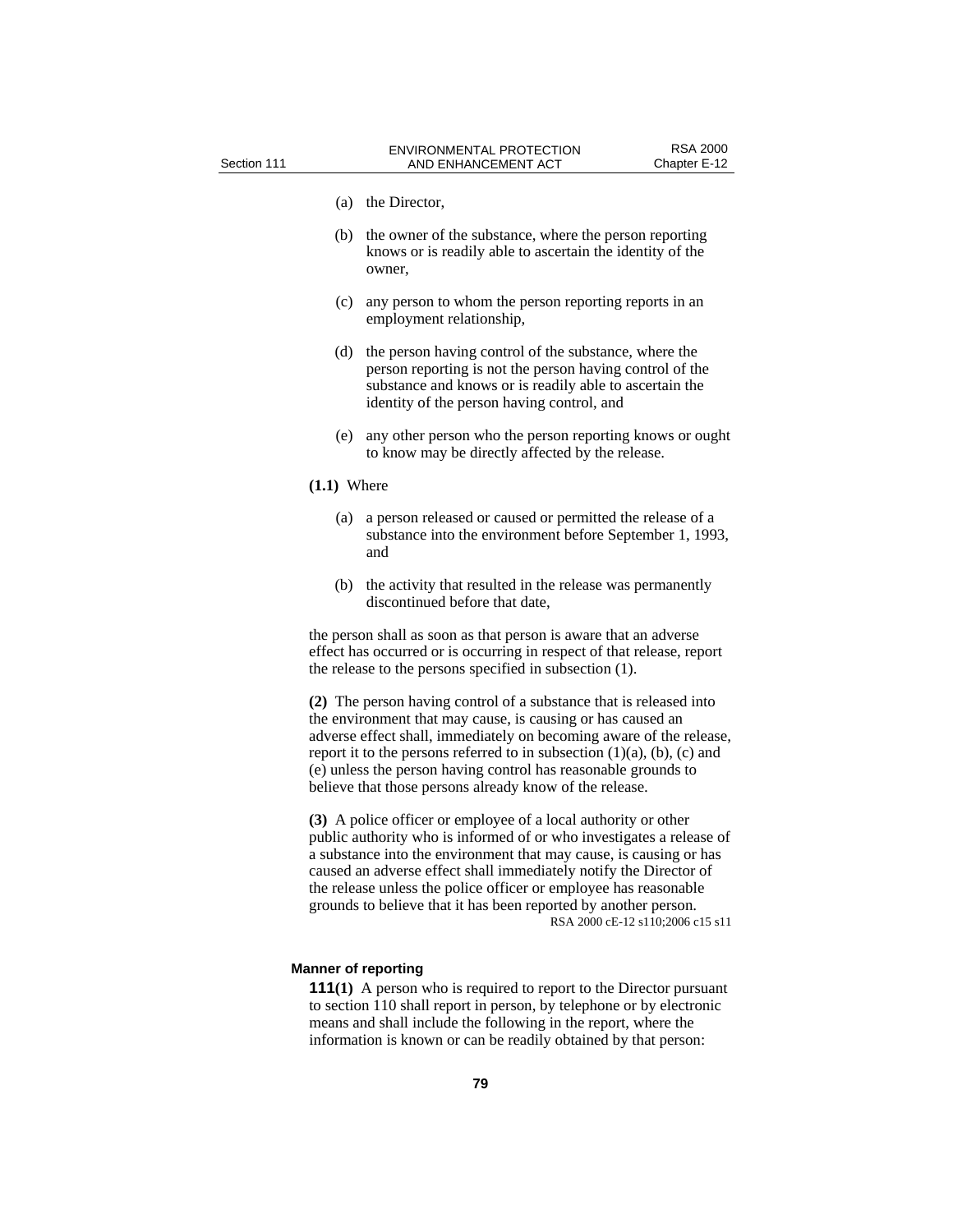(a) the Director,

(b) the owner of the substance, where the person reporting knows or is readily able to ascertain the identity of the owner,

(c) any person to whom the person reporting reports in an employment relationship,

(d) the person having control of the substance, where the person reporting is not the person having control of the substance and knows or is readily able to ascertain the identity of the person having control, and

(e) any other person who the person reporting knows or ought to know may be directly affected by the release.

**(1.1)** Where

(a) a person released or caused or permitted the release of a substance into the environment before September 1, 1993, and

(b) the activity that resulted in the release was permanently discontinued before that date,

the person shall as soon as that person is aware that an adverse effect has occurred or is occurring in respect of that release, report the release to the persons specified in subsection (1).

**(2)** The person having control of a substance that is released into the environment that may cause, is causing or has caused an adverse effect shall, immediately on becoming aware of the release, report it to the persons referred to in subsection (1)(a), (b), (c) and (e) unless the person having control has reasonable grounds to believe that those persons already know of the release.

**(3)** A police officer or employee of a local authority or other public authority who is informed of or who investigates a release of a substance into the environment that may cause, is causing or has caused an adverse effect shall immediately notify the Director of the release unless the police officer or employee has reasonable grounds to believe that it has been reported by another person.

RSA 2000 cE-12 s110;2006 c15 s11

**Manner of reporting**

**111(1)** A person who is required to report to the Director pursuant to section 110 shall report in person, by telephone or by electronic means and shall include the following in the report, where the information is known or can be readily obtained by that person: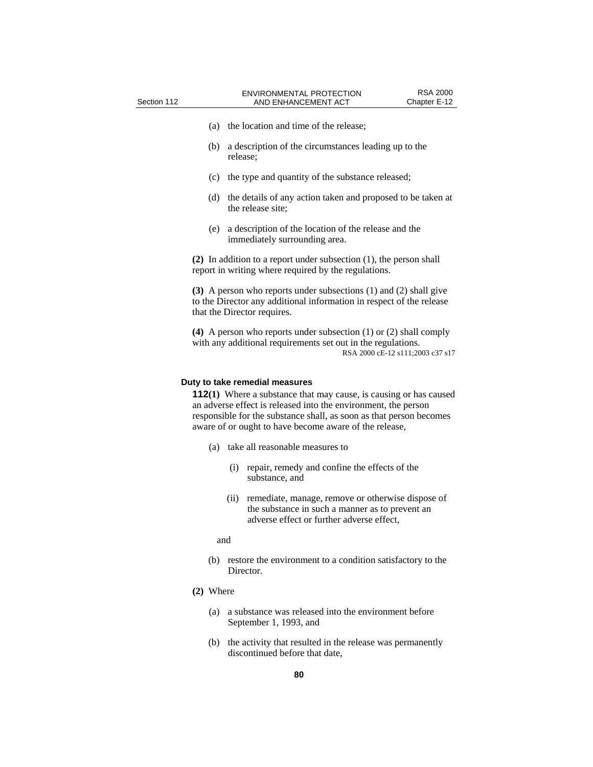(a) the location and time of the release;

(b) a description of the circumstances leading up to the release;

(c) the type and quantity of the substance released;

(d) the details of any action taken and proposed to be taken at the release site;

(e) a description of the location of the release and the immediately surrounding area.

**(2)** In addition to a report under subsection (1), the person shall report in writing where required by the regulations.

**(3)** A person who reports under subsections (1) and (2) shall give to the Director any additional information in respect of the release that the Director requires.

**(4)** A person who reports under subsection (1) or (2) shall comply with any additional requirements set out in the regulations.

RSA 2000 cE-12 s111;2003 c37 s17

**Duty to take remedial measures**

**112(1)** Where a substance that may cause, is causing or has caused an adverse effect is released into the environment, the person responsible for the substance shall, as soon as that person becomes aware of or ought to have become aware of the release,

(a) take all reasonable measures to

(i) repair, remedy and confine the effects of the substance, and

(ii) remediate, manage, remove or otherwise dispose of the substance in such a manner as to prevent an adverse effect or further adverse effect,

and

(b) restore the environment to a condition satisfactory to the Director.

**(2)** Where

(a) a substance was released into the environment before September 1, 1993, and

(b) the activity that resulted in the release was permanently discontinued before that date,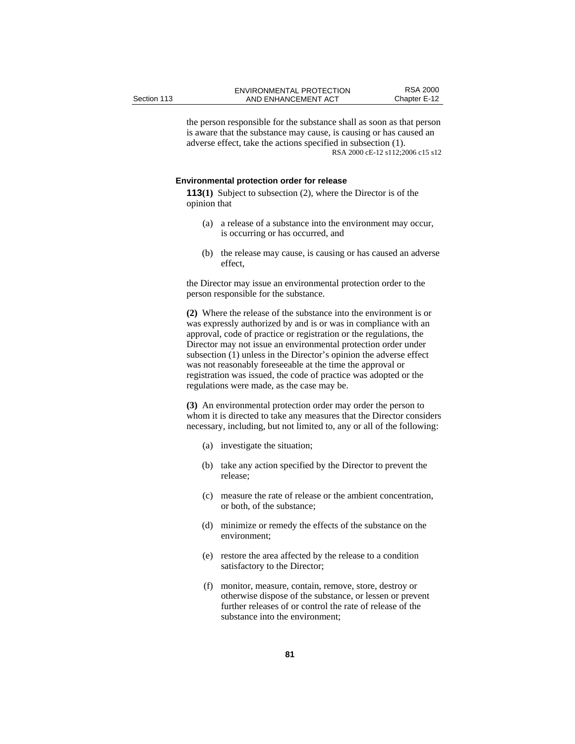the person responsible for the substance shall as soon as that person is aware that the substance may cause, is causing or has caused an adverse effect, take the actions specified in subsection (1).

RSA 2000 cE-12 s112;2006 c15 s12

### Environmental protection order for release

**113(1)** Subject to subsection (2), where the Director is of the opinion that

(a) a release of a substance into the environment may occur, is occurring or has occurred, and

(b) the release may cause, is causing or has caused an adverse effect,

the Director may issue an environmental protection order to the person responsible for the substance.

**(2)** Where the release of the substance into the environment is or was expressly authorized by and is or was in compliance with an approval, code of practice or registration or the regulations, the Director may not issue an environmental protection order under subsection (1) unless in the Director's opinion the adverse effect was not reasonably foreseeable at the time the approval or registration was issued, the code of practice was adopted or the regulations were made, as the case may be.

**(3)** An environmental protection order may order the person to whom it is directed to take any measures that the Director considers necessary, including, but not limited to, any or all of the following:

(a) investigate the situation;

(b) take any action specified by the Director to prevent the release;

(c) measure the rate of release or the ambient concentration, or both, of the substance;

(d) minimize or remedy the effects of the substance on the environment;

(e) restore the area affected by the release to a condition satisfactory to the Director;

(f) monitor, measure, contain, remove, store, destroy or otherwise dispose of the substance, or lessen or prevent further releases of or control the rate of release of the substance into the environment;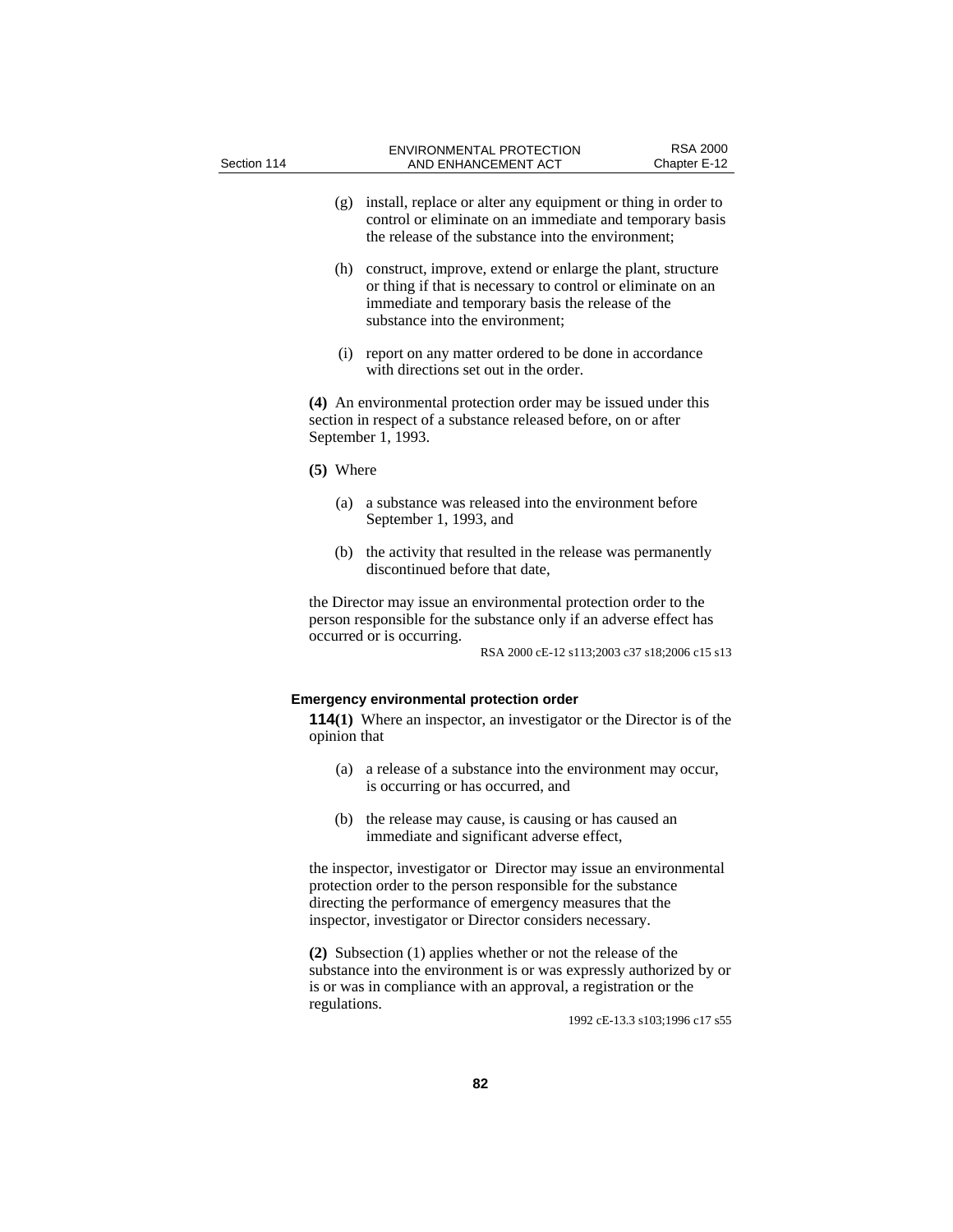(g) install, replace or alter any equipment or thing in order to control or eliminate on an immediate and temporary basis the release of the substance into the environment;

(h) construct, improve, extend or enlarge the plant, structure or thing if that is necessary to control or eliminate on an immediate and temporary basis the release of the substance into the environment;

(i) report on any matter ordered to be done in accordance with directions set out in the order.

**(4)** An environmental protection order may be issued under this section in respect of a substance released before, on or after September 1, 1993.

**(5)** Where

(a) a substance was released into the environment before September 1, 1993, and

(b) the activity that resulted in the release was permanently discontinued before that date,

the Director may issue an environmental protection order to the person responsible for the substance only if an adverse effect has occurred or is occurring.

RSA 2000 cE-12 s113;2003 c37 s18;2006 c15 s13

**Emergency environmental protection order**

**114(1)** Where an inspector, an investigator or the Director is of the opinion that

(a) a release of a substance into the environment may occur, is occurring or has occurred, and

(b) the release may cause, is causing or has caused an immediate and significant adverse effect,

the inspector, investigator or Director may issue an environmental protection order to the person responsible for the substance directing the performance of emergency measures that the inspector, investigator or Director considers necessary.

**(2)** Subsection (1) applies whether or not the release of the substance into the environment is or was expressly authorized by or is or was in compliance with an approval, a registration or the regulations.

1992 cE-13.3 s103;1996 c17 s55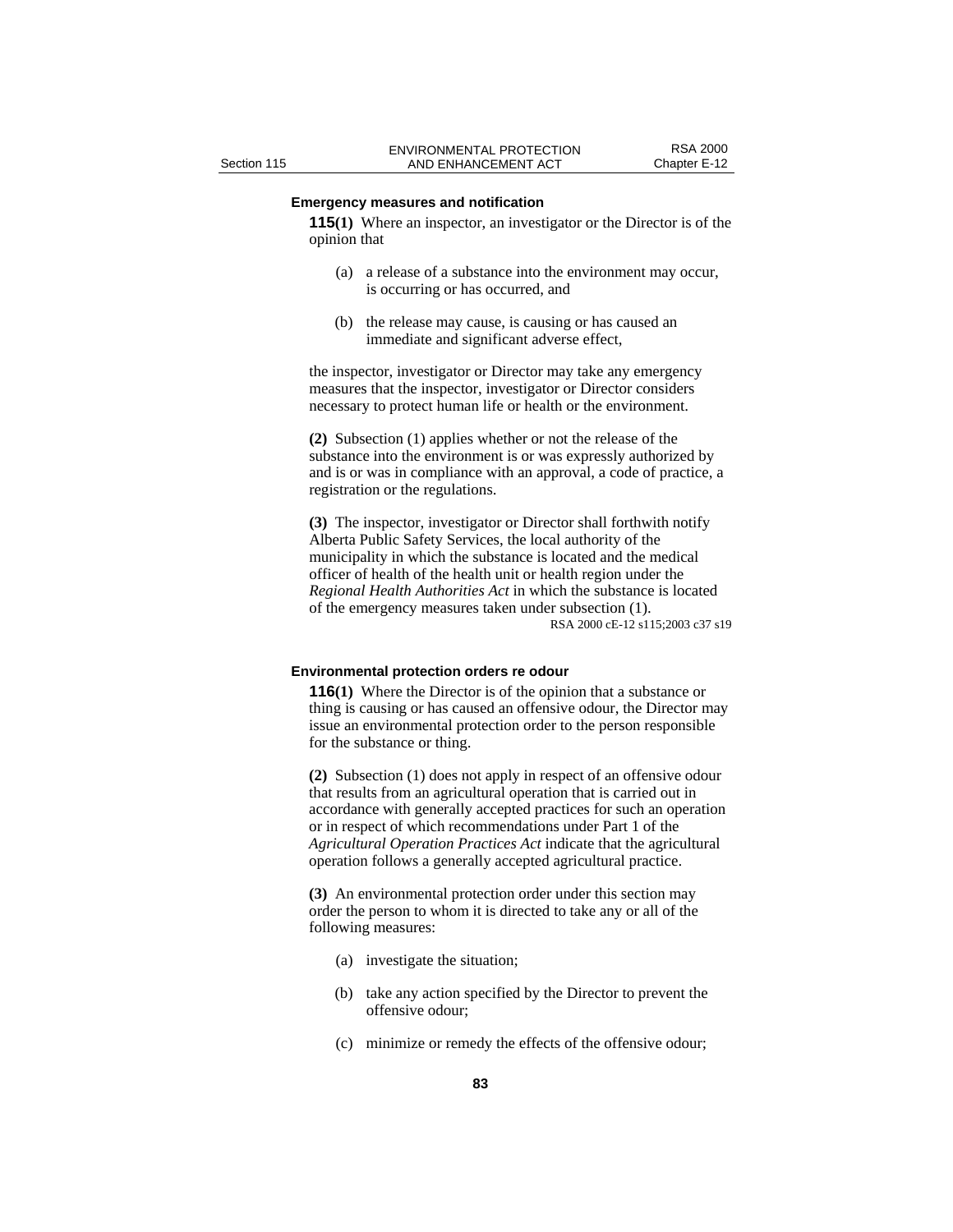### Emergency measures and notification

**115(1)** Where an inspector, an investigator or the Director is of the opinion that

(a) a release of a substance into the environment may occur, is occurring or has occurred, and

(b) the release may cause, is causing or has caused an immediate and significant adverse effect,

the inspector, investigator or Director may take any emergency measures that the inspector, investigator or Director considers necessary to protect human life or health or the environment.

**(2)** Subsection (1) applies whether or not the release of the substance into the environment is or was expressly authorized by and is or was in compliance with an approval, a code of practice, a registration or the regulations.

**(3)** The inspector, investigator or Director shall forthwith notify Alberta Public Safety Services, the local authority of the municipality in which the substance is located and the medical officer of health of the health unit or health region under the *Regional Health Authorities Act* in which the substance is located of the emergency measures taken under subsection (1).

RSA 2000 cE-12 s115;2003 c37 s19

### Environmental protection orders re odour

**116(1)** Where the Director is of the opinion that a substance or thing is causing or has caused an offensive odour, the Director may issue an environmental protection order to the person responsible for the substance or thing.

**(2)** Subsection (1) does not apply in respect of an offensive odour that results from an agricultural operation that is carried out in accordance with generally accepted practices for such an operation or in respect of which recommendations under Part 1 of the *Agricultural Operation Practices Act* indicate that the agricultural operation follows a generally accepted agricultural practice.

**(3)** An environmental protection order under this section may order the person to whom it is directed to take any or all of the following measures:

(a) investigate the situation;

(b) take any action specified by the Director to prevent the offensive odour;

(c) minimize or remedy the effects of the offensive odour;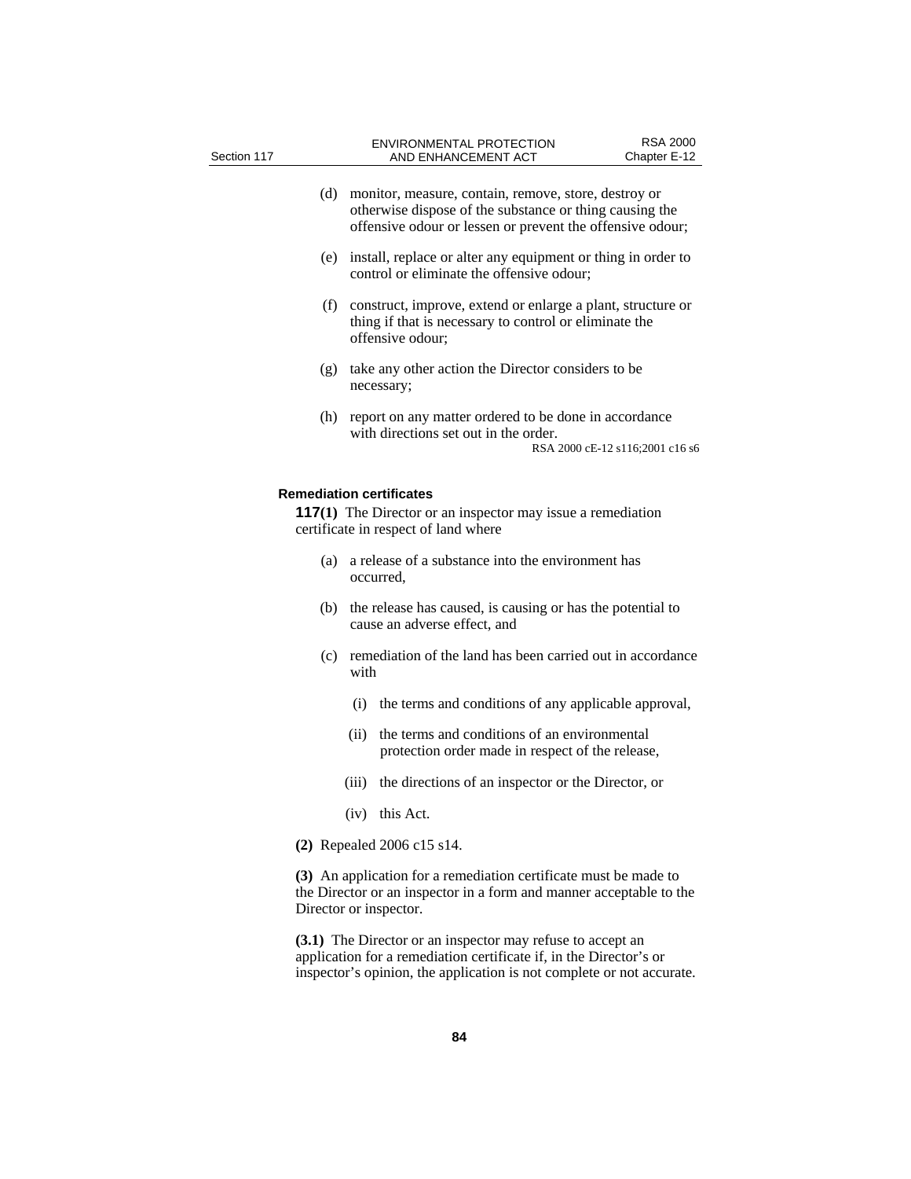(d) monitor, measure, contain, remove, store, destroy or otherwise dispose of the substance or thing causing the offensive odour or lessen or prevent the offensive odour;

(e) install, replace or alter any equipment or thing in order to control or eliminate the offensive odour;

(f) construct, improve, extend or enlarge a plant, structure or thing if that is necessary to control or eliminate the offensive odour;

(g) take any other action the Director considers to be necessary;

(h) report on any matter ordered to be done in accordance with directions set out in the order.

RSA 2000 cE-12 s116;2001 c16 s6

#### Remediation certificates

**117(1)** The Director or an inspector may issue a remediation certificate in respect of land where

(a) a release of a substance into the environment has occurred,

(b) the release has caused, is causing or has the potential to cause an adverse effect, and

(c) remediation of the land has been carried out in accordance with

(i) the terms and conditions of any applicable approval,

(ii) the terms and conditions of an environmental protection order made in respect of the release,

(iii) the directions of an inspector or the Director, or

(iv) this Act.

**(2)** Repealed 2006 c15 s14.

**(3)** An application for a remediation certificate must be made to the Director or an inspector in a form and manner acceptable to the Director or inspector.

**(3.1)** The Director or an inspector may refuse to accept an application for a remediation certificate if, in the Director's or inspector's opinion, the application is not complete or not accurate.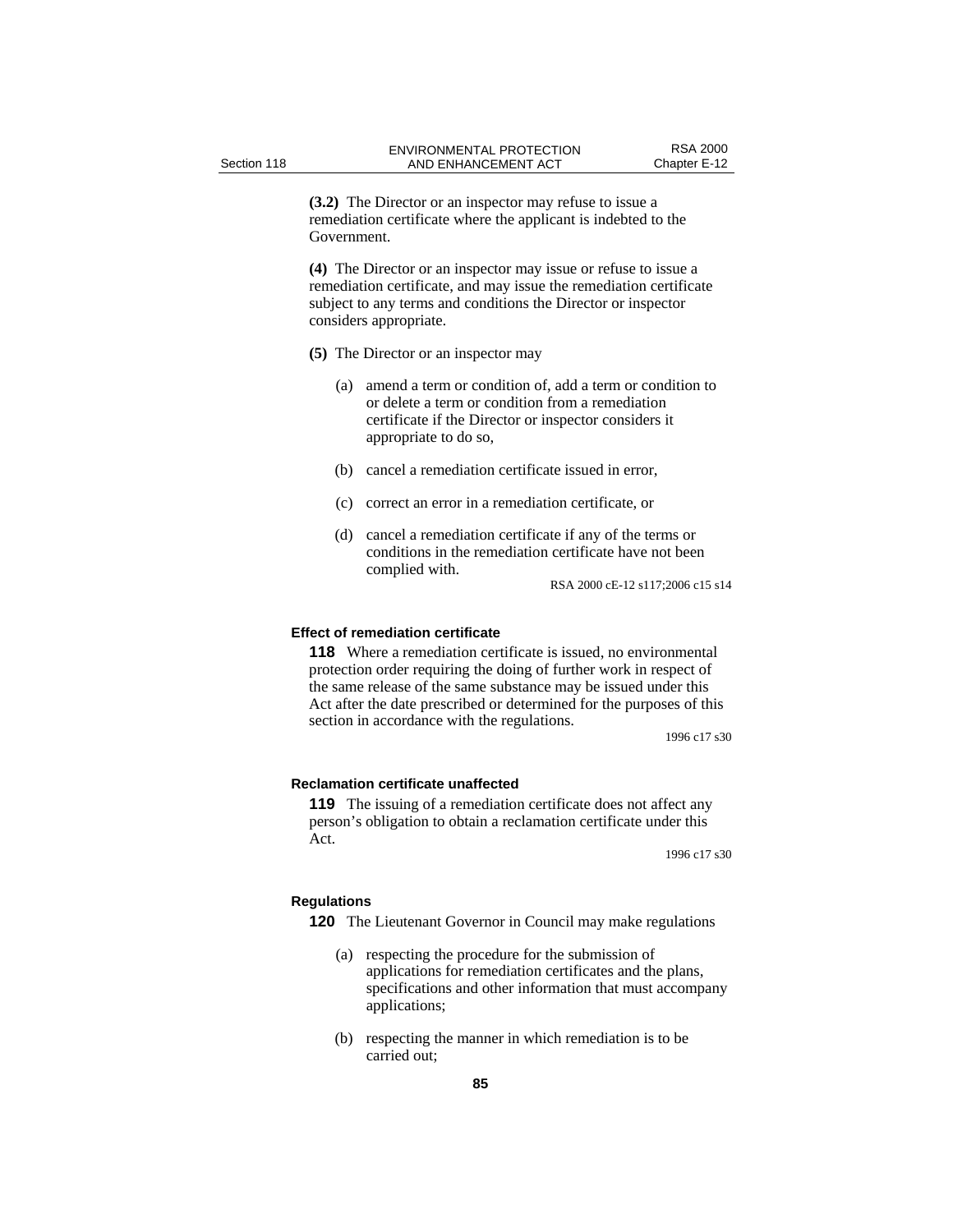**(3.2)** The Director or an inspector may refuse to issue a remediation certificate where the applicant is indebted to the Government.

**(4)** The Director or an inspector may issue or refuse to issue a remediation certificate, and may issue the remediation certificate subject to any terms and conditions the Director or inspector considers appropriate.

**(5)** The Director or an inspector may

(a) amend a term or condition of, add a term or condition to or delete a term or condition from a remediation certificate if the Director or inspector considers it appropriate to do so,

(b) cancel a remediation certificate issued in error,

(c) correct an error in a remediation certificate, or

(d) cancel a remediation certificate if any of the terms or conditions in the remediation certificate have not been complied with.

RSA 2000 cE-12 s117;2006 c15 s14

#### Effect of remediation certificate

**118** Where a remediation certificate is issued, no environmental protection order requiring the doing of further work in respect of the same release of the same substance may be issued under this Act after the date prescribed or determined for the purposes of this section in accordance with the regulations.

1996 c17 s30

#### Reclamation certificate unaffected

**119** The issuing of a remediation certificate does not affect any person's obligation to obtain a reclamation certificate under this Act.

1996 c17 s30

#### Regulations

**120** The Lieutenant Governor in Council may make regulations

(a) respecting the procedure for the submission of applications for remediation certificates and the plans, specifications and other information that must accompany applications;

(b) respecting the manner in which remediation is to be carried out;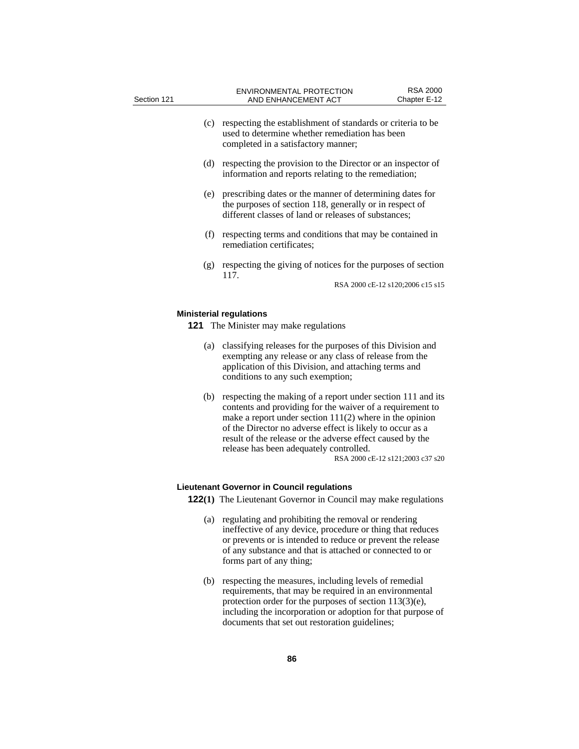(c) respecting the establishment of standards or criteria to be used to determine whether remediation has been completed in a satisfactory manner;

(d) respecting the provision to the Director or an inspector of information and reports relating to the remediation;

(e) prescribing dates or the manner of determining dates for the purposes of section 118, generally or in respect of different classes of land or releases of substances;

(f) respecting terms and conditions that may be contained in remediation certificates;

(g) respecting the giving of notices for the purposes of section 117.

RSA 2000 cE-12 s120;2006 c15 s15

**Ministerial regulations**

**121** The Minister may make regulations

(a) classifying releases for the purposes of this Division and exempting any release or any class of release from the application of this Division, and attaching terms and conditions to any such exemption;

(b) respecting the making of a report under section 111 and its contents and providing for the waiver of a requirement to make a report under section 111(2) where in the opinion of the Director no adverse effect is likely to occur as a result of the release or the adverse effect caused by the release has been adequately controlled.

RSA 2000 cE-12 s121;2003 c37 s20

**Lieutenant Governor in Council regulations**

**122(1)** The Lieutenant Governor in Council may make regulations

(a) regulating and prohibiting the removal or rendering ineffective of any device, procedure or thing that reduces or prevents or is intended to reduce or prevent the release of any substance and that is attached or connected to or forms part of any thing;

(b) respecting the measures, including levels of remedial requirements, that may be required in an environmental protection order for the purposes of section 113(3)(e), including the incorporation or adoption for that purpose of documents that set out restoration guidelines;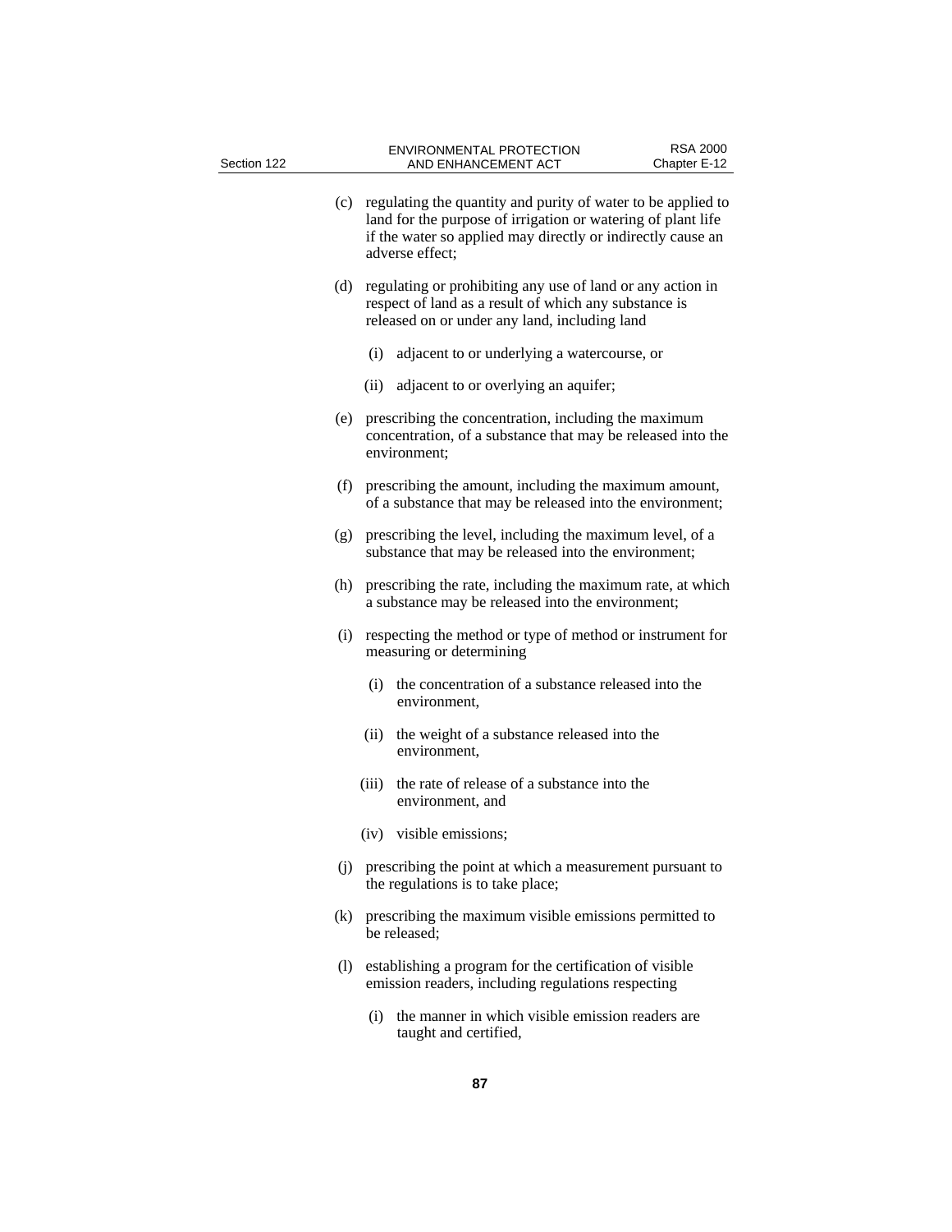(c) regulating the quantity and purity of water to be applied to land for the purpose of irrigation or watering of plant life if the water so applied may directly or indirectly cause an adverse effect;

(d) regulating or prohibiting any use of land or any action in respect of land as a result of which any substance is released on or under any land, including land

  (i) adjacent to or underlying a watercourse, or

  (ii) adjacent to or overlying an aquifer;

(e) prescribing the concentration, including the maximum concentration, of a substance that may be released into the environment;

(f) prescribing the amount, including the maximum amount, of a substance that may be released into the environment;

(g) prescribing the level, including the maximum level, of a substance that may be released into the environment;

(h) prescribing the rate, including the maximum rate, at which a substance may be released into the environment;

(i) respecting the method or type of method or instrument for measuring or determining

  (i) the concentration of a substance released into the environment,

  (ii) the weight of a substance released into the environment,

  (iii) the rate of release of a substance into the environment, and

  (iv) visible emissions;

(j) prescribing the point at which a measurement pursuant to the regulations is to take place;

(k) prescribing the maximum visible emissions permitted to be released;

(l) establishing a program for the certification of visible emission readers, including regulations respecting

  (i) the manner in which visible emission readers are taught and certified,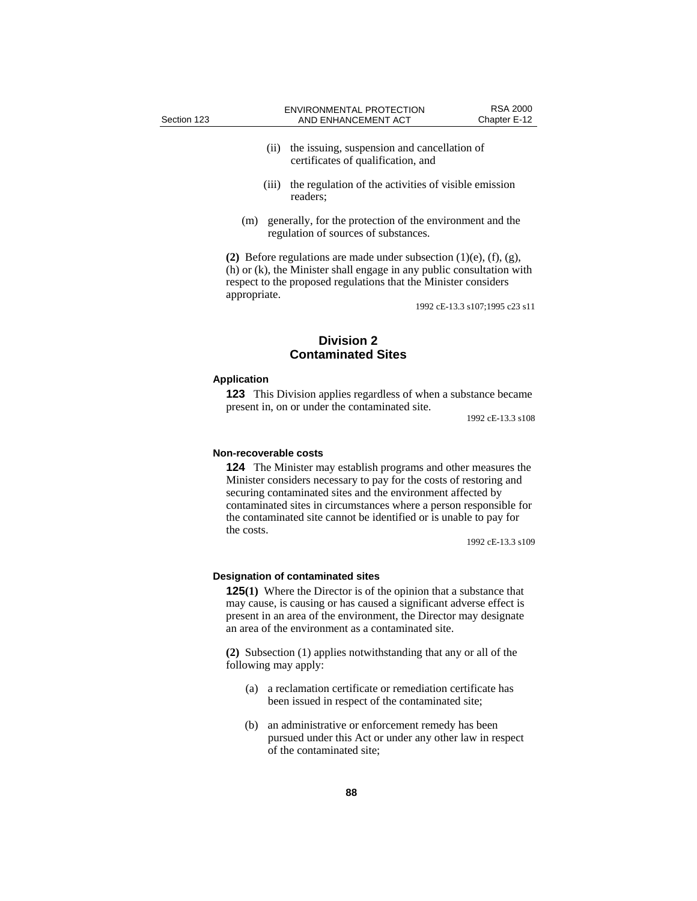(ii) the issuing, suspension and cancellation of certificates of qualification, and

(iii) the regulation of the activities of visible emission readers;

(m) generally, for the protection of the environment and the regulation of sources of substances.

**(2)** Before regulations are made under subsection (1)(e), (f), (g), (h) or (k), the Minister shall engage in any public consultation with respect to the proposed regulations that the Minister considers appropriate.

1992 cE-13.3 s107;1995 c23 s11

## Division 2
## Contaminated Sites

#### Application

**123** This Division applies regardless of when a substance became present in, on or under the contaminated site.

1992 cE-13.3 s108

#### Non-recoverable costs

**124** The Minister may establish programs and other measures the Minister considers necessary to pay for the costs of restoring and securing contaminated sites and the environment affected by contaminated sites in circumstances where a person responsible for the contaminated site cannot be identified or is unable to pay for the costs.

1992 cE-13.3 s109

#### Designation of contaminated sites

**125(1)** Where the Director is of the opinion that a substance that may cause, is causing or has caused a significant adverse effect is present in an area of the environment, the Director may designate an area of the environment as a contaminated site.

**(2)** Subsection (1) applies notwithstanding that any or all of the following may apply:

(a) a reclamation certificate or remediation certificate has been issued in respect of the contaminated site;

(b) an administrative or enforcement remedy has been pursued under this Act or under any other law in respect of the contaminated site;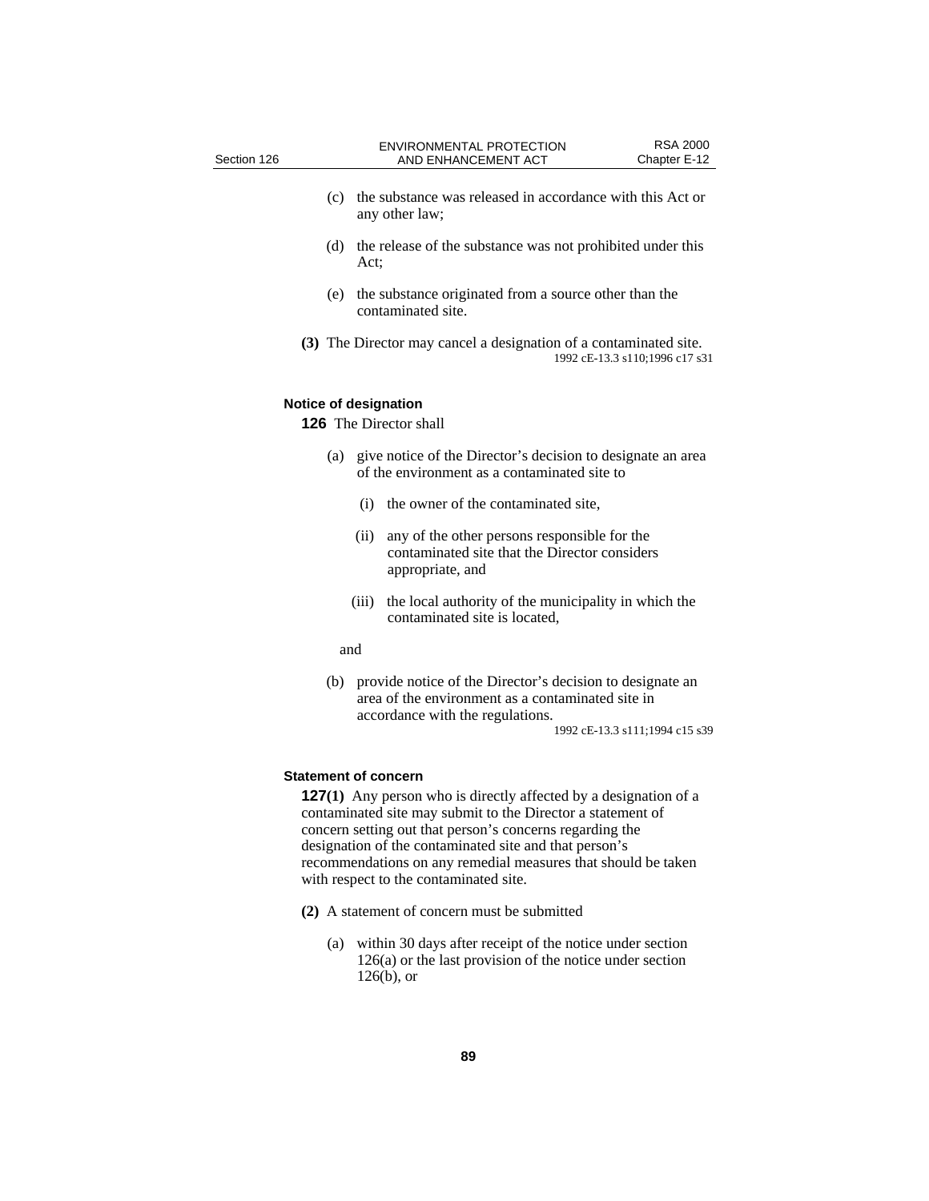(c) the substance was released in accordance with this Act or any other law;

(d) the release of the substance was not prohibited under this Act;

(e) the substance originated from a source other than the contaminated site.

**(3)** The Director may cancel a designation of a contaminated site.

1992 cE-13.3 s110;1996 c17 s31

#### Notice of designation

**126** The Director shall

(a) give notice of the Director's decision to designate an area of the environment as a contaminated site to

(i) the owner of the contaminated site,

(ii) any of the other persons responsible for the contaminated site that the Director considers appropriate, and

(iii) the local authority of the municipality in which the contaminated site is located,

and

(b) provide notice of the Director's decision to designate an area of the environment as a contaminated site in accordance with the regulations.

1992 cE-13.3 s111;1994 c15 s39

#### Statement of concern

**127(1)** Any person who is directly affected by a designation of a contaminated site may submit to the Director a statement of concern setting out that person's concerns regarding the designation of the contaminated site and that person's recommendations on any remedial measures that should be taken with respect to the contaminated site.

**(2)** A statement of concern must be submitted

(a) within 30 days after receipt of the notice under section 126(a) or the last provision of the notice under section 126(b), or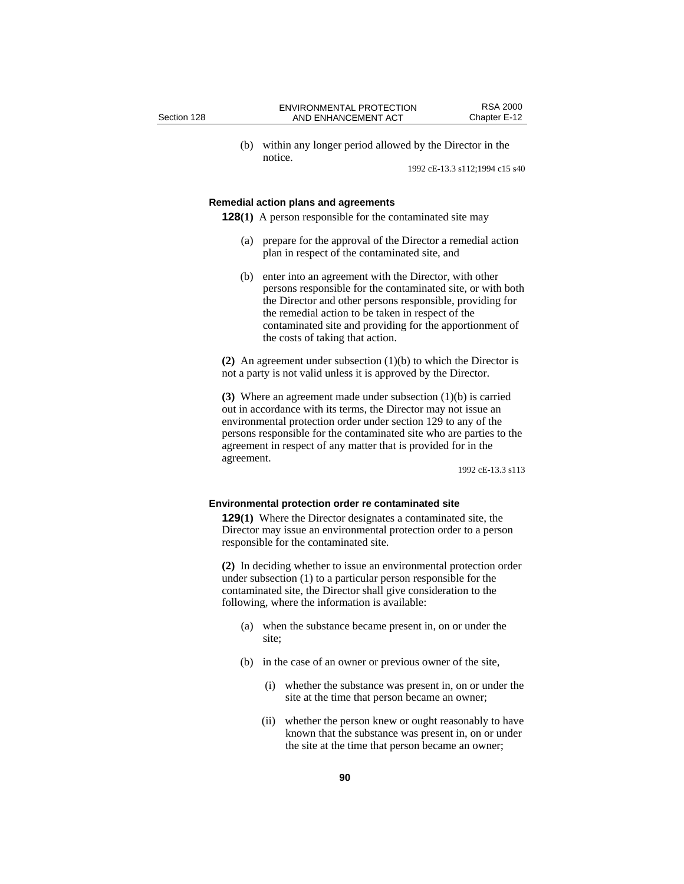(b) within any longer period allowed by the Director in the notice.

1992 cE-13.3 s112;1994 c15 s40

### Remedial action plans and agreements

**128(1)** A person responsible for the contaminated site may

(a) prepare for the approval of the Director a remedial action plan in respect of the contaminated site, and

(b) enter into an agreement with the Director, with other persons responsible for the contaminated site, or with both the Director and other persons responsible, providing for the remedial action to be taken in respect of the contaminated site and providing for the apportionment of the costs of taking that action.

**(2)** An agreement under subsection (1)(b) to which the Director is not a party is not valid unless it is approved by the Director.

**(3)** Where an agreement made under subsection (1)(b) is carried out in accordance with its terms, the Director may not issue an environmental protection order under section 129 to any of the persons responsible for the contaminated site who are parties to the agreement in respect of any matter that is provided for in the agreement.

1992 cE-13.3 s113

### Environmental protection order re contaminated site

**129(1)** Where the Director designates a contaminated site, the Director may issue an environmental protection order to a person responsible for the contaminated site.

**(2)** In deciding whether to issue an environmental protection order under subsection (1) to a particular person responsible for the contaminated site, the Director shall give consideration to the following, where the information is available:

(a) when the substance became present in, on or under the site;

(b) in the case of an owner or previous owner of the site,

(i) whether the substance was present in, on or under the site at the time that person became an owner;

(ii) whether the person knew or ought reasonably to have known that the substance was present in, on or under the site at the time that person became an owner;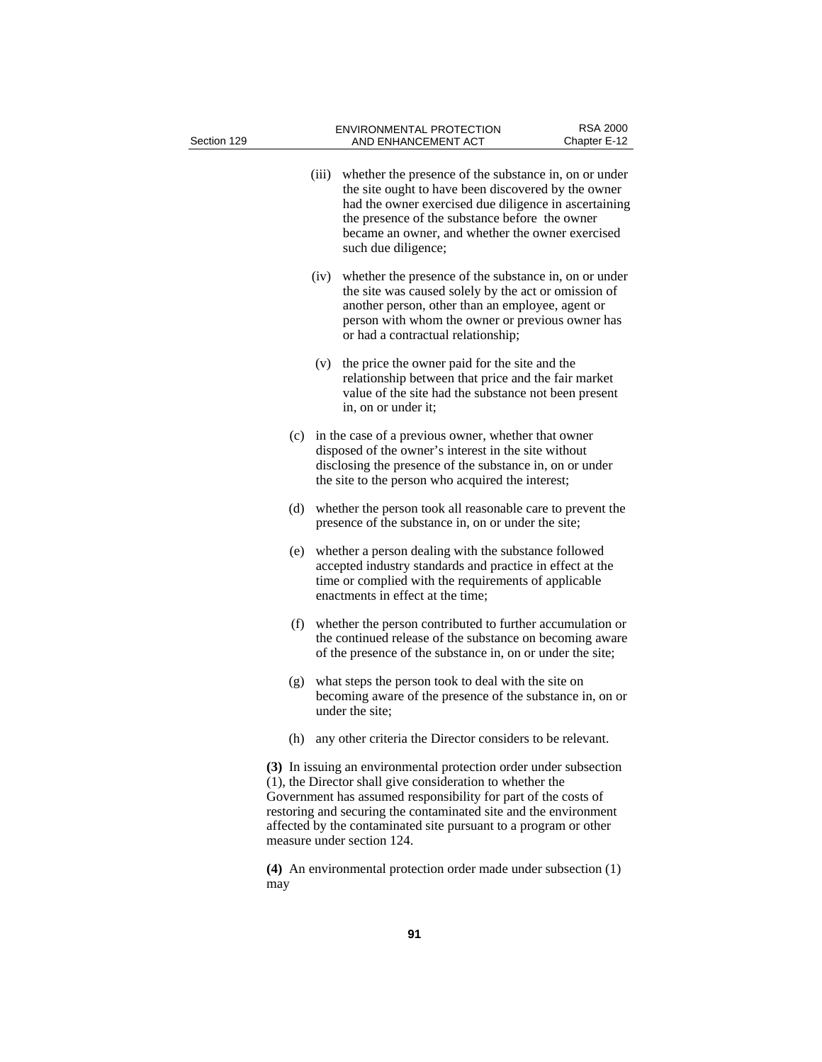(iii) whether the presence of the substance in, on or under the site ought to have been discovered by the owner had the owner exercised due diligence in ascertaining the presence of the substance before the owner became an owner, and whether the owner exercised such due diligence;

(iv) whether the presence of the substance in, on or under the site was caused solely by the act or omission of another person, other than an employee, agent or person with whom the owner or previous owner has or had a contractual relationship;

(v) the price the owner paid for the site and the relationship between that price and the fair market value of the site had the substance not been present in, on or under it;

(c) in the case of a previous owner, whether that owner disposed of the owner's interest in the site without disclosing the presence of the substance in, on or under the site to the person who acquired the interest;

(d) whether the person took all reasonable care to prevent the presence of the substance in, on or under the site;

(e) whether a person dealing with the substance followed accepted industry standards and practice in effect at the time or complied with the requirements of applicable enactments in effect at the time;

(f) whether the person contributed to further accumulation or the continued release of the substance on becoming aware of the presence of the substance in, on or under the site;

(g) what steps the person took to deal with the site on becoming aware of the presence of the substance in, on or under the site;

(h) any other criteria the Director considers to be relevant.

**(3)** In issuing an environmental protection order under subsection (1), the Director shall give consideration to whether the Government has assumed responsibility for part of the costs of restoring and securing the contaminated site and the environment affected by the contaminated site pursuant to a program or other measure under section 124.

**(4)** An environmental protection order made under subsection (1) may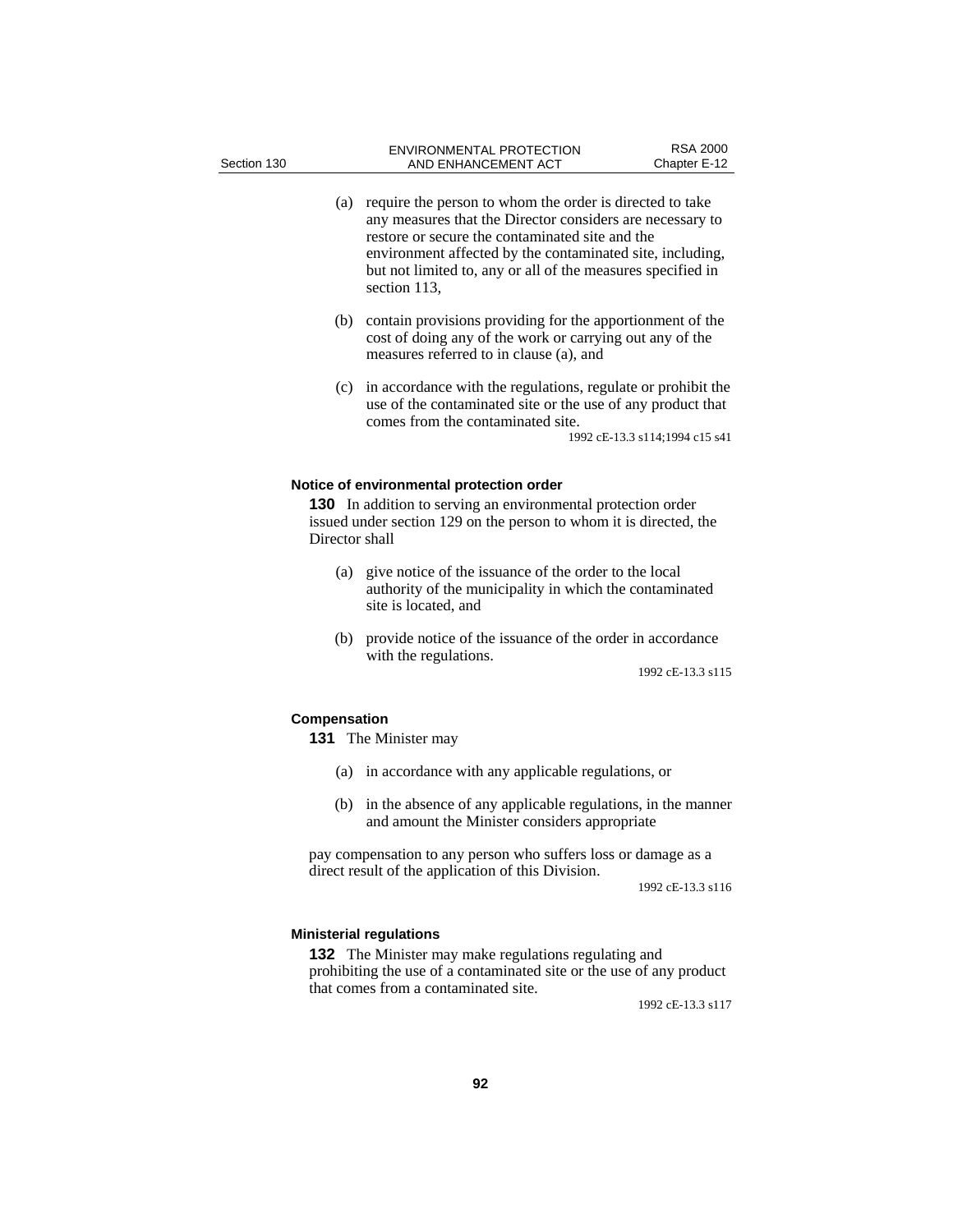(a) require the person to whom the order is directed to take any measures that the Director considers are necessary to restore or secure the contaminated site and the environment affected by the contaminated site, including, but not limited to, any or all of the measures specified in section 113,

(b) contain provisions providing for the apportionment of the cost of doing any of the work or carrying out any of the measures referred to in clause (a), and

(c) in accordance with the regulations, regulate or prohibit the use of the contaminated site or the use of any product that comes from the contaminated site.

1992 cE-13.3 s114;1994 c15 s41

#### Notice of environmental protection order

**130** In addition to serving an environmental protection order issued under section 129 on the person to whom it is directed, the Director shall

(a) give notice of the issuance of the order to the local authority of the municipality in which the contaminated site is located, and

(b) provide notice of the issuance of the order in accordance with the regulations.

1992 cE-13.3 s115

#### Compensation

**131** The Minister may

(a) in accordance with any applicable regulations, or

(b) in the absence of any applicable regulations, in the manner and amount the Minister considers appropriate

pay compensation to any person who suffers loss or damage as a direct result of the application of this Division.

1992 cE-13.3 s116

#### Ministerial regulations

**132** The Minister may make regulations regulating and prohibiting the use of a contaminated site or the use of any product that comes from a contaminated site.

1992 cE-13.3 s117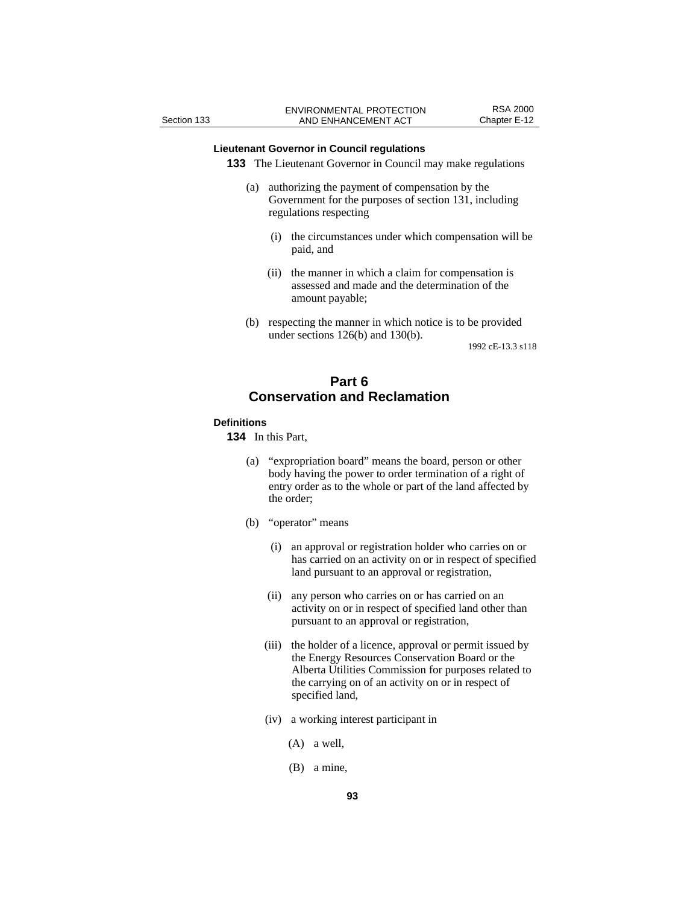### Lieutenant Governor in Council regulations

**133** The Lieutenant Governor in Council may make regulations

(a) authorizing the payment of compensation by the Government for the purposes of section 131, including regulations respecting

(i) the circumstances under which compensation will be paid, and

(ii) the manner in which a claim for compensation is assessed and made and the determination of the amount payable;

(b) respecting the manner in which notice is to be provided under sections 126(b) and 130(b).

1992 cE-13.3 s118

## Part 6
## Conservation and Reclamation

### Definitions

**134** In this Part,

(a) "expropriation board" means the board, person or other body having the power to order termination of a right of entry order as to the whole or part of the land affected by the order;

(b) "operator" means

(i) an approval or registration holder who carries on or has carried on an activity on or in respect of specified land pursuant to an approval or registration,

(ii) any person who carries on or has carried on an activity on or in respect of specified land other than pursuant to an approval or registration,

(iii) the holder of a licence, approval or permit issued by the Energy Resources Conservation Board or the Alberta Utilities Commission for purposes related to the carrying on of an activity on or in respect of specified land,

(iv) a working interest participant in

(A) a well,

(B) a mine,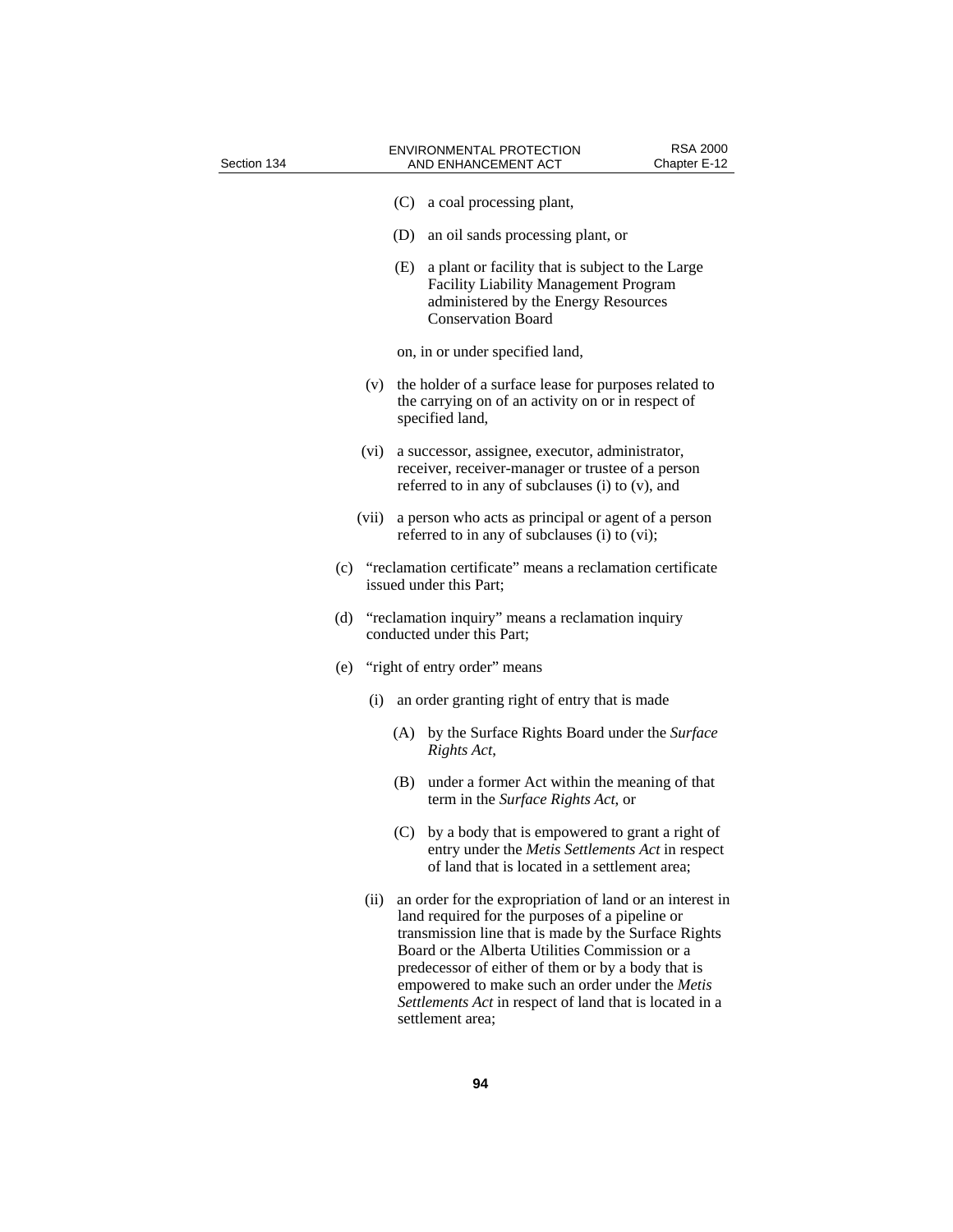(C) a coal processing plant,

(D) an oil sands processing plant, or

(E) a plant or facility that is subject to the Large Facility Liability Management Program administered by the Energy Resources Conservation Board

on, in or under specified land,

(v) the holder of a surface lease for purposes related to the carrying on of an activity on or in respect of specified land,

(vi) a successor, assignee, executor, administrator, receiver, receiver-manager or trustee of a person referred to in any of subclauses (i) to (v), and

(vii) a person who acts as principal or agent of a person referred to in any of subclauses (i) to (vi);

(c) "reclamation certificate" means a reclamation certificate issued under this Part;

(d) "reclamation inquiry" means a reclamation inquiry conducted under this Part;

(e) "right of entry order" means

(i) an order granting right of entry that is made

(A) by the Surface Rights Board under the *Surface Rights Act*,

(B) under a former Act within the meaning of that term in the *Surface Rights Act*, or

(C) by a body that is empowered to grant a right of entry under the *Metis Settlements Act* in respect of land that is located in a settlement area;

(ii) an order for the expropriation of land or an interest in land required for the purposes of a pipeline or transmission line that is made by the Surface Rights Board or the Alberta Utilities Commission or a predecessor of either of them or by a body that is empowered to make such an order under the *Metis Settlements Act* in respect of land that is located in a settlement area;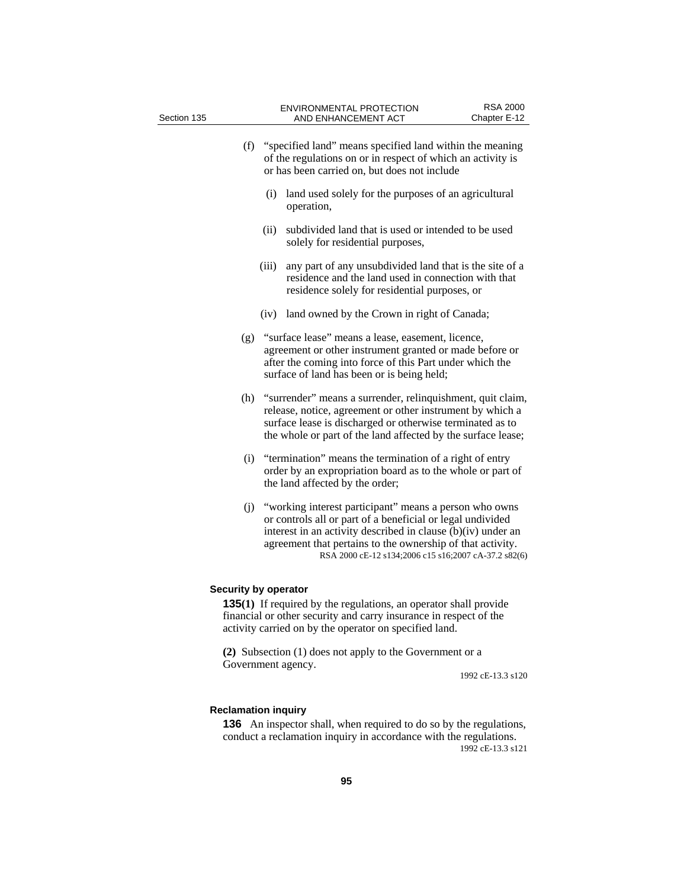(f) "specified land" means specified land within the meaning of the regulations on or in respect of which an activity is or has been carried on, but does not include

(i) land used solely for the purposes of an agricultural operation,

(ii) subdivided land that is used or intended to be used solely for residential purposes,

(iii) any part of any unsubdivided land that is the site of a residence and the land used in connection with that residence solely for residential purposes, or

(iv) land owned by the Crown in right of Canada;

(g) "surface lease" means a lease, easement, licence, agreement or other instrument granted or made before or after the coming into force of this Part under which the surface of land has been or is being held;

(h) "surrender" means a surrender, relinquishment, quit claim, release, notice, agreement or other instrument by which a surface lease is discharged or otherwise terminated as to the whole or part of the land affected by the surface lease;

(i) "termination" means the termination of a right of entry order by an expropriation board as to the whole or part of the land affected by the order;

(j) "working interest participant" means a person who owns or controls all or part of a beneficial or legal undivided interest in an activity described in clause (b)(iv) under an agreement that pertains to the ownership of that activity.

RSA 2000 cE-12 s134;2006 c15 s16;2007 cA-37.2 s82(6)

**Security by operator**

**135(1)** If required by the regulations, an operator shall provide financial or other security and carry insurance in respect of the activity carried on by the operator on specified land.

**(2)** Subsection (1) does not apply to the Government or a Government agency.

1992 cE-13.3 s120

**Reclamation inquiry**

**136** An inspector shall, when required to do so by the regulations, conduct a reclamation inquiry in accordance with the regulations.

1992 cE-13.3 s121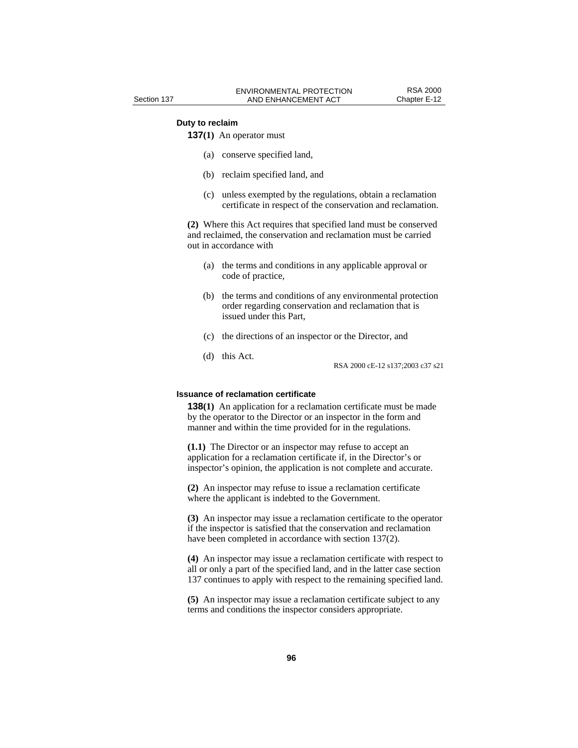### Duty to reclaim

**137(1)** An operator must

(a) conserve specified land,

(b) reclaim specified land, and

(c) unless exempted by the regulations, obtain a reclamation certificate in respect of the conservation and reclamation.

**(2)** Where this Act requires that specified land must be conserved and reclaimed, the conservation and reclamation must be carried out in accordance with

(a) the terms and conditions in any applicable approval or code of practice,

(b) the terms and conditions of any environmental protection order regarding conservation and reclamation that is issued under this Part,

(c) the directions of an inspector or the Director, and

(d) this Act.

RSA 2000 cE-12 s137;2003 c37 s21

### Issuance of reclamation certificate

**138(1)** An application for a reclamation certificate must be made by the operator to the Director or an inspector in the form and manner and within the time provided for in the regulations.

**(1.1)** The Director or an inspector may refuse to accept an application for a reclamation certificate if, in the Director's or inspector's opinion, the application is not complete and accurate.

**(2)** An inspector may refuse to issue a reclamation certificate where the applicant is indebted to the Government.

**(3)** An inspector may issue a reclamation certificate to the operator if the inspector is satisfied that the conservation and reclamation have been completed in accordance with section 137(2).

**(4)** An inspector may issue a reclamation certificate with respect to all or only a part of the specified land, and in the latter case section 137 continues to apply with respect to the remaining specified land.

**(5)** An inspector may issue a reclamation certificate subject to any terms and conditions the inspector considers appropriate.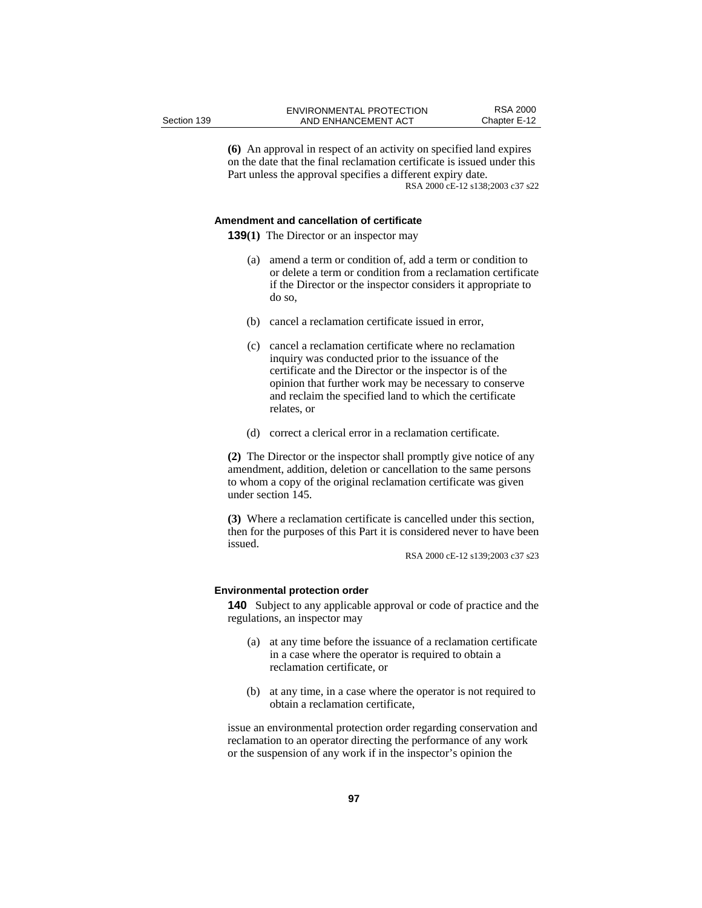**(6)** An approval in respect of an activity on specified land expires on the date that the final reclamation certificate is issued under this Part unless the approval specifies a different expiry date.

RSA 2000 cE-12 s138;2003 c37 s22

### Amendment and cancellation of certificate

**139(1)** The Director or an inspector may

(a) amend a term or condition of, add a term or condition to or delete a term or condition from a reclamation certificate if the Director or the inspector considers it appropriate to do so,

(b) cancel a reclamation certificate issued in error,

(c) cancel a reclamation certificate where no reclamation inquiry was conducted prior to the issuance of the certificate and the Director or the inspector is of the opinion that further work may be necessary to conserve and reclaim the specified land to which the certificate relates, or

(d) correct a clerical error in a reclamation certificate.

**(2)** The Director or the inspector shall promptly give notice of any amendment, addition, deletion or cancellation to the same persons to whom a copy of the original reclamation certificate was given under section 145.

**(3)** Where a reclamation certificate is cancelled under this section, then for the purposes of this Part it is considered never to have been issued.

RSA 2000 cE-12 s139;2003 c37 s23

### Environmental protection order

**140** Subject to any applicable approval or code of practice and the regulations, an inspector may

(a) at any time before the issuance of a reclamation certificate in a case where the operator is required to obtain a reclamation certificate, or

(b) at any time, in a case where the operator is not required to obtain a reclamation certificate,

issue an environmental protection order regarding conservation and reclamation to an operator directing the performance of any work or the suspension of any work if in the inspector's opinion the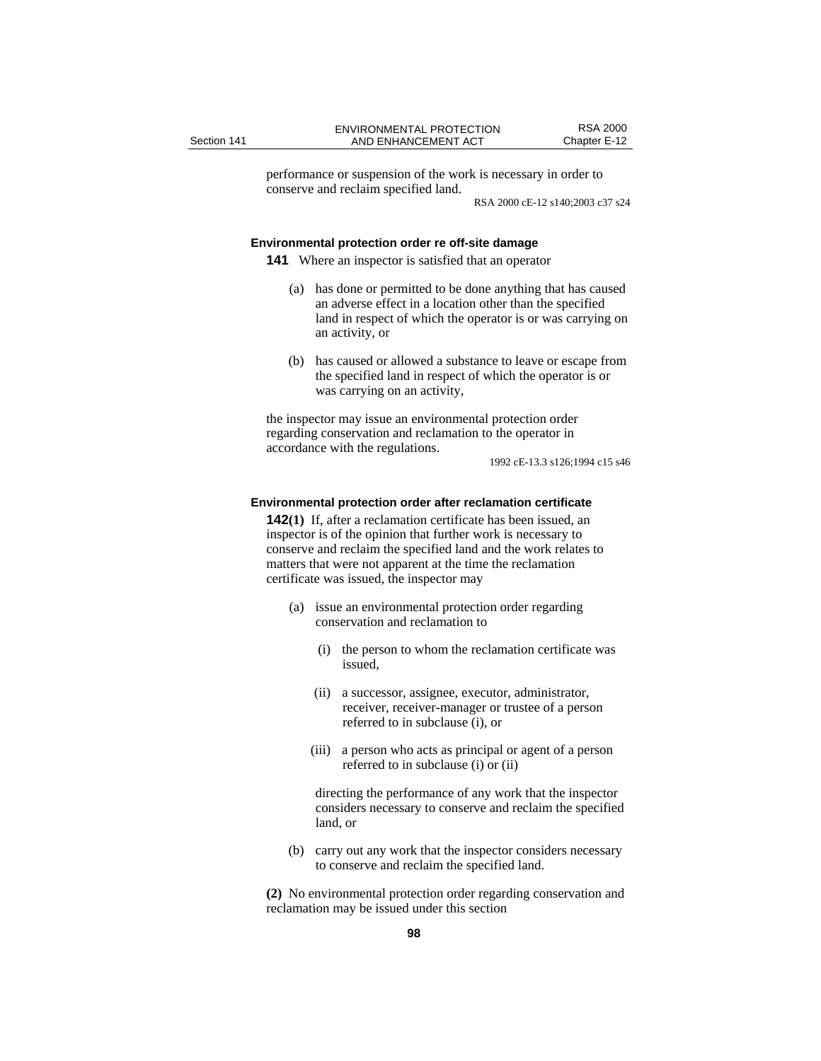performance or suspension of the work is necessary in order to conserve and reclaim specified land.

RSA 2000 cE-12 s140;2003 c37 s24

#### Environmental protection order re off-site damage

**141** Where an inspector is satisfied that an operator

(a) has done or permitted to be done anything that has caused an adverse effect in a location other than the specified land in respect of which the operator is or was carrying on an activity, or

(b) has caused or allowed a substance to leave or escape from the specified land in respect of which the operator is or was carrying on an activity,

the inspector may issue an environmental protection order regarding conservation and reclamation to the operator in accordance with the regulations.

1992 cE-13.3 s126;1994 c15 s46

#### Environmental protection order after reclamation certificate

**142(1)** If, after a reclamation certificate has been issued, an inspector is of the opinion that further work is necessary to conserve and reclaim the specified land and the work relates to matters that were not apparent at the time the reclamation certificate was issued, the inspector may

(a) issue an environmental protection order regarding conservation and reclamation to

(i) the person to whom the reclamation certificate was issued,

(ii) a successor, assignee, executor, administrator, receiver, receiver-manager or trustee of a person referred to in subclause (i), or

(iii) a person who acts as principal or agent of a person referred to in subclause (i) or (ii)

directing the performance of any work that the inspector considers necessary to conserve and reclaim the specified land, or

(b) carry out any work that the inspector considers necessary to conserve and reclaim the specified land.

**(2)** No environmental protection order regarding conservation and reclamation may be issued under this section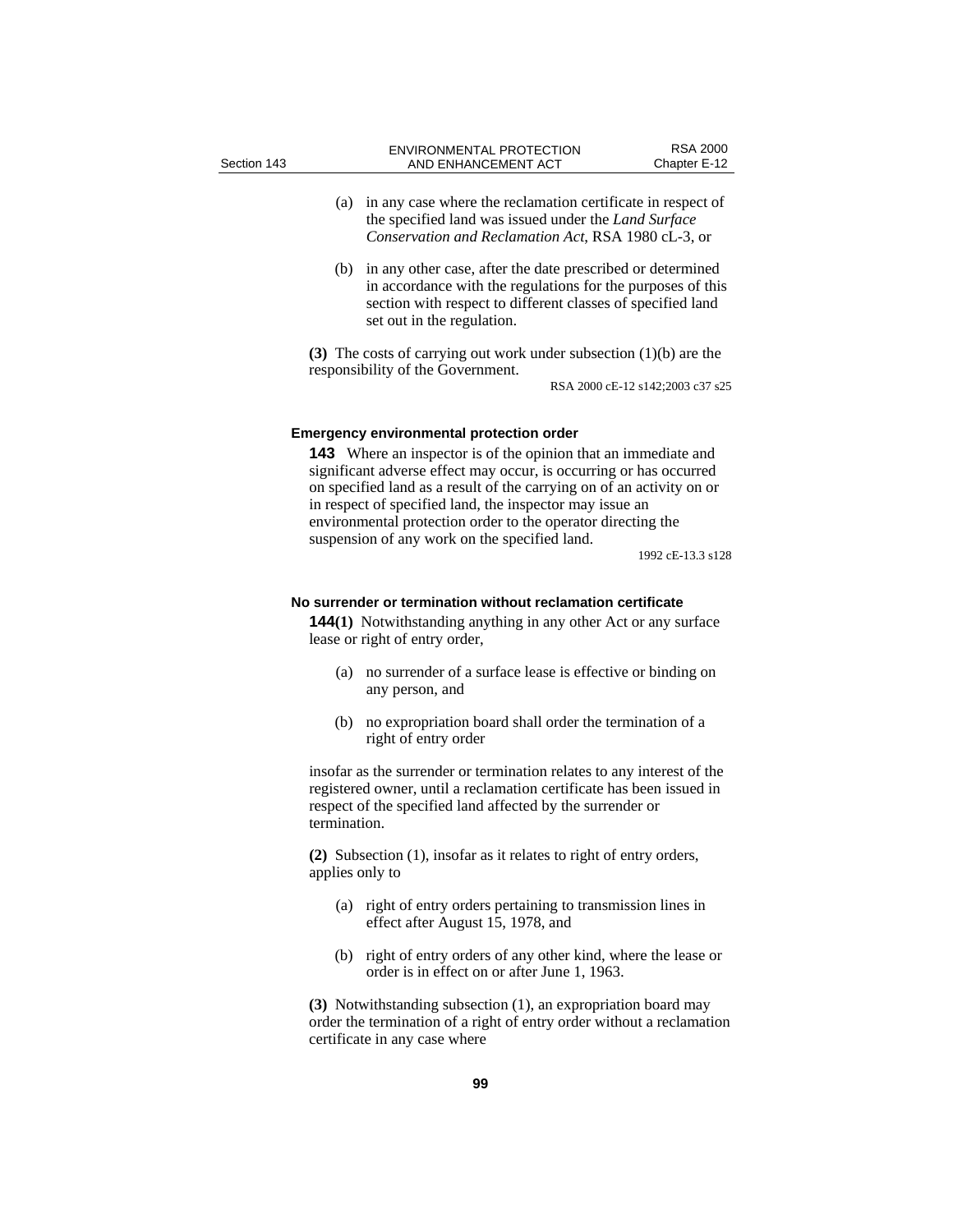(a) in any case where the reclamation certificate in respect of the specified land was issued under the *Land Surface Conservation and Reclamation Act*, RSA 1980 cL-3, or

(b) in any other case, after the date prescribed or determined in accordance with the regulations for the purposes of this section with respect to different classes of specified land set out in the regulation.

**(3)** The costs of carrying out work under subsection (1)(b) are the responsibility of the Government.

RSA 2000 cE-12 s142;2003 c37 s25

#### Emergency environmental protection order

**143** Where an inspector is of the opinion that an immediate and significant adverse effect may occur, is occurring or has occurred on specified land as a result of the carrying on of an activity on or in respect of specified land, the inspector may issue an environmental protection order to the operator directing the suspension of any work on the specified land.

1992 cE-13.3 s128

#### No surrender or termination without reclamation certificate

**144(1)** Notwithstanding anything in any other Act or any surface lease or right of entry order,

(a) no surrender of a surface lease is effective or binding on any person, and

(b) no expropriation board shall order the termination of a right of entry order

insofar as the surrender or termination relates to any interest of the registered owner, until a reclamation certificate has been issued in respect of the specified land affected by the surrender or termination.

**(2)** Subsection (1), insofar as it relates to right of entry orders, applies only to

(a) right of entry orders pertaining to transmission lines in effect after August 15, 1978, and

(b) right of entry orders of any other kind, where the lease or order is in effect on or after June 1, 1963.

**(3)** Notwithstanding subsection (1), an expropriation board may order the termination of a right of entry order without a reclamation certificate in any case where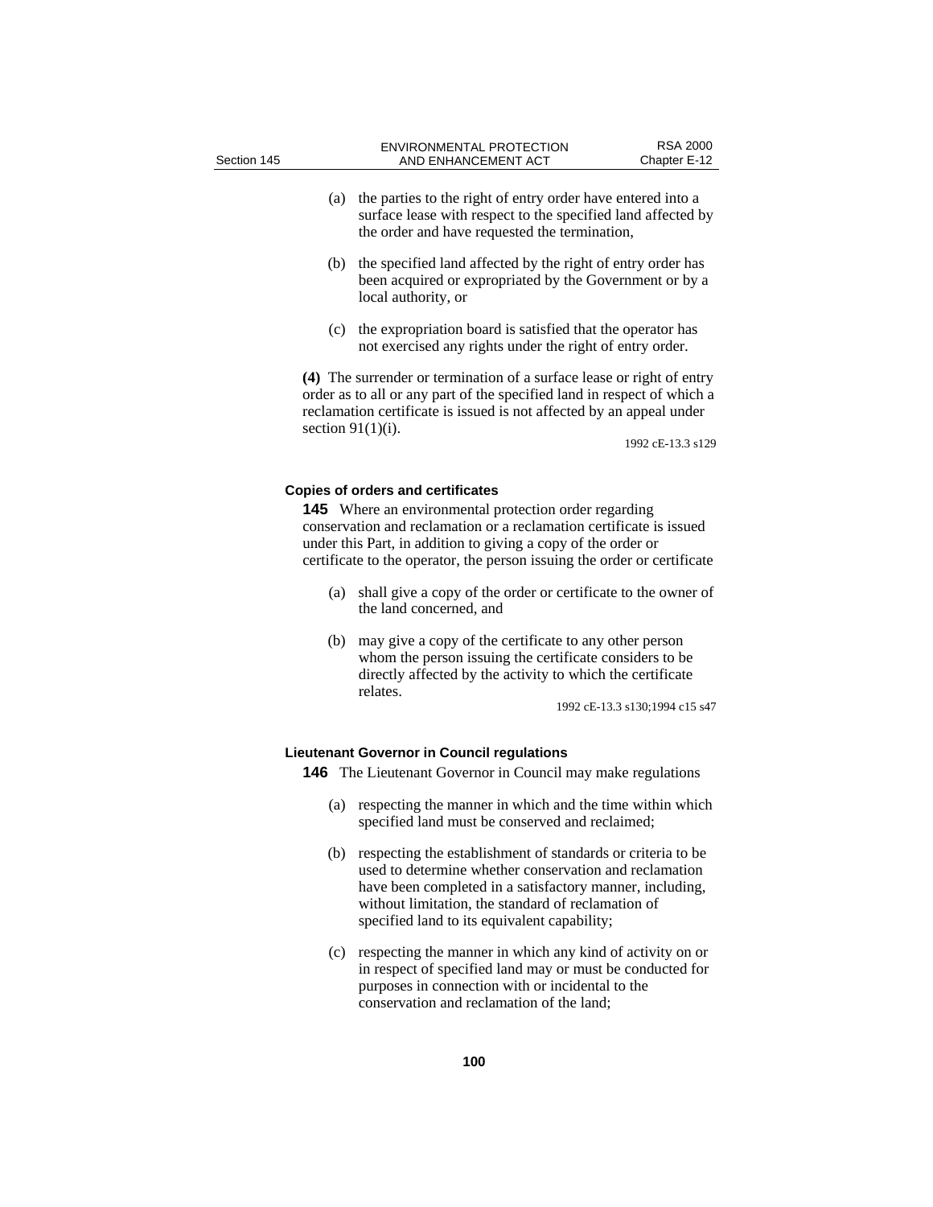(a) the parties to the right of entry order have entered into a surface lease with respect to the specified land affected by the order and have requested the termination,

(b) the specified land affected by the right of entry order has been acquired or expropriated by the Government or by a local authority, or

(c) the expropriation board is satisfied that the operator has not exercised any rights under the right of entry order.

**(4)** The surrender or termination of a surface lease or right of entry order as to all or any part of the specified land in respect of which a reclamation certificate is issued is not affected by an appeal under section 91(1)(i).

1992 cE-13.3 s129

### Copies of orders and certificates

**145** Where an environmental protection order regarding conservation and reclamation or a reclamation certificate is issued under this Part, in addition to giving a copy of the order or certificate to the operator, the person issuing the order or certificate

(a) shall give a copy of the order or certificate to the owner of the land concerned, and

(b) may give a copy of the certificate to any other person whom the person issuing the certificate considers to be directly affected by the activity to which the certificate relates.

1992 cE-13.3 s130;1994 c15 s47

### Lieutenant Governor in Council regulations

**146** The Lieutenant Governor in Council may make regulations

(a) respecting the manner in which and the time within which specified land must be conserved and reclaimed;

(b) respecting the establishment of standards or criteria to be used to determine whether conservation and reclamation have been completed in a satisfactory manner, including, without limitation, the standard of reclamation of specified land to its equivalent capability;

(c) respecting the manner in which any kind of activity on or in respect of specified land may or must be conducted for purposes in connection with or incidental to the conservation and reclamation of the land;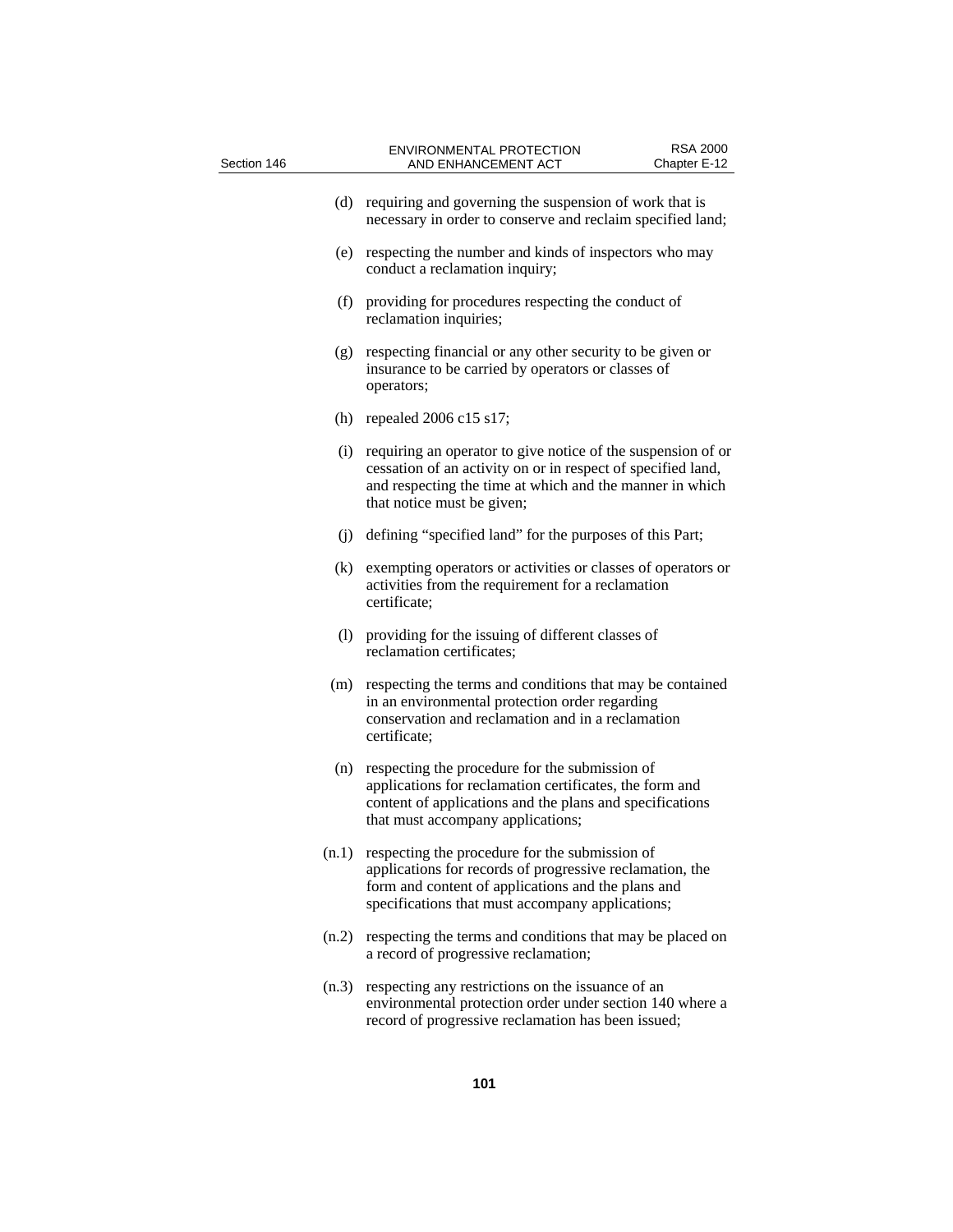(d) requiring and governing the suspension of work that is necessary in order to conserve and reclaim specified land;

(e) respecting the number and kinds of inspectors who may conduct a reclamation inquiry;

(f) providing for procedures respecting the conduct of reclamation inquiries;

(g) respecting financial or any other security to be given or insurance to be carried by operators or classes of operators;

(h) repealed 2006 c15 s17;

(i) requiring an operator to give notice of the suspension of or cessation of an activity on or in respect of specified land, and respecting the time at which and the manner in which that notice must be given;

(j) defining "specified land" for the purposes of this Part;

(k) exempting operators or activities or classes of operators or activities from the requirement for a reclamation certificate;

(l) providing for the issuing of different classes of reclamation certificates;

(m) respecting the terms and conditions that may be contained in an environmental protection order regarding conservation and reclamation and in a reclamation certificate;

(n) respecting the procedure for the submission of applications for reclamation certificates, the form and content of applications and the plans and specifications that must accompany applications;

(n.1) respecting the procedure for the submission of applications for records of progressive reclamation, the form and content of applications and the plans and specifications that must accompany applications;

(n.2) respecting the terms and conditions that may be placed on a record of progressive reclamation;

(n.3) respecting any restrictions on the issuance of an environmental protection order under section 140 where a record of progressive reclamation has been issued;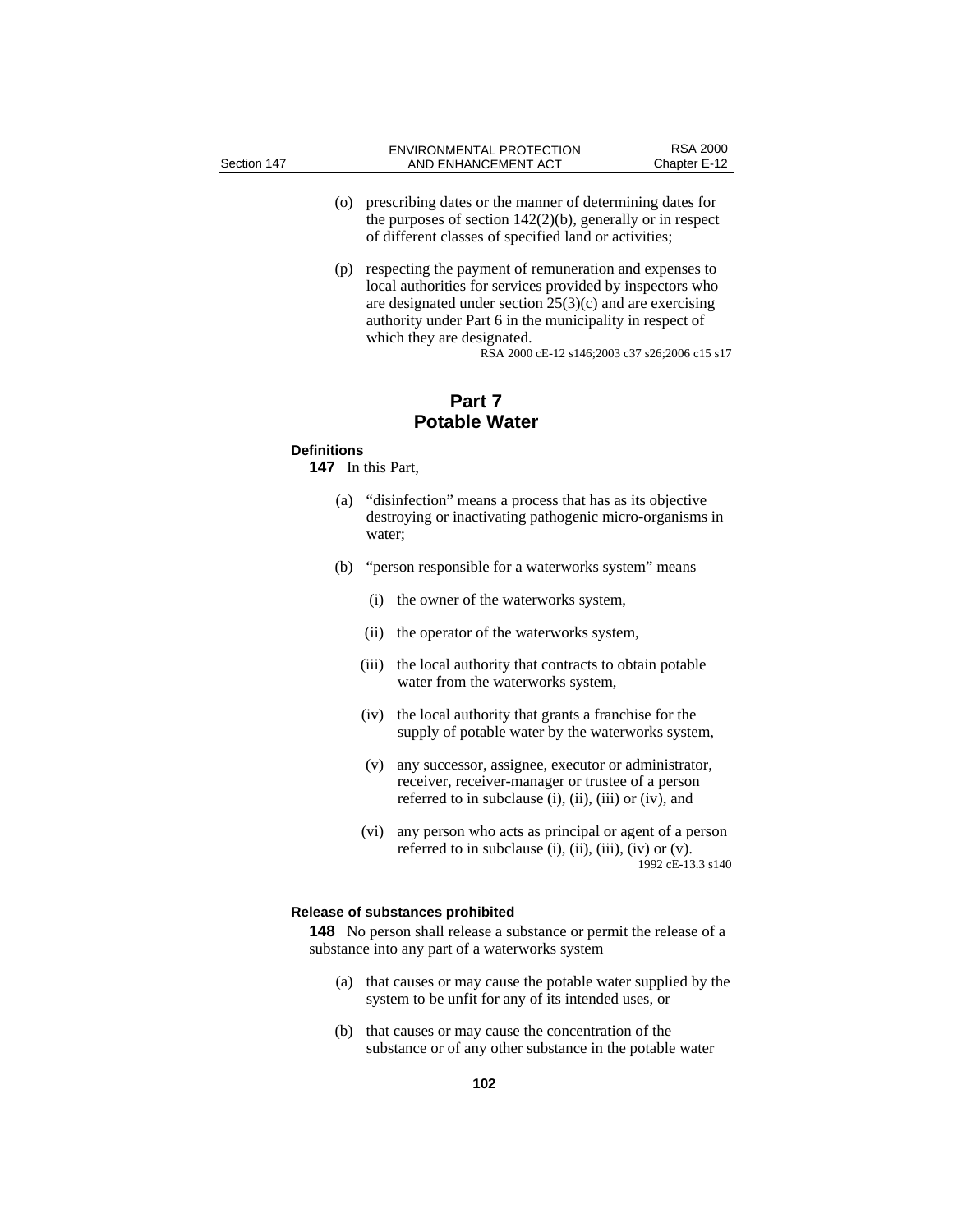(o) prescribing dates or the manner of determining dates for the purposes of section 142(2)(b), generally or in respect of different classes of specified land or activities;

(p) respecting the payment of remuneration and expenses to local authorities for services provided by inspectors who are designated under section 25(3)(c) and are exercising authority under Part 6 in the municipality in respect of which they are designated.

RSA 2000 cE-12 s146;2003 c37 s26;2006 c15 s17

# Part 7
# Potable Water

**Definitions**

**147** In this Part,

(a) "disinfection" means a process that has as its objective destroying or inactivating pathogenic micro-organisms in water;

(b) "person responsible for a waterworks system" means

(i) the owner of the waterworks system,

(ii) the operator of the waterworks system,

(iii) the local authority that contracts to obtain potable water from the waterworks system,

(iv) the local authority that grants a franchise for the supply of potable water by the waterworks system,

(v) any successor, assignee, executor or administrator, receiver, receiver-manager or trustee of a person referred to in subclause (i), (ii), (iii) or (iv), and

(vi) any person who acts as principal or agent of a person referred to in subclause (i), (ii), (iii), (iv) or (v).

1992 cE-13.3 s140

**Release of substances prohibited**

**148** No person shall release a substance or permit the release of a substance into any part of a waterworks system

(a) that causes or may cause the potable water supplied by the system to be unfit for any of its intended uses, or

(b) that causes or may cause the concentration of the substance or of any other substance in the potable water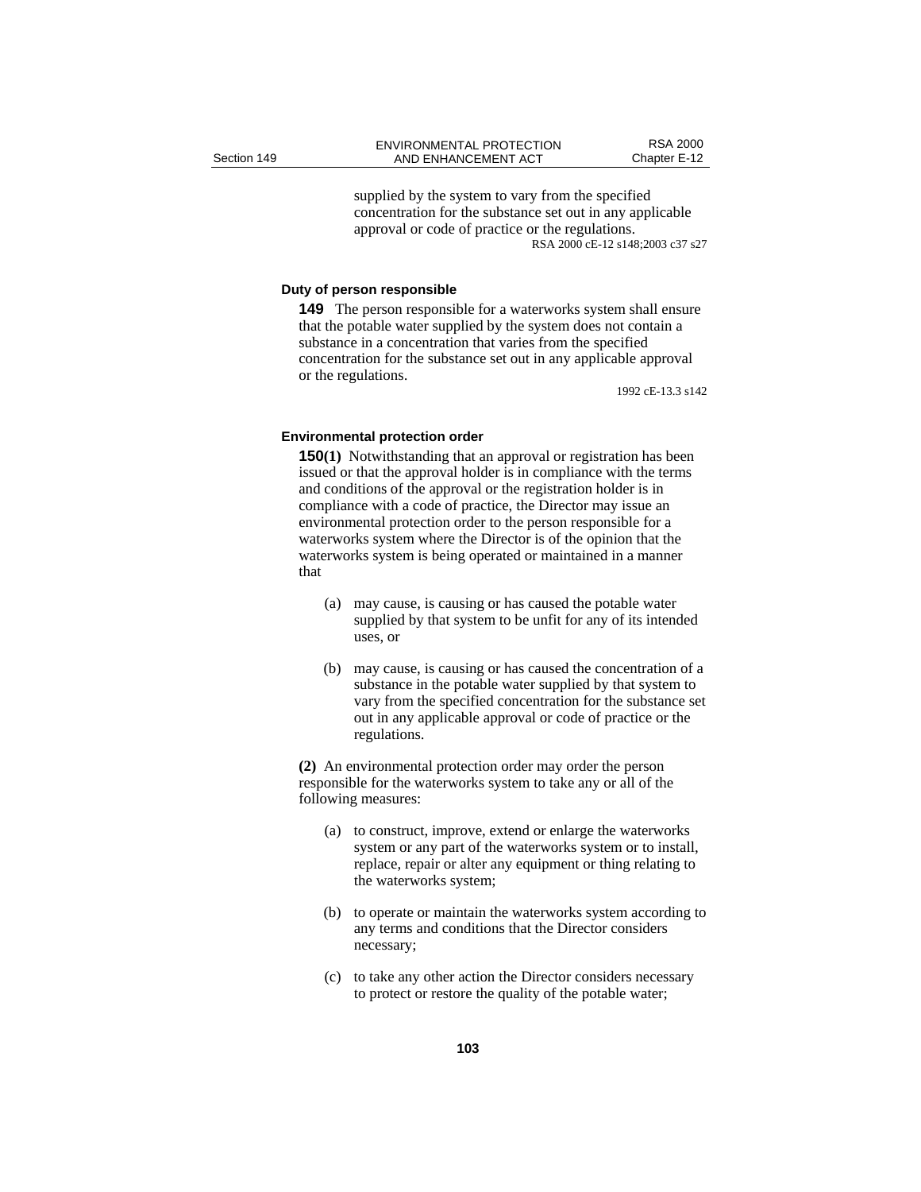supplied by the system to vary from the specified concentration for the substance set out in any applicable approval or code of practice or the regulations.

RSA 2000 cE-12 s148;2003 c37 s27

**Duty of person responsible**

**149** The person responsible for a waterworks system shall ensure that the potable water supplied by the system does not contain a substance in a concentration that varies from the specified concentration for the substance set out in any applicable approval or the regulations.

1992 cE-13.3 s142

**Environmental protection order**

**150(1)** Notwithstanding that an approval or registration has been issued or that the approval holder is in compliance with the terms and conditions of the approval or the registration holder is in compliance with a code of practice, the Director may issue an environmental protection order to the person responsible for a waterworks system where the Director is of the opinion that the waterworks system is being operated or maintained in a manner that

(a) may cause, is causing or has caused the potable water supplied by that system to be unfit for any of its intended uses, or

(b) may cause, is causing or has caused the concentration of a substance in the potable water supplied by that system to vary from the specified concentration for the substance set out in any applicable approval or code of practice or the regulations.

**(2)** An environmental protection order may order the person responsible for the waterworks system to take any or all of the following measures:

(a) to construct, improve, extend or enlarge the waterworks system or any part of the waterworks system or to install, replace, repair or alter any equipment or thing relating to the waterworks system;

(b) to operate or maintain the waterworks system according to any terms and conditions that the Director considers necessary;

(c) to take any other action the Director considers necessary to protect or restore the quality of the potable water;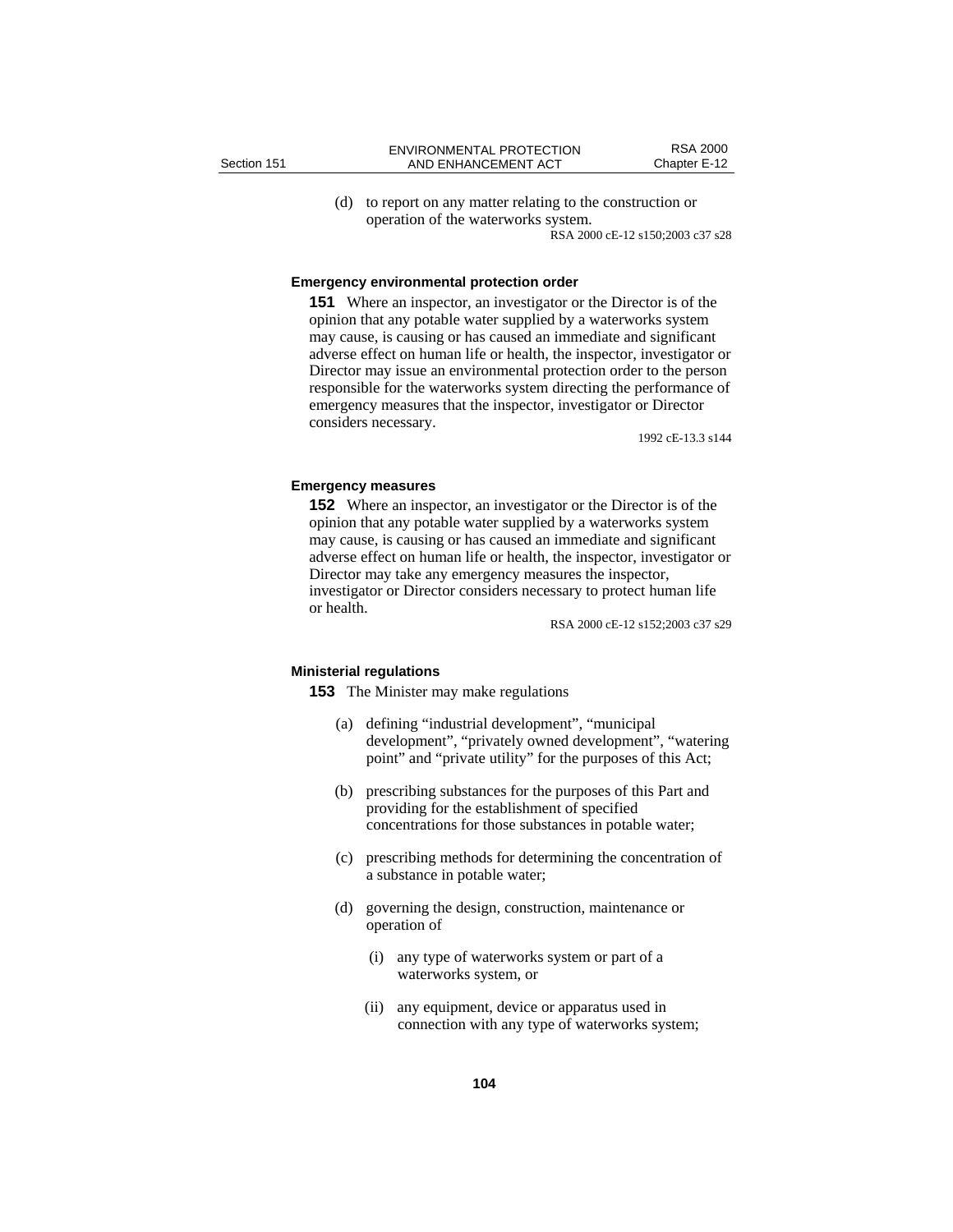(d) to report on any matter relating to the construction or operation of the waterworks system.

RSA 2000 cE-12 s150;2003 c37 s28

**Emergency environmental protection order**

**151** Where an inspector, an investigator or the Director is of the opinion that any potable water supplied by a waterworks system may cause, is causing or has caused an immediate and significant adverse effect on human life or health, the inspector, investigator or Director may issue an environmental protection order to the person responsible for the waterworks system directing the performance of emergency measures that the inspector, investigator or Director considers necessary.

1992 cE-13.3 s144

**Emergency measures**

**152** Where an inspector, an investigator or the Director is of the opinion that any potable water supplied by a waterworks system may cause, is causing or has caused an immediate and significant adverse effect on human life or health, the inspector, investigator or Director may take any emergency measures the inspector, investigator or Director considers necessary to protect human life or health.

RSA 2000 cE-12 s152;2003 c37 s29

**Ministerial regulations**

**153** The Minister may make regulations

(a) defining "industrial development", "municipal development", "privately owned development", "watering point" and "private utility" for the purposes of this Act;

(b) prescribing substances for the purposes of this Part and providing for the establishment of specified concentrations for those substances in potable water;

(c) prescribing methods for determining the concentration of a substance in potable water;

(d) governing the design, construction, maintenance or operation of

(i) any type of waterworks system or part of a waterworks system, or

(ii) any equipment, device or apparatus used in connection with any type of waterworks system;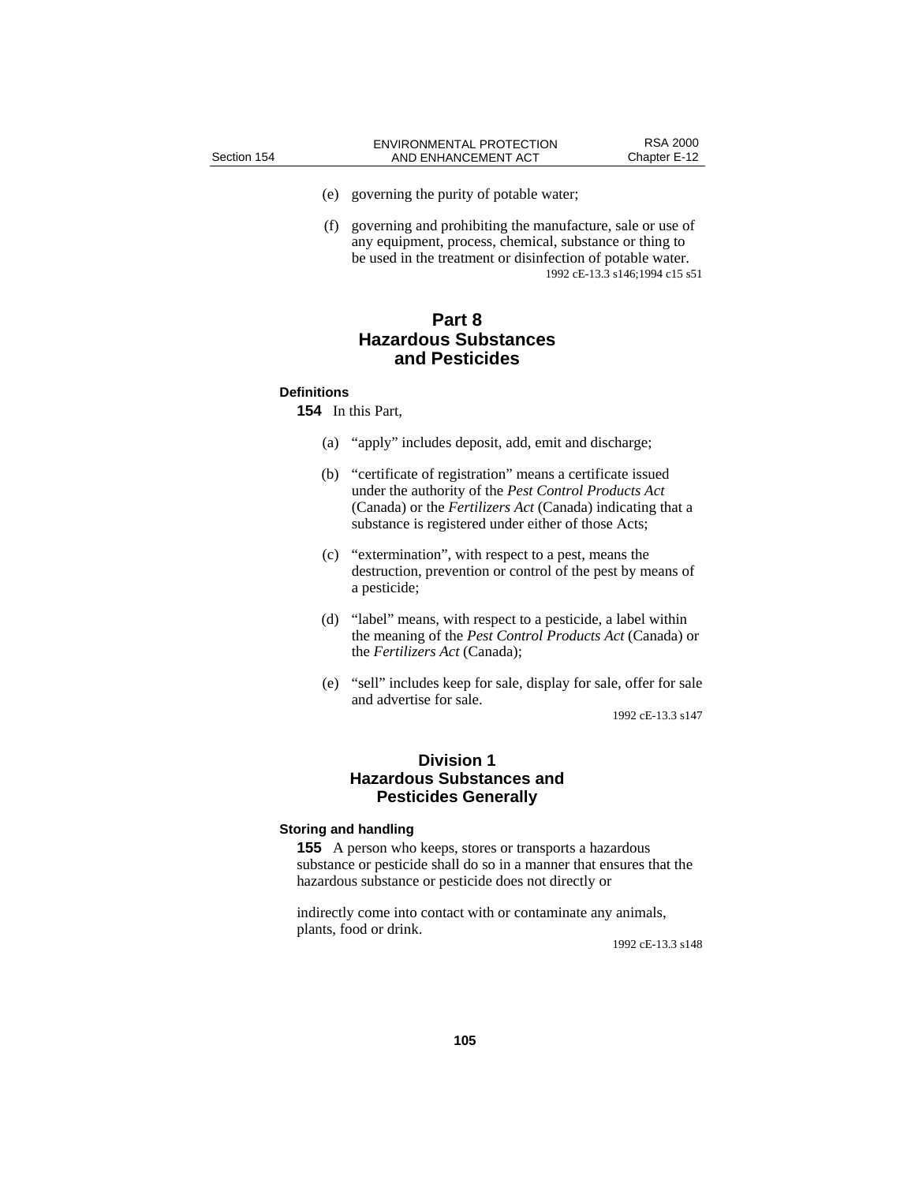(e) governing the purity of potable water;

(f) governing and prohibiting the manufacture, sale or use of any equipment, process, chemical, substance or thing to be used in the treatment or disinfection of potable water.

1992 cE-13.3 s146;1994 c15 s51

## Part 8
## Hazardous Substances and Pesticides

**Definitions**

**154** In this Part,

(a) "apply" includes deposit, add, emit and discharge;

(b) "certificate of registration" means a certificate issued under the authority of the *Pest Control Products Act* (Canada) or the *Fertilizers Act* (Canada) indicating that a substance is registered under either of those Acts;

(c) "extermination", with respect to a pest, means the destruction, prevention or control of the pest by means of a pesticide;

(d) "label" means, with respect to a pesticide, a label within the meaning of the *Pest Control Products Act* (Canada) or the *Fertilizers Act* (Canada);

(e) "sell" includes keep for sale, display for sale, offer for sale and advertise for sale.

1992 cE-13.3 s147

### Division 1
### Hazardous Substances and Pesticides Generally

**Storing and handling**

**155** A person who keeps, stores or transports a hazardous substance or pesticide shall do so in a manner that ensures that the hazardous substance or pesticide does not directly or indirectly come into contact with or contaminate any animals, plants, food or drink.

1992 cE-13.3 s148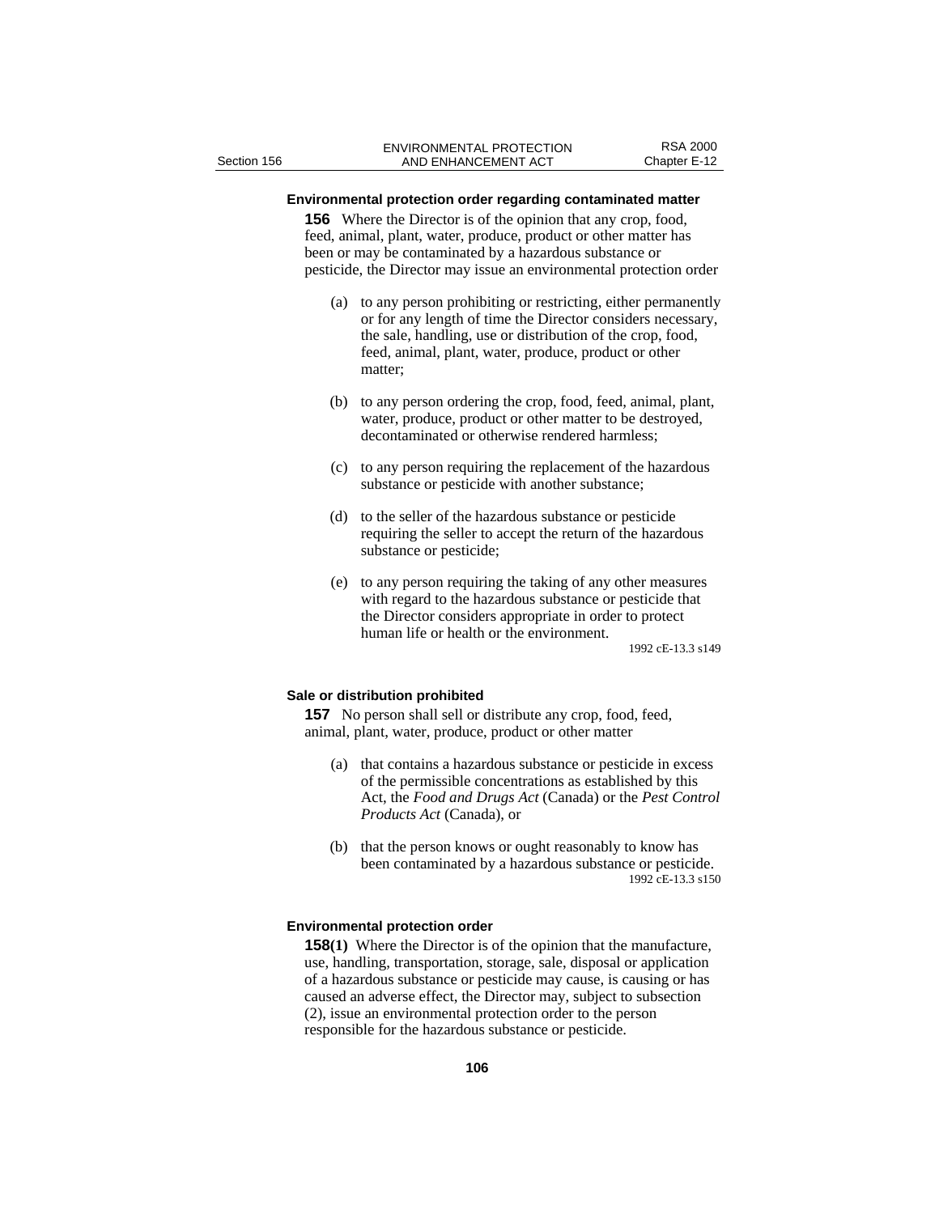**Environmental protection order regarding contaminated matter**

**156** Where the Director is of the opinion that any crop, food, feed, animal, plant, water, produce, product or other matter has been or may be contaminated by a hazardous substance or pesticide, the Director may issue an environmental protection order

(a) to any person prohibiting or restricting, either permanently or for any length of time the Director considers necessary, the sale, handling, use or distribution of the crop, food, feed, animal, plant, water, produce, product or other matter;

(b) to any person ordering the crop, food, feed, animal, plant, water, produce, product or other matter to be destroyed, decontaminated or otherwise rendered harmless;

(c) to any person requiring the replacement of the hazardous substance or pesticide with another substance;

(d) to the seller of the hazardous substance or pesticide requiring the seller to accept the return of the hazardous substance or pesticide;

(e) to any person requiring the taking of any other measures with regard to the hazardous substance or pesticide that the Director considers appropriate in order to protect human life or health or the environment.

1992 cE-13.3 s149

**Sale or distribution prohibited**

**157** No person shall sell or distribute any crop, food, feed, animal, plant, water, produce, product or other matter

(a) that contains a hazardous substance or pesticide in excess of the permissible concentrations as established by this Act, the *Food and Drugs Act* (Canada) or the *Pest Control Products Act* (Canada), or

(b) that the person knows or ought reasonably to know has been contaminated by a hazardous substance or pesticide.

1992 cE-13.3 s150

**Environmental protection order**

**158(1)** Where the Director is of the opinion that the manufacture, use, handling, transportation, storage, sale, disposal or application of a hazardous substance or pesticide may cause, is causing or has caused an adverse effect, the Director may, subject to subsection (2), issue an environmental protection order to the person responsible for the hazardous substance or pesticide.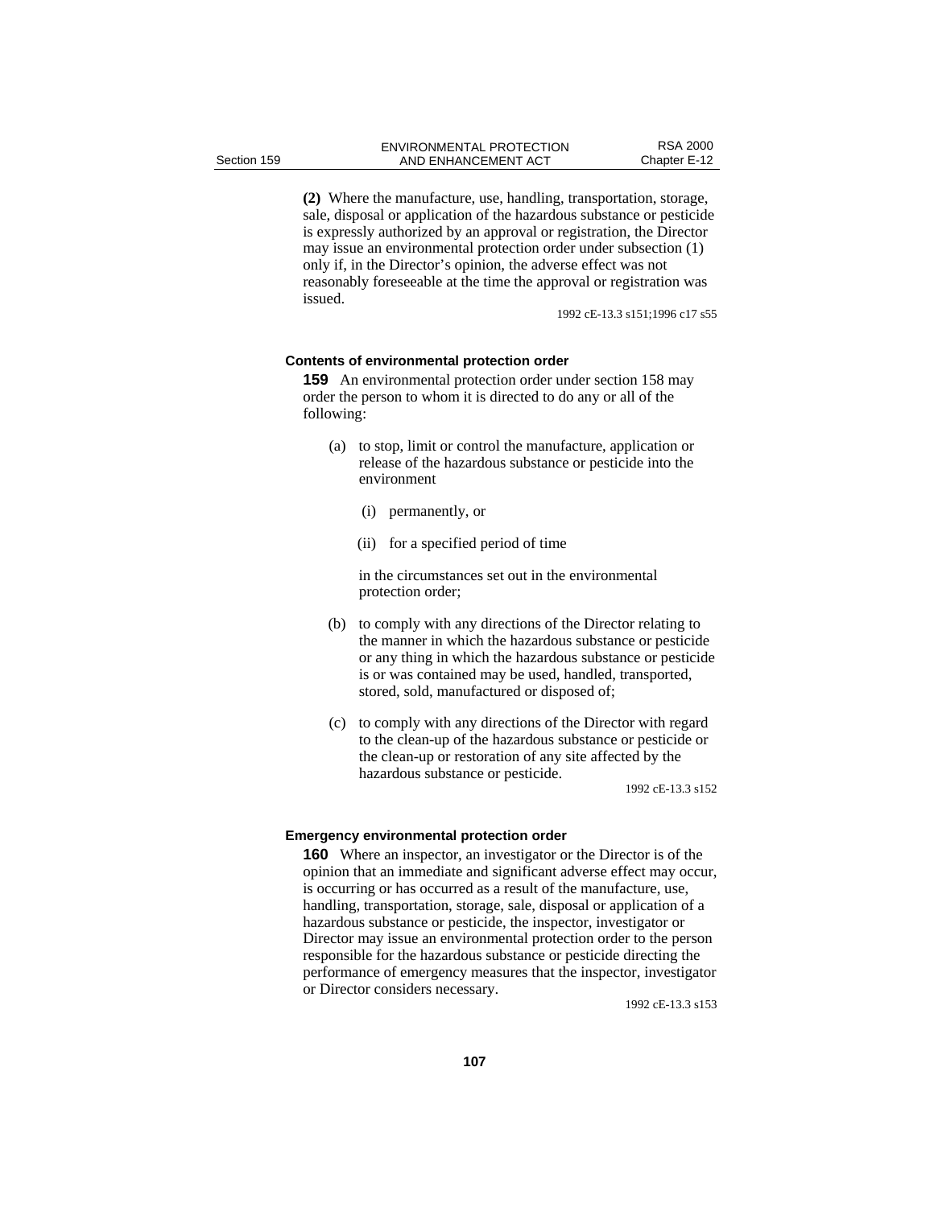**(2)** Where the manufacture, use, handling, transportation, storage, sale, disposal or application of the hazardous substance or pesticide is expressly authorized by an approval or registration, the Director may issue an environmental protection order under subsection (1) only if, in the Director's opinion, the adverse effect was not reasonably foreseeable at the time the approval or registration was issued.

1992 cE-13.3 s151;1996 c17 s55

#### Contents of environmental protection order

**159** An environmental protection order under section 158 may order the person to whom it is directed to do any or all of the following:

(a) to stop, limit or control the manufacture, application or release of the hazardous substance or pesticide into the environment

(i) permanently, or

(ii) for a specified period of time

in the circumstances set out in the environmental protection order;

(b) to comply with any directions of the Director relating to the manner in which the hazardous substance or pesticide or any thing in which the hazardous substance or pesticide is or was contained may be used, handled, transported, stored, sold, manufactured or disposed of;

(c) to comply with any directions of the Director with regard to the clean-up of the hazardous substance or pesticide or the clean-up or restoration of any site affected by the hazardous substance or pesticide.

1992 cE-13.3 s152

#### Emergency environmental protection order

**160** Where an inspector, an investigator or the Director is of the opinion that an immediate and significant adverse effect may occur, is occurring or has occurred as a result of the manufacture, use, handling, transportation, storage, sale, disposal or application of a hazardous substance or pesticide, the inspector, investigator or Director may issue an environmental protection order to the person responsible for the hazardous substance or pesticide directing the performance of emergency measures that the inspector, investigator or Director considers necessary.

1992 cE-13.3 s153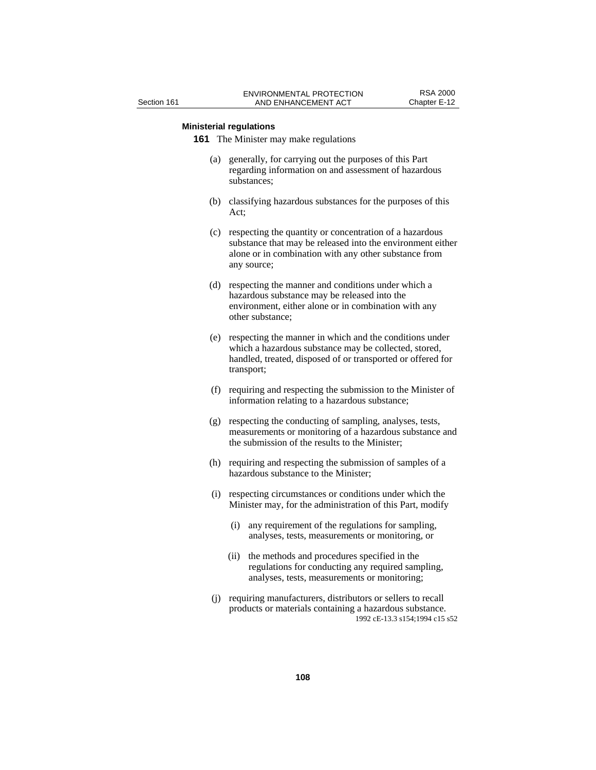**Ministerial regulations**

**161** The Minister may make regulations

- (a) generally, for carrying out the purposes of this Part regarding information on and assessment of hazardous substances;
- (b) classifying hazardous substances for the purposes of this Act;
- (c) respecting the quantity or concentration of a hazardous substance that may be released into the environment either alone or in combination with any other substance from any source;
- (d) respecting the manner and conditions under which a hazardous substance may be released into the environment, either alone or in combination with any other substance;
- (e) respecting the manner in which and the conditions under which a hazardous substance may be collected, stored, handled, treated, disposed of or transported or offered for transport;
- (f) requiring and respecting the submission to the Minister of information relating to a hazardous substance;
- (g) respecting the conducting of sampling, analyses, tests, measurements or monitoring of a hazardous substance and the submission of the results to the Minister;
- (h) requiring and respecting the submission of samples of a hazardous substance to the Minister;
- (i) respecting circumstances or conditions under which the Minister may, for the administration of this Part, modify
  - (i) any requirement of the regulations for sampling, analyses, tests, measurements or monitoring, or
  - (ii) the methods and procedures specified in the regulations for conducting any required sampling, analyses, tests, measurements or monitoring;
- (j) requiring manufacturers, distributors or sellers to recall products or materials containing a hazardous substance.

1992 cE-13.3 s154;1994 c15 s52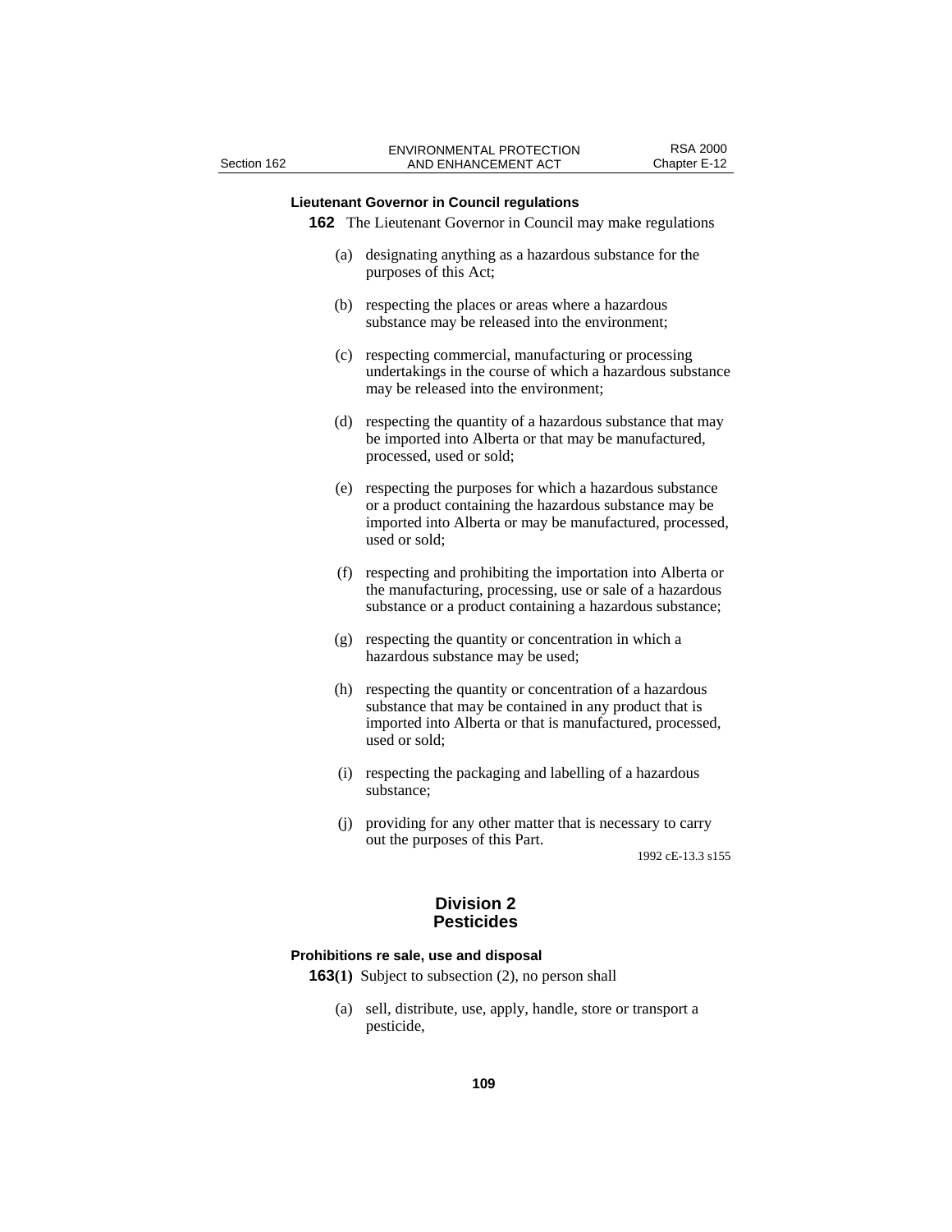**Lieutenant Governor in Council regulations**

**162** The Lieutenant Governor in Council may make regulations

(a) designating anything as a hazardous substance for the purposes of this Act;

(b) respecting the places or areas where a hazardous substance may be released into the environment;

(c) respecting commercial, manufacturing or processing undertakings in the course of which a hazardous substance may be released into the environment;

(d) respecting the quantity of a hazardous substance that may be imported into Alberta or that may be manufactured, processed, used or sold;

(e) respecting the purposes for which a hazardous substance or a product containing the hazardous substance may be imported into Alberta or may be manufactured, processed, used or sold;

(f) respecting and prohibiting the importation into Alberta or the manufacturing, processing, use or sale of a hazardous substance or a product containing a hazardous substance;

(g) respecting the quantity or concentration in which a hazardous substance may be used;

(h) respecting the quantity or concentration of a hazardous substance that may be contained in any product that is imported into Alberta or that is manufactured, processed, used or sold;

(i) respecting the packaging and labelling of a hazardous substance;

(j) providing for any other matter that is necessary to carry out the purposes of this Part.

1992 cE-13.3 s155

## Division 2
## Pesticides

**Prohibitions re sale, use and disposal**

**163(1)** Subject to subsection (2), no person shall

(a) sell, distribute, use, apply, handle, store or transport a pesticide,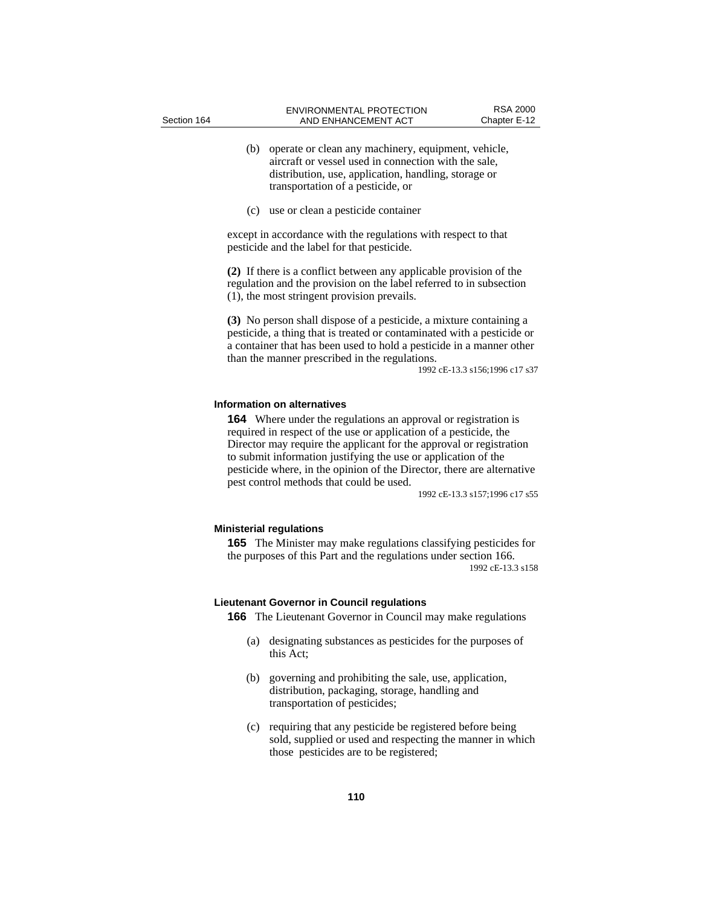(b) operate or clean any machinery, equipment, vehicle, aircraft or vessel used in connection with the sale, distribution, use, application, handling, storage or transportation of a pesticide, or

(c) use or clean a pesticide container

except in accordance with the regulations with respect to that pesticide and the label for that pesticide.

**(2)** If there is a conflict between any applicable provision of the regulation and the provision on the label referred to in subsection (1), the most stringent provision prevails.

**(3)** No person shall dispose of a pesticide, a mixture containing a pesticide, a thing that is treated or contaminated with a pesticide or a container that has been used to hold a pesticide in a manner other than the manner prescribed in the regulations.

1992 cE-13.3 s156;1996 c17 s37

#### Information on alternatives

**164** Where under the regulations an approval or registration is required in respect of the use or application of a pesticide, the Director may require the applicant for the approval or registration to submit information justifying the use or application of the pesticide where, in the opinion of the Director, there are alternative pest control methods that could be used.

1992 cE-13.3 s157;1996 c17 s55

#### Ministerial regulations

**165** The Minister may make regulations classifying pesticides for the purposes of this Part and the regulations under section 166.

1992 cE-13.3 s158

#### Lieutenant Governor in Council regulations

**166** The Lieutenant Governor in Council may make regulations

(a) designating substances as pesticides for the purposes of this Act;

(b) governing and prohibiting the sale, use, application, distribution, packaging, storage, handling and transportation of pesticides;

(c) requiring that any pesticide be registered before being sold, supplied or used and respecting the manner in which those pesticides are to be registered;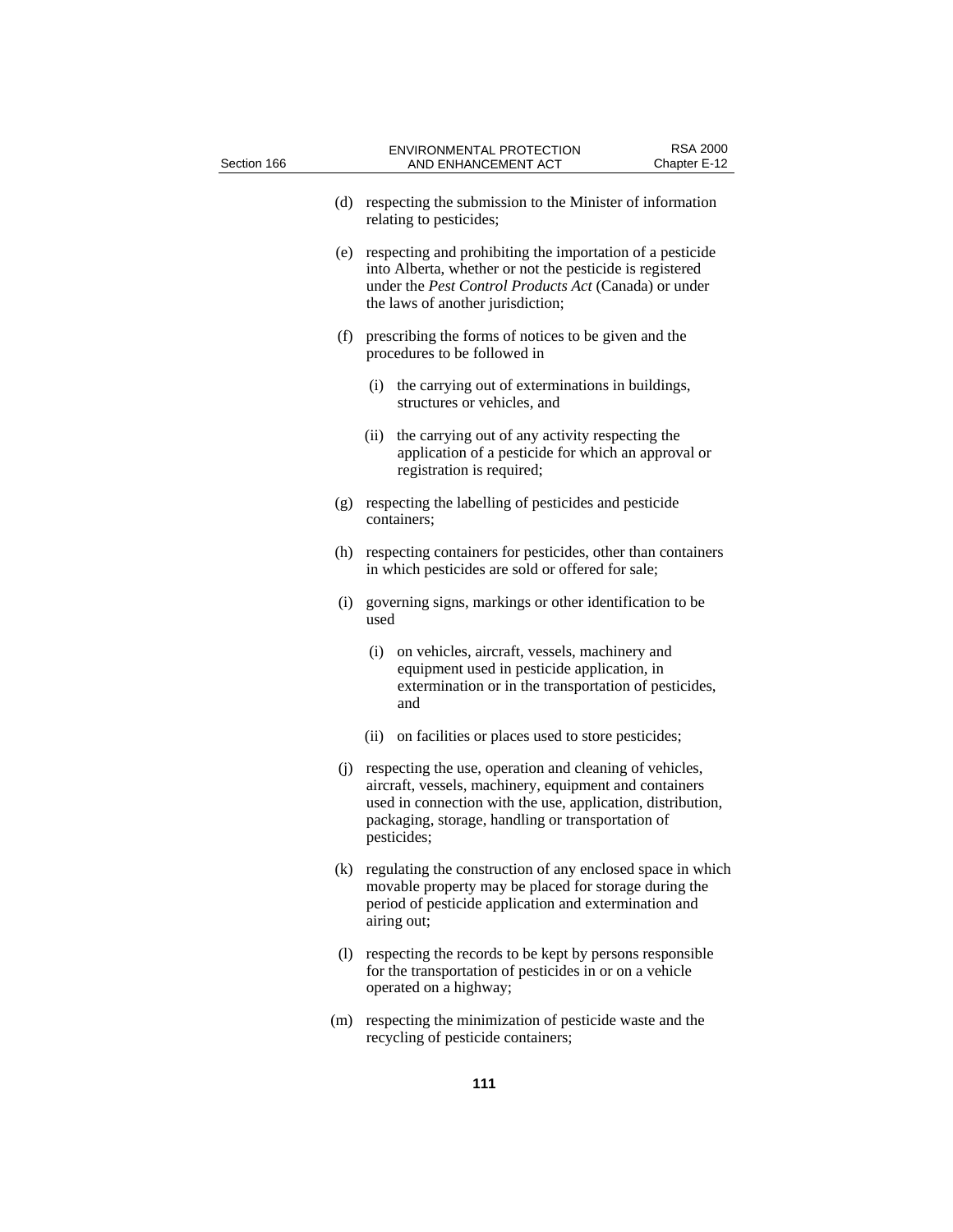(d) respecting the submission to the Minister of information relating to pesticides;

(e) respecting and prohibiting the importation of a pesticide into Alberta, whether or not the pesticide is registered under the *Pest Control Products Act* (Canada) or under the laws of another jurisdiction;

(f) prescribing the forms of notices to be given and the procedures to be followed in

- (i) the carrying out of exterminations in buildings, structures or vehicles, and
- (ii) the carrying out of any activity respecting the application of a pesticide for which an approval or registration is required;

(g) respecting the labelling of pesticides and pesticide containers;

(h) respecting containers for pesticides, other than containers in which pesticides are sold or offered for sale;

(i) governing signs, markings or other identification to be used

- (i) on vehicles, aircraft, vessels, machinery and equipment used in pesticide application, in extermination or in the transportation of pesticides, and
- (ii) on facilities or places used to store pesticides;

(j) respecting the use, operation and cleaning of vehicles, aircraft, vessels, machinery, equipment and containers used in connection with the use, application, distribution, packaging, storage, handling or transportation of pesticides;

(k) regulating the construction of any enclosed space in which movable property may be placed for storage during the period of pesticide application and extermination and airing out;

(l) respecting the records to be kept by persons responsible for the transportation of pesticides in or on a vehicle operated on a highway;

(m) respecting the minimization of pesticide waste and the recycling of pesticide containers;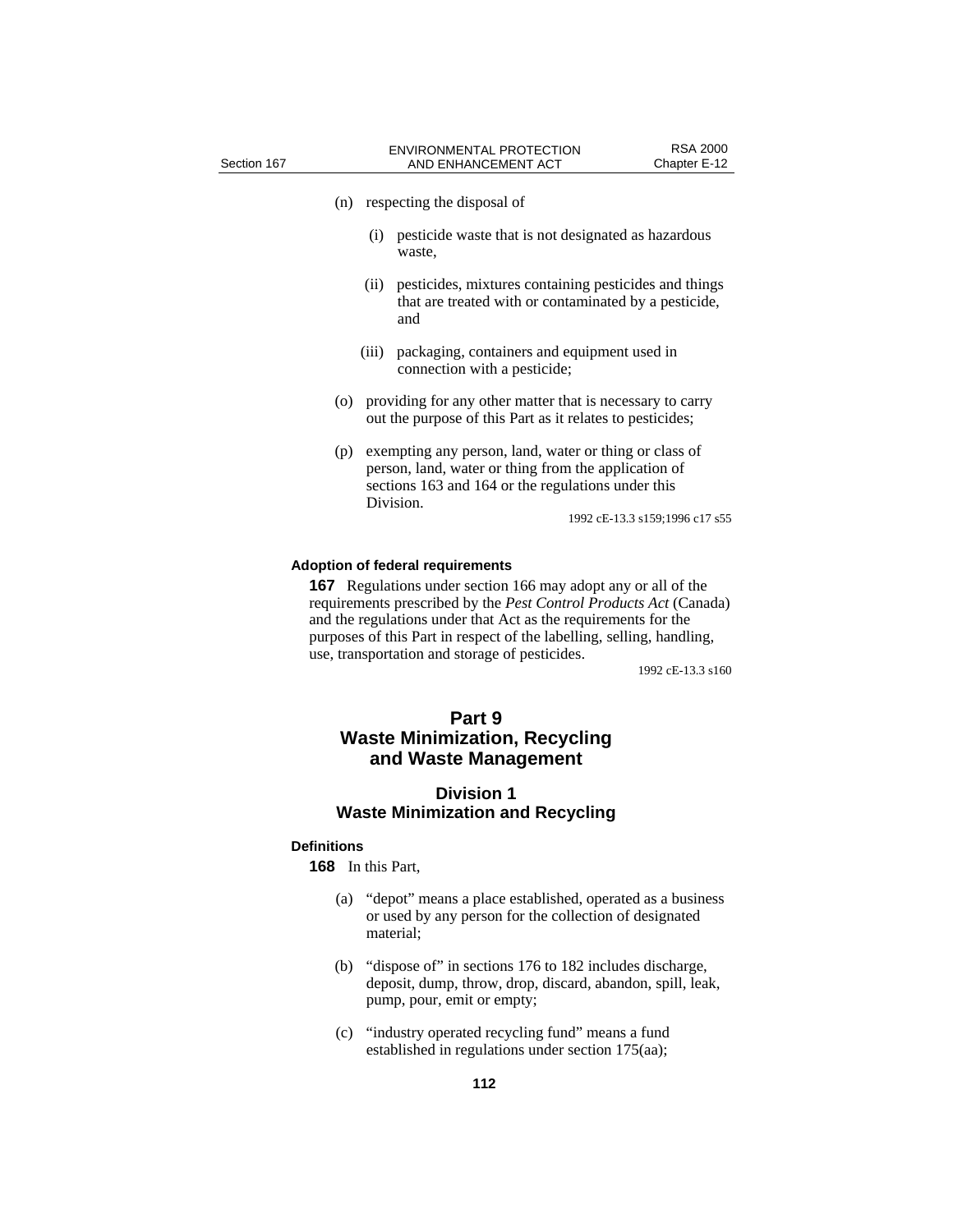(n) respecting the disposal of

  (i) pesticide waste that is not designated as hazardous waste,

  (ii) pesticides, mixtures containing pesticides and things that are treated with or contaminated by a pesticide, and

  (iii) packaging, containers and equipment used in connection with a pesticide;

(o) providing for any other matter that is necessary to carry out the purpose of this Part as it relates to pesticides;

(p) exempting any person, land, water or thing or class of person, land, water or thing from the application of sections 163 and 164 or the regulations under this Division.

1992 cE-13.3 s159;1996 c17 s55

#### Adoption of federal requirements

**167** Regulations under section 166 may adopt any or all of the requirements prescribed by the *Pest Control Products Act* (Canada) and the regulations under that Act as the requirements for the purposes of this Part in respect of the labelling, selling, handling, use, transportation and storage of pesticides.

1992 cE-13.3 s160

## Part 9 Waste Minimization, Recycling and Waste Management

### Division 1 Waste Minimization and Recycling

#### Definitions

**168** In this Part,

(a) “depot” means a place established, operated as a business or used by any person for the collection of designated material;

(b) “dispose of” in sections 176 to 182 includes discharge, deposit, dump, throw, drop, discard, abandon, spill, leak, pump, pour, emit or empty;

(c) “industry operated recycling fund” means a fund established in regulations under section 175(aa);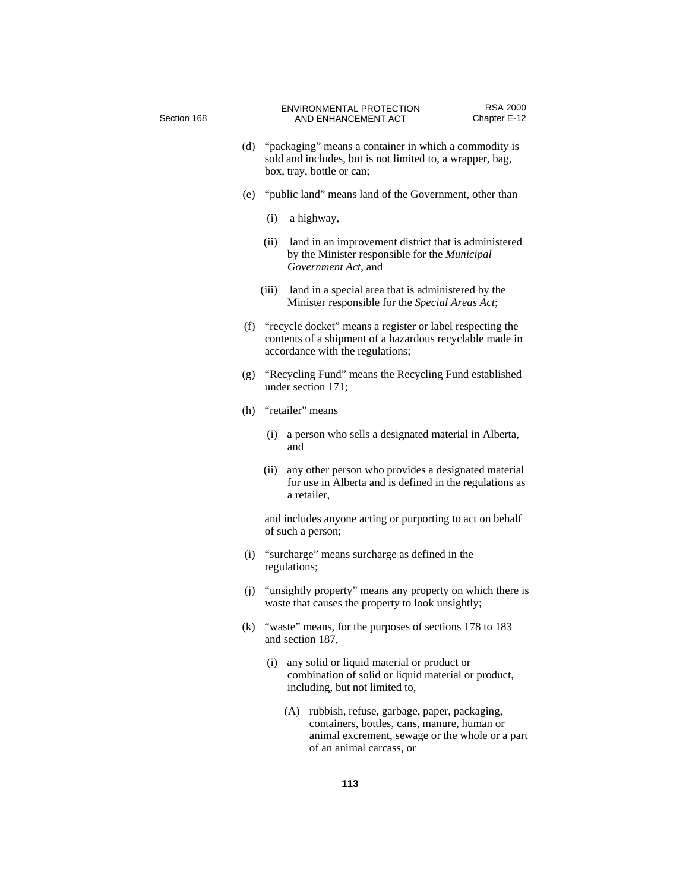(d) "packaging" means a container in which a commodity is sold and includes, but is not limited to, a wrapper, bag, box, tray, bottle or can;

(e) "public land" means land of the Government, other than

(i) a highway,

(ii) land in an improvement district that is administered by the Minister responsible for the *Municipal Government Act*, and

(iii) land in a special area that is administered by the Minister responsible for the *Special Areas Act*;

(f) "recycle docket" means a register or label respecting the contents of a shipment of a hazardous recyclable made in accordance with the regulations;

(g) "Recycling Fund" means the Recycling Fund established under section 171;

(h) "retailer" means

(i) a person who sells a designated material in Alberta, and

(ii) any other person who provides a designated material for use in Alberta and is defined in the regulations as a retailer,

and includes anyone acting or purporting to act on behalf of such a person;

(i) "surcharge" means surcharge as defined in the regulations;

(j) "unsightly property" means any property on which there is waste that causes the property to look unsightly;

(k) "waste" means, for the purposes of sections 178 to 183 and section 187,

(i) any solid or liquid material or product or combination of solid or liquid material or product, including, but not limited to,

(A) rubbish, refuse, garbage, paper, packaging, containers, bottles, cans, manure, human or animal excrement, sewage or the whole or a part of an animal carcass, or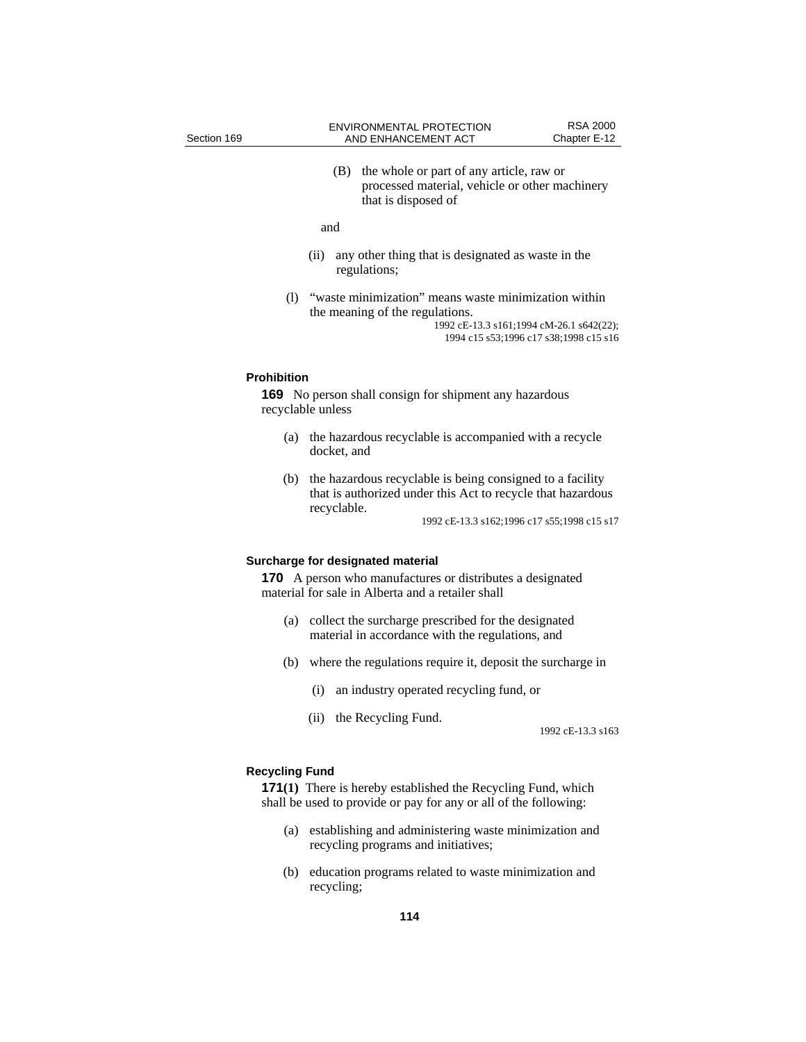(B) the whole or part of any article, raw or processed material, vehicle or other machinery that is disposed of

and

(ii) any other thing that is designated as waste in the regulations;

(l) "waste minimization" means waste minimization within the meaning of the regulations.

1992 cE-13.3 s161;1994 cM-26.1 s642(22); 1994 c15 s53;1996 c17 s38;1998 c15 s16

#### Prohibition

**169** No person shall consign for shipment any hazardous recyclable unless

(a) the hazardous recyclable is accompanied with a recycle docket, and

(b) the hazardous recyclable is being consigned to a facility that is authorized under this Act to recycle that hazardous recyclable.

1992 cE-13.3 s162;1996 c17 s55;1998 c15 s17

#### Surcharge for designated material

**170** A person who manufactures or distributes a designated material for sale in Alberta and a retailer shall

(a) collect the surcharge prescribed for the designated material in accordance with the regulations, and

(b) where the regulations require it, deposit the surcharge in

(i) an industry operated recycling fund, or

(ii) the Recycling Fund.

1992 cE-13.3 s163

#### Recycling Fund

**171(1)** There is hereby established the Recycling Fund, which shall be used to provide or pay for any or all of the following:

(a) establishing and administering waste minimization and recycling programs and initiatives;

(b) education programs related to waste minimization and recycling;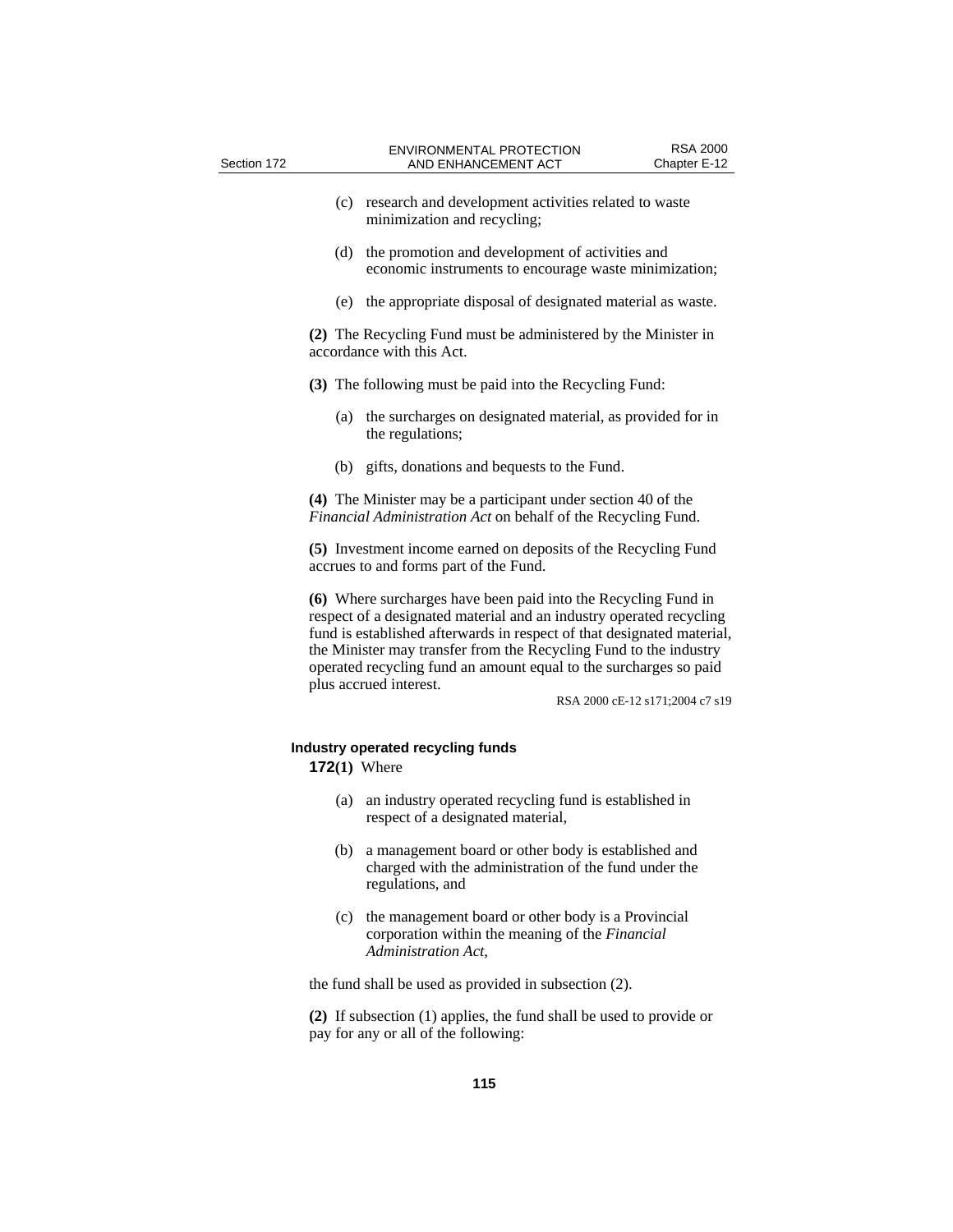(c) research and development activities related to waste minimization and recycling;

(d) the promotion and development of activities and economic instruments to encourage waste minimization;

(e) the appropriate disposal of designated material as waste.

**(2)** The Recycling Fund must be administered by the Minister in accordance with this Act.

**(3)** The following must be paid into the Recycling Fund:

(a) the surcharges on designated material, as provided for in the regulations;

(b) gifts, donations and bequests to the Fund.

**(4)** The Minister may be a participant under section 40 of the *Financial Administration Act* on behalf of the Recycling Fund.

**(5)** Investment income earned on deposits of the Recycling Fund accrues to and forms part of the Fund.

**(6)** Where surcharges have been paid into the Recycling Fund in respect of a designated material and an industry operated recycling fund is established afterwards in respect of that designated material, the Minister may transfer from the Recycling Fund to the industry operated recycling fund an amount equal to the surcharges so paid plus accrued interest.

RSA 2000 cE-12 s171;2004 c7 s19

### Industry operated recycling funds

**172(1)** Where

(a) an industry operated recycling fund is established in respect of a designated material,

(b) a management board or other body is established and charged with the administration of the fund under the regulations, and

(c) the management board or other body is a Provincial corporation within the meaning of the *Financial Administration Act*,

the fund shall be used as provided in subsection (2).

**(2)** If subsection (1) applies, the fund shall be used to provide or pay for any or all of the following: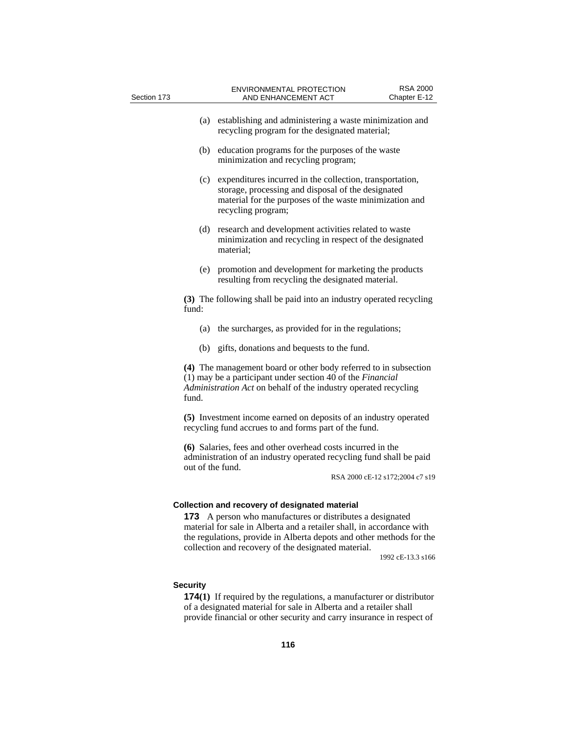(a) establishing and administering a waste minimization and recycling program for the designated material;

(b) education programs for the purposes of the waste minimization and recycling program;

(c) expenditures incurred in the collection, transportation, storage, processing and disposal of the designated material for the purposes of the waste minimization and recycling program;

(d) research and development activities related to waste minimization and recycling in respect of the designated material;

(e) promotion and development for marketing the products resulting from recycling the designated material.

**(3)** The following shall be paid into an industry operated recycling fund:

(a) the surcharges, as provided for in the regulations;

(b) gifts, donations and bequests to the fund.

**(4)** The management board or other body referred to in subsection (1) may be a participant under section 40 of the *Financial Administration Act* on behalf of the industry operated recycling fund.

**(5)** Investment income earned on deposits of an industry operated recycling fund accrues to and forms part of the fund.

**(6)** Salaries, fees and other overhead costs incurred in the administration of an industry operated recycling fund shall be paid out of the fund.

RSA 2000 cE-12 s172;2004 c7 s19

### Collection and recovery of designated material

**173** A person who manufactures or distributes a designated material for sale in Alberta and a retailer shall, in accordance with the regulations, provide in Alberta depots and other methods for the collection and recovery of the designated material.

1992 cE-13.3 s166

### Security

**174(1)** If required by the regulations, a manufacturer or distributor of a designated material for sale in Alberta and a retailer shall provide financial or other security and carry insurance in respect of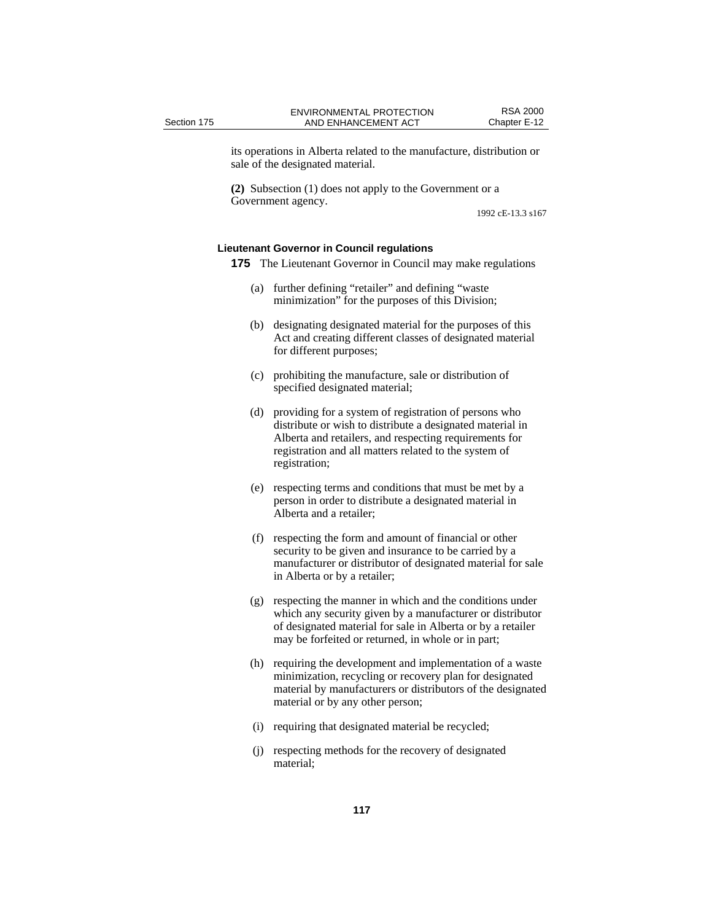its operations in Alberta related to the manufacture, distribution or sale of the designated material.

**(2)** Subsection (1) does not apply to the Government or a Government agency.

1992 cE-13.3 s167

### Lieutenant Governor in Council regulations

**175** The Lieutenant Governor in Council may make regulations

(a) further defining "retailer" and defining "waste minimization" for the purposes of this Division;

(b) designating designated material for the purposes of this Act and creating different classes of designated material for different purposes;

(c) prohibiting the manufacture, sale or distribution of specified designated material;

(d) providing for a system of registration of persons who distribute or wish to distribute a designated material in Alberta and retailers, and respecting requirements for registration and all matters related to the system of registration;

(e) respecting terms and conditions that must be met by a person in order to distribute a designated material in Alberta and a retailer;

(f) respecting the form and amount of financial or other security to be given and insurance to be carried by a manufacturer or distributor of designated material for sale in Alberta or by a retailer;

(g) respecting the manner in which and the conditions under which any security given by a manufacturer or distributor of designated material for sale in Alberta or by a retailer may be forfeited or returned, in whole or in part;

(h) requiring the development and implementation of a waste minimization, recycling or recovery plan for designated material by manufacturers or distributors of the designated material or by any other person;

(i) requiring that designated material be recycled;

(j) respecting methods for the recovery of designated material;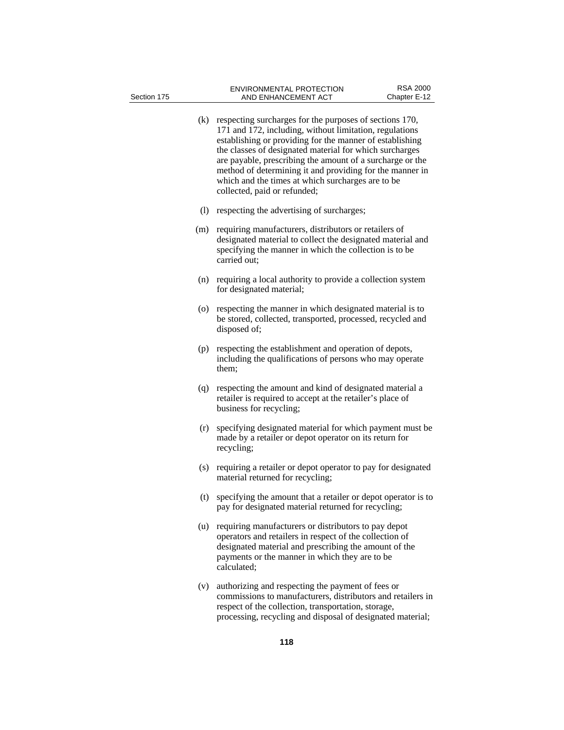(k) respecting surcharges for the purposes of sections 170, 171 and 172, including, without limitation, regulations establishing or providing for the manner of establishing the classes of designated material for which surcharges are payable, prescribing the amount of a surcharge or the method of determining it and providing for the manner in which and the times at which surcharges are to be collected, paid or refunded;

(l) respecting the advertising of surcharges;

(m) requiring manufacturers, distributors or retailers of designated material to collect the designated material and specifying the manner in which the collection is to be carried out;

(n) requiring a local authority to provide a collection system for designated material;

(o) respecting the manner in which designated material is to be stored, collected, transported, processed, recycled and disposed of;

(p) respecting the establishment and operation of depots, including the qualifications of persons who may operate them;

(q) respecting the amount and kind of designated material a retailer is required to accept at the retailer's place of business for recycling;

(r) specifying designated material for which payment must be made by a retailer or depot operator on its return for recycling;

(s) requiring a retailer or depot operator to pay for designated material returned for recycling;

(t) specifying the amount that a retailer or depot operator is to pay for designated material returned for recycling;

(u) requiring manufacturers or distributors to pay depot operators and retailers in respect of the collection of designated material and prescribing the amount of the payments or the manner in which they are to be calculated;

(v) authorizing and respecting the payment of fees or commissions to manufacturers, distributors and retailers in respect of the collection, transportation, storage, processing, recycling and disposal of designated material;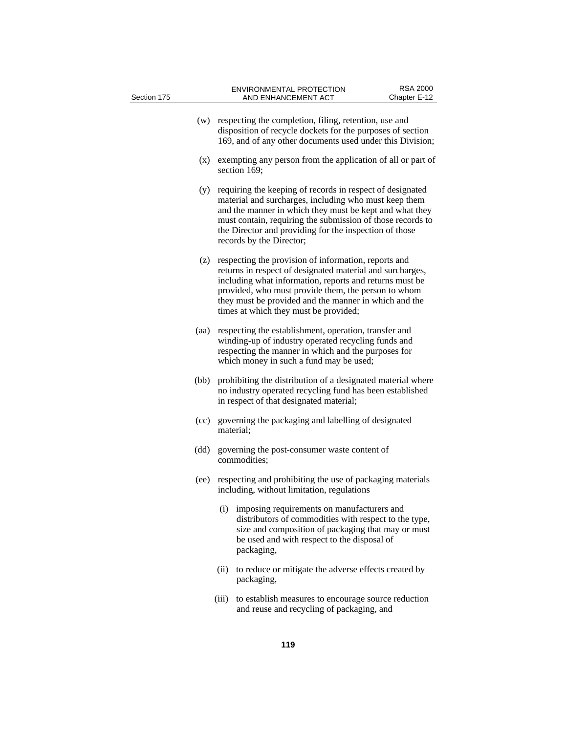(w) respecting the completion, filing, retention, use and disposition of recycle dockets for the purposes of section 169, and of any other documents used under this Division;

(x) exempting any person from the application of all or part of section 169;

(y) requiring the keeping of records in respect of designated material and surcharges, including who must keep them and the manner in which they must be kept and what they must contain, requiring the submission of those records to the Director and providing for the inspection of those records by the Director;

(z) respecting the provision of information, reports and returns in respect of designated material and surcharges, including what information, reports and returns must be provided, who must provide them, the person to whom they must be provided and the manner in which and the times at which they must be provided;

(aa) respecting the establishment, operation, transfer and winding-up of industry operated recycling funds and respecting the manner in which and the purposes for which money in such a fund may be used;

(bb) prohibiting the distribution of a designated material where no industry operated recycling fund has been established in respect of that designated material;

(cc) governing the packaging and labelling of designated material;

(dd) governing the post-consumer waste content of commodities;

(ee) respecting and prohibiting the use of packaging materials including, without limitation, regulations

(i) imposing requirements on manufacturers and distributors of commodities with respect to the type, size and composition of packaging that may or must be used and with respect to the disposal of packaging,

(ii) to reduce or mitigate the adverse effects created by packaging,

(iii) to establish measures to encourage source reduction and reuse and recycling of packaging, and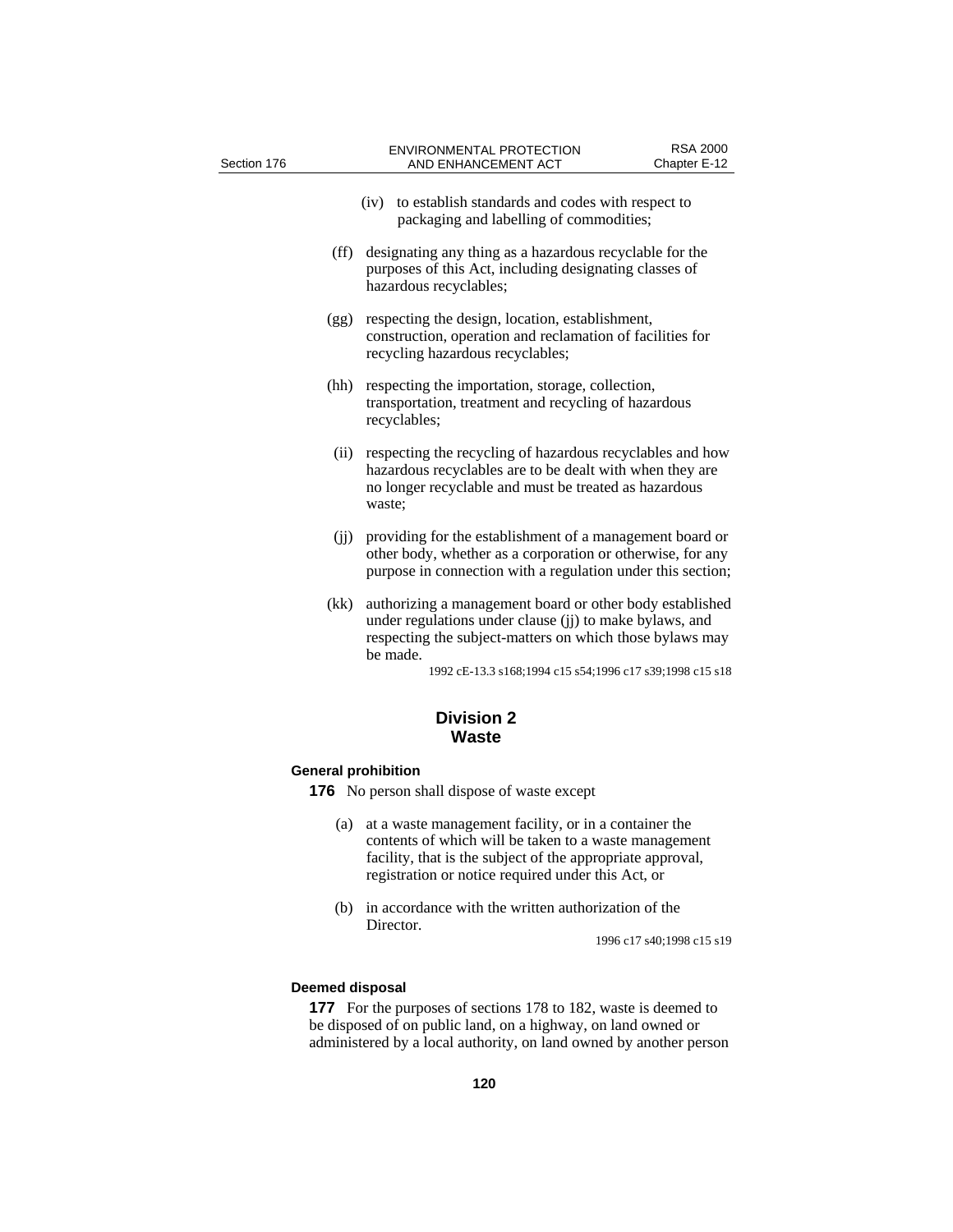(iv) to establish standards and codes with respect to packaging and labelling of commodities;

(ff) designating any thing as a hazardous recyclable for the purposes of this Act, including designating classes of hazardous recyclables;

(gg) respecting the design, location, establishment, construction, operation and reclamation of facilities for recycling hazardous recyclables;

(hh) respecting the importation, storage, collection, transportation, treatment and recycling of hazardous recyclables;

(ii) respecting the recycling of hazardous recyclables and how hazardous recyclables are to be dealt with when they are no longer recyclable and must be treated as hazardous waste;

(jj) providing for the establishment of a management board or other body, whether as a corporation or otherwise, for any purpose in connection with a regulation under this section;

(kk) authorizing a management board or other body established under regulations under clause (jj) to make bylaws, and respecting the subject-matters on which those bylaws may be made.

1992 cE-13.3 s168;1994 c15 s54;1996 c17 s39;1998 c15 s18

## Division 2
## Waste

### General prohibition

**176** No person shall dispose of waste except

(a) at a waste management facility, or in a container the contents of which will be taken to a waste management facility, that is the subject of the appropriate approval, registration or notice required under this Act, or

(b) in accordance with the written authorization of the Director.

1996 c17 s40;1998 c15 s19

### Deemed disposal

**177** For the purposes of sections 178 to 182, waste is deemed to be disposed of on public land, on a highway, on land owned or administered by a local authority, on land owned by another person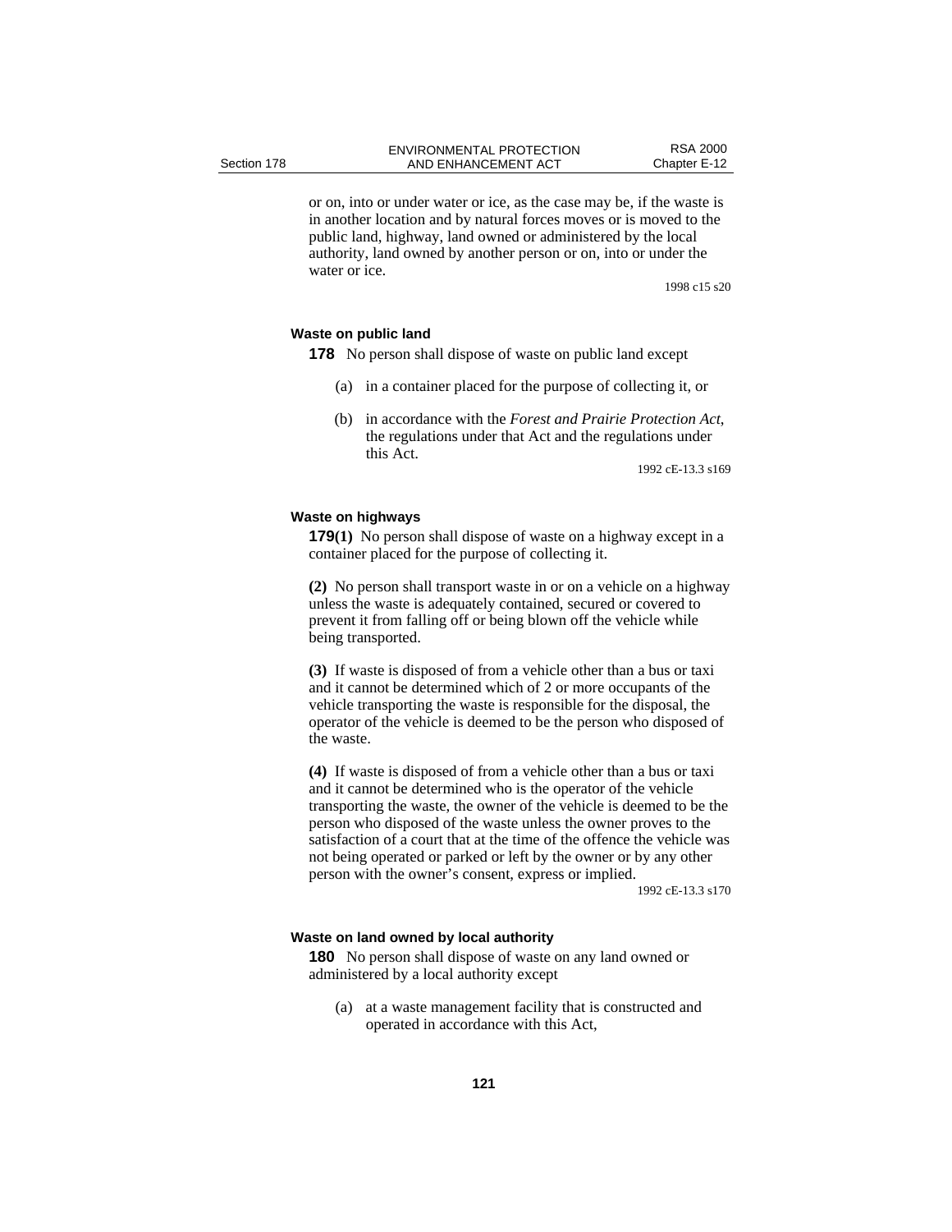or on, into or under water or ice, as the case may be, if the waste is in another location and by natural forces moves or is moved to the public land, highway, land owned or administered by the local authority, land owned by another person or on, into or under the water or ice.

1998 c15 s20

#### Waste on public land

**178** No person shall dispose of waste on public land except

(a) in a container placed for the purpose of collecting it, or

(b) in accordance with the *Forest and Prairie Protection Act*, the regulations under that Act and the regulations under this Act.

1992 cE-13.3 s169

#### Waste on highways

**179(1)** No person shall dispose of waste on a highway except in a container placed for the purpose of collecting it.

**(2)** No person shall transport waste in or on a vehicle on a highway unless the waste is adequately contained, secured or covered to prevent it from falling off or being blown off the vehicle while being transported.

**(3)** If waste is disposed of from a vehicle other than a bus or taxi and it cannot be determined which of 2 or more occupants of the vehicle transporting the waste is responsible for the disposal, the operator of the vehicle is deemed to be the person who disposed of the waste.

**(4)** If waste is disposed of from a vehicle other than a bus or taxi and it cannot be determined who is the operator of the vehicle transporting the waste, the owner of the vehicle is deemed to be the person who disposed of the waste unless the owner proves to the satisfaction of a court that at the time of the offence the vehicle was not being operated or parked or left by the owner or by any other person with the owner's consent, express or implied.

1992 cE-13.3 s170

#### Waste on land owned by local authority

**180** No person shall dispose of waste on any land owned or administered by a local authority except

(a) at a waste management facility that is constructed and operated in accordance with this Act,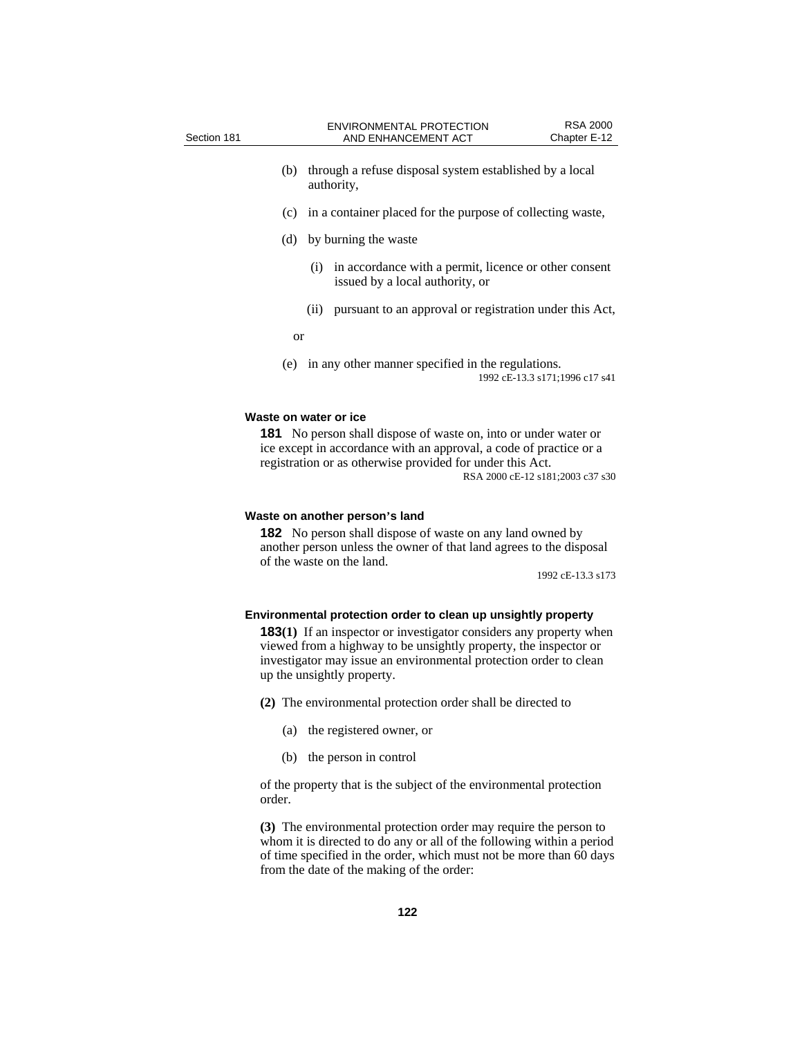(b) through a refuse disposal system established by a local authority,

(c) in a container placed for the purpose of collecting waste,

(d) by burning the waste

(i) in accordance with a permit, licence or other consent issued by a local authority, or

(ii) pursuant to an approval or registration under this Act,

or

(e) in any other manner specified in the regulations.

1992 cE-13.3 s171;1996 c17 s41

**Waste on water or ice**

**181** No person shall dispose of waste on, into or under water or ice except in accordance with an approval, a code of practice or a registration or as otherwise provided for under this Act.

RSA 2000 cE-12 s181;2003 c37 s30

**Waste on another person's land**

**182** No person shall dispose of waste on any land owned by another person unless the owner of that land agrees to the disposal of the waste on the land.

1992 cE-13.3 s173

**Environmental protection order to clean up unsightly property**

**183(1)** If an inspector or investigator considers any property when viewed from a highway to be unsightly property, the inspector or investigator may issue an environmental protection order to clean up the unsightly property.

**(2)** The environmental protection order shall be directed to

(a) the registered owner, or

(b) the person in control

of the property that is the subject of the environmental protection order.

**(3)** The environmental protection order may require the person to whom it is directed to do any or all of the following within a period of time specified in the order, which must not be more than 60 days from the date of the making of the order: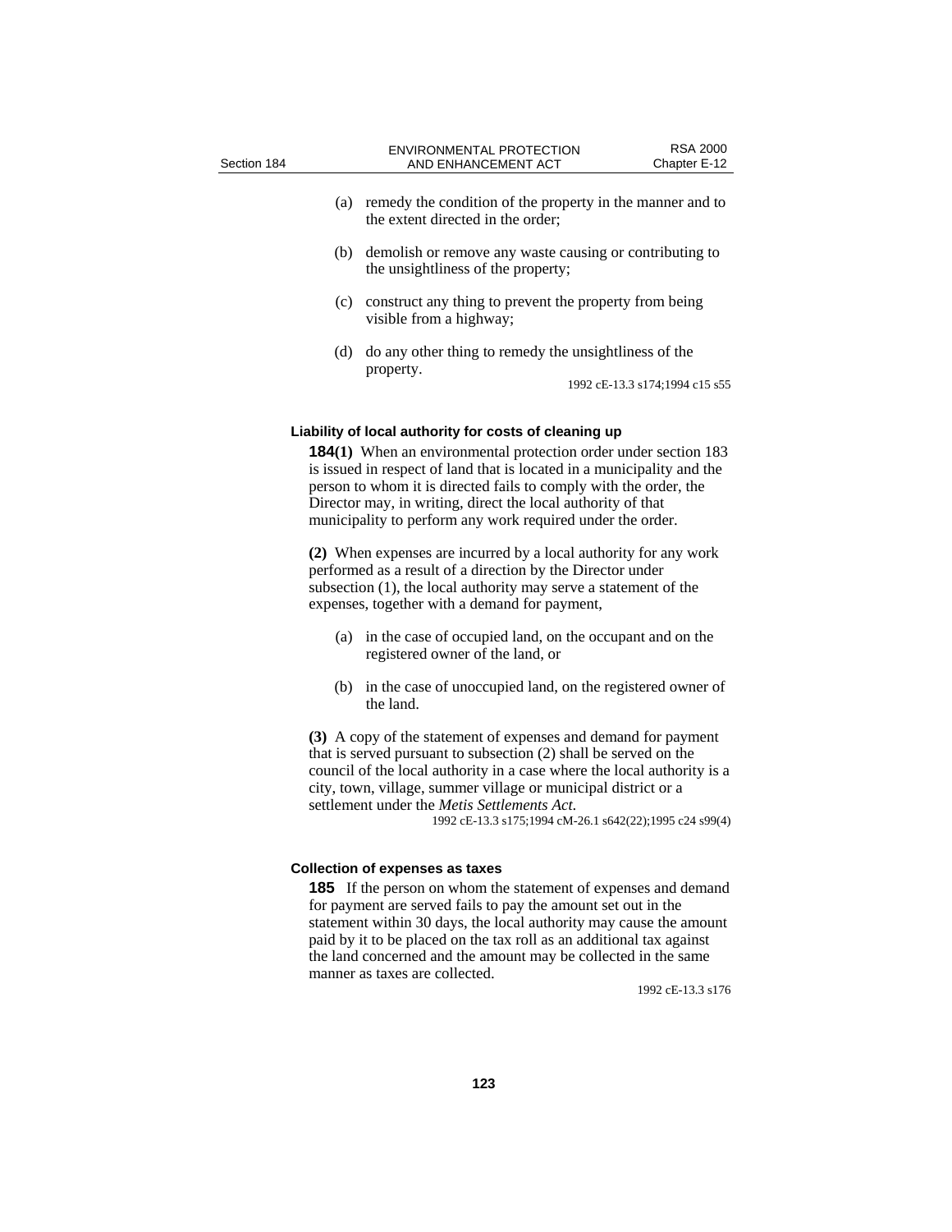(a) remedy the condition of the property in the manner and to the extent directed in the order;

(b) demolish or remove any waste causing or contributing to the unsightliness of the property;

(c) construct any thing to prevent the property from being visible from a highway;

(d) do any other thing to remedy the unsightliness of the property.

1992 cE-13.3 s174;1994 c15 s55

### Liability of local authority for costs of cleaning up

**184(1)** When an environmental protection order under section 183 is issued in respect of land that is located in a municipality and the person to whom it is directed fails to comply with the order, the Director may, in writing, direct the local authority of that municipality to perform any work required under the order.

**(2)** When expenses are incurred by a local authority for any work performed as a result of a direction by the Director under subsection (1), the local authority may serve a statement of the expenses, together with a demand for payment,

(a) in the case of occupied land, on the occupant and on the registered owner of the land, or

(b) in the case of unoccupied land, on the registered owner of the land.

**(3)** A copy of the statement of expenses and demand for payment that is served pursuant to subsection (2) shall be served on the council of the local authority in a case where the local authority is a city, town, village, summer village or municipal district or a settlement under the *Metis Settlements Act*.

1992 cE-13.3 s175;1994 cM-26.1 s642(22);1995 c24 s99(4)

### Collection of expenses as taxes

**185** If the person on whom the statement of expenses and demand for payment are served fails to pay the amount set out in the statement within 30 days, the local authority may cause the amount paid by it to be placed on the tax roll as an additional tax against the land concerned and the amount may be collected in the same manner as taxes are collected.

1992 cE-13.3 s176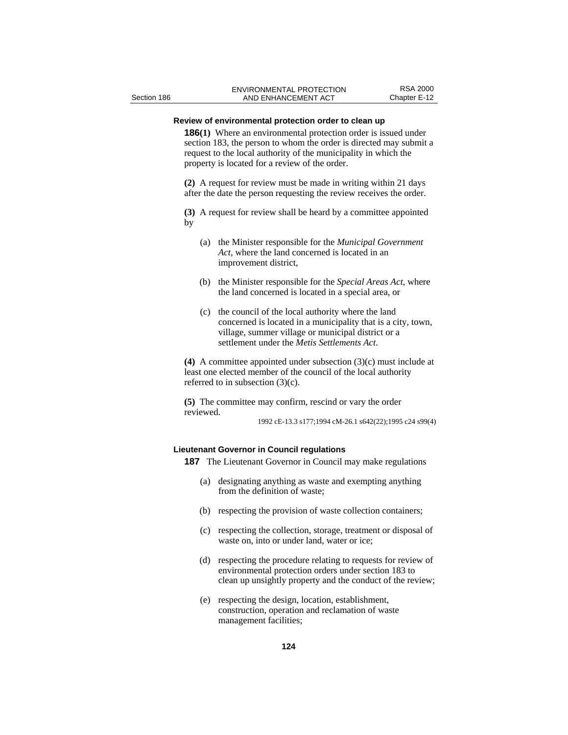### Review of environmental protection order to clean up

**186(1)** Where an environmental protection order is issued under section 183, the person to whom the order is directed may submit a request to the local authority of the municipality in which the property is located for a review of the order.

**(2)** A request for review must be made in writing within 21 days after the date the person requesting the review receives the order.

**(3)** A request for review shall be heard by a committee appointed by

(a) the Minister responsible for the *Municipal Government Act*, where the land concerned is located in an improvement district,

(b) the Minister responsible for the *Special Areas Act*, where the land concerned is located in a special area, or

(c) the council of the local authority where the land concerned is located in a municipality that is a city, town, village, summer village or municipal district or a settlement under the *Metis Settlements Act*.

**(4)** A committee appointed under subsection (3)(c) must include at least one elected member of the council of the local authority referred to in subsection (3)(c).

**(5)** The committee may confirm, rescind or vary the order reviewed.

1992 cE-13.3 s177;1994 cM-26.1 s642(22);1995 c24 s99(4)

### Lieutenant Governor in Council regulations

**187** The Lieutenant Governor in Council may make regulations

(a) designating anything as waste and exempting anything from the definition of waste;

(b) respecting the provision of waste collection containers;

(c) respecting the collection, storage, treatment or disposal of waste on, into or under land, water or ice;

(d) respecting the procedure relating to requests for review of environmental protection orders under section 183 to clean up unsightly property and the conduct of the review;

(e) respecting the design, location, establishment, construction, operation and reclamation of waste management facilities;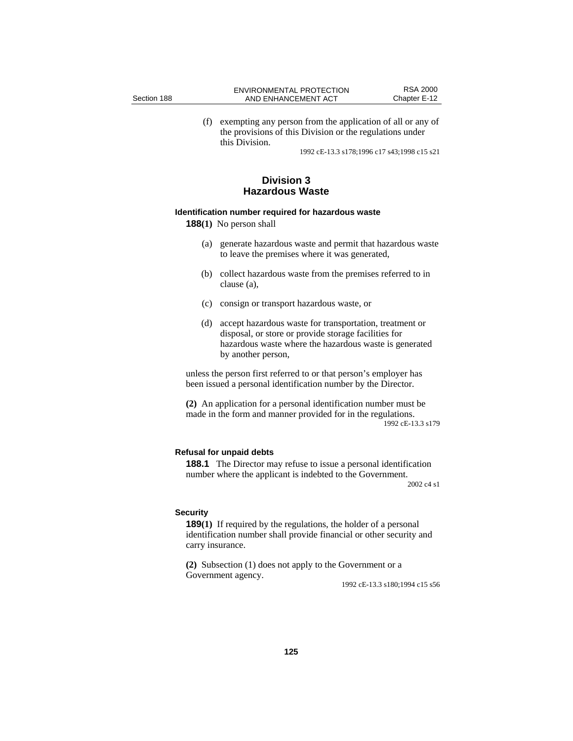(f) exempting any person from the application of all or any of the provisions of this Division or the regulations under this Division.

1992 cE-13.3 s178;1996 c17 s43;1998 c15 s21

## Division 3
## Hazardous Waste

### Identification number required for hazardous waste

**188(1)** No person shall

(a) generate hazardous waste and permit that hazardous waste to leave the premises where it was generated,

(b) collect hazardous waste from the premises referred to in clause (a),

(c) consign or transport hazardous waste, or

(d) accept hazardous waste for transportation, treatment or disposal, or store or provide storage facilities for hazardous waste where the hazardous waste is generated by another person,

unless the person first referred to or that person's employer has been issued a personal identification number by the Director.

**(2)** An application for a personal identification number must be made in the form and manner provided for in the regulations.

1992 cE-13.3 s179

### Refusal for unpaid debts

**188.1** The Director may refuse to issue a personal identification number where the applicant is indebted to the Government.

2002 c4 s1

### Security

**189(1)** If required by the regulations, the holder of a personal identification number shall provide financial or other security and carry insurance.

**(2)** Subsection (1) does not apply to the Government or a Government agency.

1992 cE-13.3 s180;1994 c15 s56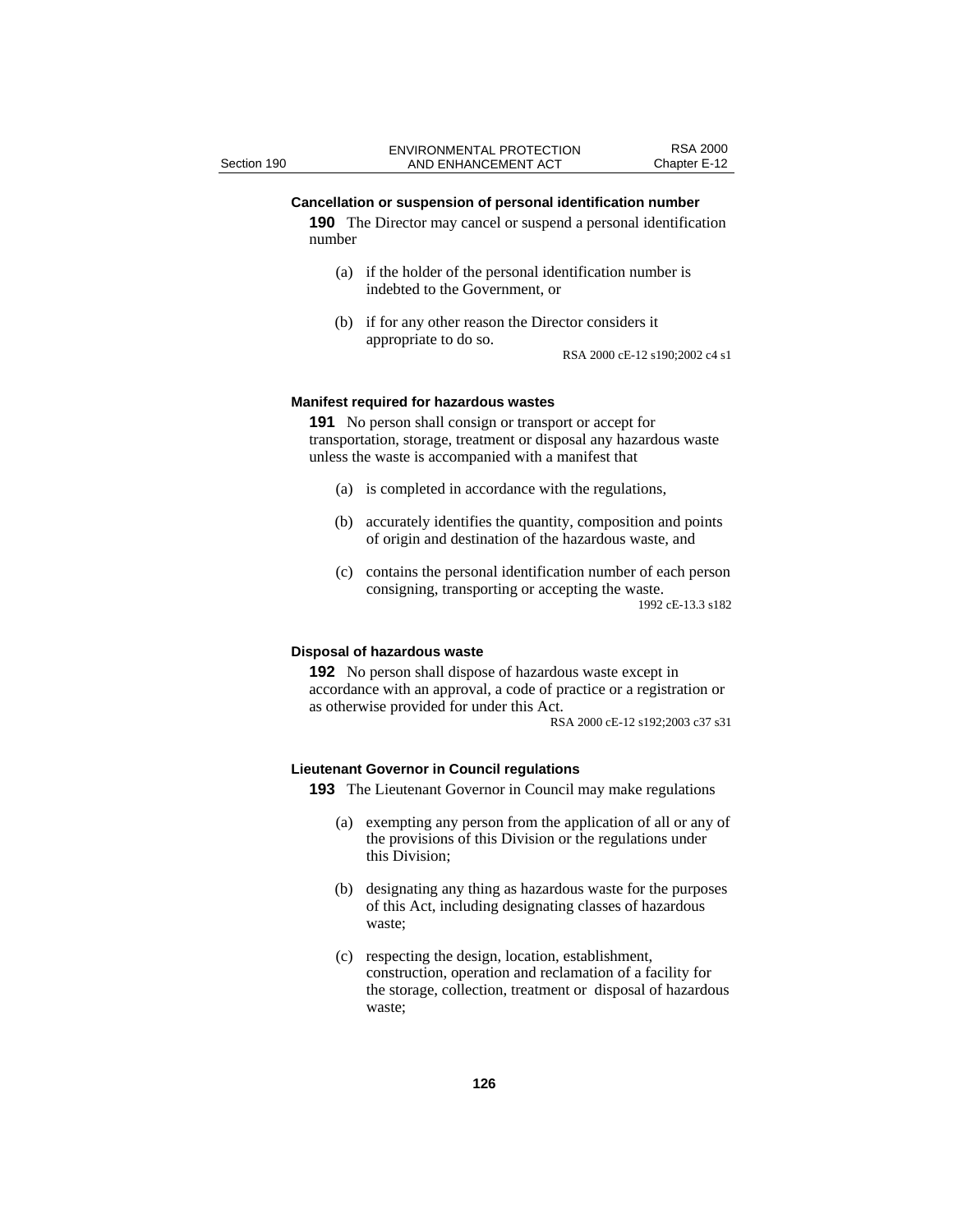**Cancellation or suspension of personal identification number**

**190** The Director may cancel or suspend a personal identification number

(a) if the holder of the personal identification number is indebted to the Government, or

(b) if for any other reason the Director considers it appropriate to do so.

RSA 2000 cE-12 s190;2002 c4 s1

**Manifest required for hazardous wastes**

**191** No person shall consign or transport or accept for transportation, storage, treatment or disposal any hazardous waste unless the waste is accompanied with a manifest that

(a) is completed in accordance with the regulations,

(b) accurately identifies the quantity, composition and points of origin and destination of the hazardous waste, and

(c) contains the personal identification number of each person consigning, transporting or accepting the waste.

1992 cE-13.3 s182

**Disposal of hazardous waste**

**192** No person shall dispose of hazardous waste except in accordance with an approval, a code of practice or a registration or as otherwise provided for under this Act.

RSA 2000 cE-12 s192;2003 c37 s31

**Lieutenant Governor in Council regulations**

**193** The Lieutenant Governor in Council may make regulations

(a) exempting any person from the application of all or any of the provisions of this Division or the regulations under this Division;

(b) designating any thing as hazardous waste for the purposes of this Act, including designating classes of hazardous waste;

(c) respecting the design, location, establishment, construction, operation and reclamation of a facility for the storage, collection, treatment or disposal of hazardous waste;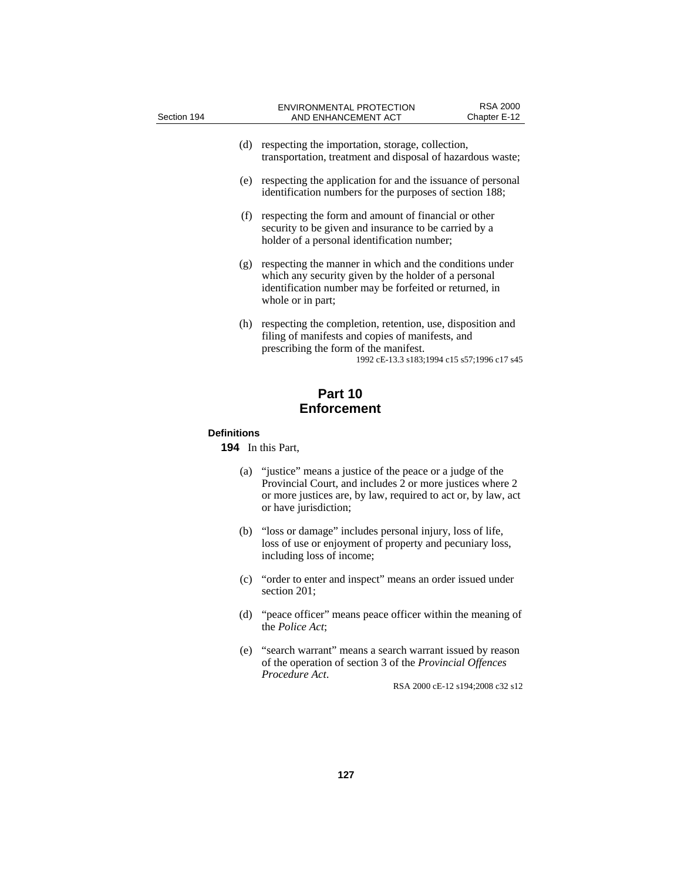(d) respecting the importation, storage, collection, transportation, treatment and disposal of hazardous waste;

(e) respecting the application for and the issuance of personal identification numbers for the purposes of section 188;

(f) respecting the form and amount of financial or other security to be given and insurance to be carried by a holder of a personal identification number;

(g) respecting the manner in which and the conditions under which any security given by the holder of a personal identification number may be forfeited or returned, in whole or in part;

(h) respecting the completion, retention, use, disposition and filing of manifests and copies of manifests, and prescribing the form of the manifest.

1992 cE-13.3 s183;1994 c15 s57;1996 c17 s45

## Part 10
## Enforcement

**Definitions**

**194** In this Part,

(a) "justice" means a justice of the peace or a judge of the Provincial Court, and includes 2 or more justices where 2 or more justices are, by law, required to act or, by law, act or have jurisdiction;

(b) "loss or damage" includes personal injury, loss of life, loss of use or enjoyment of property and pecuniary loss, including loss of income;

(c) "order to enter and inspect" means an order issued under section 201;

(d) "peace officer" means peace officer within the meaning of the *Police Act*;

(e) "search warrant" means a search warrant issued by reason of the operation of section 3 of the *Provincial Offences Procedure Act*.

RSA 2000 cE-12 s194;2008 c32 s12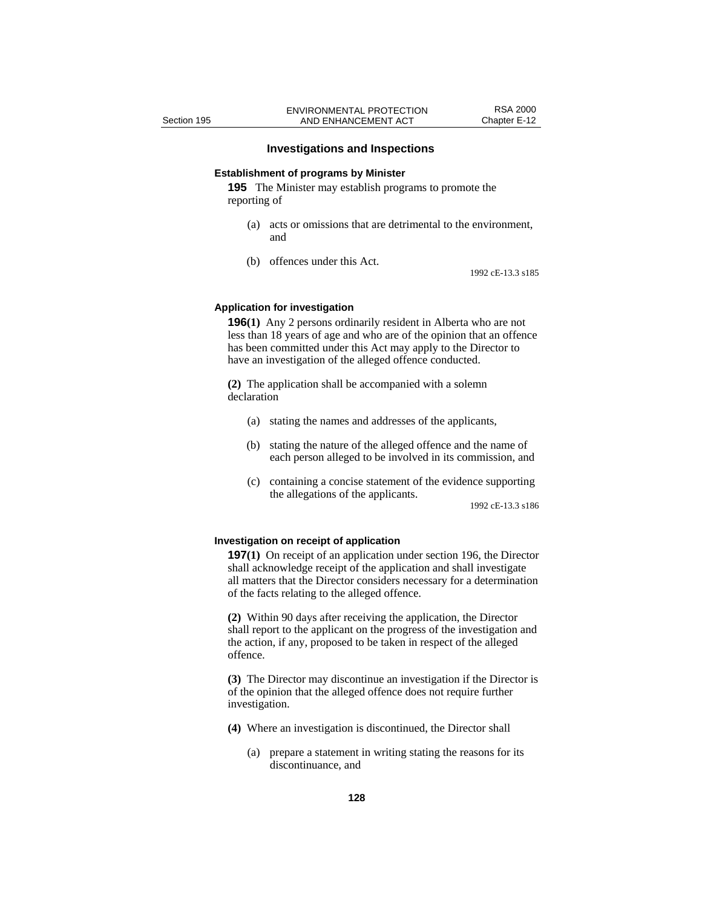## Investigations and Inspections

### Establishment of programs by Minister

**195** The Minister may establish programs to promote the reporting of

(a) acts or omissions that are detrimental to the environment, and

(b) offences under this Act.

1992 cE-13.3 s185

### Application for investigation

**196(1)** Any 2 persons ordinarily resident in Alberta who are not less than 18 years of age and who are of the opinion that an offence has been committed under this Act may apply to the Director to have an investigation of the alleged offence conducted.

**(2)** The application shall be accompanied with a solemn declaration

(a) stating the names and addresses of the applicants,

(b) stating the nature of the alleged offence and the name of each person alleged to be involved in its commission, and

(c) containing a concise statement of the evidence supporting the allegations of the applicants.

1992 cE-13.3 s186

### Investigation on receipt of application

**197(1)** On receipt of an application under section 196, the Director shall acknowledge receipt of the application and shall investigate all matters that the Director considers necessary for a determination of the facts relating to the alleged offence.

**(2)** Within 90 days after receiving the application, the Director shall report to the applicant on the progress of the investigation and the action, if any, proposed to be taken in respect of the alleged offence.

**(3)** The Director may discontinue an investigation if the Director is of the opinion that the alleged offence does not require further investigation.

**(4)** Where an investigation is discontinued, the Director shall

(a) prepare a statement in writing stating the reasons for its discontinuance, and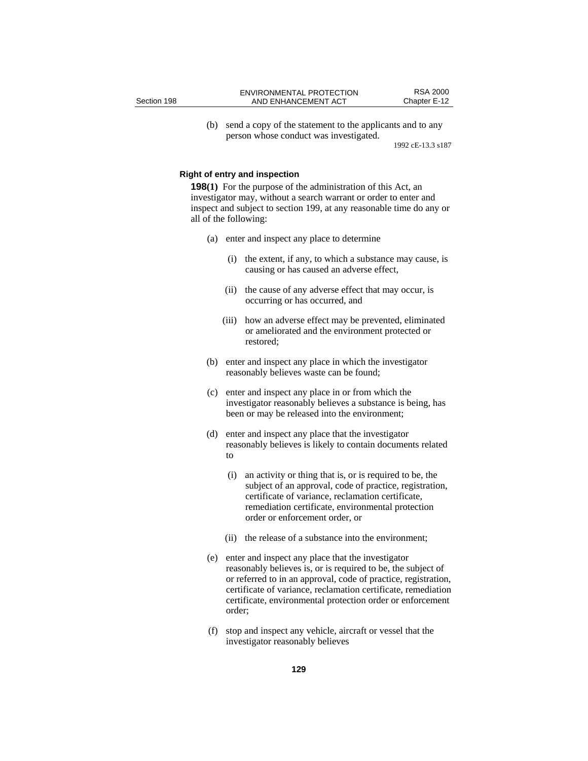(b) send a copy of the statement to the applicants and to any person whose conduct was investigated.

1992 cE-13.3 s187

**Right of entry and inspection**

**198(1)** For the purpose of the administration of this Act, an investigator may, without a search warrant or order to enter and inspect and subject to section 199, at any reasonable time do any or all of the following:

(a) enter and inspect any place to determine

(i) the extent, if any, to which a substance may cause, is causing or has caused an adverse effect,

(ii) the cause of any adverse effect that may occur, is occurring or has occurred, and

(iii) how an adverse effect may be prevented, eliminated or ameliorated and the environment protected or restored;

(b) enter and inspect any place in which the investigator reasonably believes waste can be found;

(c) enter and inspect any place in or from which the investigator reasonably believes a substance is being, has been or may be released into the environment;

(d) enter and inspect any place that the investigator reasonably believes is likely to contain documents related to

(i) an activity or thing that is, or is required to be, the subject of an approval, code of practice, registration, certificate of variance, reclamation certificate, remediation certificate, environmental protection order or enforcement order, or

(ii) the release of a substance into the environment;

(e) enter and inspect any place that the investigator reasonably believes is, or is required to be, the subject of or referred to in an approval, code of practice, registration, certificate of variance, reclamation certificate, remediation certificate, environmental protection order or enforcement order;

(f) stop and inspect any vehicle, aircraft or vessel that the investigator reasonably believes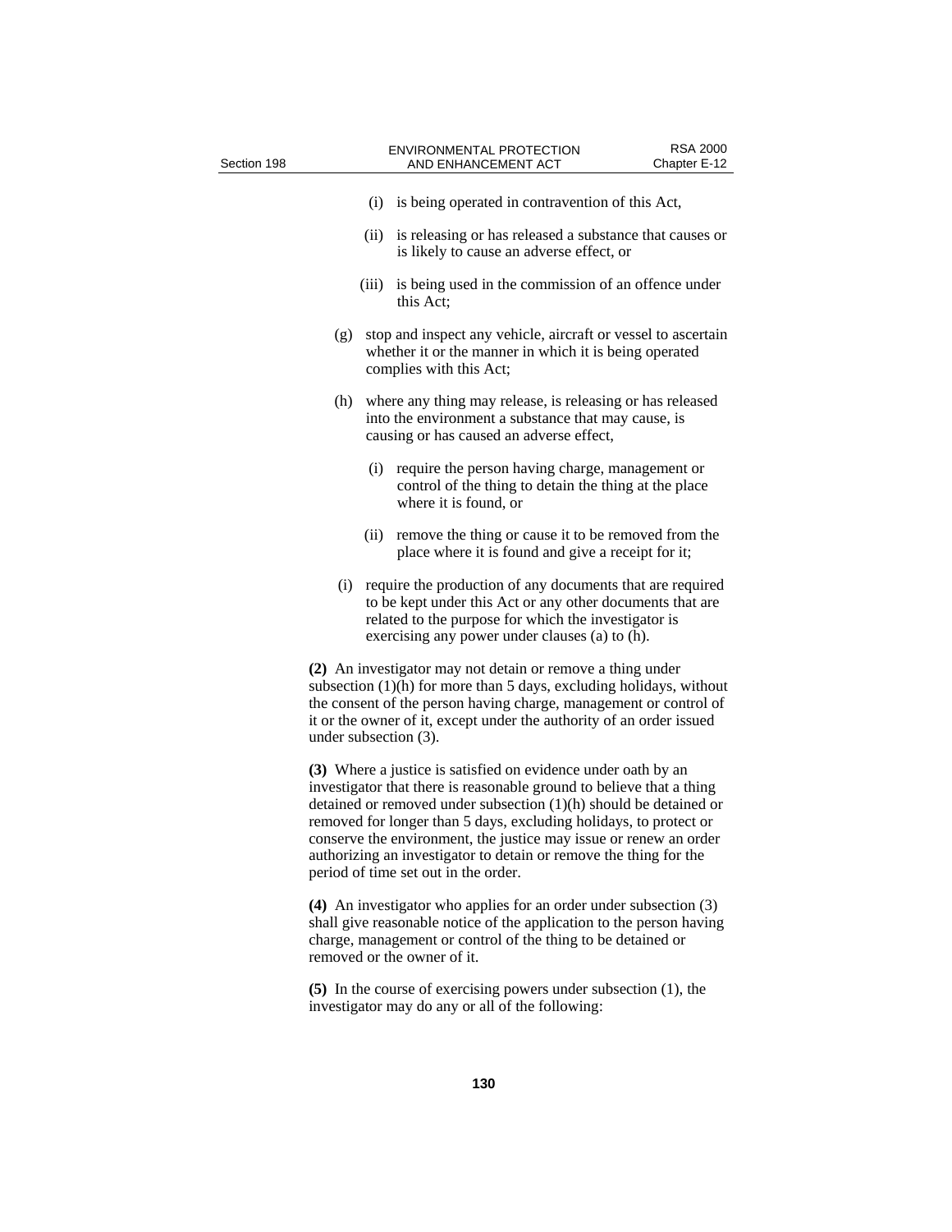(i) is being operated in contravention of this Act,

(ii) is releasing or has released a substance that causes or is likely to cause an adverse effect, or

(iii) is being used in the commission of an offence under this Act;

(g) stop and inspect any vehicle, aircraft or vessel to ascertain whether it or the manner in which it is being operated complies with this Act;

(h) where any thing may release, is releasing or has released into the environment a substance that may cause, is causing or has caused an adverse effect,

(i) require the person having charge, management or control of the thing to detain the thing at the place where it is found, or

(ii) remove the thing or cause it to be removed from the place where it is found and give a receipt for it;

(i) require the production of any documents that are required to be kept under this Act or any other documents that are related to the purpose for which the investigator is exercising any power under clauses (a) to (h).

**(2)** An investigator may not detain or remove a thing under subsection (1)(h) for more than 5 days, excluding holidays, without the consent of the person having charge, management or control of it or the owner of it, except under the authority of an order issued under subsection (3).

**(3)** Where a justice is satisfied on evidence under oath by an investigator that there is reasonable ground to believe that a thing detained or removed under subsection (1)(h) should be detained or removed for longer than 5 days, excluding holidays, to protect or conserve the environment, the justice may issue or renew an order authorizing an investigator to detain or remove the thing for the period of time set out in the order.

**(4)** An investigator who applies for an order under subsection (3) shall give reasonable notice of the application to the person having charge, management or control of the thing to be detained or removed or the owner of it.

**(5)** In the course of exercising powers under subsection (1), the investigator may do any or all of the following: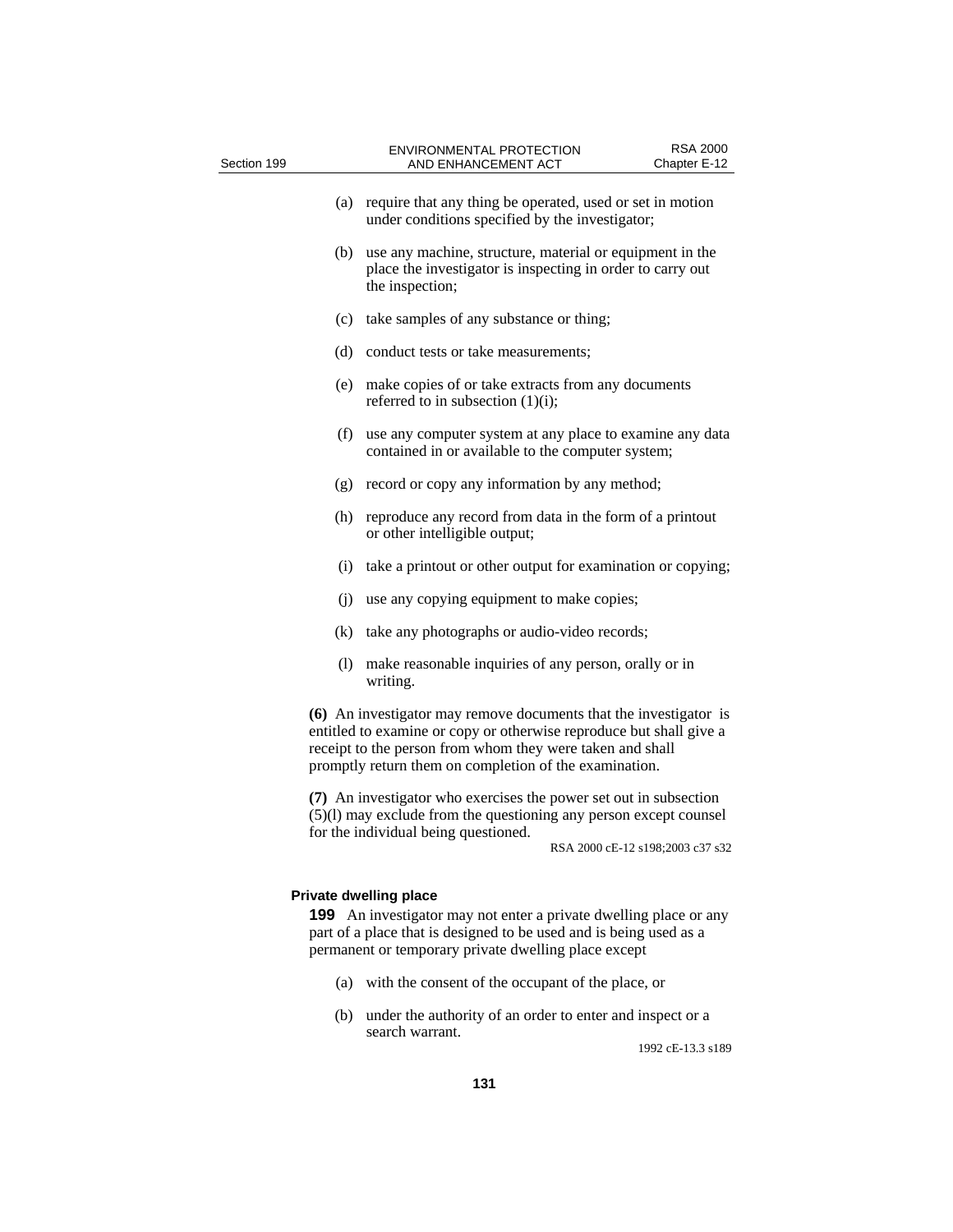(a) require that any thing be operated, used or set in motion under conditions specified by the investigator;

(b) use any machine, structure, material or equipment in the place the investigator is inspecting in order to carry out the inspection;

(c) take samples of any substance or thing;

(d) conduct tests or take measurements;

(e) make copies of or take extracts from any documents referred to in subsection (1)(i);

(f) use any computer system at any place to examine any data contained in or available to the computer system;

(g) record or copy any information by any method;

(h) reproduce any record from data in the form of a printout or other intelligible output;

(i) take a printout or other output for examination or copying;

(j) use any copying equipment to make copies;

(k) take any photographs or audio-video records;

(l) make reasonable inquiries of any person, orally or in writing.

**(6)** An investigator may remove documents that the investigator is entitled to examine or copy or otherwise reproduce but shall give a receipt to the person from whom they were taken and shall promptly return them on completion of the examination.

**(7)** An investigator who exercises the power set out in subsection (5)(l) may exclude from the questioning any person except counsel for the individual being questioned.

RSA 2000 cE-12 s198;2003 c37 s32

**Private dwelling place**

**199** An investigator may not enter a private dwelling place or any part of a place that is designed to be used and is being used as a permanent or temporary private dwelling place except

(a) with the consent of the occupant of the place, or

(b) under the authority of an order to enter and inspect or a search warrant.

1992 cE-13.3 s189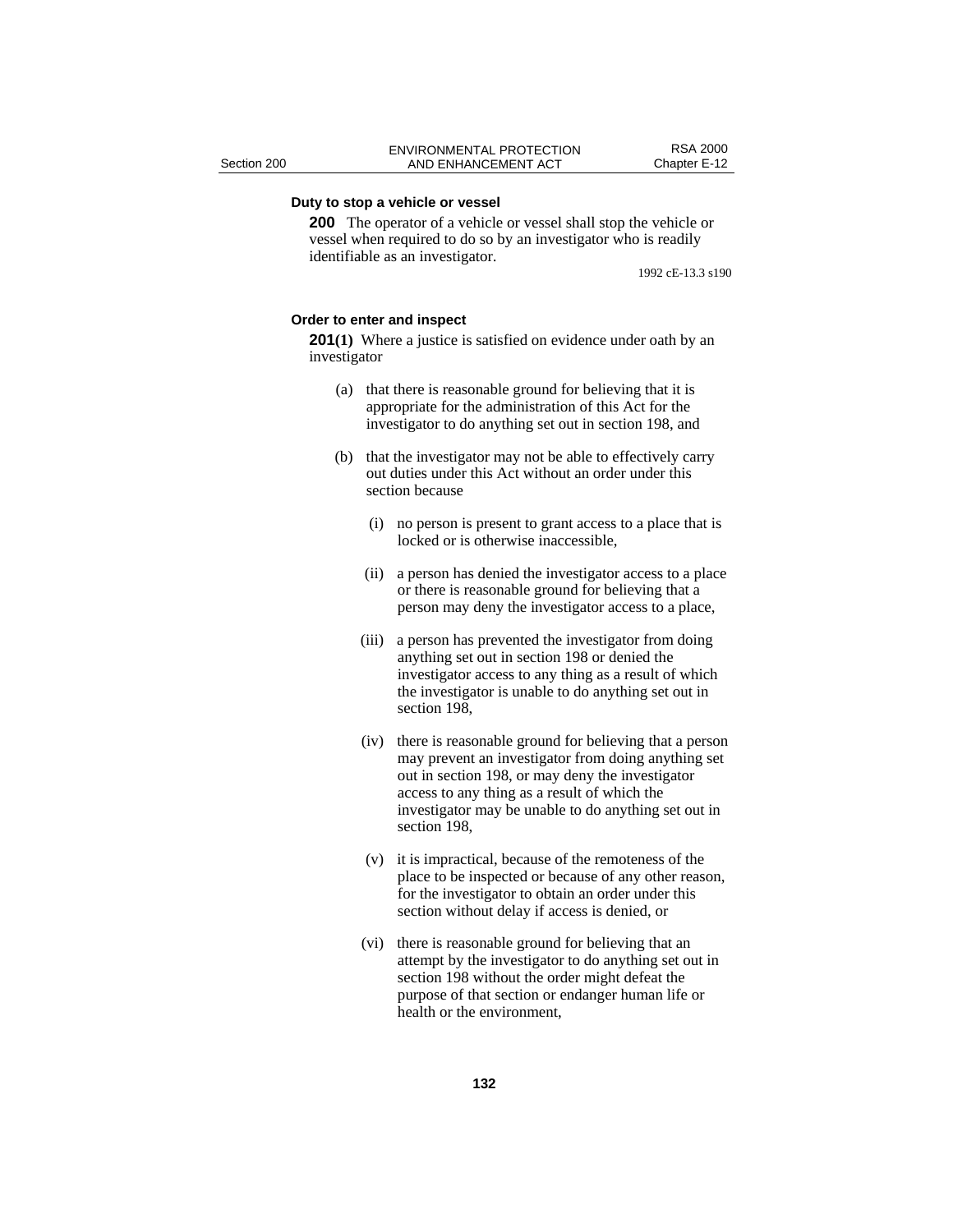**Duty to stop a vehicle or vessel**

**200** The operator of a vehicle or vessel shall stop the vehicle or vessel when required to do so by an investigator who is readily identifiable as an investigator.

1992 cE-13.3 s190

**Order to enter and inspect**

**201(1)** Where a justice is satisfied on evidence under oath by an investigator

(a) that there is reasonable ground for believing that it is appropriate for the administration of this Act for the investigator to do anything set out in section 198, and

(b) that the investigator may not be able to effectively carry out duties under this Act without an order under this section because

(i) no person is present to grant access to a place that is locked or is otherwise inaccessible,

(ii) a person has denied the investigator access to a place or there is reasonable ground for believing that a person may deny the investigator access to a place,

(iii) a person has prevented the investigator from doing anything set out in section 198 or denied the investigator access to any thing as a result of which the investigator is unable to do anything set out in section 198,

(iv) there is reasonable ground for believing that a person may prevent an investigator from doing anything set out in section 198, or may deny the investigator access to any thing as a result of which the investigator may be unable to do anything set out in section 198,

(v) it is impractical, because of the remoteness of the place to be inspected or because of any other reason, for the investigator to obtain an order under this section without delay if access is denied, or

(vi) there is reasonable ground for believing that an attempt by the investigator to do anything set out in section 198 without the order might defeat the purpose of that section or endanger human life or health or the environment,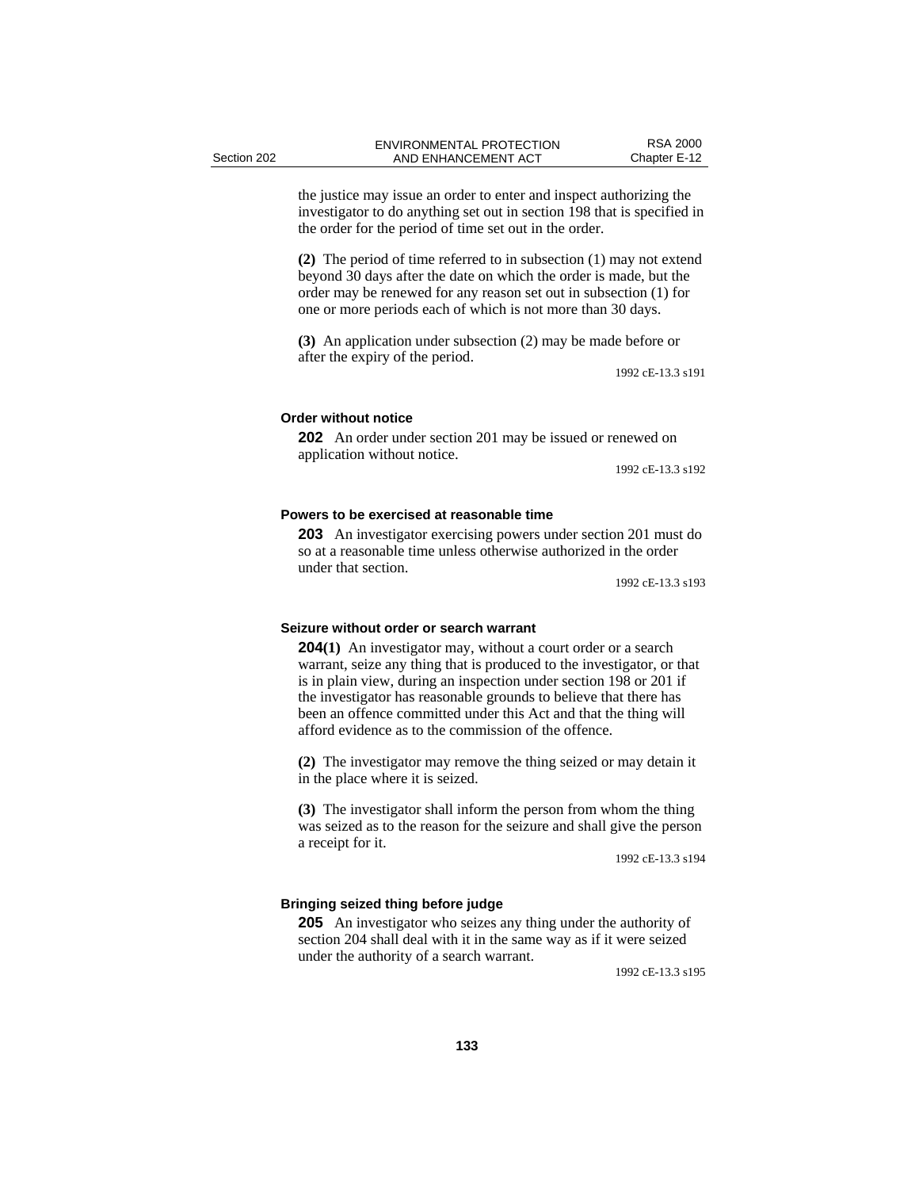the justice may issue an order to enter and inspect authorizing the investigator to do anything set out in section 198 that is specified in the order for the period of time set out in the order.

**(2)** The period of time referred to in subsection (1) may not extend beyond 30 days after the date on which the order is made, but the order may be renewed for any reason set out in subsection (1) for one or more periods each of which is not more than 30 days.

**(3)** An application under subsection (2) may be made before or after the expiry of the period.

1992 cE-13.3 s191

#### Order without notice

**202** An order under section 201 may be issued or renewed on application without notice.

1992 cE-13.3 s192

#### Powers to be exercised at reasonable time

**203** An investigator exercising powers under section 201 must do so at a reasonable time unless otherwise authorized in the order under that section.

1992 cE-13.3 s193

#### Seizure without order or search warrant

**204(1)** An investigator may, without a court order or a search warrant, seize any thing that is produced to the investigator, or that is in plain view, during an inspection under section 198 or 201 if the investigator has reasonable grounds to believe that there has been an offence committed under this Act and that the thing will afford evidence as to the commission of the offence.

**(2)** The investigator may remove the thing seized or may detain it in the place where it is seized.

**(3)** The investigator shall inform the person from whom the thing was seized as to the reason for the seizure and shall give the person a receipt for it.

1992 cE-13.3 s194

#### Bringing seized thing before judge

**205** An investigator who seizes any thing under the authority of section 204 shall deal with it in the same way as if it were seized under the authority of a search warrant.

1992 cE-13.3 s195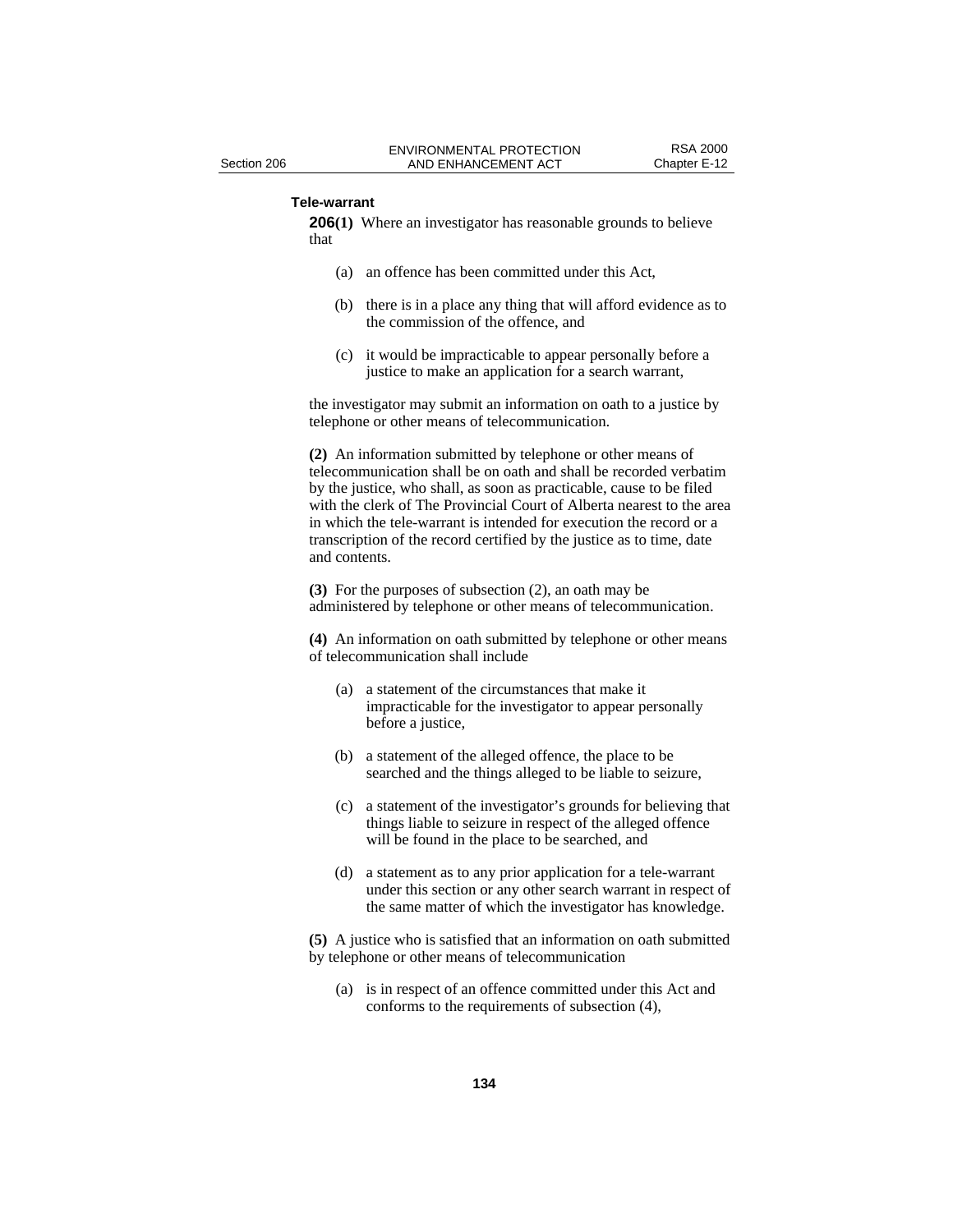**Tele-warrant**

**206(1)** Where an investigator has reasonable grounds to believe that

(a) an offence has been committed under this Act,

(b) there is in a place any thing that will afford evidence as to the commission of the offence, and

(c) it would be impracticable to appear personally before a justice to make an application for a search warrant,

the investigator may submit an information on oath to a justice by telephone or other means of telecommunication.

**(2)** An information submitted by telephone or other means of telecommunication shall be on oath and shall be recorded verbatim by the justice, who shall, as soon as practicable, cause to be filed with the clerk of The Provincial Court of Alberta nearest to the area in which the tele-warrant is intended for execution the record or a transcription of the record certified by the justice as to time, date and contents.

**(3)** For the purposes of subsection (2), an oath may be administered by telephone or other means of telecommunication.

**(4)** An information on oath submitted by telephone or other means of telecommunication shall include

(a) a statement of the circumstances that make it impracticable for the investigator to appear personally before a justice,

(b) a statement of the alleged offence, the place to be searched and the things alleged to be liable to seizure,

(c) a statement of the investigator's grounds for believing that things liable to seizure in respect of the alleged offence will be found in the place to be searched, and

(d) a statement as to any prior application for a tele-warrant under this section or any other search warrant in respect of the same matter of which the investigator has knowledge.

**(5)** A justice who is satisfied that an information on oath submitted by telephone or other means of telecommunication

(a) is in respect of an offence committed under this Act and conforms to the requirements of subsection (4),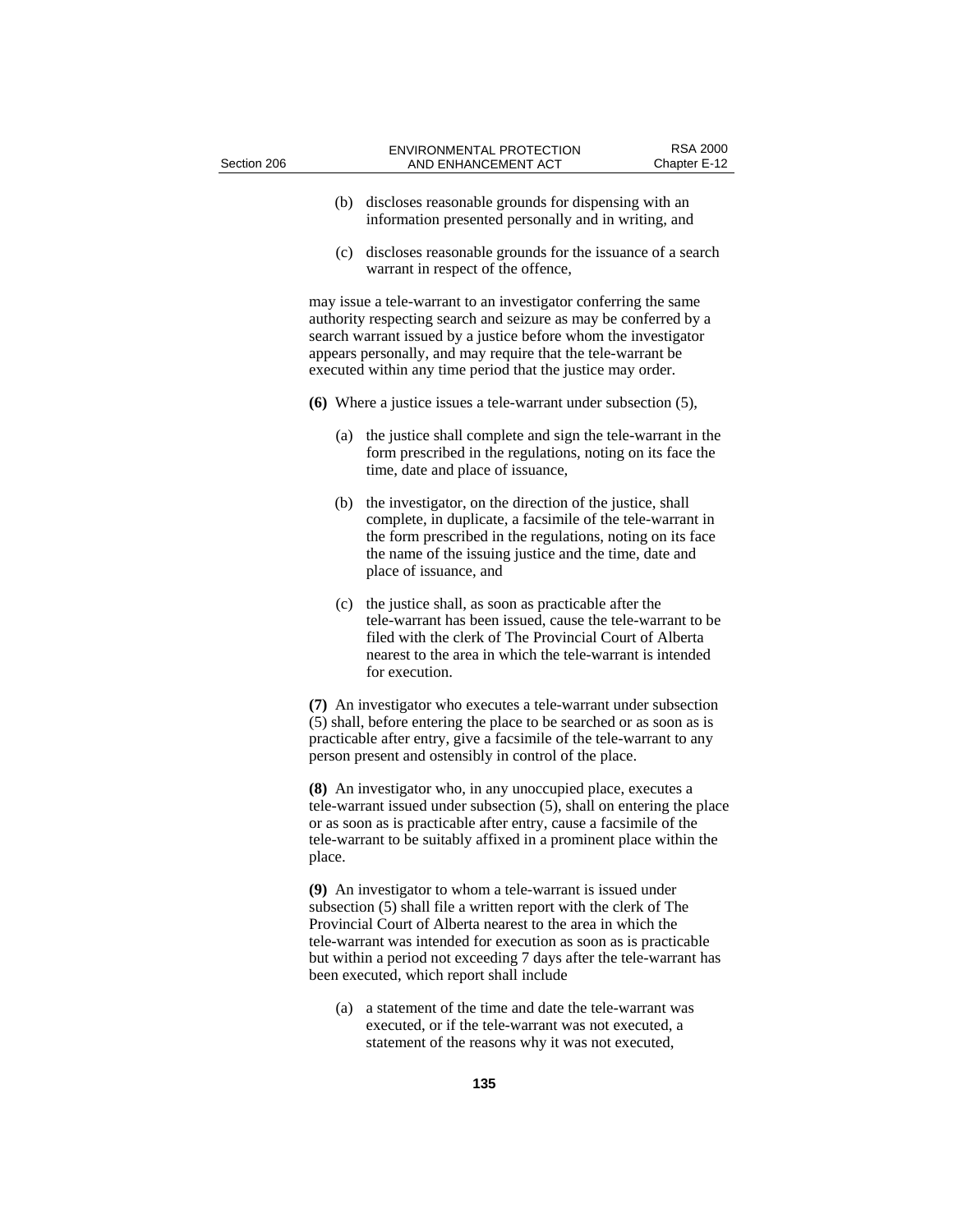(b) discloses reasonable grounds for dispensing with an information presented personally and in writing, and

(c) discloses reasonable grounds for the issuance of a search warrant in respect of the offence,

may issue a tele-warrant to an investigator conferring the same authority respecting search and seizure as may be conferred by a search warrant issued by a justice before whom the investigator appears personally, and may require that the tele-warrant be executed within any time period that the justice may order.

**(6)** Where a justice issues a tele-warrant under subsection (5),

(a) the justice shall complete and sign the tele-warrant in the form prescribed in the regulations, noting on its face the time, date and place of issuance,

(b) the investigator, on the direction of the justice, shall complete, in duplicate, a facsimile of the tele-warrant in the form prescribed in the regulations, noting on its face the name of the issuing justice and the time, date and place of issuance, and

(c) the justice shall, as soon as practicable after the tele-warrant has been issued, cause the tele-warrant to be filed with the clerk of The Provincial Court of Alberta nearest to the area in which the tele-warrant is intended for execution.

**(7)** An investigator who executes a tele-warrant under subsection (5) shall, before entering the place to be searched or as soon as is practicable after entry, give a facsimile of the tele-warrant to any person present and ostensibly in control of the place.

**(8)** An investigator who, in any unoccupied place, executes a tele-warrant issued under subsection (5), shall on entering the place or as soon as is practicable after entry, cause a facsimile of the tele-warrant to be suitably affixed in a prominent place within the place.

**(9)** An investigator to whom a tele-warrant is issued under subsection (5) shall file a written report with the clerk of The Provincial Court of Alberta nearest to the area in which the tele-warrant was intended for execution as soon as is practicable but within a period not exceeding 7 days after the tele-warrant has been executed, which report shall include

(a) a statement of the time and date the tele-warrant was executed, or if the tele-warrant was not executed, a statement of the reasons why it was not executed,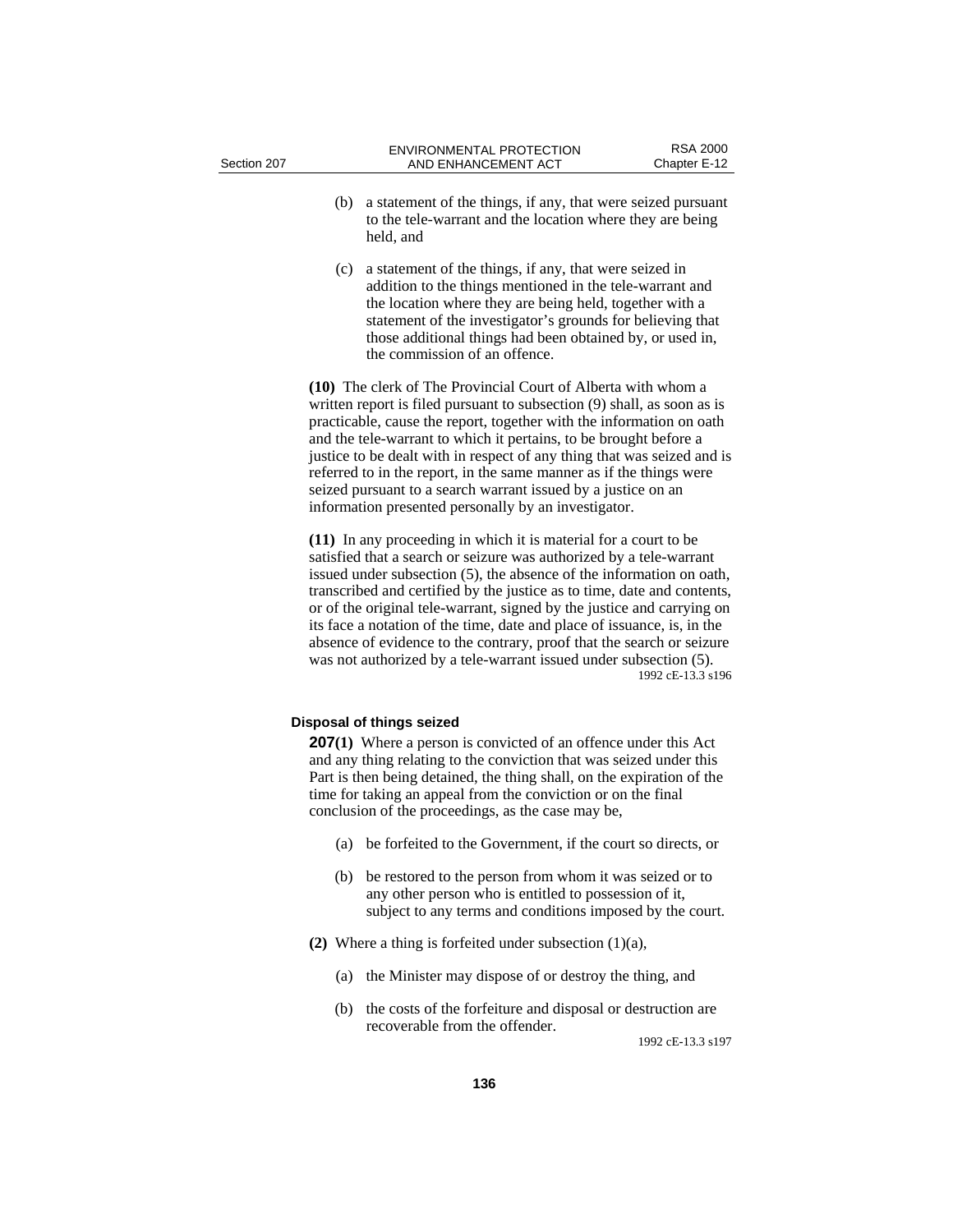(b) a statement of the things, if any, that were seized pursuant to the tele-warrant and the location where they are being held, and

(c) a statement of the things, if any, that were seized in addition to the things mentioned in the tele-warrant and the location where they are being held, together with a statement of the investigator's grounds for believing that those additional things had been obtained by, or used in, the commission of an offence.

**(10)** The clerk of The Provincial Court of Alberta with whom a written report is filed pursuant to subsection (9) shall, as soon as is practicable, cause the report, together with the information on oath and the tele-warrant to which it pertains, to be brought before a justice to be dealt with in respect of any thing that was seized and is referred to in the report, in the same manner as if the things were seized pursuant to a search warrant issued by a justice on an information presented personally by an investigator.

**(11)** In any proceeding in which it is material for a court to be satisfied that a search or seizure was authorized by a tele-warrant issued under subsection (5), the absence of the information on oath, transcribed and certified by the justice as to time, date and contents, or of the original tele-warrant, signed by the justice and carrying on its face a notation of the time, date and place of issuance, is, in the absence of evidence to the contrary, proof that the search or seizure was not authorized by a tele-warrant issued under subsection (5).

1992 cE-13.3 s196

**Disposal of things seized**

**207(1)** Where a person is convicted of an offence under this Act and any thing relating to the conviction that was seized under this Part is then being detained, the thing shall, on the expiration of the time for taking an appeal from the conviction or on the final conclusion of the proceedings, as the case may be,

(a) be forfeited to the Government, if the court so directs, or

(b) be restored to the person from whom it was seized or to any other person who is entitled to possession of it, subject to any terms and conditions imposed by the court.

**(2)** Where a thing is forfeited under subsection (1)(a),

(a) the Minister may dispose of or destroy the thing, and

(b) the costs of the forfeiture and disposal or destruction are recoverable from the offender.

1992 cE-13.3 s197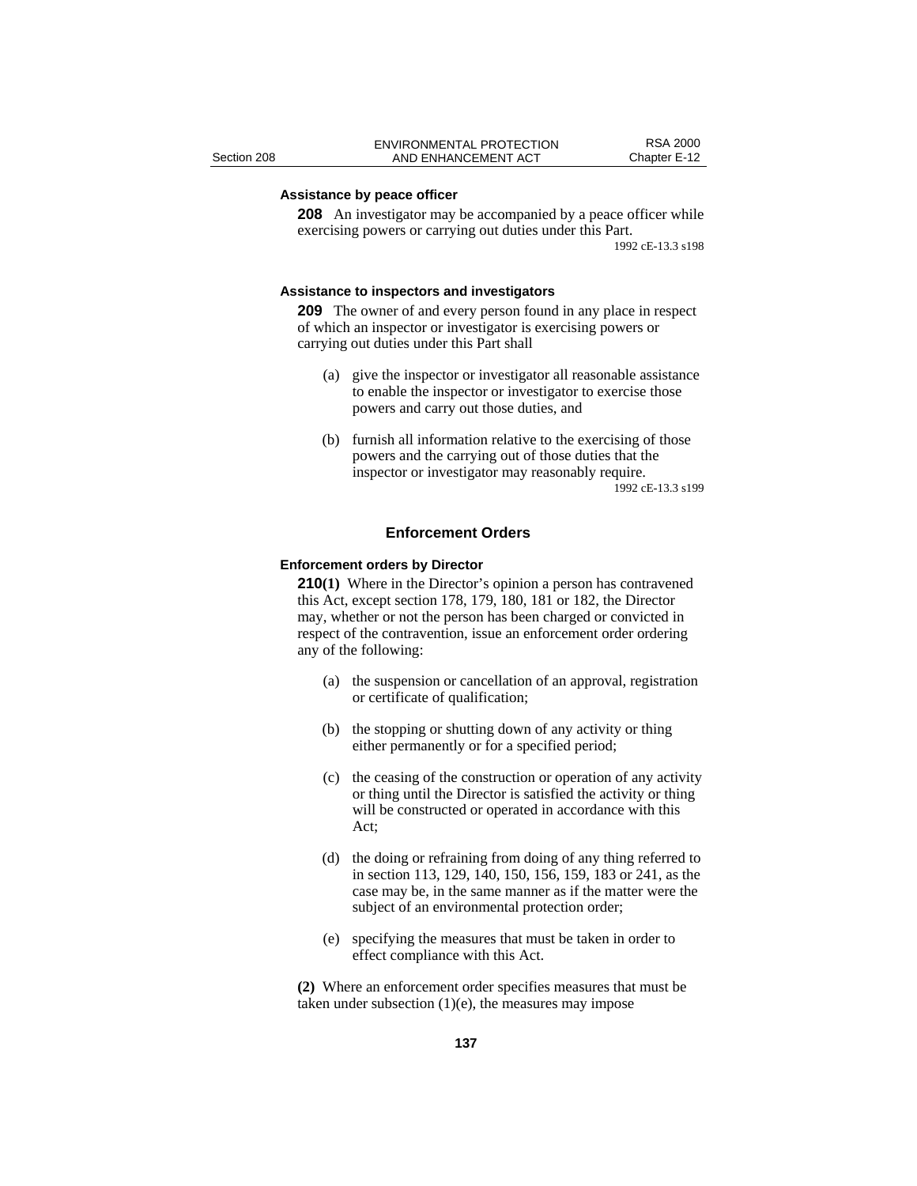**Assistance by peace officer**

**208** An investigator may be accompanied by a peace officer while exercising powers or carrying out duties under this Part.

1992 cE-13.3 s198

**Assistance to inspectors and investigators**

**209** The owner of and every person found in any place in respect of which an inspector or investigator is exercising powers or carrying out duties under this Part shall

(a) give the inspector or investigator all reasonable assistance to enable the inspector or investigator to exercise those powers and carry out those duties, and

(b) furnish all information relative to the exercising of those powers and the carrying out of those duties that the inspector or investigator may reasonably require.

1992 cE-13.3 s199

## Enforcement Orders

**Enforcement orders by Director**

**210(1)** Where in the Director's opinion a person has contravened this Act, except section 178, 179, 180, 181 or 182, the Director may, whether or not the person has been charged or convicted in respect of the contravention, issue an enforcement order ordering any of the following:

(a) the suspension or cancellation of an approval, registration or certificate of qualification;

(b) the stopping or shutting down of any activity or thing either permanently or for a specified period;

(c) the ceasing of the construction or operation of any activity or thing until the Director is satisfied the activity or thing will be constructed or operated in accordance with this Act;

(d) the doing or refraining from doing of any thing referred to in section 113, 129, 140, 150, 156, 159, 183 or 241, as the case may be, in the same manner as if the matter were the subject of an environmental protection order;

(e) specifying the measures that must be taken in order to effect compliance with this Act.

**(2)** Where an enforcement order specifies measures that must be taken under subsection (1)(e), the measures may impose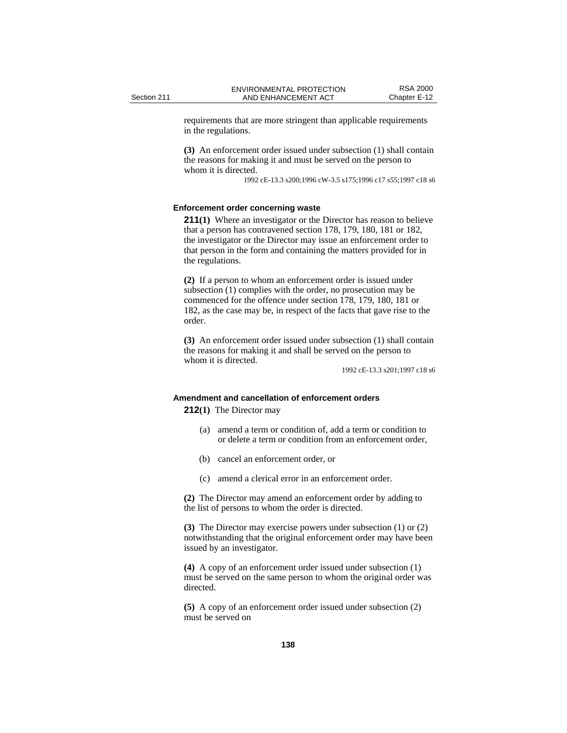requirements that are more stringent than applicable requirements in the regulations.

**(3)** An enforcement order issued under subsection (1) shall contain the reasons for making it and must be served on the person to whom it is directed.

1992 cE-13.3 s200;1996 cW-3.5 s175;1996 c17 s55;1997 c18 s6

#### Enforcement order concerning waste

**211(1)** Where an investigator or the Director has reason to believe that a person has contravened section 178, 179, 180, 181 or 182, the investigator or the Director may issue an enforcement order to that person in the form and containing the matters provided for in the regulations.

**(2)** If a person to whom an enforcement order is issued under subsection (1) complies with the order, no prosecution may be commenced for the offence under section 178, 179, 180, 181 or 182, as the case may be, in respect of the facts that gave rise to the order.

**(3)** An enforcement order issued under subsection (1) shall contain the reasons for making it and shall be served on the person to whom it is directed.

1992 cE-13.3 s201;1997 c18 s6

#### Amendment and cancellation of enforcement orders

**212(1)** The Director may

(a) amend a term or condition of, add a term or condition to or delete a term or condition from an enforcement order,

(b) cancel an enforcement order, or

(c) amend a clerical error in an enforcement order.

**(2)** The Director may amend an enforcement order by adding to the list of persons to whom the order is directed.

**(3)** The Director may exercise powers under subsection (1) or (2) notwithstanding that the original enforcement order may have been issued by an investigator.

**(4)** A copy of an enforcement order issued under subsection (1) must be served on the same person to whom the original order was directed.

**(5)** A copy of an enforcement order issued under subsection (2) must be served on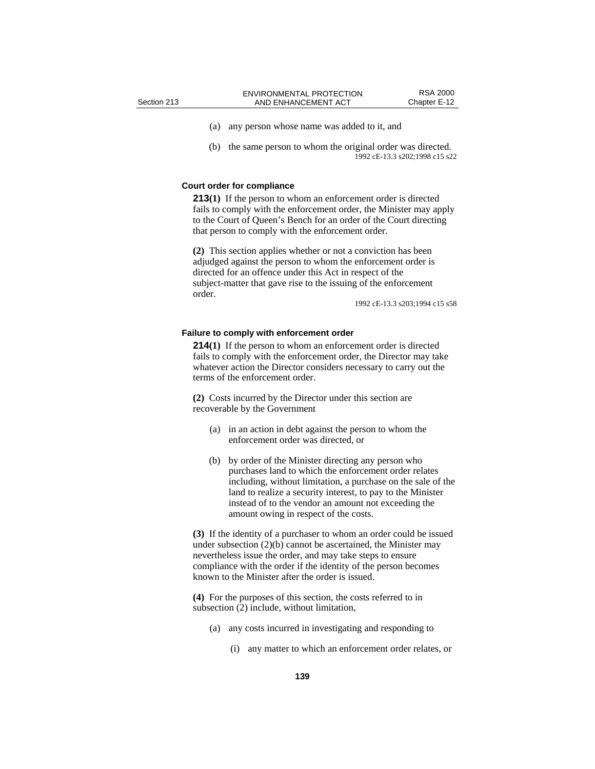(a) any person whose name was added to it, and

(b) the same person to whom the original order was directed.

1992 cE-13.3 s202;1998 c15 s22

### Court order for compliance

**213(1)** If the person to whom an enforcement order is directed fails to comply with the enforcement order, the Minister may apply to the Court of Queen's Bench for an order of the Court directing that person to comply with the enforcement order.

**(2)** This section applies whether or not a conviction has been adjudged against the person to whom the enforcement order is directed for an offence under this Act in respect of the subject-matter that gave rise to the issuing of the enforcement order.

1992 cE-13.3 s203;1994 c15 s58

### Failure to comply with enforcement order

**214(1)** If the person to whom an enforcement order is directed fails to comply with the enforcement order, the Director may take whatever action the Director considers necessary to carry out the terms of the enforcement order.

**(2)** Costs incurred by the Director under this section are recoverable by the Government

(a) in an action in debt against the person to whom the enforcement order was directed, or

(b) by order of the Minister directing any person who purchases land to which the enforcement order relates including, without limitation, a purchase on the sale of the land to realize a security interest, to pay to the Minister instead of to the vendor an amount not exceeding the amount owing in respect of the costs.

**(3)** If the identity of a purchaser to whom an order could be issued under subsection (2)(b) cannot be ascertained, the Minister may nevertheless issue the order, and may take steps to ensure compliance with the order if the identity of the person becomes known to the Minister after the order is issued.

**(4)** For the purposes of this section, the costs referred to in subsection (2) include, without limitation,

(a) any costs incurred in investigating and responding to

(i) any matter to which an enforcement order relates, or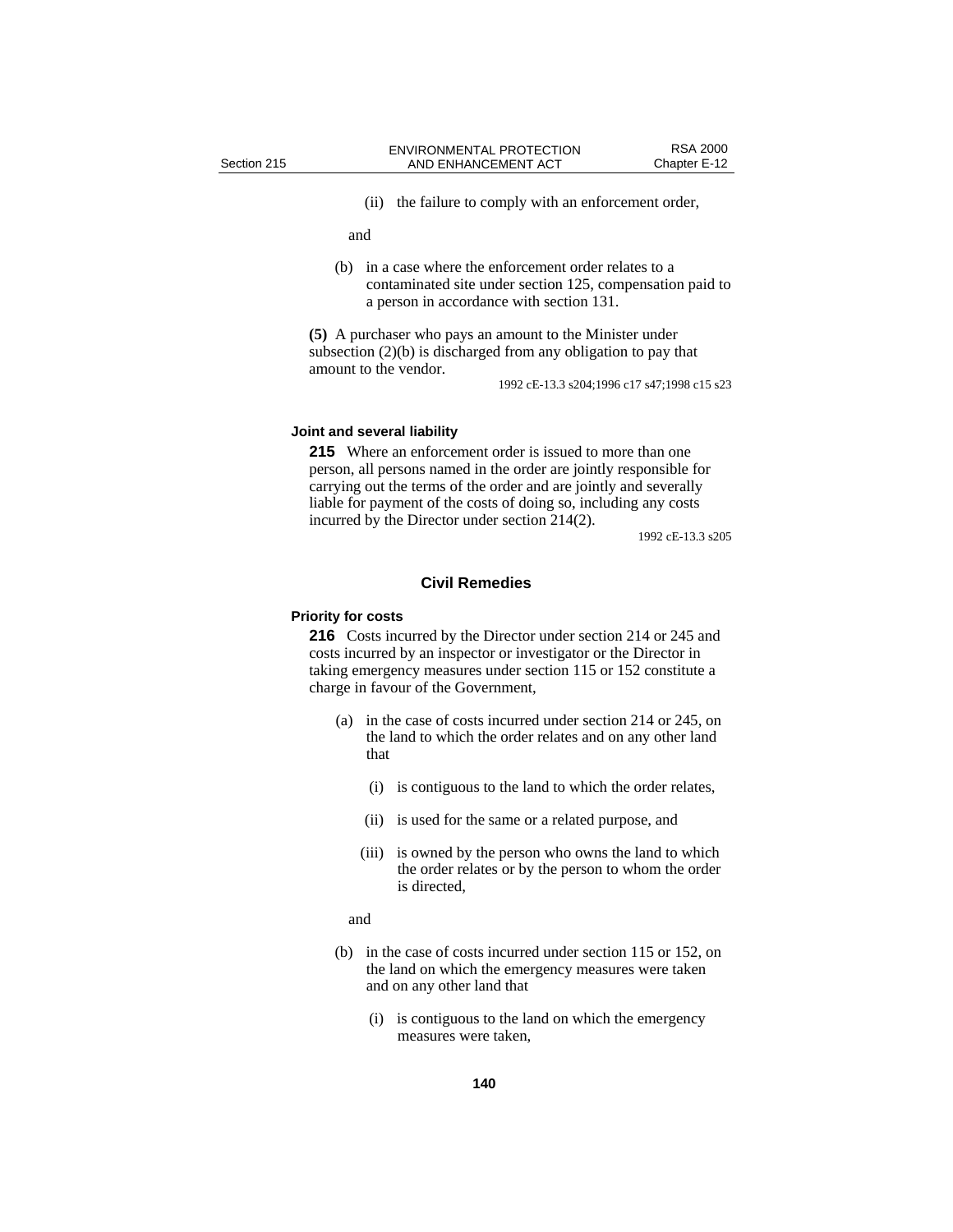(ii) the failure to comply with an enforcement order,

and

(b) in a case where the enforcement order relates to a contaminated site under section 125, compensation paid to a person in accordance with section 131.

**(5)** A purchaser who pays an amount to the Minister under subsection (2)(b) is discharged from any obligation to pay that amount to the vendor.

1992 cE-13.3 s204;1996 c17 s47;1998 c15 s23

#### Joint and several liability

**215** Where an enforcement order is issued to more than one person, all persons named in the order are jointly responsible for carrying out the terms of the order and are jointly and severally liable for payment of the costs of doing so, including any costs incurred by the Director under section 214(2).

1992 cE-13.3 s205

### Civil Remedies

#### Priority for costs

**216** Costs incurred by the Director under section 214 or 245 and costs incurred by an inspector or investigator or the Director in taking emergency measures under section 115 or 152 constitute a charge in favour of the Government,

(a) in the case of costs incurred under section 214 or 245, on the land to which the order relates and on any other land that

(i) is contiguous to the land to which the order relates,

(ii) is used for the same or a related purpose, and

(iii) is owned by the person who owns the land to which the order relates or by the person to whom the order is directed,

and

(b) in the case of costs incurred under section 115 or 152, on the land on which the emergency measures were taken and on any other land that

(i) is contiguous to the land on which the emergency measures were taken,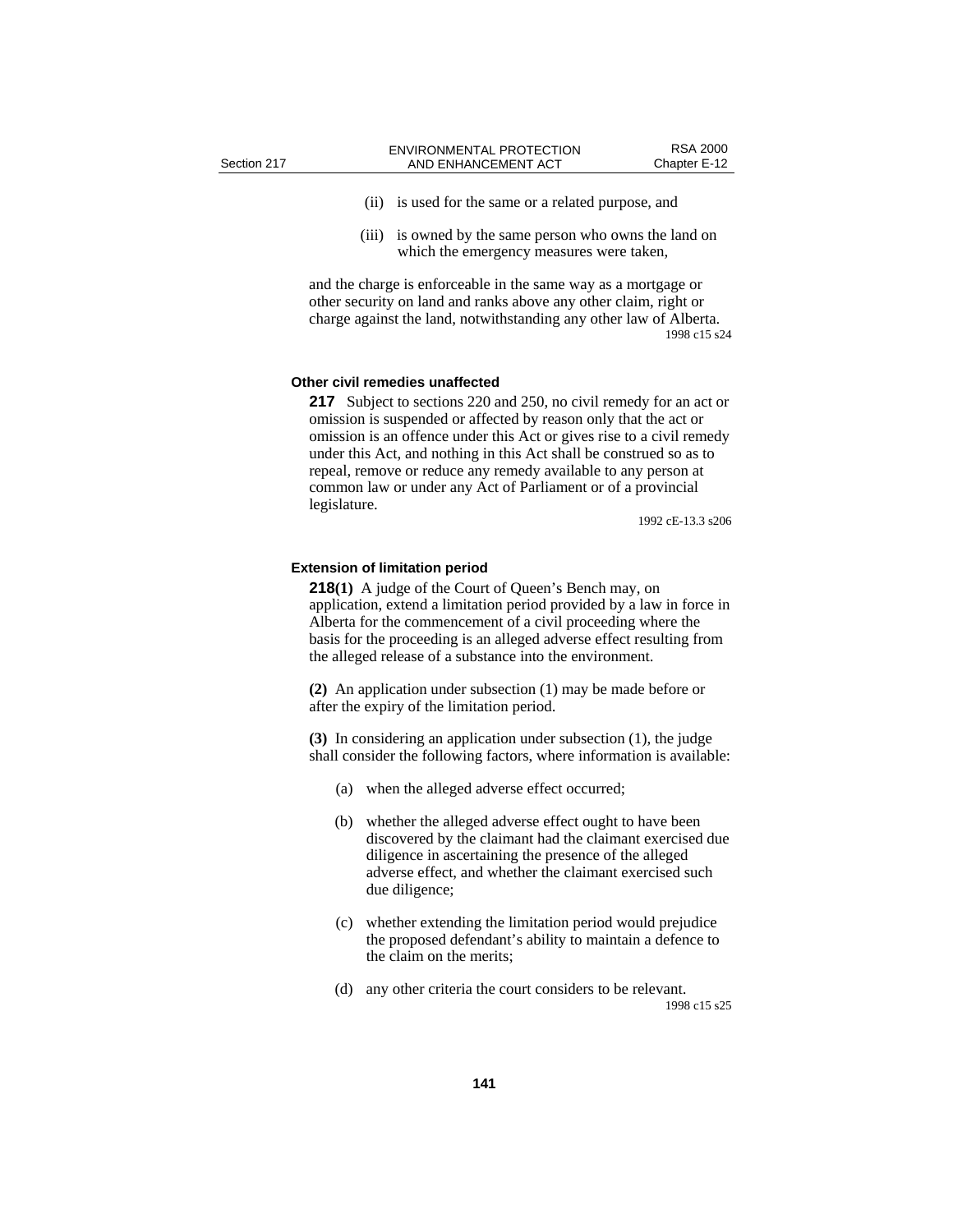(ii) is used for the same or a related purpose, and

(iii) is owned by the same person who owns the land on which the emergency measures were taken,

and the charge is enforceable in the same way as a mortgage or other security on land and ranks above any other claim, right or charge against the land, notwithstanding any other law of Alberta.

1998 c15 s24

### Other civil remedies unaffected

**217** Subject to sections 220 and 250, no civil remedy for an act or omission is suspended or affected by reason only that the act or omission is an offence under this Act or gives rise to a civil remedy under this Act, and nothing in this Act shall be construed so as to repeal, remove or reduce any remedy available to any person at common law or under any Act of Parliament or of a provincial legislature.

1992 cE-13.3 s206

### Extension of limitation period

**218(1)** A judge of the Court of Queen's Bench may, on application, extend a limitation period provided by a law in force in Alberta for the commencement of a civil proceeding where the basis for the proceeding is an alleged adverse effect resulting from the alleged release of a substance into the environment.

**(2)** An application under subsection (1) may be made before or after the expiry of the limitation period.

**(3)** In considering an application under subsection (1), the judge shall consider the following factors, where information is available:

(a) when the alleged adverse effect occurred;

(b) whether the alleged adverse effect ought to have been discovered by the claimant had the claimant exercised due diligence in ascertaining the presence of the alleged adverse effect, and whether the claimant exercised such due diligence;

(c) whether extending the limitation period would prejudice the proposed defendant's ability to maintain a defence to the claim on the merits;

(d) any other criteria the court considers to be relevant.

1998 c15 s25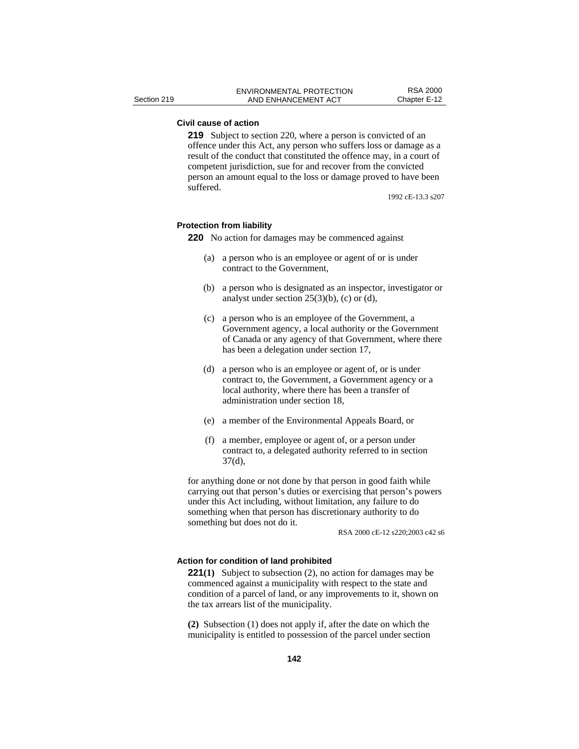**Civil cause of action**

**219** Subject to section 220, where a person is convicted of an offence under this Act, any person who suffers loss or damage as a result of the conduct that constituted the offence may, in a court of competent jurisdiction, sue for and recover from the convicted person an amount equal to the loss or damage proved to have been suffered.

1992 cE-13.3 s207

**Protection from liability**

**220** No action for damages may be commenced against

(a) a person who is an employee or agent of or is under contract to the Government,

(b) a person who is designated as an inspector, investigator or analyst under section 25(3)(b), (c) or (d),

(c) a person who is an employee of the Government, a Government agency, a local authority or the Government of Canada or any agency of that Government, where there has been a delegation under section 17,

(d) a person who is an employee or agent of, or is under contract to, the Government, a Government agency or a local authority, where there has been a transfer of administration under section 18,

(e) a member of the Environmental Appeals Board, or

(f) a member, employee or agent of, or a person under contract to, a delegated authority referred to in section 37(d),

for anything done or not done by that person in good faith while carrying out that person's duties or exercising that person's powers under this Act including, without limitation, any failure to do something when that person has discretionary authority to do something but does not do it.

RSA 2000 cE-12 s220;2003 c42 s6

**Action for condition of land prohibited**

**221(1)** Subject to subsection (2), no action for damages may be commenced against a municipality with respect to the state and condition of a parcel of land, or any improvements to it, shown on the tax arrears list of the municipality.

**(2)** Subsection (1) does not apply if, after the date on which the municipality is entitled to possession of the parcel under section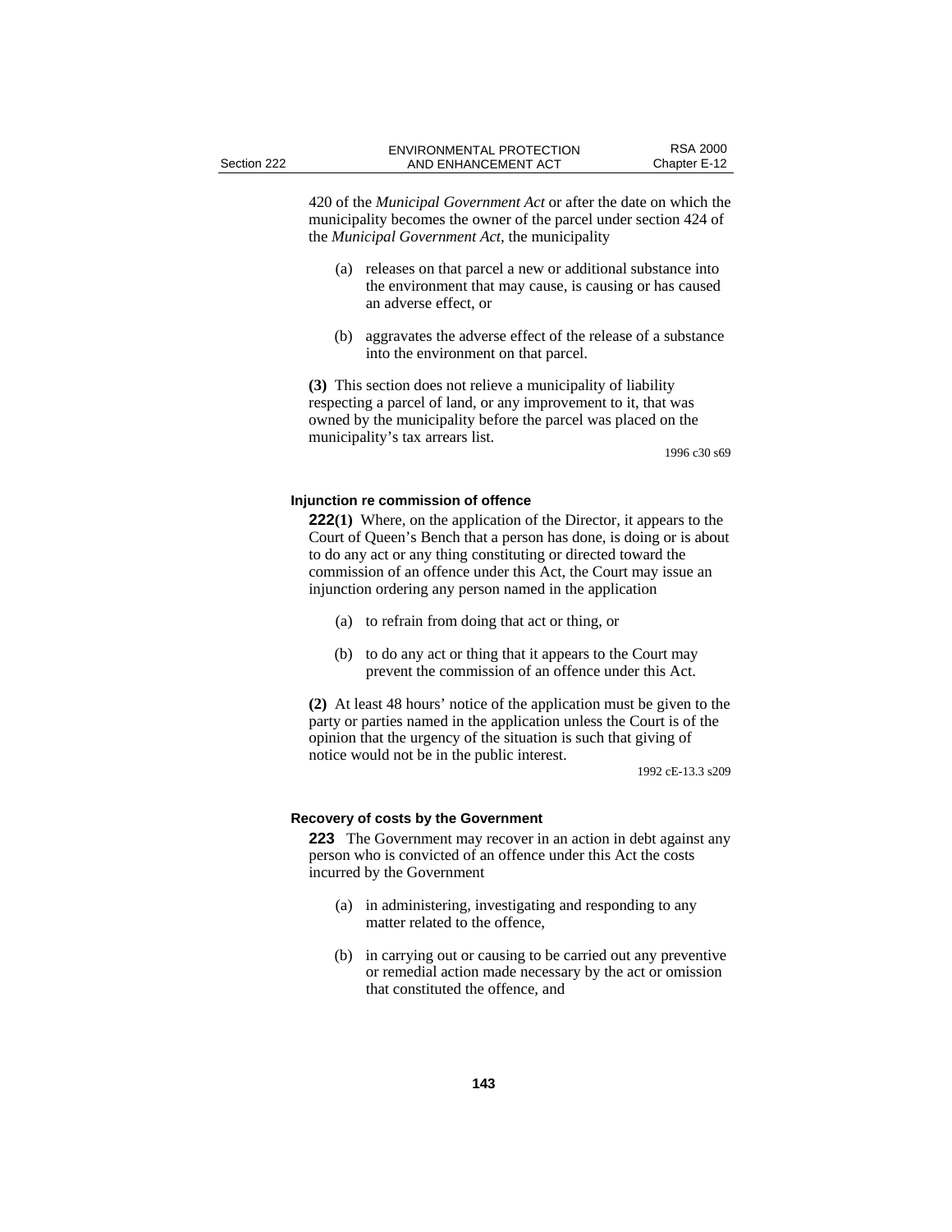420 of the *Municipal Government Act* or after the date on which the municipality becomes the owner of the parcel under section 424 of the *Municipal Government Act*, the municipality

(a) releases on that parcel a new or additional substance into the environment that may cause, is causing or has caused an adverse effect, or

(b) aggravates the adverse effect of the release of a substance into the environment on that parcel.

**(3)** This section does not relieve a municipality of liability respecting a parcel of land, or any improvement to it, that was owned by the municipality before the parcel was placed on the municipality's tax arrears list.

1996 c30 s69

### Injunction re commission of offence

**222(1)** Where, on the application of the Director, it appears to the Court of Queen's Bench that a person has done, is doing or is about to do any act or any thing constituting or directed toward the commission of an offence under this Act, the Court may issue an injunction ordering any person named in the application

(a) to refrain from doing that act or thing, or

(b) to do any act or thing that it appears to the Court may prevent the commission of an offence under this Act.

**(2)** At least 48 hours' notice of the application must be given to the party or parties named in the application unless the Court is of the opinion that the urgency of the situation is such that giving of notice would not be in the public interest.

1992 cE-13.3 s209

### Recovery of costs by the Government

**223** The Government may recover in an action in debt against any person who is convicted of an offence under this Act the costs incurred by the Government

(a) in administering, investigating and responding to any matter related to the offence,

(b) in carrying out or causing to be carried out any preventive or remedial action made necessary by the act or omission that constituted the offence, and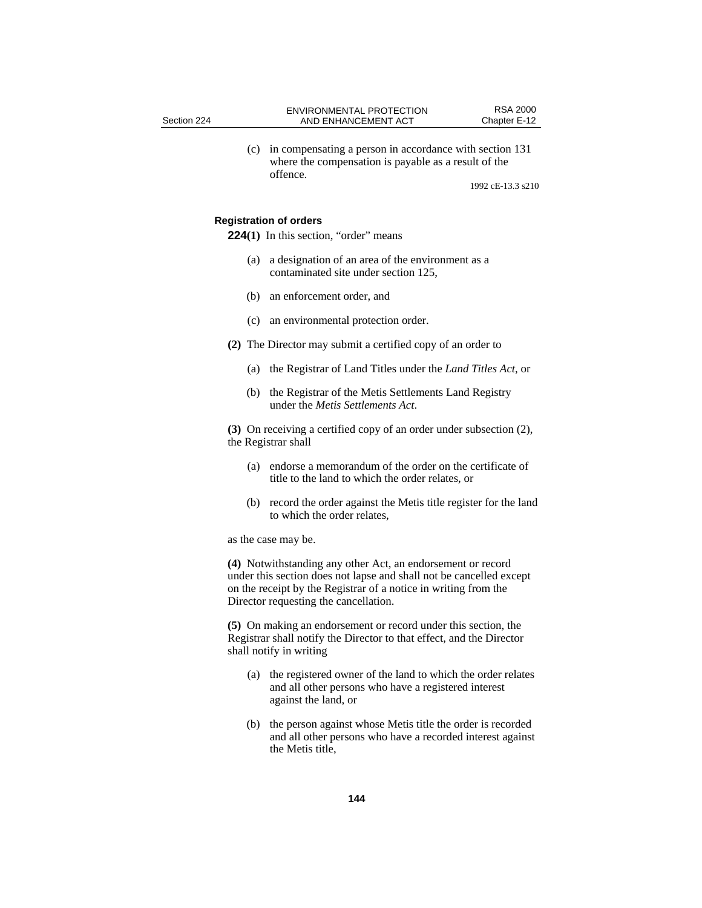(c) in compensating a person in accordance with section 131 where the compensation is payable as a result of the offence.

1992 cE-13.3 s210

**Registration of orders**

**224(1)** In this section, "order" means

(a) a designation of an area of the environment as a contaminated site under section 125,

(b) an enforcement order, and

(c) an environmental protection order.

**(2)** The Director may submit a certified copy of an order to

(a) the Registrar of Land Titles under the *Land Titles Act*, or

(b) the Registrar of the Metis Settlements Land Registry under the *Metis Settlements Act*.

**(3)** On receiving a certified copy of an order under subsection (2), the Registrar shall

(a) endorse a memorandum of the order on the certificate of title to the land to which the order relates, or

(b) record the order against the Metis title register for the land to which the order relates,

as the case may be.

**(4)** Notwithstanding any other Act, an endorsement or record under this section does not lapse and shall not be cancelled except on the receipt by the Registrar of a notice in writing from the Director requesting the cancellation.

**(5)** On making an endorsement or record under this section, the Registrar shall notify the Director to that effect, and the Director shall notify in writing

(a) the registered owner of the land to which the order relates and all other persons who have a registered interest against the land, or

(b) the person against whose Metis title the order is recorded and all other persons who have a recorded interest against the Metis title,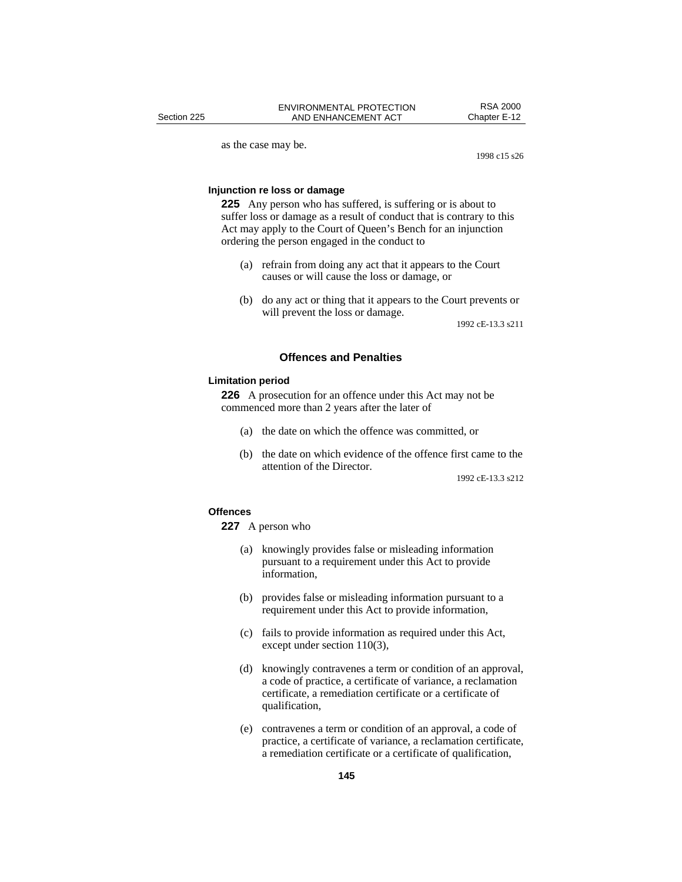as the case may be.

1998 c15 s26

**Injunction re loss or damage**

**225** Any person who has suffered, is suffering or is about to suffer loss or damage as a result of conduct that is contrary to this Act may apply to the Court of Queen's Bench for an injunction ordering the person engaged in the conduct to

(a) refrain from doing any act that it appears to the Court causes or will cause the loss or damage, or

(b) do any act or thing that it appears to the Court prevents or will prevent the loss or damage.

1992 cE-13.3 s211

## Offences and Penalties

**Limitation period**

**226** A prosecution for an offence under this Act may not be commenced more than 2 years after the later of

(a) the date on which the offence was committed, or

(b) the date on which evidence of the offence first came to the attention of the Director.

1992 cE-13.3 s212

**Offences**

**227** A person who

(a) knowingly provides false or misleading information pursuant to a requirement under this Act to provide information,

(b) provides false or misleading information pursuant to a requirement under this Act to provide information,

(c) fails to provide information as required under this Act, except under section 110(3),

(d) knowingly contravenes a term or condition of an approval, a code of practice, a certificate of variance, a reclamation certificate, a remediation certificate or a certificate of qualification,

(e) contravenes a term or condition of an approval, a code of practice, a certificate of variance, a reclamation certificate, a remediation certificate or a certificate of qualification,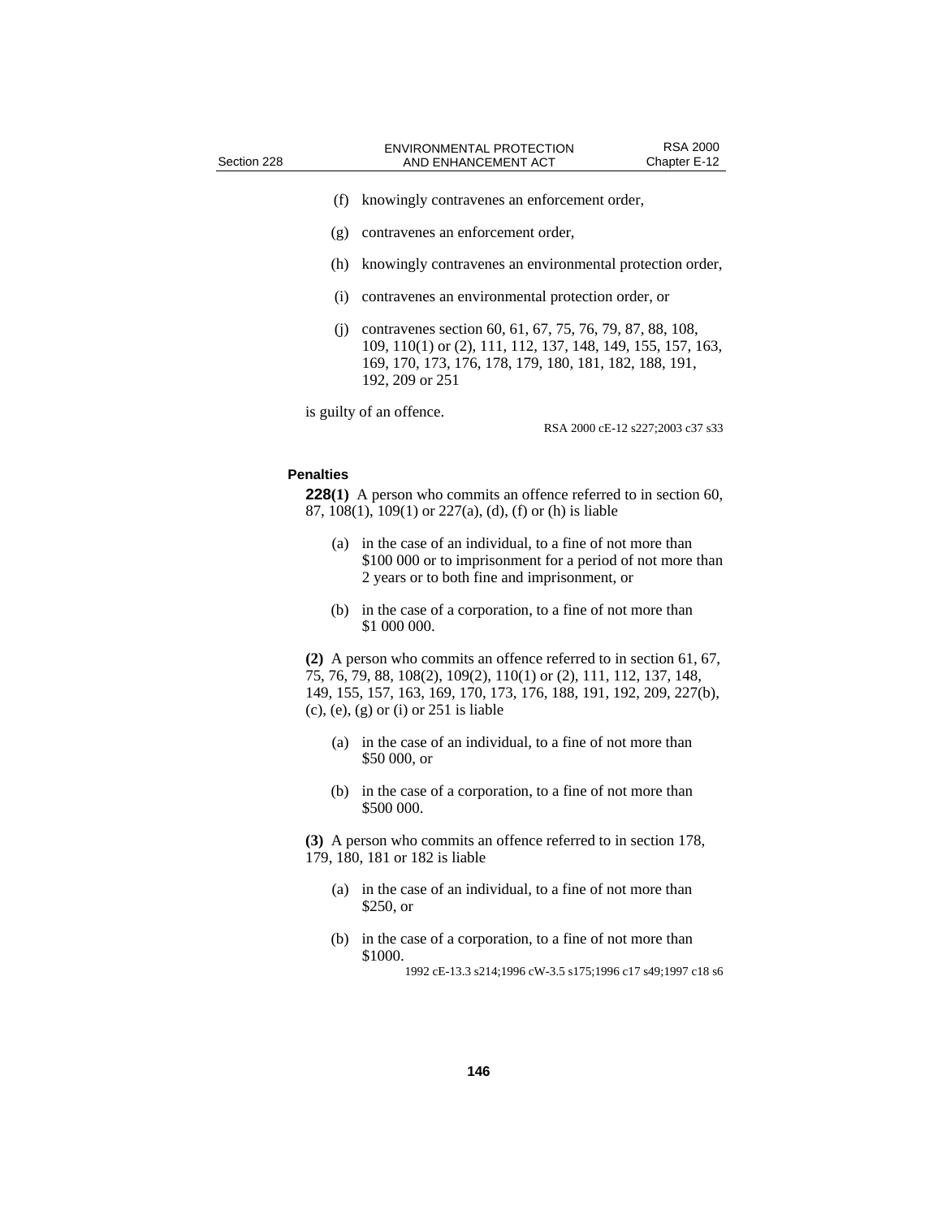(f) knowingly contravenes an enforcement order,

(g) contravenes an enforcement order,

(h) knowingly contravenes an environmental protection order,

(i) contravenes an environmental protection order, or

(j) contravenes section 60, 61, 67, 75, 76, 79, 87, 88, 108, 109, 110(1) or (2), 111, 112, 137, 148, 149, 155, 157, 163, 169, 170, 173, 176, 178, 179, 180, 181, 182, 188, 191, 192, 209 or 251

is guilty of an offence.

RSA 2000 cE-12 s227;2003 c37 s33

**Penalties**

**228(1)** A person who commits an offence referred to in section 60, 87, 108(1), 109(1) or 227(a), (d), (f) or (h) is liable

(a) in the case of an individual, to a fine of not more than \$100 000 or to imprisonment for a period of not more than 2 years or to both fine and imprisonment, or

(b) in the case of a corporation, to a fine of not more than \$1 000 000.

**(2)** A person who commits an offence referred to in section 61, 67, 75, 76, 79, 88, 108(2), 109(2), 110(1) or (2), 111, 112, 137, 148, 149, 155, 157, 163, 169, 170, 173, 176, 188, 191, 192, 209, 227(b), (c), (e), (g) or (i) or 251 is liable

(a) in the case of an individual, to a fine of not more than \$50 000, or

(b) in the case of a corporation, to a fine of not more than \$500 000.

**(3)** A person who commits an offence referred to in section 178, 179, 180, 181 or 182 is liable

(a) in the case of an individual, to a fine of not more than \$250, or

(b) in the case of a corporation, to a fine of not more than \$1000.

1992 cE-13.3 s214;1996 cW-3.5 s175;1996 c17 s49;1997 c18 s6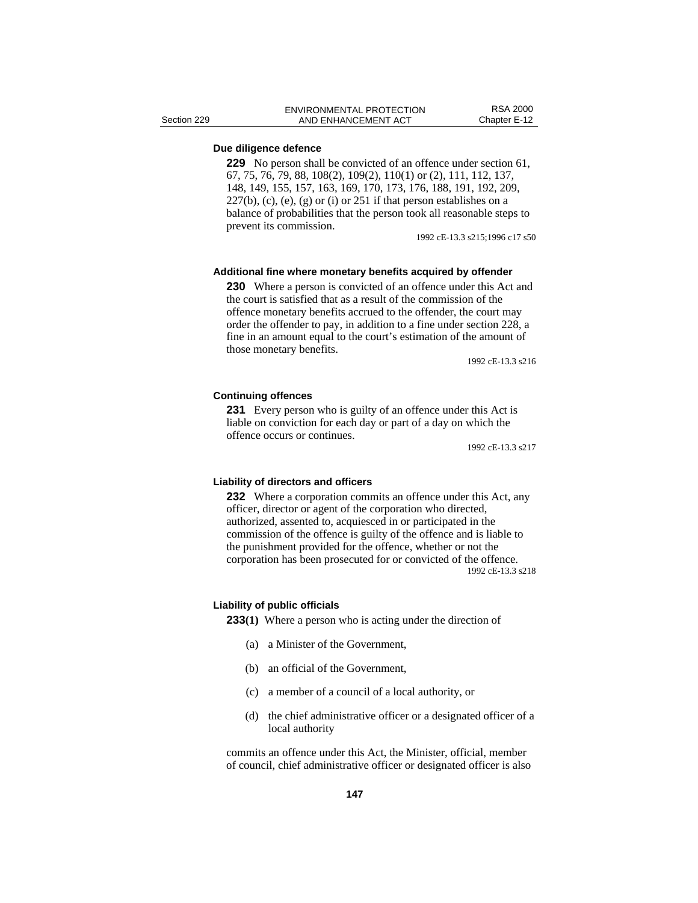### Due diligence defence

**229** No person shall be convicted of an offence under section 61, 67, 75, 76, 79, 88, 108(2), 109(2), 110(1) or (2), 111, 112, 137, 148, 149, 155, 157, 163, 169, 170, 173, 176, 188, 191, 192, 209, 227(b), (c), (e), (g) or (i) or 251 if that person establishes on a balance of probabilities that the person took all reasonable steps to prevent its commission.

1992 cE-13.3 s215;1996 c17 s50

### Additional fine where monetary benefits acquired by offender

**230** Where a person is convicted of an offence under this Act and the court is satisfied that as a result of the commission of the offence monetary benefits accrued to the offender, the court may order the offender to pay, in addition to a fine under section 228, a fine in an amount equal to the court's estimation of the amount of those monetary benefits.

1992 cE-13.3 s216

### Continuing offences

**231** Every person who is guilty of an offence under this Act is liable on conviction for each day or part of a day on which the offence occurs or continues.

1992 cE-13.3 s217

### Liability of directors and officers

**232** Where a corporation commits an offence under this Act, any officer, director or agent of the corporation who directed, authorized, assented to, acquiesced in or participated in the commission of the offence is guilty of the offence and is liable to the punishment provided for the offence, whether or not the corporation has been prosecuted for or convicted of the offence.

1992 cE-13.3 s218

### Liability of public officials

**233(1)** Where a person who is acting under the direction of

(a) a Minister of the Government,

(b) an official of the Government,

(c) a member of a council of a local authority, or

(d) the chief administrative officer or a designated officer of a local authority

commits an offence under this Act, the Minister, official, member of council, chief administrative officer or designated officer is also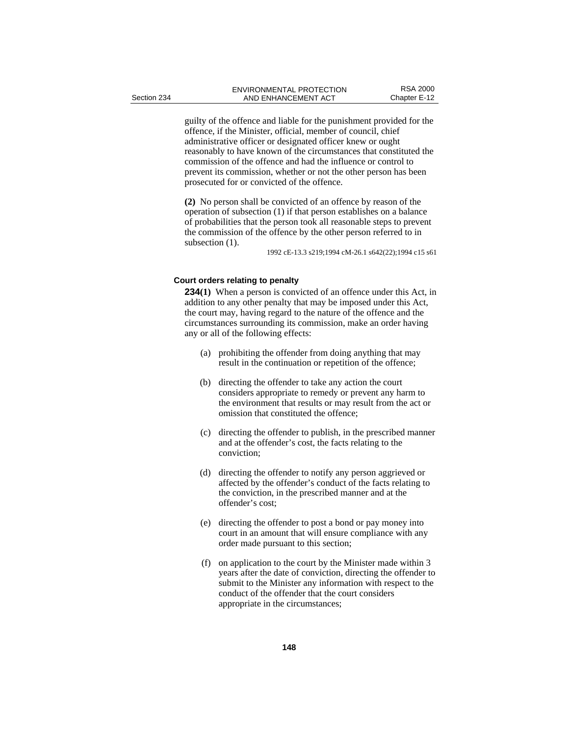guilty of the offence and liable for the punishment provided for the offence, if the Minister, official, member of council, chief administrative officer or designated officer knew or ought reasonably to have known of the circumstances that constituted the commission of the offence and had the influence or control to prevent its commission, whether or not the other person has been prosecuted for or convicted of the offence.

**(2)** No person shall be convicted of an offence by reason of the operation of subsection (1) if that person establishes on a balance of probabilities that the person took all reasonable steps to prevent the commission of the offence by the other person referred to in subsection (1).

1992 cE-13.3 s219;1994 cM-26.1 s642(22);1994 c15 s61

#### Court orders relating to penalty

**234(1)** When a person is convicted of an offence under this Act, in addition to any other penalty that may be imposed under this Act, the court may, having regard to the nature of the offence and the circumstances surrounding its commission, make an order having any or all of the following effects:

(a) prohibiting the offender from doing anything that may result in the continuation or repetition of the offence;

(b) directing the offender to take any action the court considers appropriate to remedy or prevent any harm to the environment that results or may result from the act or omission that constituted the offence;

(c) directing the offender to publish, in the prescribed manner and at the offender's cost, the facts relating to the conviction;

(d) directing the offender to notify any person aggrieved or affected by the offender's conduct of the facts relating to the conviction, in the prescribed manner and at the offender's cost;

(e) directing the offender to post a bond or pay money into court in an amount that will ensure compliance with any order made pursuant to this section;

(f) on application to the court by the Minister made within 3 years after the date of conviction, directing the offender to submit to the Minister any information with respect to the conduct of the offender that the court considers appropriate in the circumstances;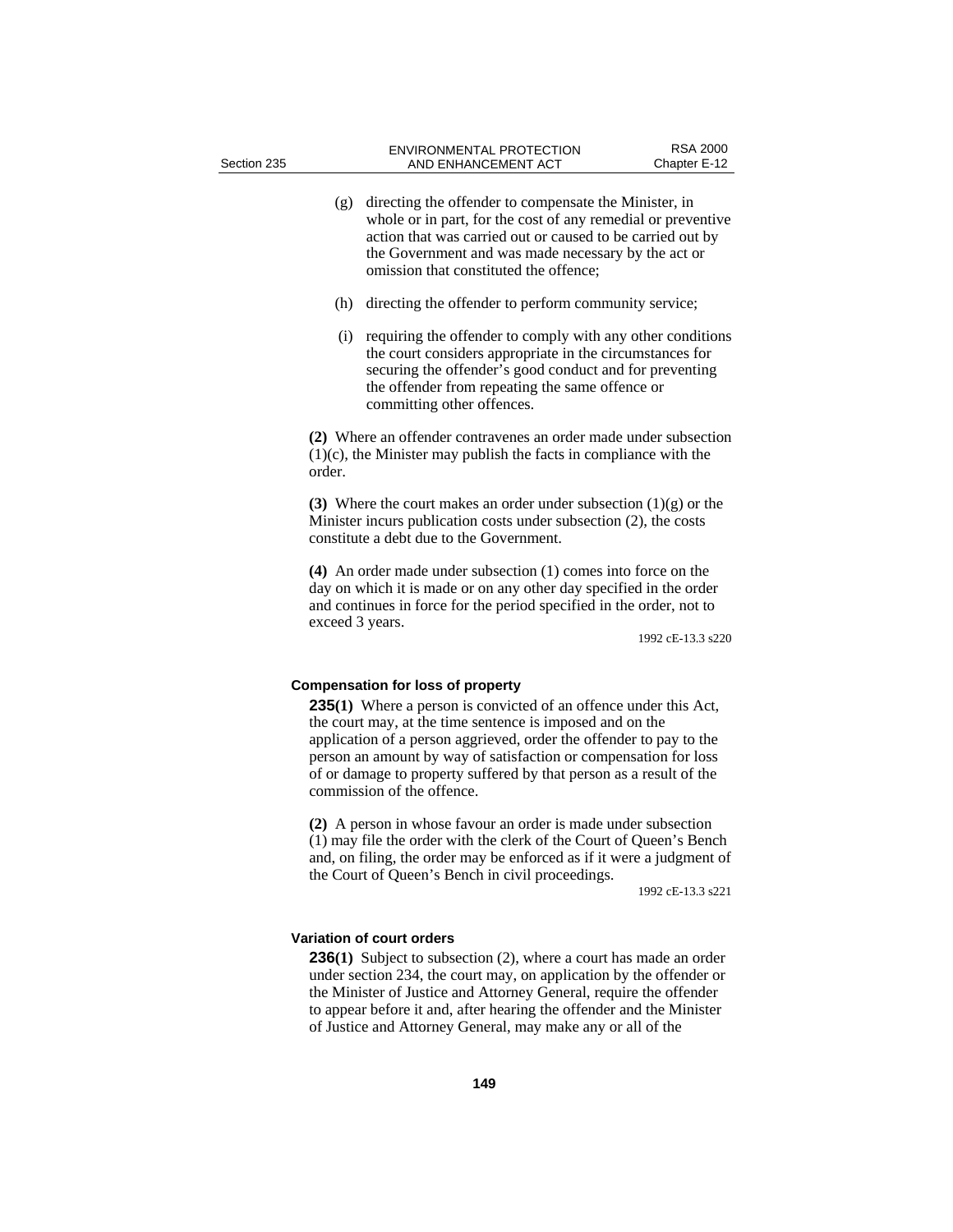(g) directing the offender to compensate the Minister, in whole or in part, for the cost of any remedial or preventive action that was carried out or caused to be carried out by the Government and was made necessary by the act or omission that constituted the offence;

(h) directing the offender to perform community service;

(i) requiring the offender to comply with any other conditions the court considers appropriate in the circumstances for securing the offender's good conduct and for preventing the offender from repeating the same offence or committing other offences.

**(2)** Where an offender contravenes an order made under subsection (1)(c), the Minister may publish the facts in compliance with the order.

**(3)** Where the court makes an order under subsection (1)(g) or the Minister incurs publication costs under subsection (2), the costs constitute a debt due to the Government.

**(4)** An order made under subsection (1) comes into force on the day on which it is made or on any other day specified in the order and continues in force for the period specified in the order, not to exceed 3 years.

1992 cE-13.3 s220

### Compensation for loss of property

**235(1)** Where a person is convicted of an offence under this Act, the court may, at the time sentence is imposed and on the application of a person aggrieved, order the offender to pay to the person an amount by way of satisfaction or compensation for loss of or damage to property suffered by that person as a result of the commission of the offence.

**(2)** A person in whose favour an order is made under subsection (1) may file the order with the clerk of the Court of Queen's Bench and, on filing, the order may be enforced as if it were a judgment of the Court of Queen's Bench in civil proceedings.

1992 cE-13.3 s221

### Variation of court orders

**236(1)** Subject to subsection (2), where a court has made an order under section 234, the court may, on application by the offender or the Minister of Justice and Attorney General, require the offender to appear before it and, after hearing the offender and the Minister of Justice and Attorney General, may make any or all of the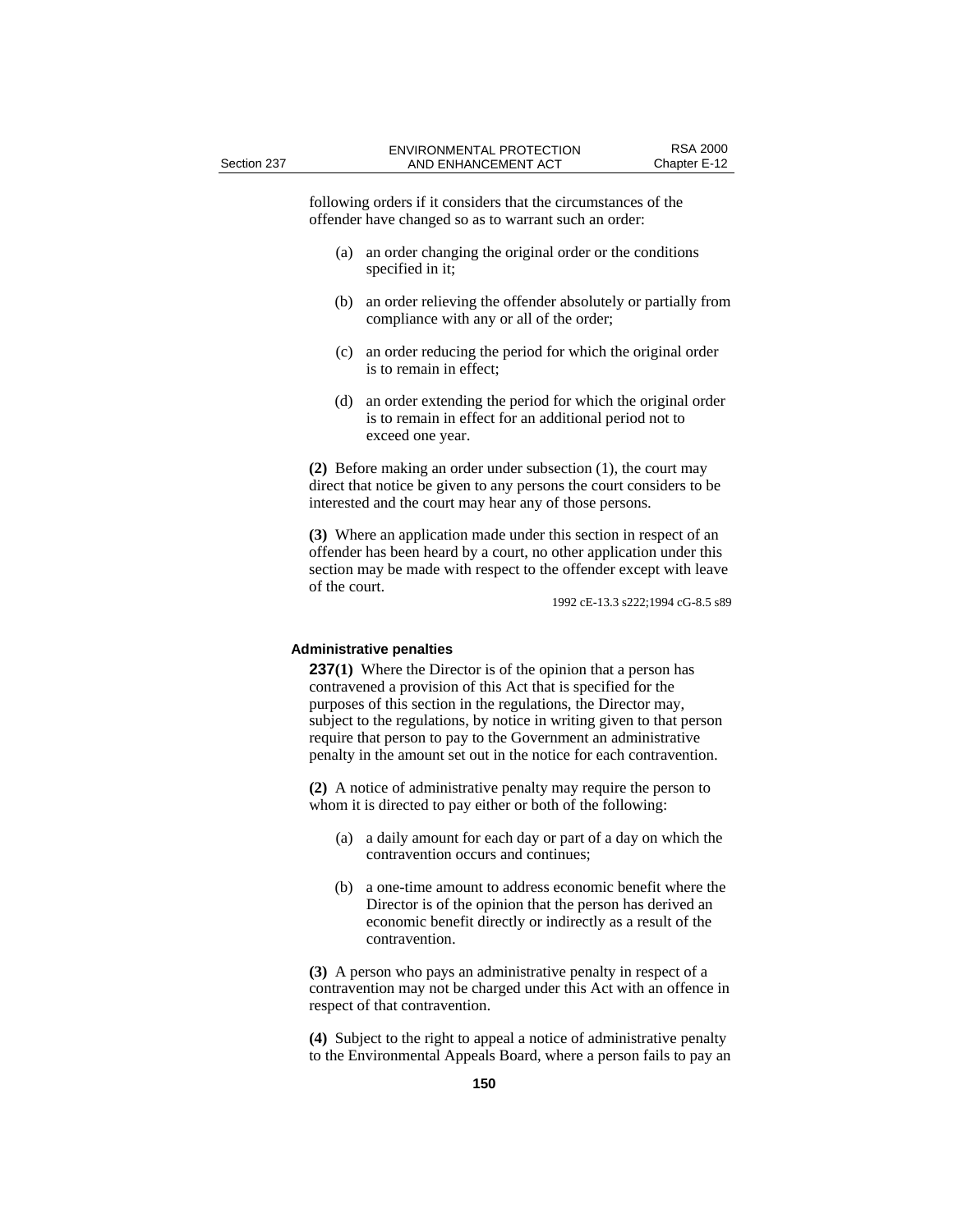following orders if it considers that the circumstances of the offender have changed so as to warrant such an order:

(a) an order changing the original order or the conditions specified in it;

(b) an order relieving the offender absolutely or partially from compliance with any or all of the order;

(c) an order reducing the period for which the original order is to remain in effect;

(d) an order extending the period for which the original order is to remain in effect for an additional period not to exceed one year.

**(2)** Before making an order under subsection (1), the court may direct that notice be given to any persons the court considers to be interested and the court may hear any of those persons.

**(3)** Where an application made under this section in respect of an offender has been heard by a court, no other application under this section may be made with respect to the offender except with leave of the court.

1992 cE-13.3 s222;1994 cG-8.5 s89

#### Administrative penalties

**237(1)** Where the Director is of the opinion that a person has contravened a provision of this Act that is specified for the purposes of this section in the regulations, the Director may, subject to the regulations, by notice in writing given to that person require that person to pay to the Government an administrative penalty in the amount set out in the notice for each contravention.

**(2)** A notice of administrative penalty may require the person to whom it is directed to pay either or both of the following:

(a) a daily amount for each day or part of a day on which the contravention occurs and continues;

(b) a one-time amount to address economic benefit where the Director is of the opinion that the person has derived an economic benefit directly or indirectly as a result of the contravention.

**(3)** A person who pays an administrative penalty in respect of a contravention may not be charged under this Act with an offence in respect of that contravention.

**(4)** Subject to the right to appeal a notice of administrative penalty to the Environmental Appeals Board, where a person fails to pay an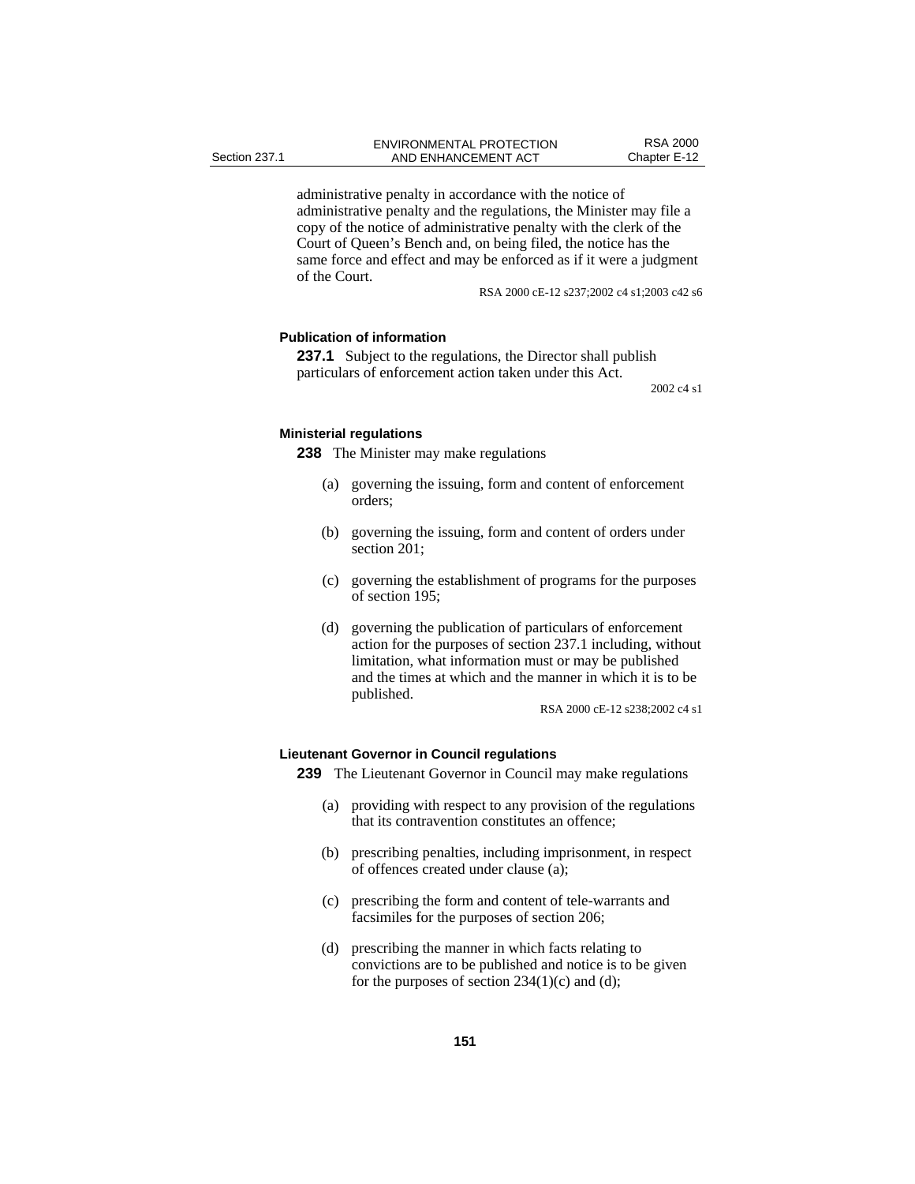administrative penalty in accordance with the notice of administrative penalty and the regulations, the Minister may file a copy of the notice of administrative penalty with the clerk of the Court of Queen's Bench and, on being filed, the notice has the same force and effect and may be enforced as if it were a judgment of the Court.

RSA 2000 cE-12 s237;2002 c4 s1;2003 c42 s6

**Publication of information**

**237.1** Subject to the regulations, the Director shall publish particulars of enforcement action taken under this Act.

2002 c4 s1

**Ministerial regulations**

**238** The Minister may make regulations

(a) governing the issuing, form and content of enforcement orders;

(b) governing the issuing, form and content of orders under section 201;

(c) governing the establishment of programs for the purposes of section 195;

(d) governing the publication of particulars of enforcement action for the purposes of section 237.1 including, without limitation, what information must or may be published and the times at which and the manner in which it is to be published.

RSA 2000 cE-12 s238;2002 c4 s1

**Lieutenant Governor in Council regulations**

**239** The Lieutenant Governor in Council may make regulations

(a) providing with respect to any provision of the regulations that its contravention constitutes an offence;

(b) prescribing penalties, including imprisonment, in respect of offences created under clause (a);

(c) prescribing the form and content of tele-warrants and facsimiles for the purposes of section 206;

(d) prescribing the manner in which facts relating to convictions are to be published and notice is to be given for the purposes of section 234(1)(c) and (d);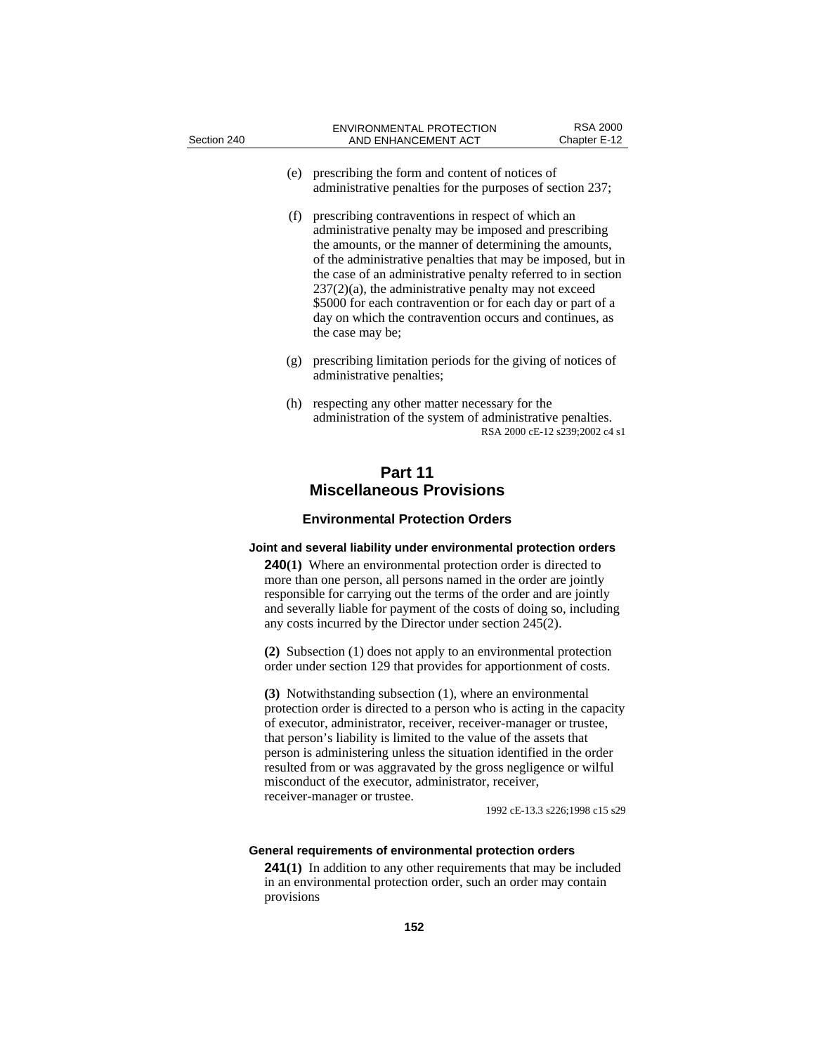(e) prescribing the form and content of notices of administrative penalties for the purposes of section 237;

(f) prescribing contraventions in respect of which an administrative penalty may be imposed and prescribing the amounts, or the manner of determining the amounts, of the administrative penalties that may be imposed, but in the case of an administrative penalty referred to in section 237(2)(a), the administrative penalty may not exceed $5000 for each contravention or for each day or part of a day on which the contravention occurs and continues, as the case may be;

(g) prescribing limitation periods for the giving of notices of administrative penalties;

(h) respecting any other matter necessary for the administration of the system of administrative penalties.

RSA 2000 cE-12 s239;2002 c4 s1

# Part 11
# Miscellaneous Provisions

## Environmental Protection Orders

### Joint and several liability under environmental protection orders

**240(1)** Where an environmental protection order is directed to more than one person, all persons named in the order are jointly responsible for carrying out the terms of the order and are jointly and severally liable for payment of the costs of doing so, including any costs incurred by the Director under section 245(2).

**(2)** Subsection (1) does not apply to an environmental protection order under section 129 that provides for apportionment of costs.

**(3)** Notwithstanding subsection (1), where an environmental protection order is directed to a person who is acting in the capacity of executor, administrator, receiver, receiver-manager or trustee, that person's liability is limited to the value of the assets that person is administering unless the situation identified in the order resulted from or was aggravated by the gross negligence or wilful misconduct of the executor, administrator, receiver, receiver-manager or trustee.

1992 cE-13.3 s226;1998 c15 s29

### General requirements of environmental protection orders

**241(1)** In addition to any other requirements that may be included in an environmental protection order, such an order may contain provisions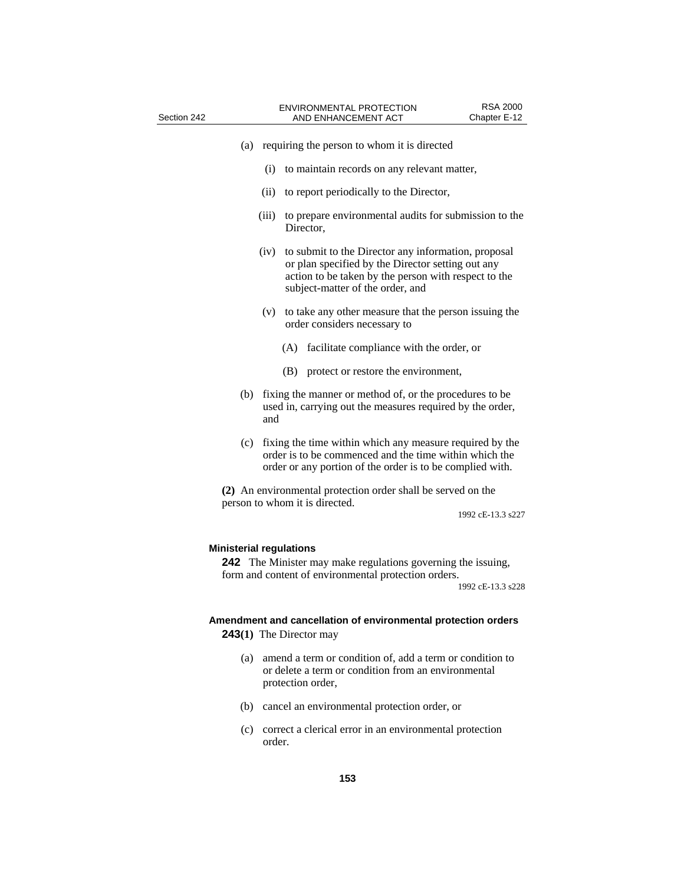(a) requiring the person to whom it is directed

  (i) to maintain records on any relevant matter,

  (ii) to report periodically to the Director,

  (iii) to prepare environmental audits for submission to the Director,

  (iv) to submit to the Director any information, proposal or plan specified by the Director setting out any action to be taken by the person with respect to the subject-matter of the order, and

  (v) to take any other measure that the person issuing the order considers necessary to

    (A) facilitate compliance with the order, or

    (B) protect or restore the environment,

(b) fixing the manner or method of, or the procedures to be used in, carrying out the measures required by the order, and

(c) fixing the time within which any measure required by the order is to be commenced and the time within which the order or any portion of the order is to be complied with.

**(2)** An environmental protection order shall be served on the person to whom it is directed.

1992 cE-13.3 s227

#### Ministerial regulations

**242** The Minister may make regulations governing the issuing, form and content of environmental protection orders.

1992 cE-13.3 s228

#### Amendment and cancellation of environmental protection orders

**243(1)** The Director may

(a) amend a term or condition of, add a term or condition to or delete a term or condition from an environmental protection order,

(b) cancel an environmental protection order, or

(c) correct a clerical error in an environmental protection order.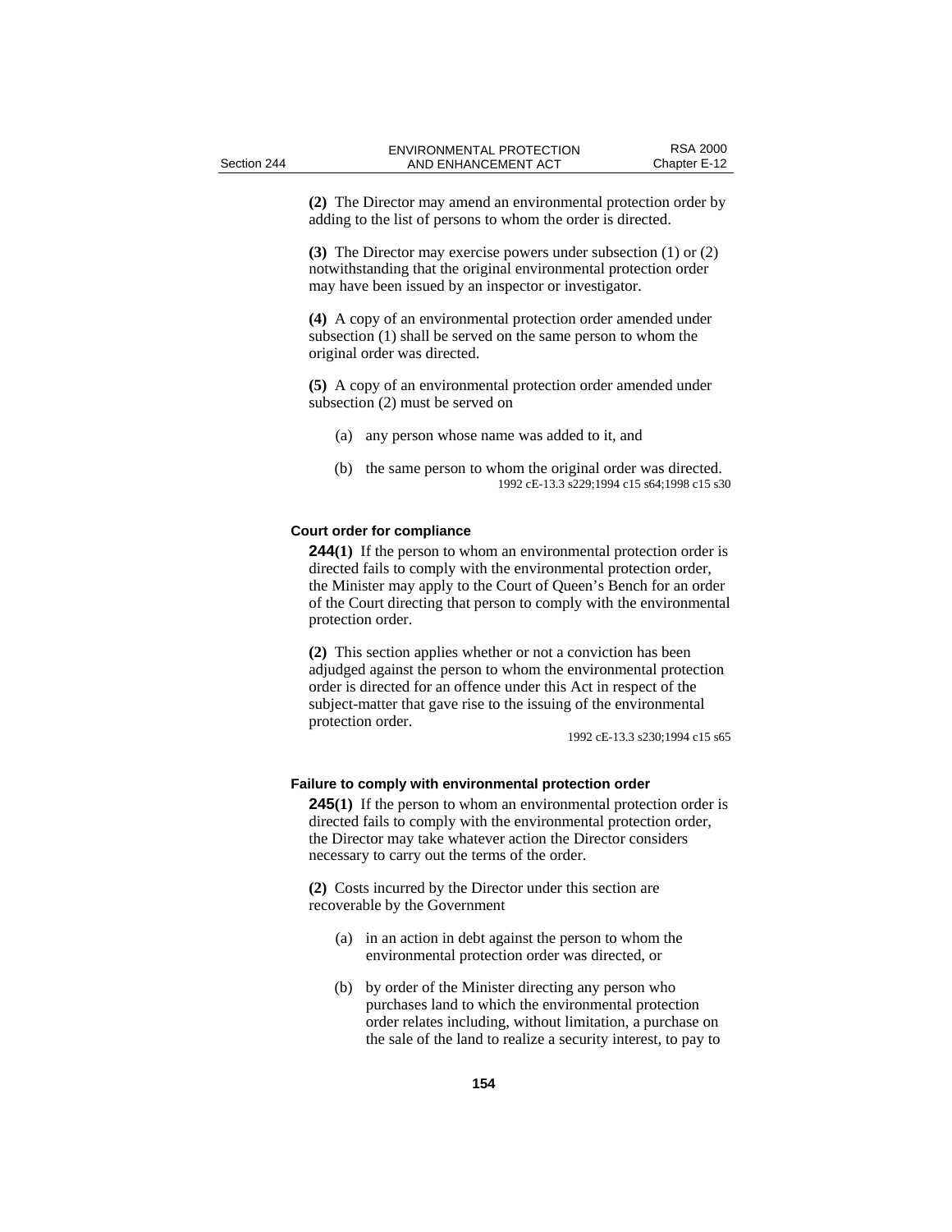**(2)** The Director may amend an environmental protection order by adding to the list of persons to whom the order is directed.

**(3)** The Director may exercise powers under subsection (1) or (2) notwithstanding that the original environmental protection order may have been issued by an inspector or investigator.

**(4)** A copy of an environmental protection order amended under subsection (1) shall be served on the same person to whom the original order was directed.

**(5)** A copy of an environmental protection order amended under subsection (2) must be served on

- (a) any person whose name was added to it, and
- (b) the same person to whom the original order was directed.

1992 cE-13.3 s229;1994 c15 s64;1998 c15 s30

#### Court order for compliance

**244(1)** If the person to whom an environmental protection order is directed fails to comply with the environmental protection order, the Minister may apply to the Court of Queen's Bench for an order of the Court directing that person to comply with the environmental protection order.

**(2)** This section applies whether or not a conviction has been adjudged against the person to whom the environmental protection order is directed for an offence under this Act in respect of the subject-matter that gave rise to the issuing of the environmental protection order.

1992 cE-13.3 s230;1994 c15 s65

#### Failure to comply with environmental protection order

**245(1)** If the person to whom an environmental protection order is directed fails to comply with the environmental protection order, the Director may take whatever action the Director considers necessary to carry out the terms of the order.

**(2)** Costs incurred by the Director under this section are recoverable by the Government

- (a) in an action in debt against the person to whom the environmental protection order was directed, or
- (b) by order of the Minister directing any person who purchases land to which the environmental protection order relates including, without limitation, a purchase on the sale of the land to realize a security interest, to pay to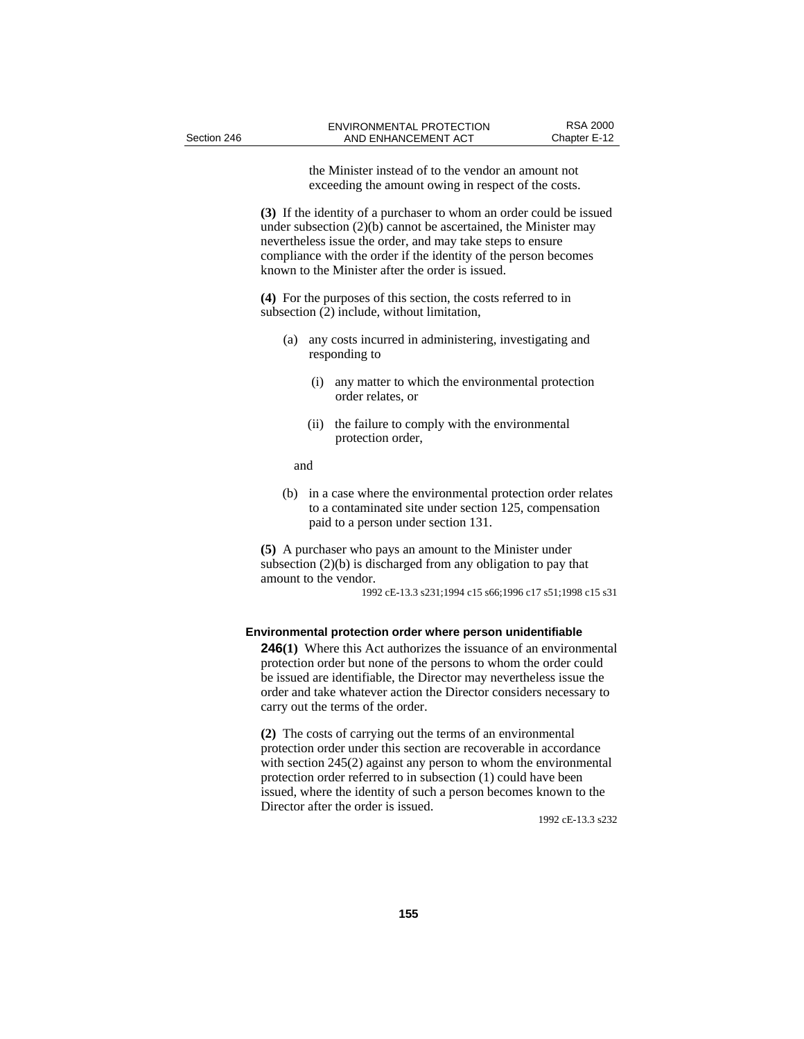the Minister instead of to the vendor an amount not exceeding the amount owing in respect of the costs.

**(3)** If the identity of a purchaser to whom an order could be issued under subsection (2)(b) cannot be ascertained, the Minister may nevertheless issue the order, and may take steps to ensure compliance with the order if the identity of the person becomes known to the Minister after the order is issued.

**(4)** For the purposes of this section, the costs referred to in subsection (2) include, without limitation,

(a) any costs incurred in administering, investigating and responding to

(i) any matter to which the environmental protection order relates, or

(ii) the failure to comply with the environmental protection order,

and

(b) in a case where the environmental protection order relates to a contaminated site under section 125, compensation paid to a person under section 131.

**(5)** A purchaser who pays an amount to the Minister under subsection (2)(b) is discharged from any obligation to pay that amount to the vendor.

1992 cE-13.3 s231;1994 c15 s66;1996 c17 s51;1998 c15 s31

**Environmental protection order where person unidentifiable**

**246(1)** Where this Act authorizes the issuance of an environmental protection order but none of the persons to whom the order could be issued are identifiable, the Director may nevertheless issue the order and take whatever action the Director considers necessary to carry out the terms of the order.

**(2)** The costs of carrying out the terms of an environmental protection order under this section are recoverable in accordance with section 245(2) against any person to whom the environmental protection order referred to in subsection (1) could have been issued, where the identity of such a person becomes known to the Director after the order is issued.

1992 cE-13.3 s232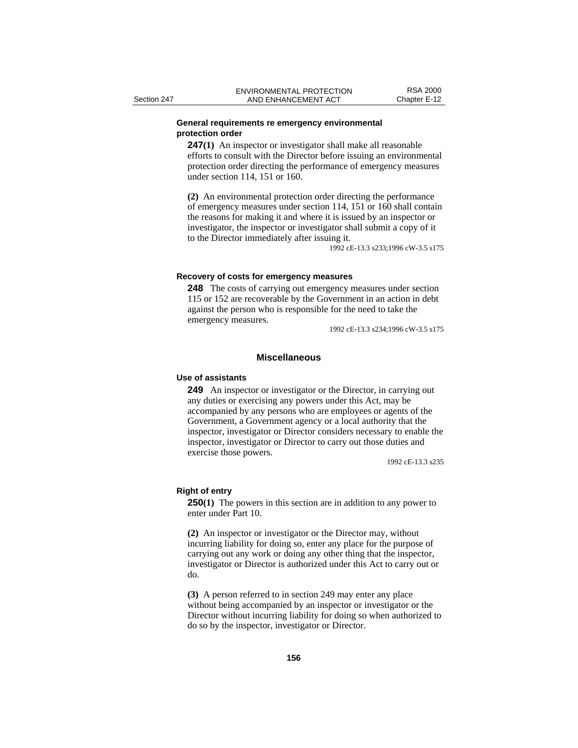**General requirements re emergency environmental protection order**

**247(1)** An inspector or investigator shall make all reasonable efforts to consult with the Director before issuing an environmental protection order directing the performance of emergency measures under section 114, 151 or 160.

**(2)** An environmental protection order directing the performance of emergency measures under section 114, 151 or 160 shall contain the reasons for making it and where it is issued by an inspector or investigator, the inspector or investigator shall submit a copy of it to the Director immediately after issuing it.

1992 cE-13.3 s233;1996 cW-3.5 s175

**Recovery of costs for emergency measures**

**248** The costs of carrying out emergency measures under section 115 or 152 are recoverable by the Government in an action in debt against the person who is responsible for the need to take the emergency measures.

1992 cE-13.3 s234;1996 cW-3.5 s175

## Miscellaneous

**Use of assistants**

**249** An inspector or investigator or the Director, in carrying out any duties or exercising any powers under this Act, may be accompanied by any persons who are employees or agents of the Government, a Government agency or a local authority that the inspector, investigator or Director considers necessary to enable the inspector, investigator or Director to carry out those duties and exercise those powers.

1992 cE-13.3 s235

**Right of entry**

**250(1)** The powers in this section are in addition to any power to enter under Part 10.

**(2)** An inspector or investigator or the Director may, without incurring liability for doing so, enter any place for the purpose of carrying out any work or doing any other thing that the inspector, investigator or Director is authorized under this Act to carry out or do.

**(3)** A person referred to in section 249 may enter any place without being accompanied by an inspector or investigator or the Director without incurring liability for doing so when authorized to do so by the inspector, investigator or Director.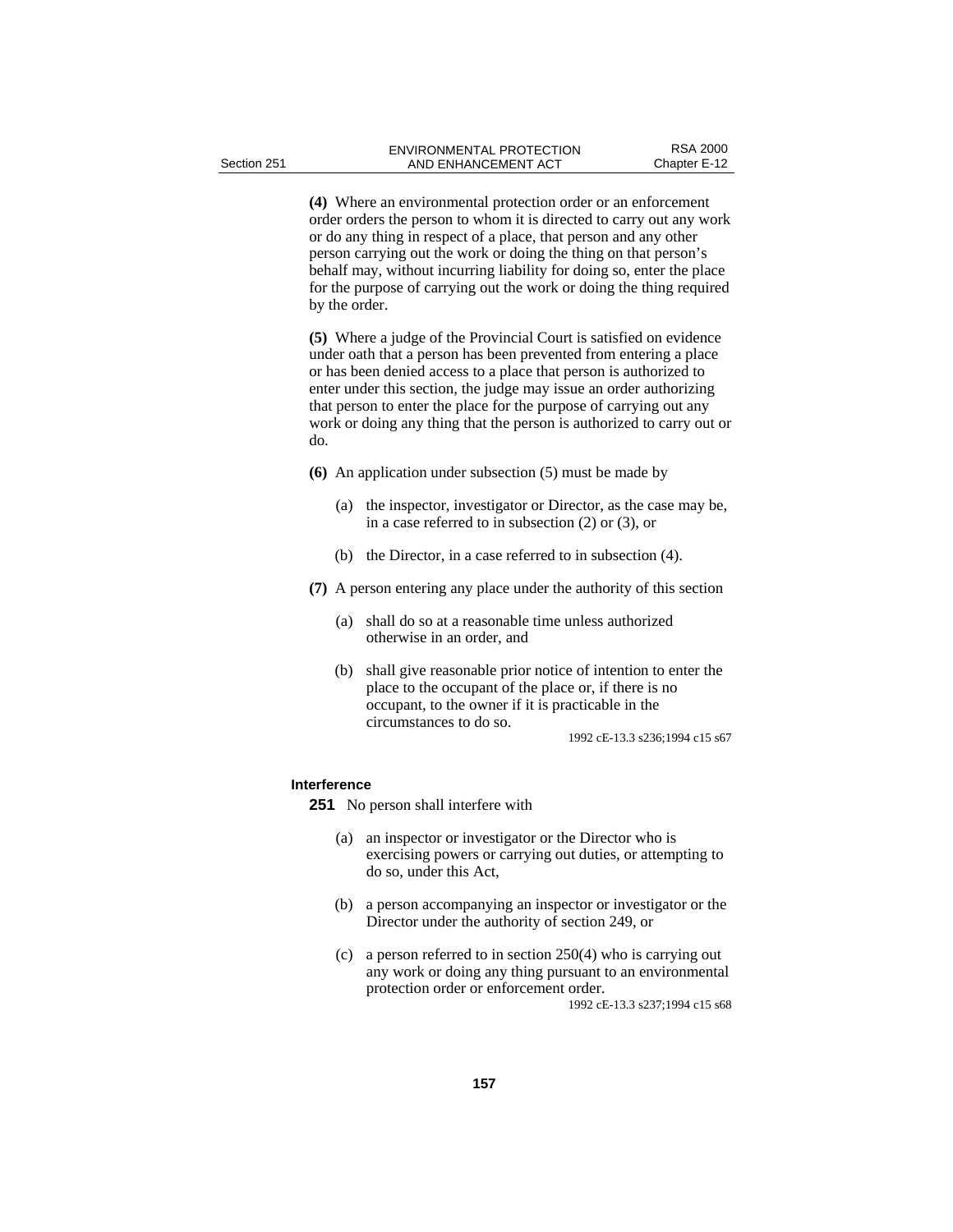**(4)** Where an environmental protection order or an enforcement order orders the person to whom it is directed to carry out any work or do any thing in respect of a place, that person and any other person carrying out the work or doing the thing on that person's behalf may, without incurring liability for doing so, enter the place for the purpose of carrying out the work or doing the thing required by the order.

**(5)** Where a judge of the Provincial Court is satisfied on evidence under oath that a person has been prevented from entering a place or has been denied access to a place that person is authorized to enter under this section, the judge may issue an order authorizing that person to enter the place for the purpose of carrying out any work or doing any thing that the person is authorized to carry out or do.

**(6)** An application under subsection (5) must be made by

(a) the inspector, investigator or Director, as the case may be, in a case referred to in subsection (2) or (3), or

(b) the Director, in a case referred to in subsection (4).

**(7)** A person entering any place under the authority of this section

(a) shall do so at a reasonable time unless authorized otherwise in an order, and

(b) shall give reasonable prior notice of intention to enter the place to the occupant of the place or, if there is no occupant, to the owner if it is practicable in the circumstances to do so.

1992 cE-13.3 s236;1994 c15 s67

**Interference**

**251** No person shall interfere with

(a) an inspector or investigator or the Director who is exercising powers or carrying out duties, or attempting to do so, under this Act,

(b) a person accompanying an inspector or investigator or the Director under the authority of section 249, or

(c) a person referred to in section 250(4) who is carrying out any work or doing any thing pursuant to an environmental protection order or enforcement order.

1992 cE-13.3 s237;1994 c15 s68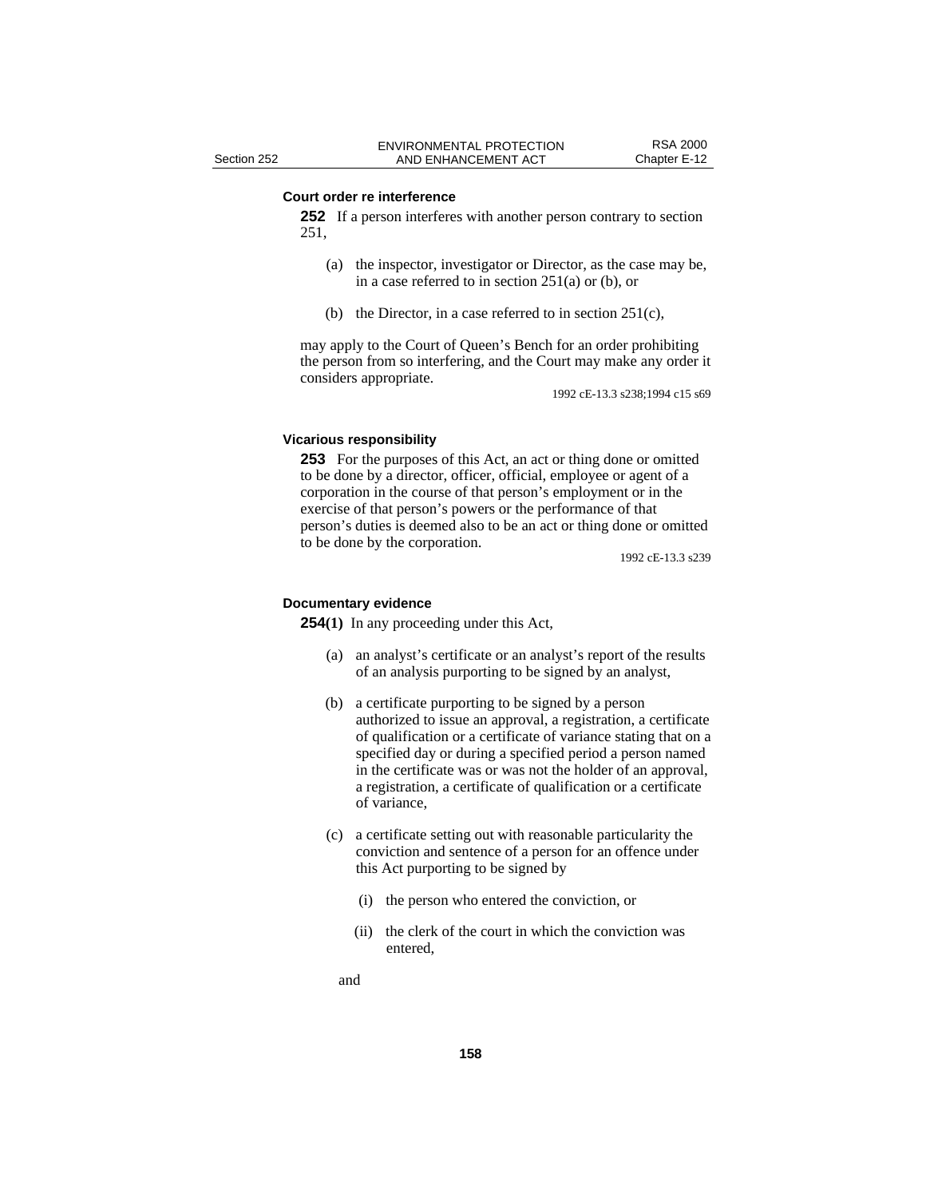**Court order re interference**

**252** If a person interferes with another person contrary to section 251,

(a) the inspector, investigator or Director, as the case may be, in a case referred to in section 251(a) or (b), or

(b) the Director, in a case referred to in section 251(c),

may apply to the Court of Queen's Bench for an order prohibiting the person from so interfering, and the Court may make any order it considers appropriate.

1992 cE-13.3 s238;1994 c15 s69

**Vicarious responsibility**

**253** For the purposes of this Act, an act or thing done or omitted to be done by a director, officer, official, employee or agent of a corporation in the course of that person's employment or in the exercise of that person's powers or the performance of that person's duties is deemed also to be an act or thing done or omitted to be done by the corporation.

1992 cE-13.3 s239

**Documentary evidence**

**254(1)** In any proceeding under this Act,

(a) an analyst's certificate or an analyst's report of the results of an analysis purporting to be signed by an analyst,

(b) a certificate purporting to be signed by a person authorized to issue an approval, a registration, a certificate of qualification or a certificate of variance stating that on a specified day or during a specified period a person named in the certificate was or was not the holder of an approval, a registration, a certificate of qualification or a certificate of variance,

(c) a certificate setting out with reasonable particularity the conviction and sentence of a person for an offence under this Act purporting to be signed by

(i) the person who entered the conviction, or

(ii) the clerk of the court in which the conviction was entered,

and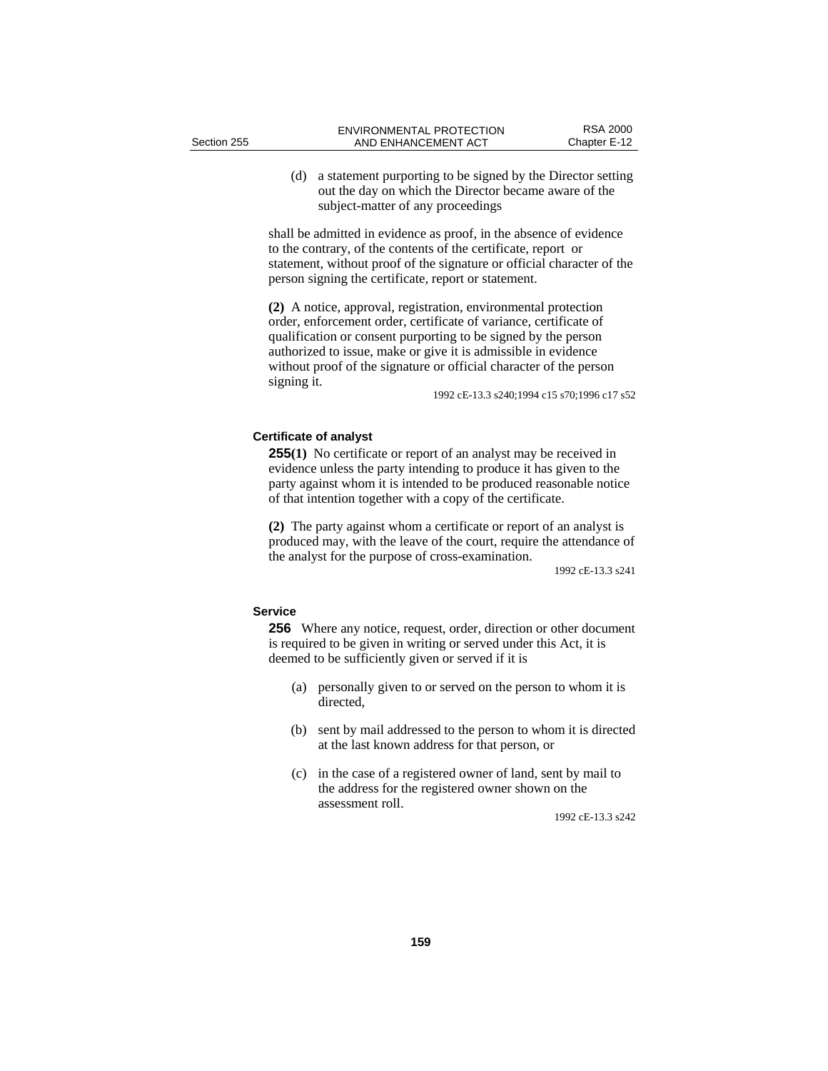(d) a statement purporting to be signed by the Director setting out the day on which the Director became aware of the subject-matter of any proceedings

shall be admitted in evidence as proof, in the absence of evidence to the contrary, of the contents of the certificate, report or statement, without proof of the signature or official character of the person signing the certificate, report or statement.

**(2)** A notice, approval, registration, environmental protection order, enforcement order, certificate of variance, certificate of qualification or consent purporting to be signed by the person authorized to issue, make or give it is admissible in evidence without proof of the signature or official character of the person signing it.

1992 cE-13.3 s240;1994 c15 s70;1996 c17 s52

### Certificate of analyst

**255(1)** No certificate or report of an analyst may be received in evidence unless the party intending to produce it has given to the party against whom it is intended to be produced reasonable notice of that intention together with a copy of the certificate.

**(2)** The party against whom a certificate or report of an analyst is produced may, with the leave of the court, require the attendance of the analyst for the purpose of cross-examination.

1992 cE-13.3 s241

### Service

**256** Where any notice, request, order, direction or other document is required to be given in writing or served under this Act, it is deemed to be sufficiently given or served if it is

(a) personally given to or served on the person to whom it is directed,

(b) sent by mail addressed to the person to whom it is directed at the last known address for that person, or

(c) in the case of a registered owner of land, sent by mail to the address for the registered owner shown on the assessment roll.

1992 cE-13.3 s242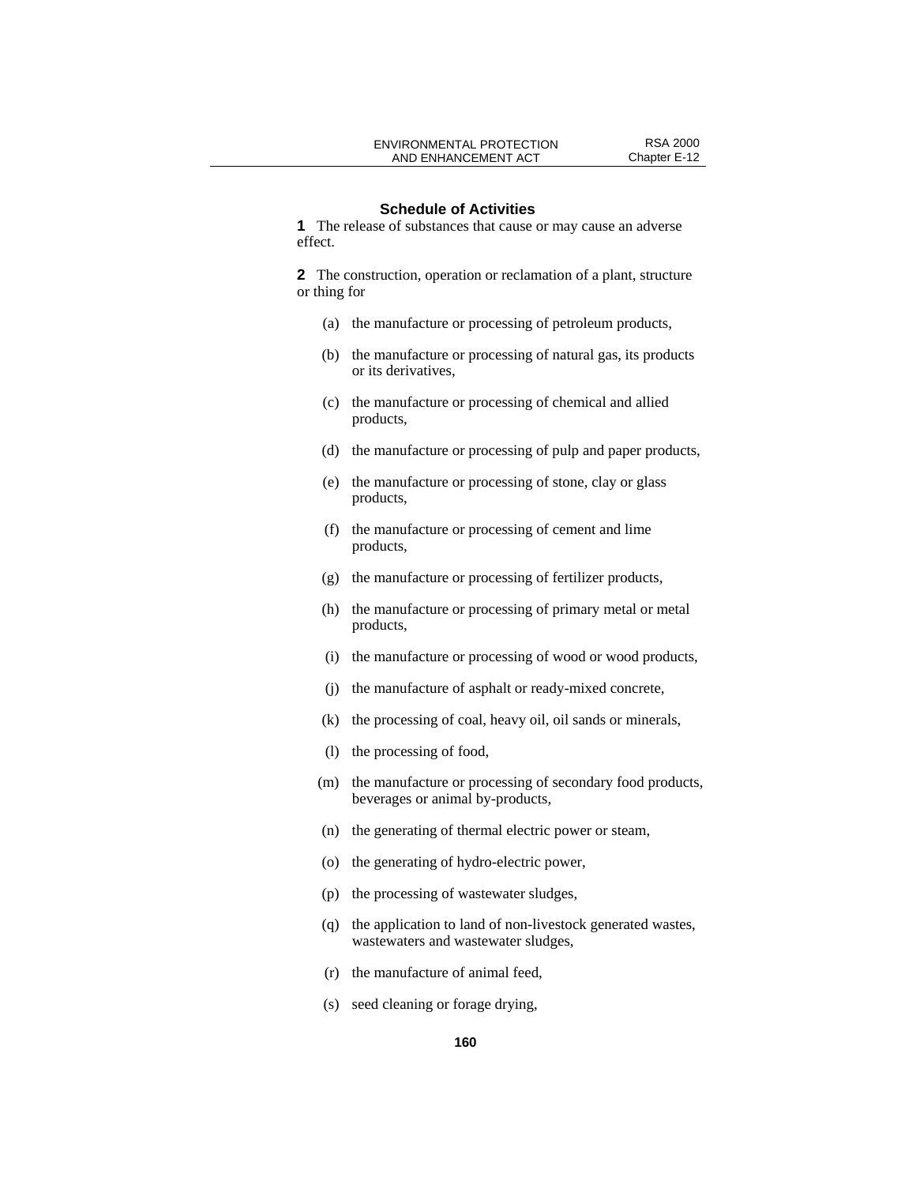## Schedule of Activities

**1** The release of substances that cause or may cause an adverse effect.

**2** The construction, operation or reclamation of a plant, structure or thing for

(a) the manufacture or processing of petroleum products,

(b) the manufacture or processing of natural gas, its products or its derivatives,

(c) the manufacture or processing of chemical and allied products,

(d) the manufacture or processing of pulp and paper products,

(e) the manufacture or processing of stone, clay or glass products,

(f) the manufacture or processing of cement and lime products,

(g) the manufacture or processing of fertilizer products,

(h) the manufacture or processing of primary metal or metal products,

(i) the manufacture or processing of wood or wood products,

(j) the manufacture of asphalt or ready-mixed concrete,

(k) the processing of coal, heavy oil, oil sands or minerals,

(l) the processing of food,

(m) the manufacture or processing of secondary food products, beverages or animal by-products,

(n) the generating of thermal electric power or steam,

(o) the generating of hydro-electric power,

(p) the processing of wastewater sludges,

(q) the application to land of non-livestock generated wastes, wastewaters and wastewater sludges,

(r) the manufacture of animal feed,

(s) seed cleaning or forage drying,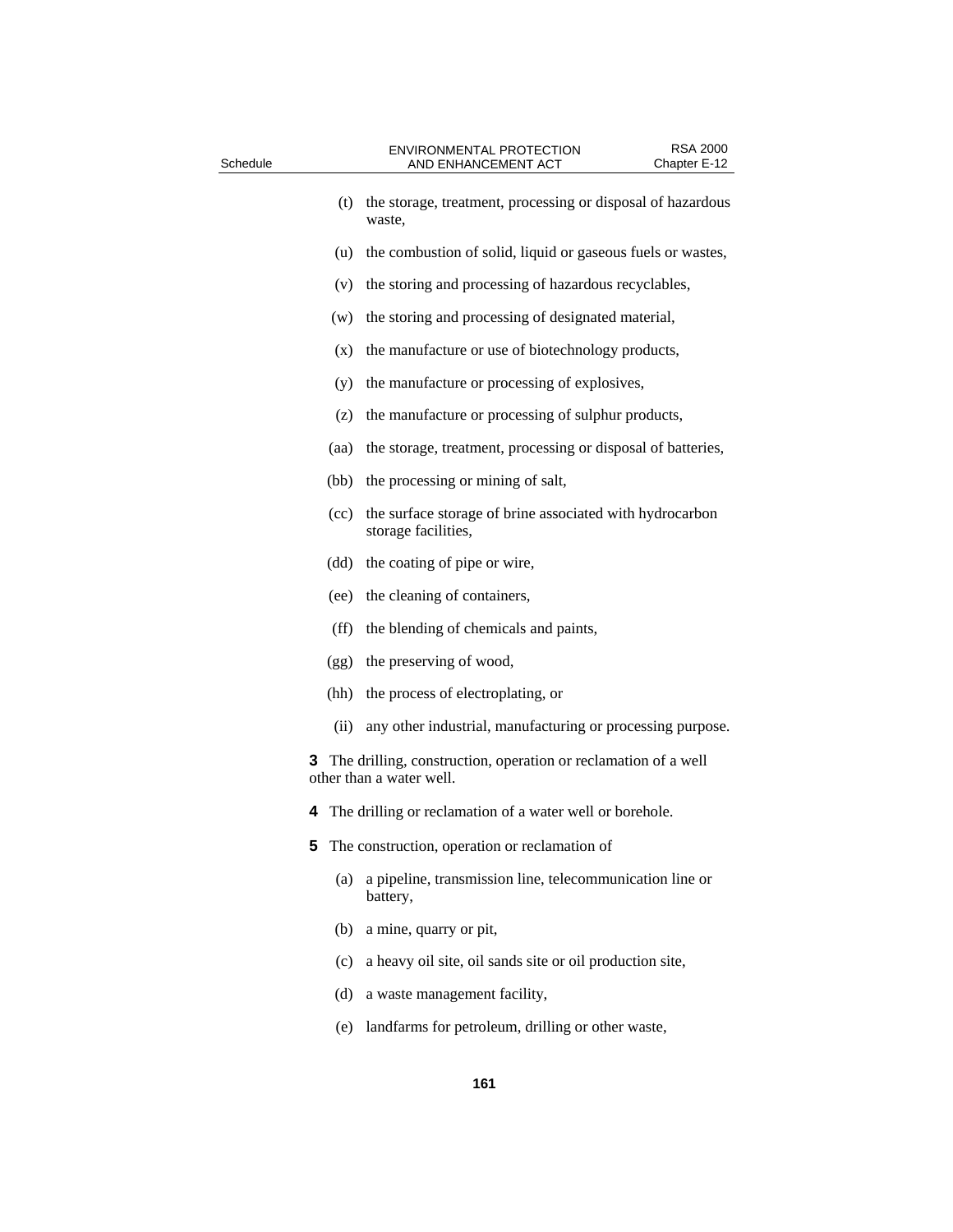(t) the storage, treatment, processing or disposal of hazardous waste,

(u) the combustion of solid, liquid or gaseous fuels or wastes,

(v) the storing and processing of hazardous recyclables,

(w) the storing and processing of designated material,

(x) the manufacture or use of biotechnology products,

(y) the manufacture or processing of explosives,

(z) the manufacture or processing of sulphur products,

(aa) the storage, treatment, processing or disposal of batteries,

(bb) the processing or mining of salt,

(cc) the surface storage of brine associated with hydrocarbon storage facilities,

(dd) the coating of pipe or wire,

(ee) the cleaning of containers,

(ff) the blending of chemicals and paints,

(gg) the preserving of wood,

(hh) the process of electroplating, or

(ii) any other industrial, manufacturing or processing purpose.

**3** The drilling, construction, operation or reclamation of a well other than a water well.

**4** The drilling or reclamation of a water well or borehole.

**5** The construction, operation or reclamation of

(a) a pipeline, transmission line, telecommunication line or battery,

(b) a mine, quarry or pit,

(c) a heavy oil site, oil sands site or oil production site,

(d) a waste management facility,

(e) landfarms for petroleum, drilling or other waste,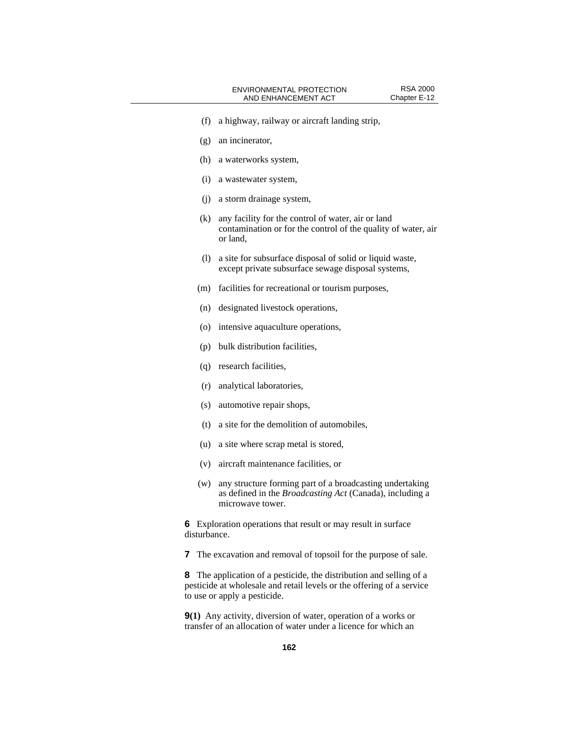(f) a highway, railway or aircraft landing strip,

(g) an incinerator,

(h) a waterworks system,

(i) a wastewater system,

(j) a storm drainage system,

(k) any facility for the control of water, air or land contamination or for the control of the quality of water, air or land,

(l) a site for subsurface disposal of solid or liquid waste, except private subsurface sewage disposal systems,

(m) facilities for recreational or tourism purposes,

(n) designated livestock operations,

(o) intensive aquaculture operations,

(p) bulk distribution facilities,

(q) research facilities,

(r) analytical laboratories,

(s) automotive repair shops,

(t) a site for the demolition of automobiles,

(u) a site where scrap metal is stored,

(v) aircraft maintenance facilities, or

(w) any structure forming part of a broadcasting undertaking as defined in the *Broadcasting Act* (Canada), including a microwave tower.

**6** Exploration operations that result or may result in surface disturbance.

**7** The excavation and removal of topsoil for the purpose of sale.

**8** The application of a pesticide, the distribution and selling of a pesticide at wholesale and retail levels or the offering of a service to use or apply a pesticide.

**9(1)** Any activity, diversion of water, operation of a works or transfer of an allocation of water under a licence for which an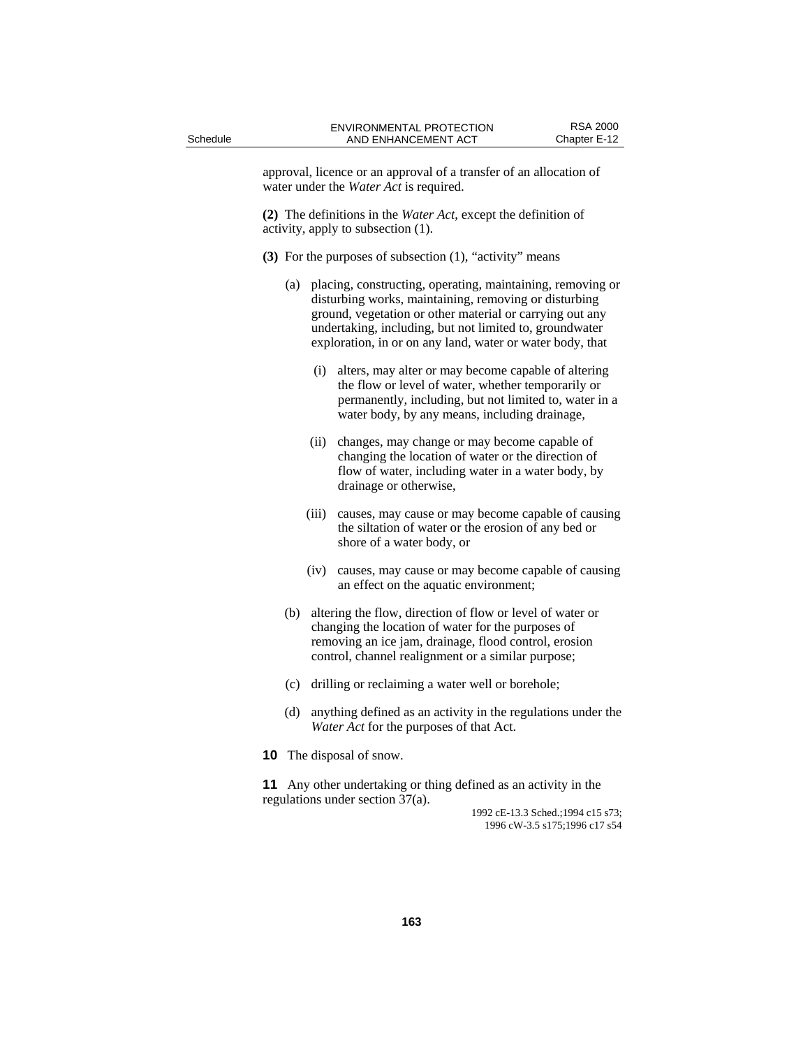approval, licence or an approval of a transfer of an allocation of water under the *Water Act* is required.

**(2)** The definitions in the *Water Act*, except the definition of activity, apply to subsection (1).

**(3)** For the purposes of subsection (1), "activity" means

(a) placing, constructing, operating, maintaining, removing or disturbing works, maintaining, removing or disturbing ground, vegetation or other material or carrying out any undertaking, including, but not limited to, groundwater exploration, in or on any land, water or water body, that

(i) alters, may alter or may become capable of altering the flow or level of water, whether temporarily or permanently, including, but not limited to, water in a water body, by any means, including drainage,

(ii) changes, may change or may become capable of changing the location of water or the direction of flow of water, including water in a water body, by drainage or otherwise,

(iii) causes, may cause or may become capable of causing the siltation of water or the erosion of any bed or shore of a water body, or

(iv) causes, may cause or may become capable of causing an effect on the aquatic environment;

(b) altering the flow, direction of flow or level of water or changing the location of water for the purposes of removing an ice jam, drainage, flood control, erosion control, channel realignment or a similar purpose;

(c) drilling or reclaiming a water well or borehole;

(d) anything defined as an activity in the regulations under the *Water Act* for the purposes of that Act.

**10** The disposal of snow.

**11** Any other undertaking or thing defined as an activity in the regulations under section 37(a).

1992 cE-13.3 Sched.;1994 c15 s73;
1996 cW-3.5 s175;1996 c17 s54